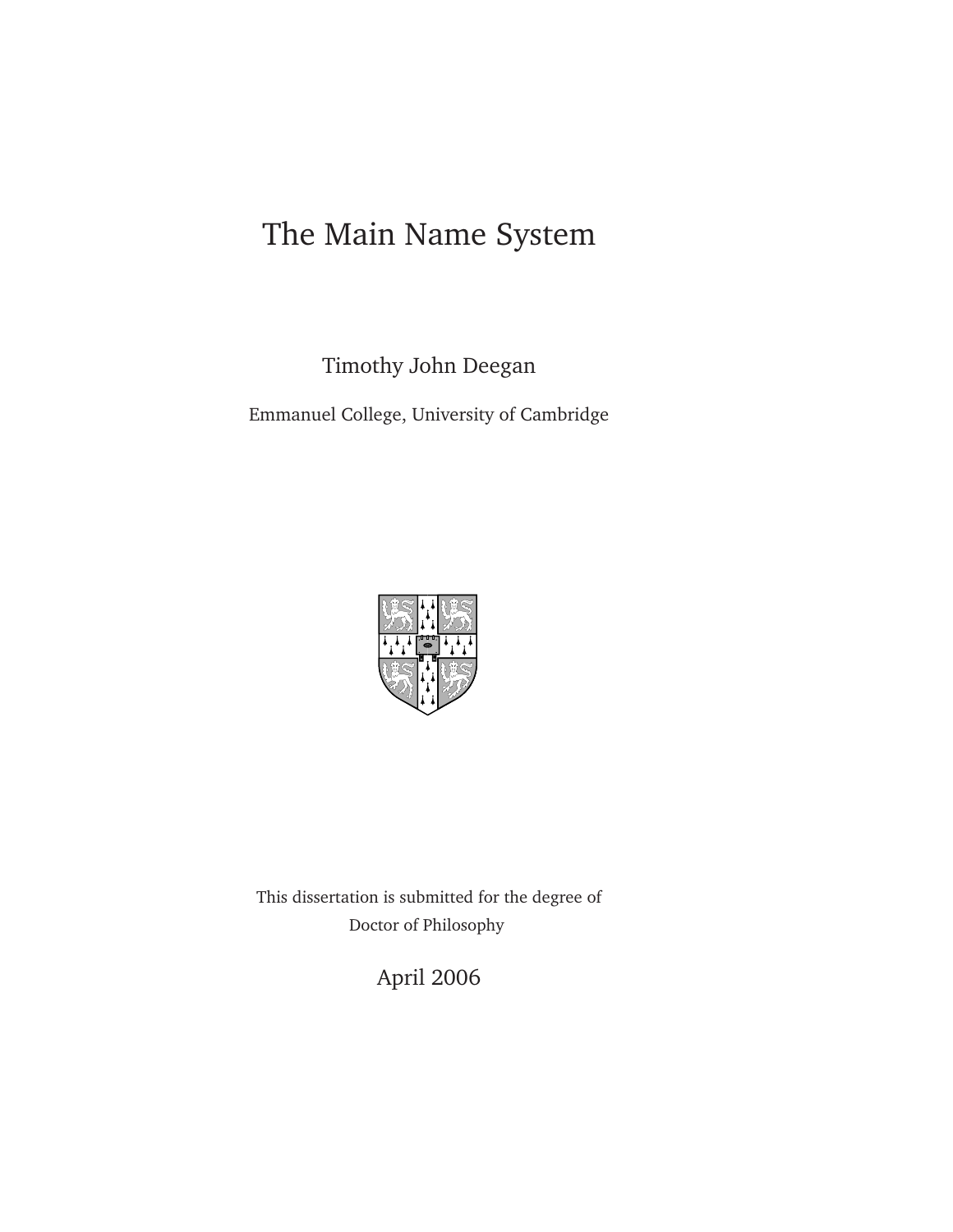# The Main Name System

Timothy John Deegan

Emmanuel College, University of Cambridge

This dissertation is submitted for the degree of Doctor of Philosophy

April 2006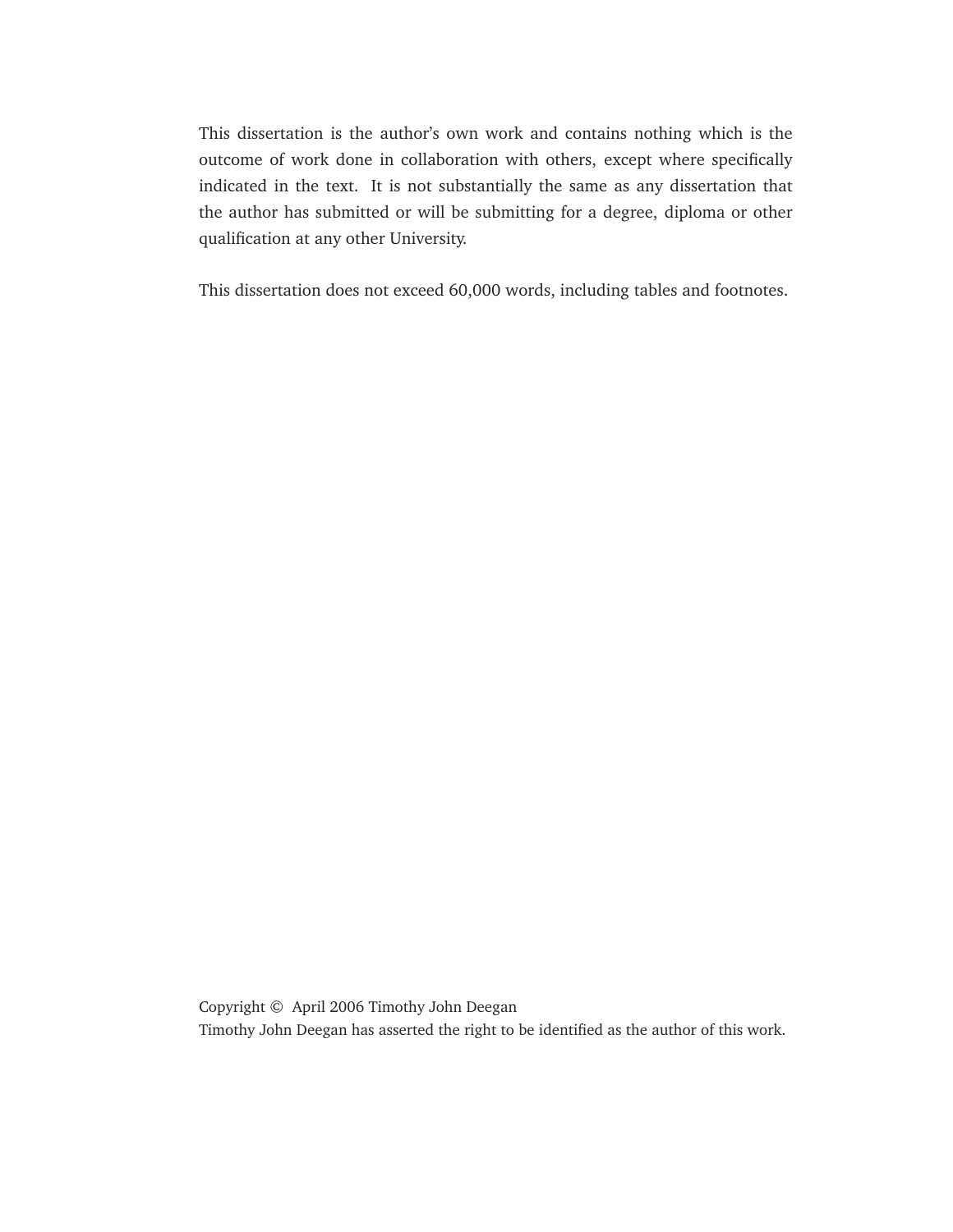This dissertation is the author's own work and contains nothing which is the outcome of work done in collaboration with others, except where specifically indicated in the text. It is not substantially the same as any dissertation that the author has submitted or will be submitting for a degree, diploma or other qualification at any other University.

This dissertation does not exceed 60,000 words, including tables and footnotes.

Copyright © April 2006 Timothy John Deegan
Timothy John Deegan has asserted the right to be identified as the author of this work.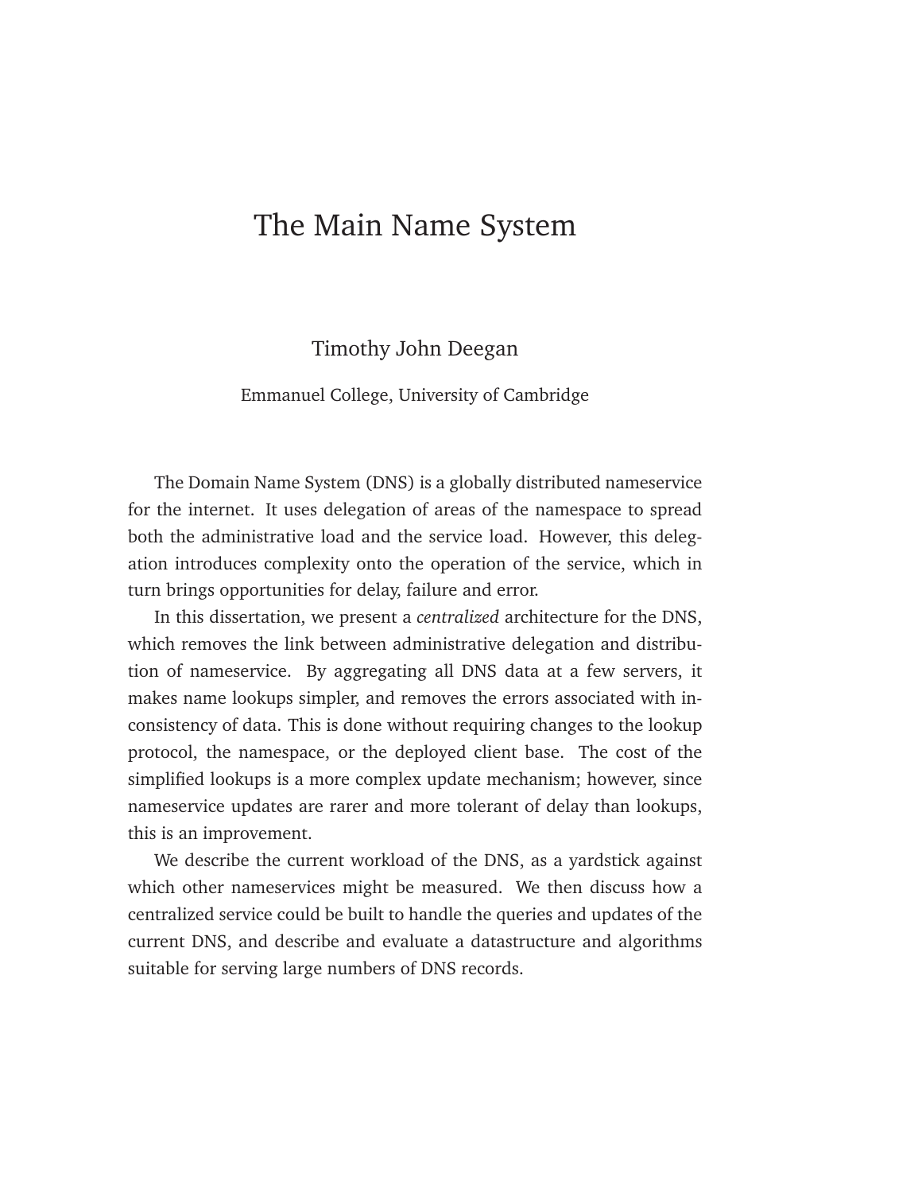# The Main Name System

Timothy John Deegan

Emmanuel College, University of Cambridge

The Domain Name System (DNS) is a globally distributed nameservice for the internet. It uses delegation of areas of the namespace to spread both the administrative load and the service load. However, this delegation introduces complexity onto the operation of the service, which in turn brings opportunities for delay, failure and error.

In this dissertation, we present a *centralized* architecture for the DNS, which removes the link between administrative delegation and distribution of nameservice. By aggregating all DNS data at a few servers, it makes name lookups simpler, and removes the errors associated with inconsistency of data. This is done without requiring changes to the lookup protocol, the namespace, or the deployed client base. The cost of the simplified lookups is a more complex update mechanism; however, since nameservice updates are rarer and more tolerant of delay than lookups, this is an improvement.

We describe the current workload of the DNS, as a yardstick against which other nameservices might be measured. We then discuss how a centralized service could be built to handle the queries and updates of the current DNS, and describe and evaluate a datastructure and algorithms suitable for serving large numbers of DNS records.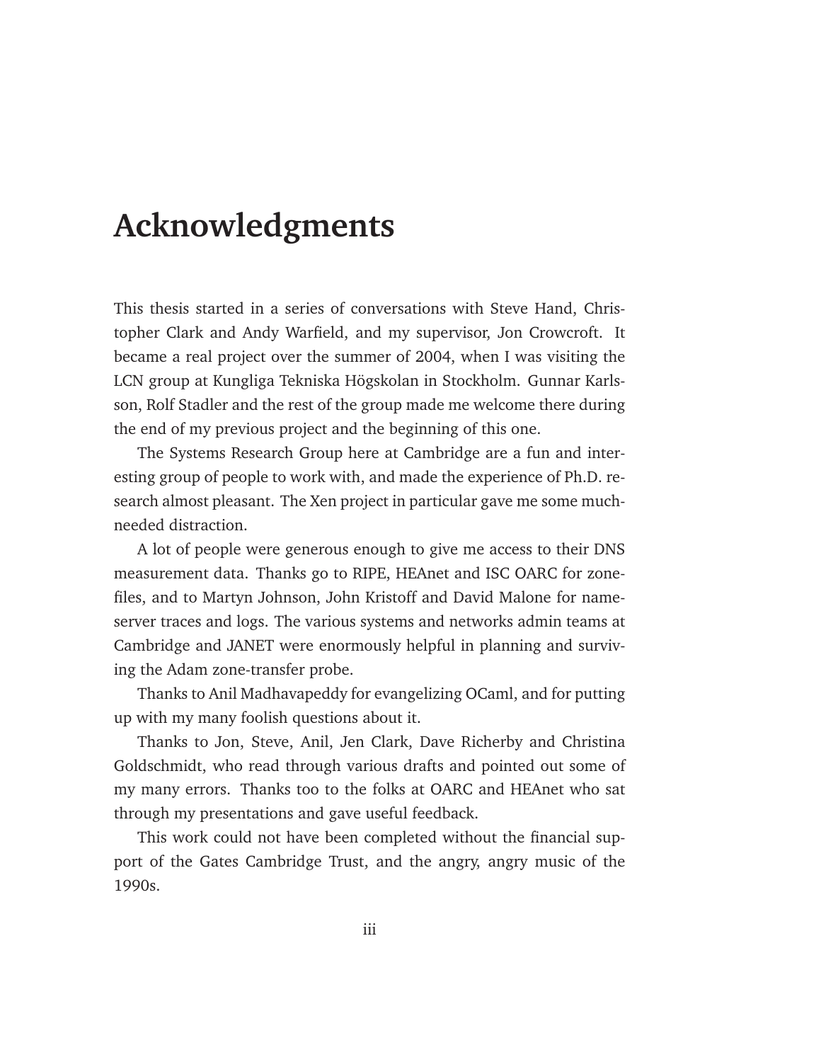# Acknowledgments

This thesis started in a series of conversations with Steve Hand, Christopher Clark and Andy Warfield, and my supervisor, Jon Crowcroft. It became a real project over the summer of 2004, when I was visiting the LCN group at Kungliga Tekniska Högskolan in Stockholm. Gunnar Karlsson, Rolf Stadler and the rest of the group made me welcome there during the end of my previous project and the beginning of this one.

The Systems Research Group here at Cambridge are a fun and interesting group of people to work with, and made the experience of Ph.D. research almost pleasant. The Xen project in particular gave me some much-needed distraction.

A lot of people were generous enough to give me access to their DNS measurement data. Thanks go to RIPE, HEAnet and ISC OARC for zone-files, and to Martyn Johnson, John Kristoff and David Malone for name-server traces and logs. The various systems and networks admin teams at Cambridge and JANET were enormously helpful in planning and surviving the Adam zone-transfer probe.

Thanks to Anil Madhavapeddy for evangelizing OCaml, and for putting up with my many foolish questions about it.

Thanks to Jon, Steve, Anil, Jen Clark, Dave Richerby and Christina Goldschmidt, who read through various drafts and pointed out some of my many errors. Thanks too to the folks at OARC and HEAnet who sat through my presentations and gave useful feedback.

This work could not have been completed without the financial support of the Gates Cambridge Trust, and the angry, angry music of the 1990s.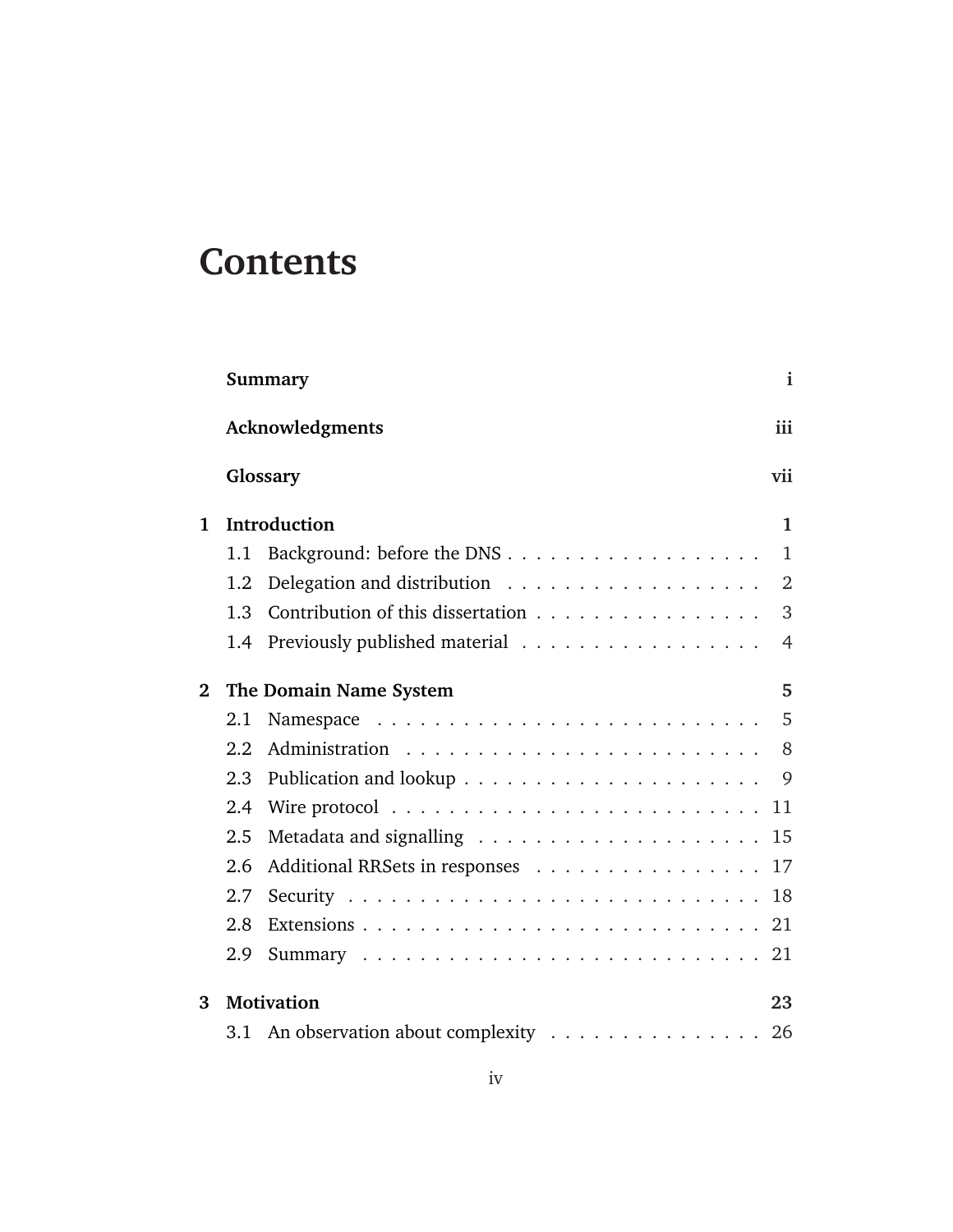# Contents

**Summary** i

**Acknowledgments** iii

**Glossary** vii

**1 Introduction** 1

- 1.1 Background: before the DNS . . . . . . . . . . . . . . . . . 1
- 1.2 Delegation and distribution . . . . . . . . . . . . . . . . . . 2
- 1.3 Contribution of this dissertation . . . . . . . . . . . . . . . . 3
- 1.4 Previously published material . . . . . . . . . . . . . . . . . 4

**2 The Domain Name System** 5

- 2.1 Namespace . . . . . . . . . . . . . . . . . . . . . . . . . . 5
- 2.2 Administration . . . . . . . . . . . . . . . . . . . . . . . . 8
- 2.3 Publication and lookup . . . . . . . . . . . . . . . . . . . . 9
- 2.4 Wire protocol . . . . . . . . . . . . . . . . . . . . . . . . . 11
- 2.5 Metadata and signalling . . . . . . . . . . . . . . . . . . . . 15
- 2.6 Additional RRSets in responses . . . . . . . . . . . . . . . . 17
- 2.7 Security . . . . . . . . . . . . . . . . . . . . . . . . . . . 18
- 2.8 Extensions . . . . . . . . . . . . . . . . . . . . . . . . . . 21
- 2.9 Summary . . . . . . . . . . . . . . . . . . . . . . . . . . . 21

**3 Motivation** 23

- 3.1 An observation about complexity . . . . . . . . . . . . . . . 26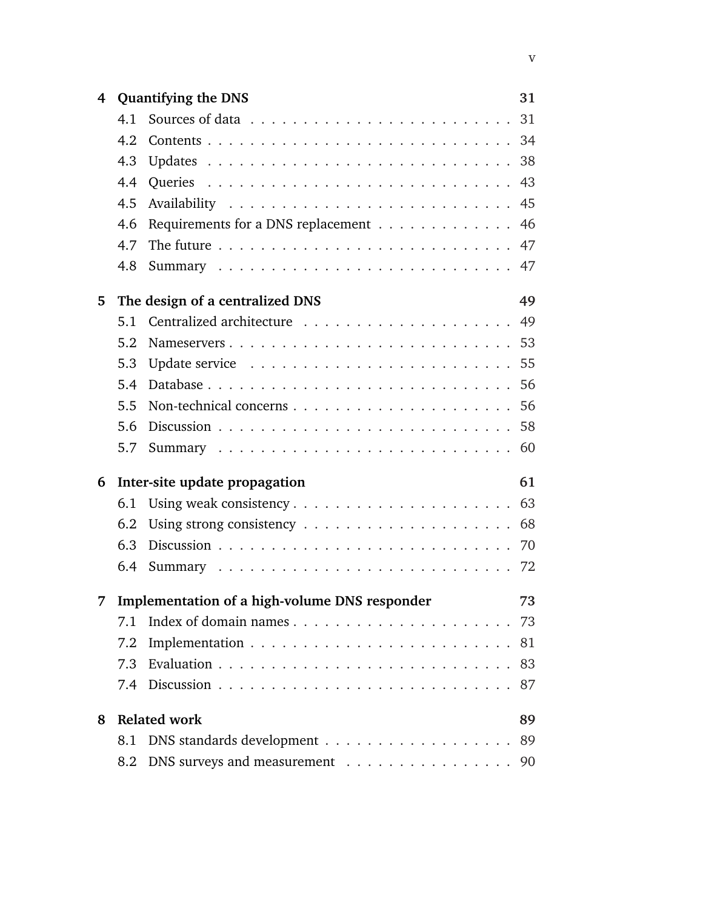**4 Quantifying the DNS** — 31

- 4.1 Sources of data — 31
- 4.2 Contents — 34
- 4.3 Updates — 38
- 4.4 Queries — 43
- 4.5 Availability — 45
- 4.6 Requirements for a DNS replacement — 46
- 4.7 The future — 47
- 4.8 Summary — 47

**5 The design of a centralized DNS** — 49

- 5.1 Centralized architecture — 49
- 5.2 Nameservers — 53
- 5.3 Update service — 55
- 5.4 Database — 56
- 5.5 Non-technical concerns — 56
- 5.6 Discussion — 58
- 5.7 Summary — 60

**6 Inter-site update propagation** — 61

- 6.1 Using weak consistency — 63
- 6.2 Using strong consistency — 68
- 6.3 Discussion — 70
- 6.4 Summary — 72

**7 Implementation of a high-volume DNS responder** — 73

- 7.1 Index of domain names — 73
- 7.2 Implementation — 81
- 7.3 Evaluation — 83
- 7.4 Discussion — 87

**8 Related work** — 89

- 8.1 DNS standards development — 89
- 8.2 DNS surveys and measurement — 90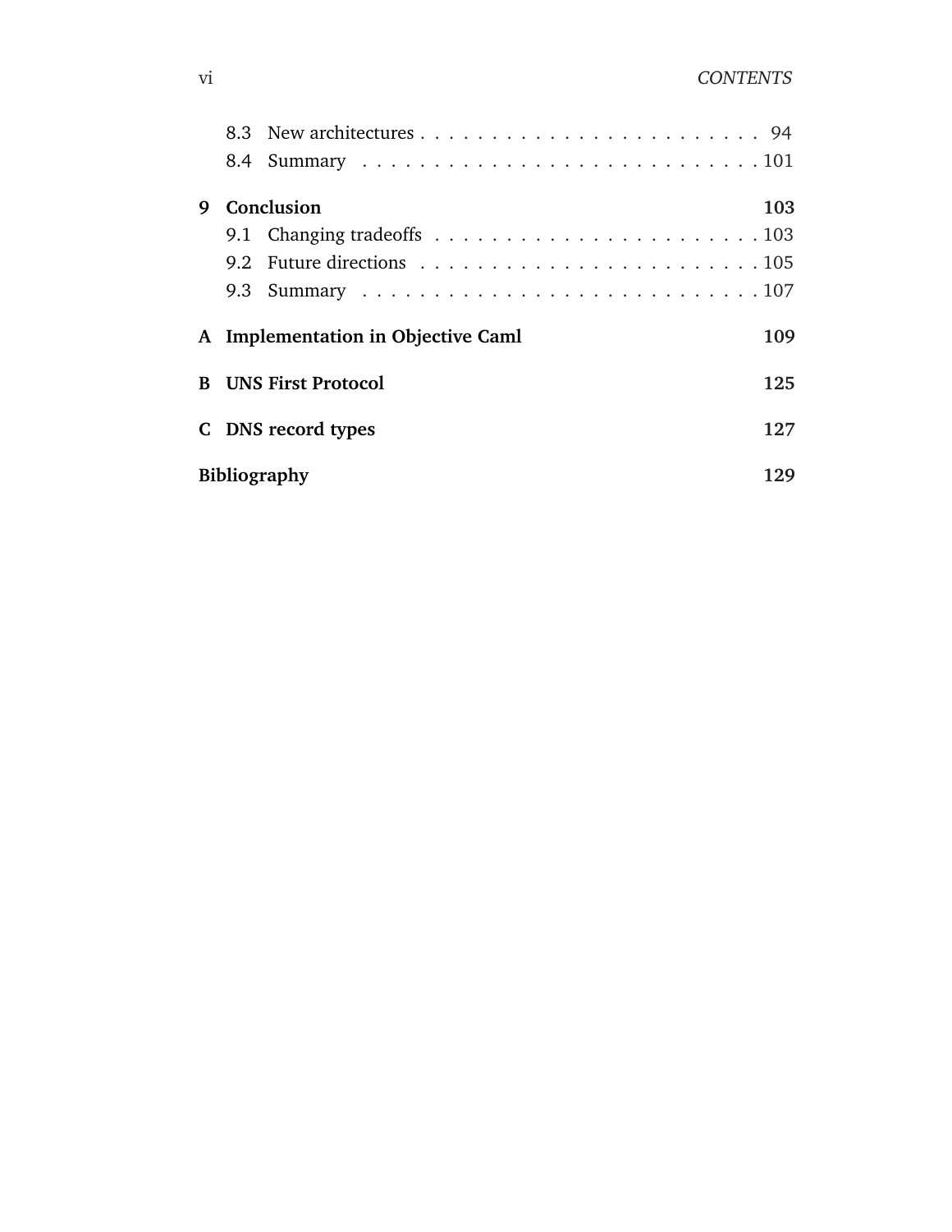- 8.3 New architectures . . . . . . . . . . . . . . . . . . . . . . . . 94
- 8.4 Summary . . . . . . . . . . . . . . . . . . . . . . . . . . . . . 101

**9 Conclusion** **103**

- 9.1 Changing tradeoffs . . . . . . . . . . . . . . . . . . . . . . . 103
- 9.2 Future directions . . . . . . . . . . . . . . . . . . . . . . . . 105
- 9.3 Summary . . . . . . . . . . . . . . . . . . . . . . . . . . . . . 107

**A Implementation in Objective Caml** **109**

**B UNS First Protocol** **125**

**C DNS record types** **127**

**Bibliography** **129**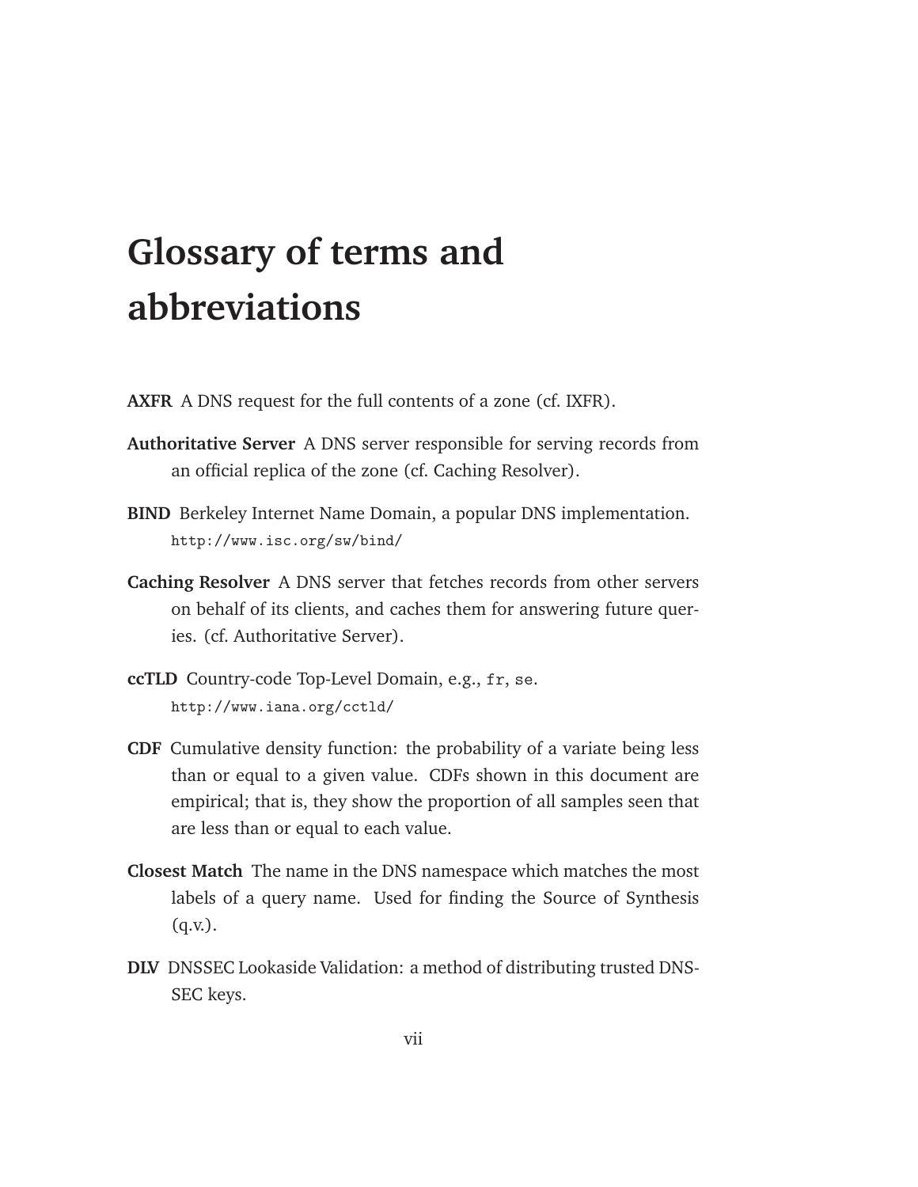# Glossary of terms and abbreviations

**AXFR** A DNS request for the full contents of a zone (cf. IXFR).

**Authoritative Server** A DNS server responsible for serving records from an official replica of the zone (cf. Caching Resolver).

**BIND** Berkeley Internet Name Domain, a popular DNS implementation. `http://www.isc.org/sw/bind/`

**Caching Resolver** A DNS server that fetches records from other servers on behalf of its clients, and caches them for answering future queries. (cf. Authoritative Server).

**ccTLD** Country-code Top-Level Domain, e.g., `fr`, `se`. `http://www.iana.org/cctld/`

**CDF** Cumulative density function: the probability of a variate being less than or equal to a given value. CDFs shown in this document are empirical; that is, they show the proportion of all samples seen that are less than or equal to each value.

**Closest Match** The name in the DNS namespace which matches the most labels of a query name. Used for finding the Source of Synthesis (q.v.).

**DLV** DNSSEC Lookaside Validation: a method of distributing trusted DNSSEC keys.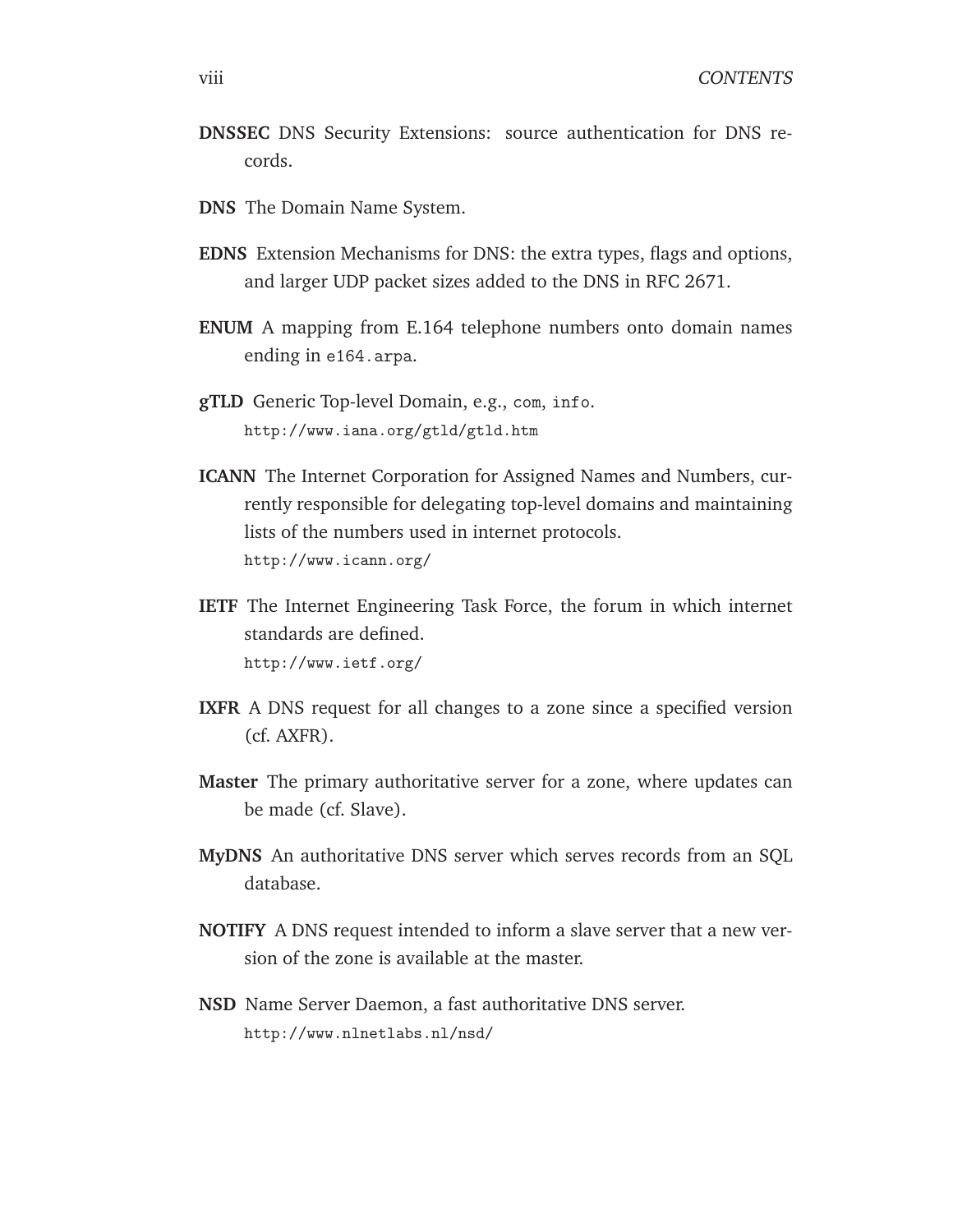**DNSSEC** DNS Security Extensions: source authentication for DNS records.

**DNS** The Domain Name System.

**EDNS** Extension Mechanisms for DNS: the extra types, flags and options, and larger UDP packet sizes added to the DNS in RFC 2671.

**ENUM** A mapping from E.164 telephone numbers onto domain names ending in `e164.arpa`.

**gTLD** Generic Top-level Domain, e.g., `com`, `info`.
`http://www.iana.org/gtld/gtld.htm`

**ICANN** The Internet Corporation for Assigned Names and Numbers, currently responsible for delegating top-level domains and maintaining lists of the numbers used in internet protocols.
`http://www.icann.org/`

**IETF** The Internet Engineering Task Force, the forum in which internet standards are defined.
`http://www.ietf.org/`

**IXFR** A DNS request for all changes to a zone since a specified version (cf. AXFR).

**Master** The primary authoritative server for a zone, where updates can be made (cf. Slave).

**MyDNS** An authoritative DNS server which serves records from an SQL database.

**NOTIFY** A DNS request intended to inform a slave server that a new version of the zone is available at the master.

**NSD** Name Server Daemon, a fast authoritative DNS server.
`http://www.nlnetlabs.nl/nsd/`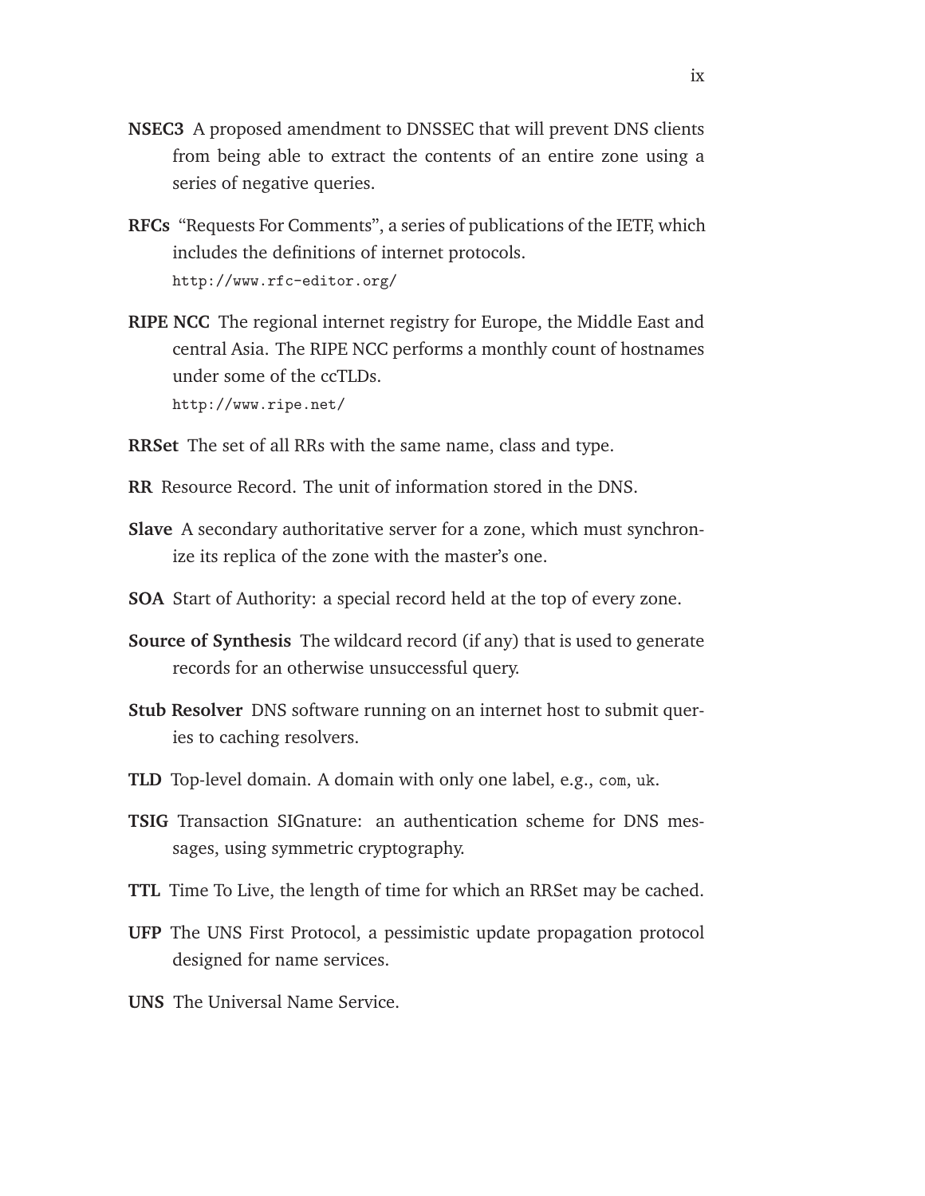**NSEC3** A proposed amendment to DNSSEC that will prevent DNS clients from being able to extract the contents of an entire zone using a series of negative queries.

**RFCs** "Requests For Comments", a series of publications of the IETF, which includes the definitions of internet protocols.
`http://www.rfc-editor.org/`

**RIPE NCC** The regional internet registry for Europe, the Middle East and central Asia. The RIPE NCC performs a monthly count of hostnames under some of the ccTLDs.
`http://www.ripe.net/`

**RRSet** The set of all RRs with the same name, class and type.

**RR** Resource Record. The unit of information stored in the DNS.

**Slave** A secondary authoritative server for a zone, which must synchronize its replica of the zone with the master's one.

**SOA** Start of Authority: a special record held at the top of every zone.

**Source of Synthesis** The wildcard record (if any) that is used to generate records for an otherwise unsuccessful query.

**Stub Resolver** DNS software running on an internet host to submit queries to caching resolvers.

**TLD** Top-level domain. A domain with only one label, e.g., `com`, `uk`.

**TSIG** Transaction SIGnature: an authentication scheme for DNS messages, using symmetric cryptography.

**TTL** Time To Live, the length of time for which an RRSet may be cached.

**UFP** The UNS First Protocol, a pessimistic update propagation protocol designed for name services.

**UNS** The Universal Name Service.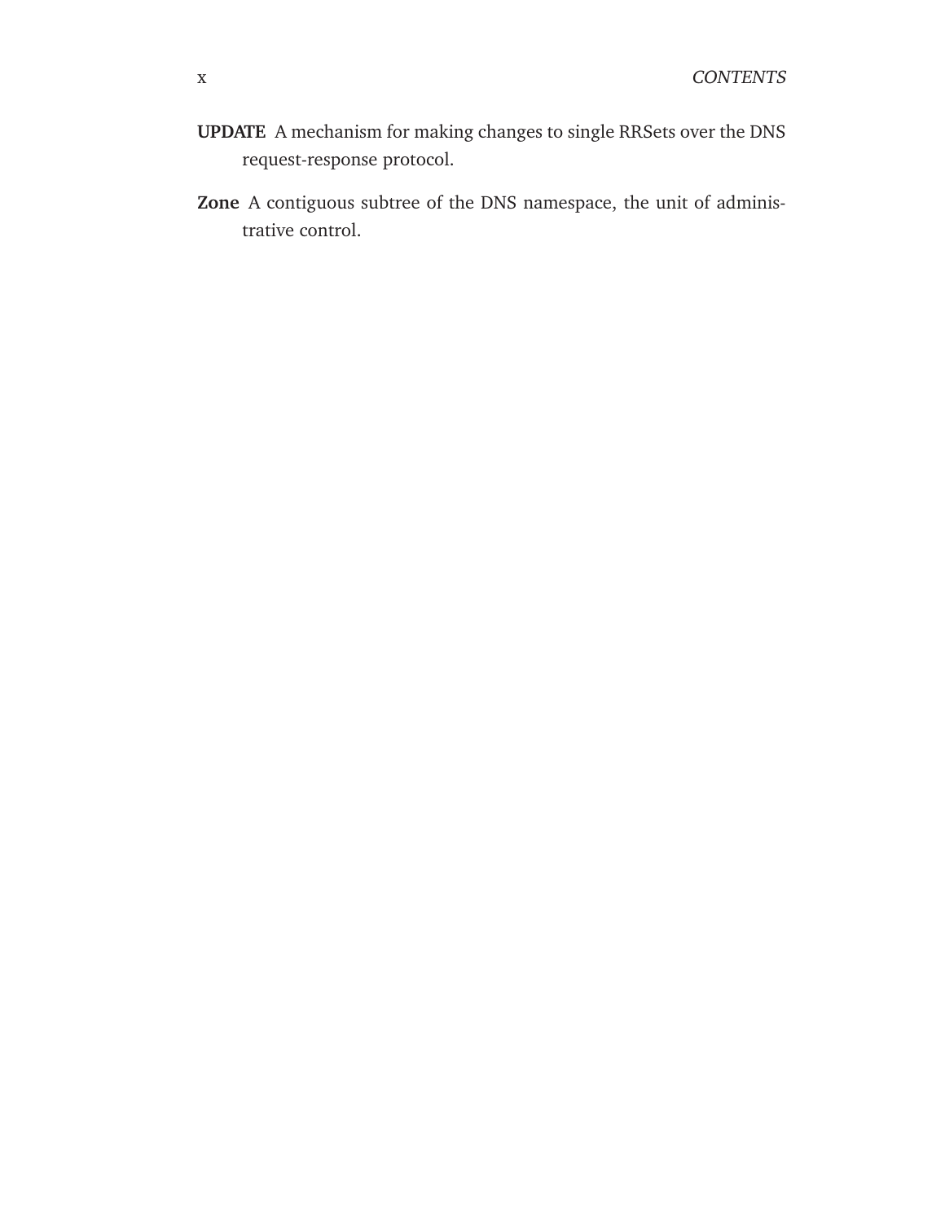**UPDATE** A mechanism for making changes to single RRSets over the DNS request-response protocol.

**Zone** A contiguous subtree of the DNS namespace, the unit of administrative control.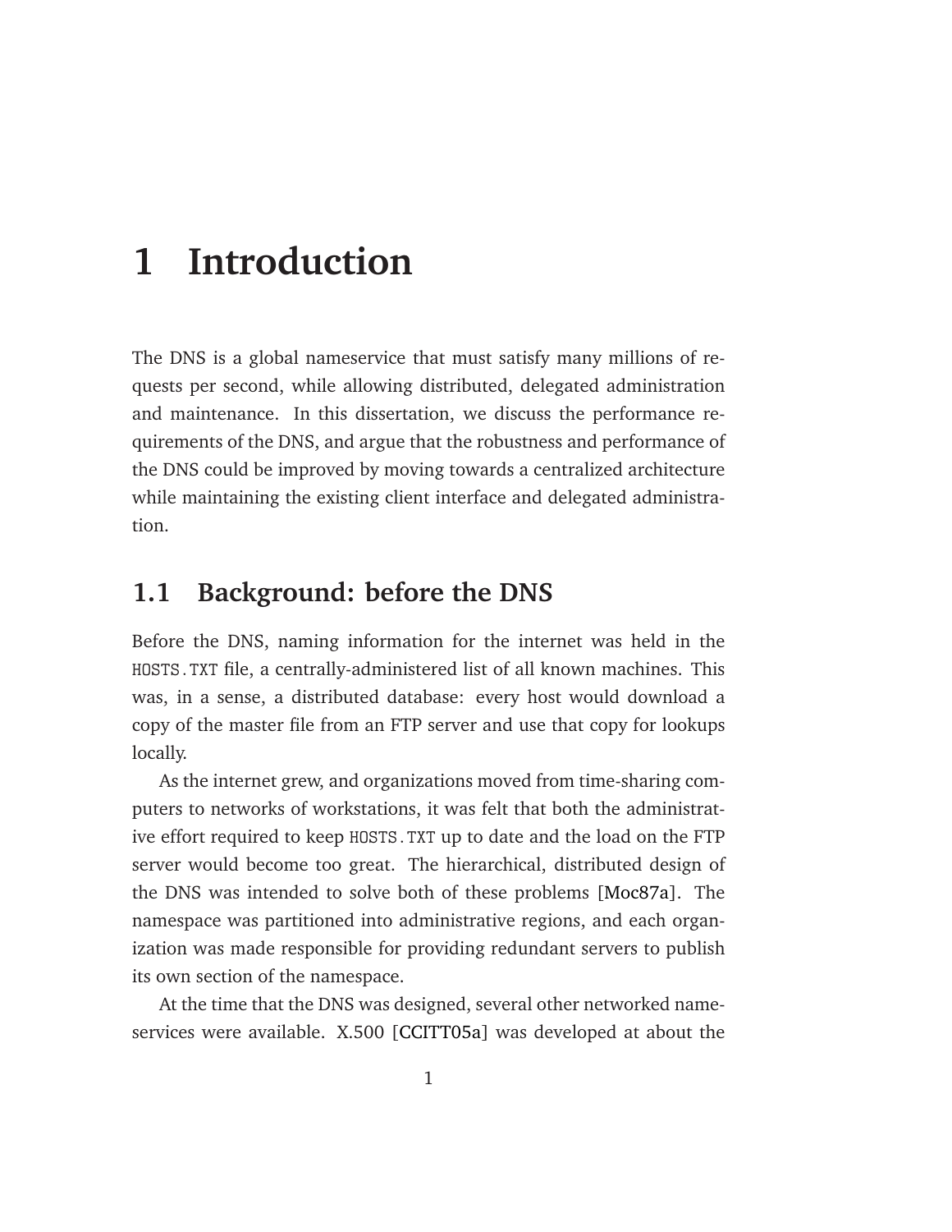# 1 Introduction

The DNS is a global nameservice that must satisfy many millions of requests per second, while allowing distributed, delegated administration and maintenance. In this dissertation, we discuss the performance requirements of the DNS, and argue that the robustness and performance of the DNS could be improved by moving towards a centralized architecture while maintaining the existing client interface and delegated administration.

## 1.1 Background: before the DNS

Before the DNS, naming information for the internet was held in the `HOSTS.TXT` file, a centrally-administered list of all known machines. This was, in a sense, a distributed database: every host would download a copy of the master file from an FTP server and use that copy for lookups locally.

As the internet grew, and organizations moved from time-sharing computers to networks of workstations, it was felt that both the administrative effort required to keep `HOSTS.TXT` up to date and the load on the FTP server would become too great. The hierarchical, distributed design of the DNS was intended to solve both of these problems [Moc87a]. The namespace was partitioned into administrative regions, and each organization was made responsible for providing redundant servers to publish its own section of the namespace.

At the time that the DNS was designed, several other networked nameservices were available. X.500 [CCITT05a] was developed at about the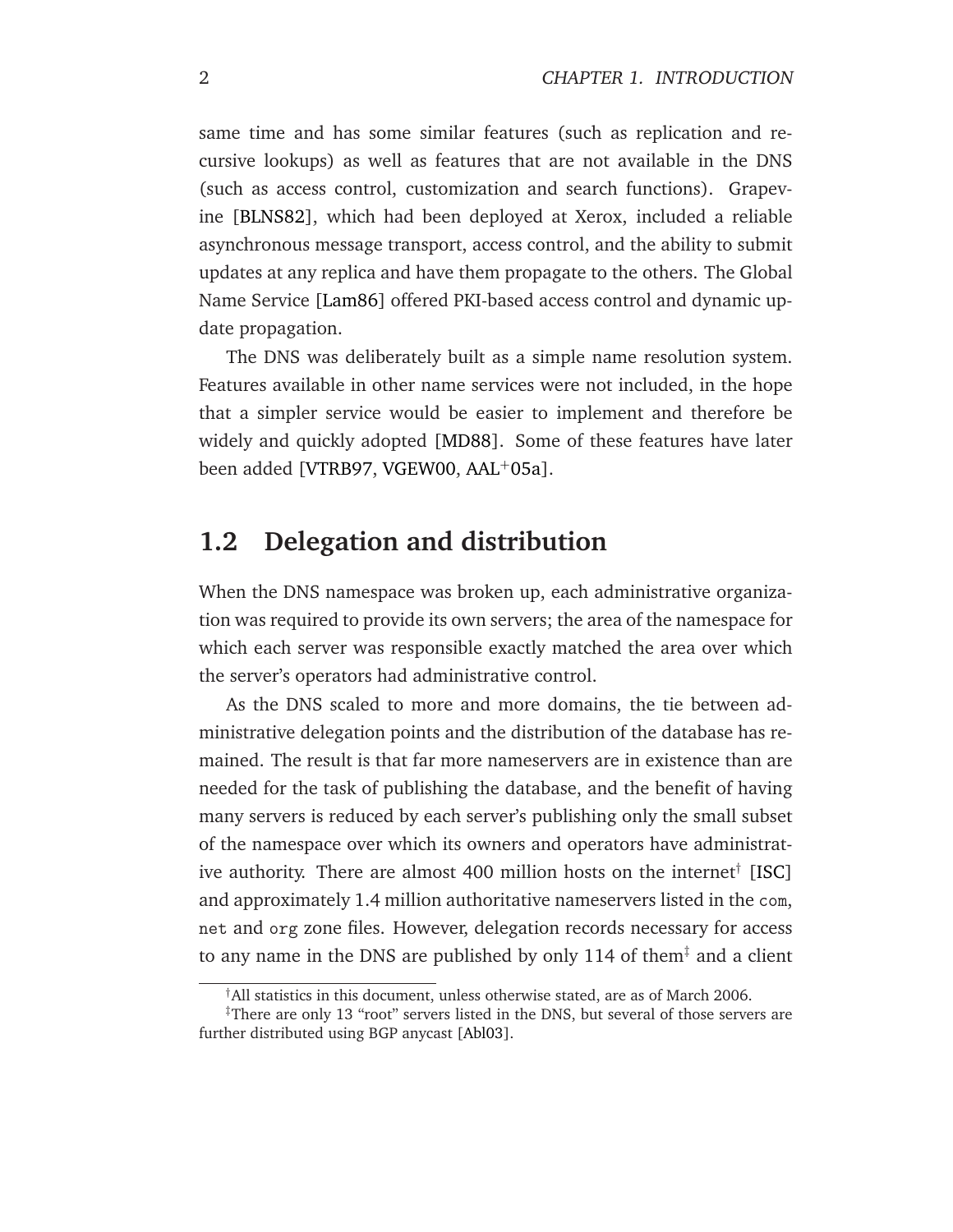same time and has some similar features (such as replication and recursive lookups) as well as features that are not available in the DNS (such as access control, customization and search functions). Grapevine [BLNS82], which had been deployed at Xerox, included a reliable asynchronous message transport, access control, and the ability to submit updates at any replica and have them propagate to the others. The Global Name Service [Lam86] offered PKI-based access control and dynamic update propagation.

The DNS was deliberately built as a simple name resolution system. Features available in other name services were not included, in the hope that a simpler service would be easier to implement and therefore be widely and quickly adopted [MD88]. Some of these features have later been added [VTRB97, VGEW00, AAL+05a].

## 1.2 Delegation and distribution

When the DNS namespace was broken up, each administrative organization was required to provide its own servers; the area of the namespace for which each server was responsible exactly matched the area over which the server's operators had administrative control.

As the DNS scaled to more and more domains, the tie between administrative delegation points and the distribution of the database has remained. The result is that far more nameservers are in existence than are needed for the task of publishing the database, and the benefit of having many servers is reduced by each server's publishing only the small subset of the namespace over which its owners and operators have administrative authority. There are almost 400 million hosts on the internet[†] [ISC] and approximately 1.4 million authoritative nameservers listed in the `com`, `net` and `org` zone files. However, delegation records necessary for access to any name in the DNS are published by only 114 of them[‡] and a client

[†] All statistics in this document, unless otherwise stated, are as of March 2006.

[‡] There are only 13 "root" servers listed in the DNS, but several of those servers are further distributed using BGP anycast [Abl03].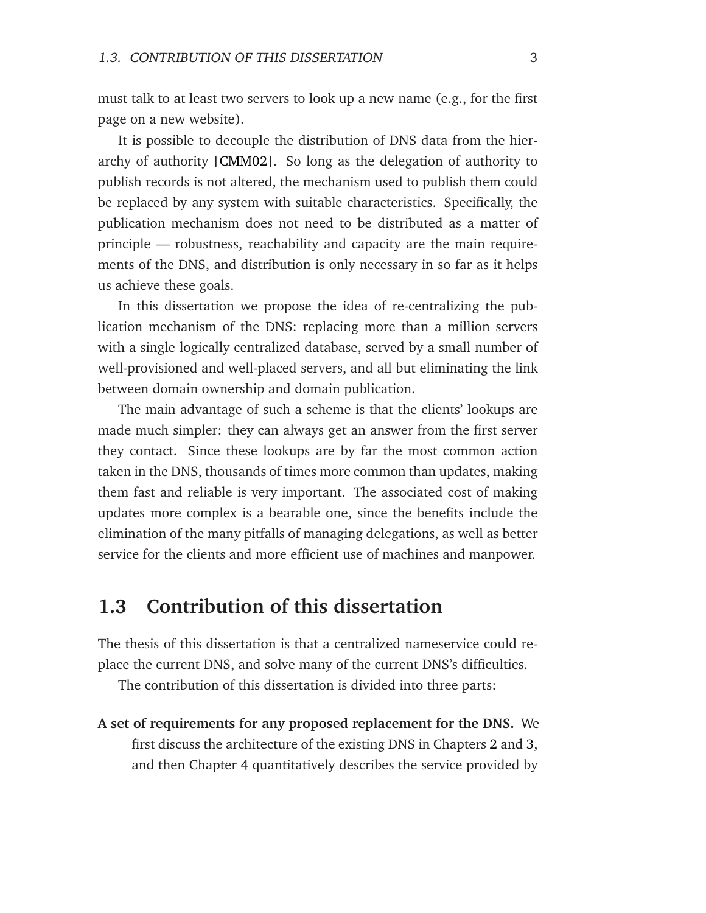must talk to at least two servers to look up a new name (e.g., for the first page on a new website).

It is possible to decouple the distribution of DNS data from the hierarchy of authority [CMM02]. So long as the delegation of authority to publish records is not altered, the mechanism used to publish them could be replaced by any system with suitable characteristics. Specifically, the publication mechanism does not need to be distributed as a matter of principle — robustness, reachability and capacity are the main requirements of the DNS, and distribution is only necessary in so far as it helps us achieve these goals.

In this dissertation we propose the idea of re-centralizing the publication mechanism of the DNS: replacing more than a million servers with a single logically centralized database, served by a small number of well-provisioned and well-placed servers, and all but eliminating the link between domain ownership and domain publication.

The main advantage of such a scheme is that the clients' lookups are made much simpler: they can always get an answer from the first server they contact. Since these lookups are by far the most common action taken in the DNS, thousands of times more common than updates, making them fast and reliable is very important. The associated cost of making updates more complex is a bearable one, since the benefits include the elimination of the many pitfalls of managing delegations, as well as better service for the clients and more efficient use of machines and manpower.

## 1.3 Contribution of this dissertation

The thesis of this dissertation is that a centralized nameservice could replace the current DNS, and solve many of the current DNS's difficulties.

The contribution of this dissertation is divided into three parts:

**A set of requirements for any proposed replacement for the DNS.** We first discuss the architecture of the existing DNS in Chapters 2 and 3, and then Chapter 4 quantitatively describes the service provided by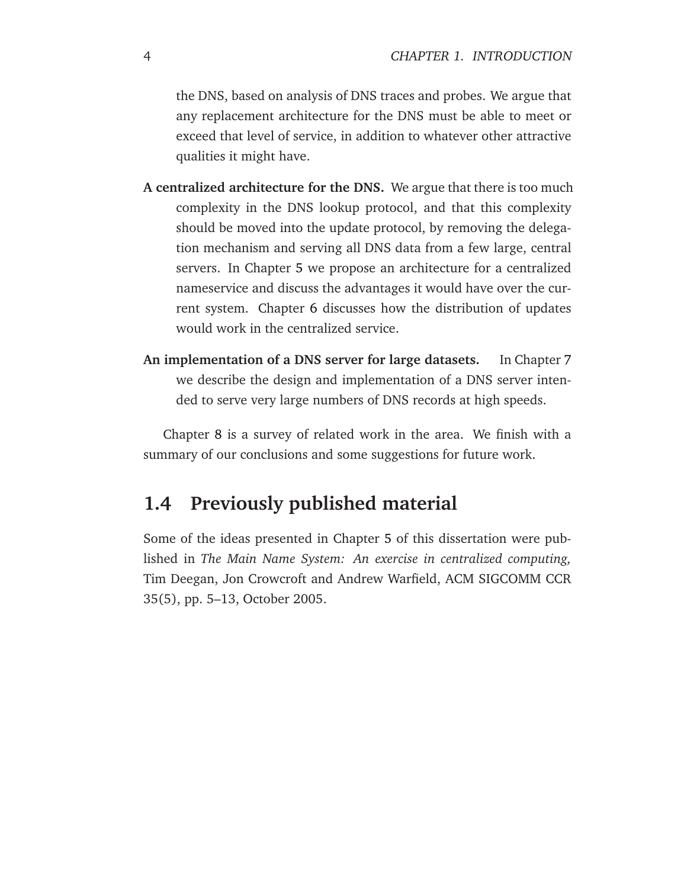the DNS, based on analysis of DNS traces and probes. We argue that any replacement architecture for the DNS must be able to meet or exceed that level of service, in addition to whatever other attractive qualities it might have.

**A centralized architecture for the DNS.** We argue that there is too much complexity in the DNS lookup protocol, and that this complexity should be moved into the update protocol, by removing the delegation mechanism and serving all DNS data from a few large, central servers. In Chapter 5 we propose an architecture for a centralized nameservice and discuss the advantages it would have over the current system. Chapter 6 discusses how the distribution of updates would work in the centralized service.

**An implementation of a DNS server for large datasets.** In Chapter 7 we describe the design and implementation of a DNS server intended to serve very large numbers of DNS records at high speeds.

Chapter 8 is a survey of related work in the area. We finish with a summary of our conclusions and some suggestions for future work.

## 1.4 Previously published material

Some of the ideas presented in Chapter 5 of this dissertation were published in *The Main Name System: An exercise in centralized computing,* Tim Deegan, Jon Crowcroft and Andrew Warfield, ACM SIGCOMM CCR 35(5), pp. 5–13, October 2005.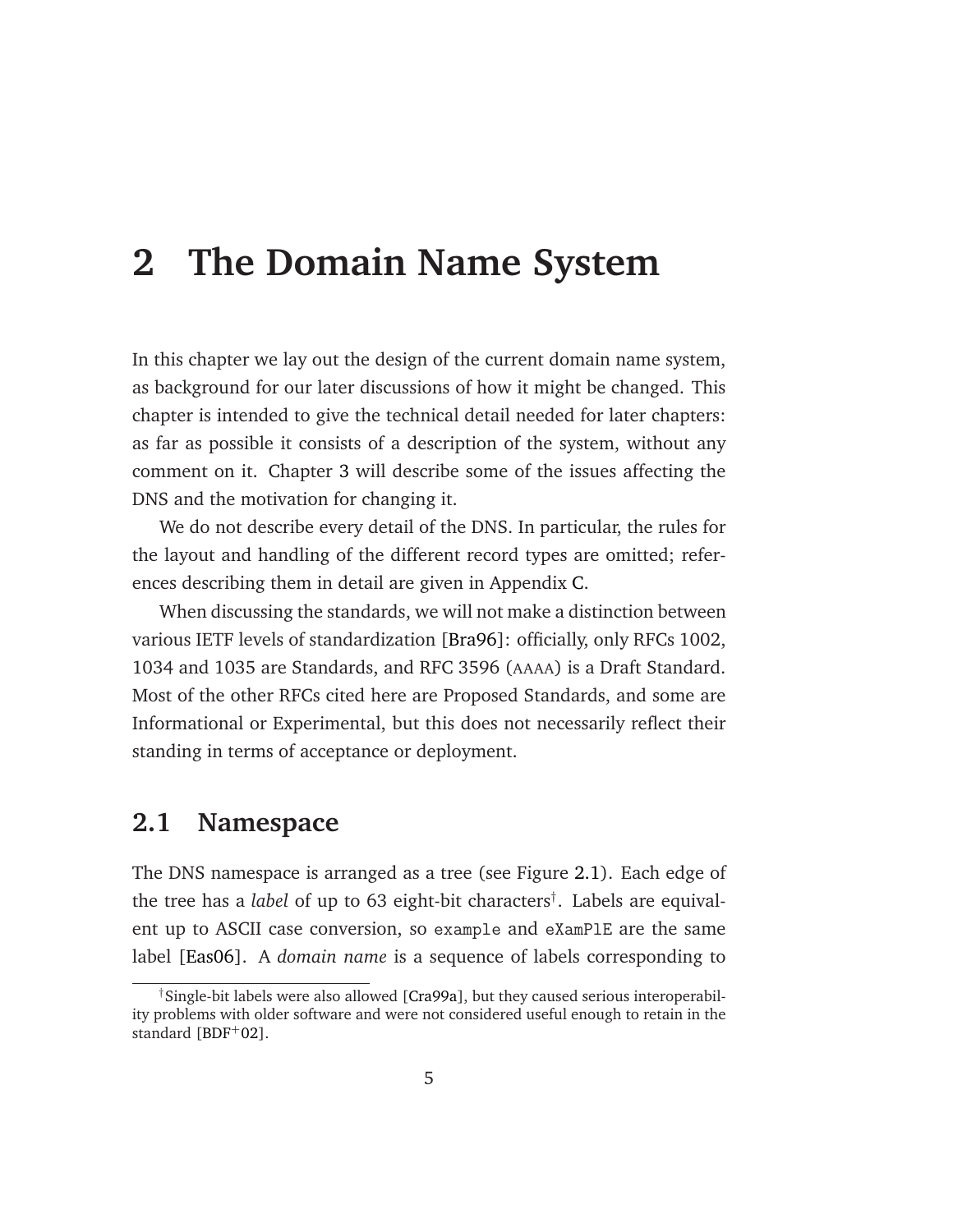# 2 The Domain Name System

In this chapter we lay out the design of the current domain name system, as background for our later discussions of how it might be changed. This chapter is intended to give the technical detail needed for later chapters: as far as possible it consists of a description of the system, without any comment on it. Chapter 3 will describe some of the issues affecting the DNS and the motivation for changing it.

We do not describe every detail of the DNS. In particular, the rules for the layout and handling of the different record types are omitted; references describing them in detail are given in Appendix C.

When discussing the standards, we will not make a distinction between various IETF levels of standardization [Bra96]: officially, only RFCs 1002, 1034 and 1035 are Standards, and RFC 3596 (AAAA) is a Draft Standard. Most of the other RFCs cited here are Proposed Standards, and some are Informational or Experimental, but this does not necessarily reflect their standing in terms of acceptance or deployment.

## 2.1 Namespace

The DNS namespace is arranged as a tree (see Figure 2.1). Each edge of the tree has a *label* of up to 63 eight-bit characters†. Labels are equivalent up to ASCII case conversion, so `example` and `eXamPlE` are the same label [Eas06]. A *domain name* is a sequence of labels corresponding to

†Single-bit labels were also allowed [Cra99a], but they caused serious interoperability problems with older software and were not considered useful enough to retain in the standard [BDF+02].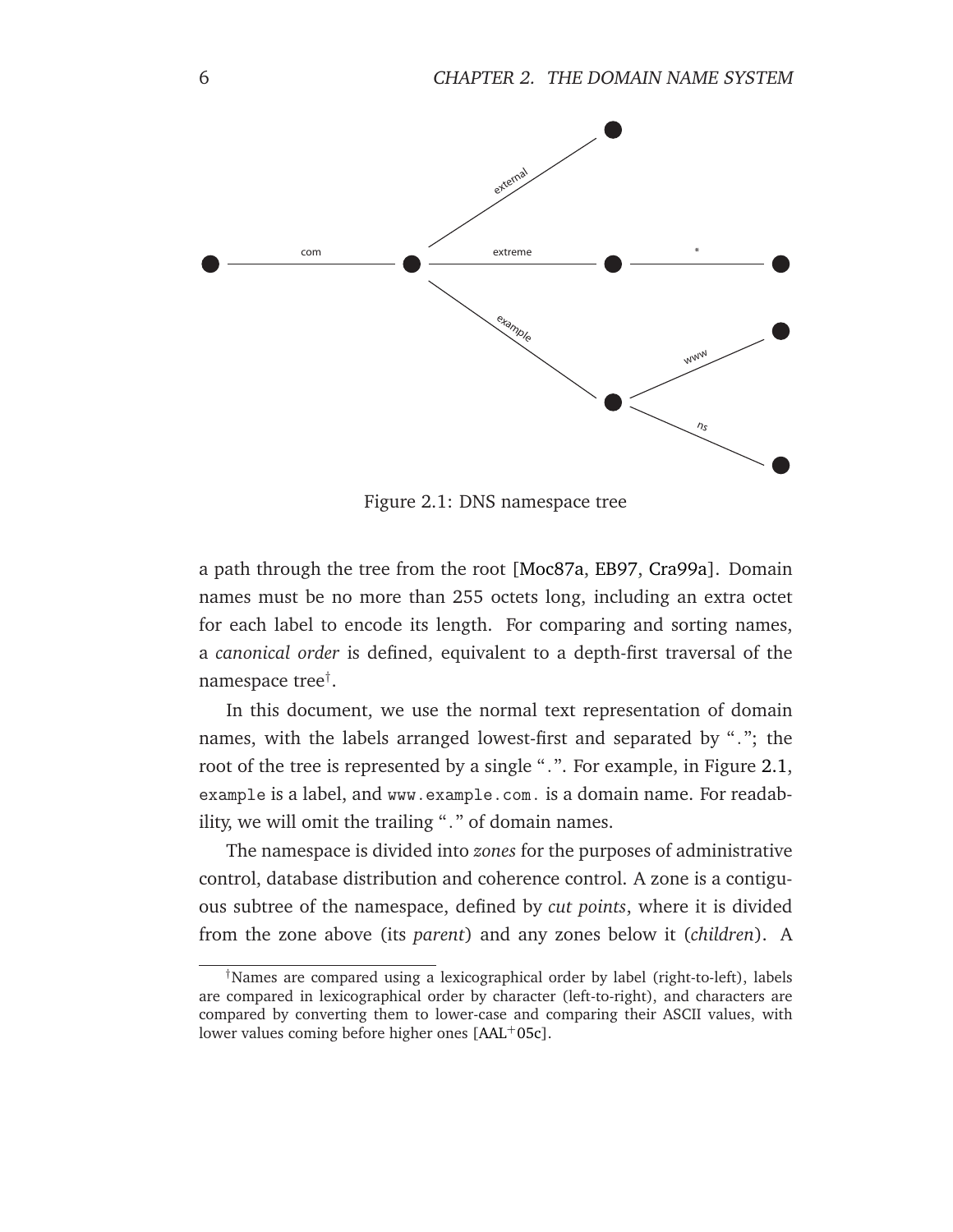Figure 2.1: DNS namespace tree

a path through the tree from the root [Moc87a, EB97, Cra99a]. Domain names must be no more than 255 octets long, including an extra octet for each label to encode its length. For comparing and sorting names, a *canonical order* is defined, equivalent to a depth-first traversal of the namespace tree[†].

In this document, we use the normal text representation of domain names, with the labels arranged lowest-first and separated by "`.`"; the root of the tree is represented by a single "`.`". For example, in Figure 2.1, `example` is a label, and `www.example.com.` is a domain name. For readability, we will omit the trailing "`.`" of domain names.

The namespace is divided into *zones* for the purposes of administrative control, database distribution and coherence control. A zone is a contiguous subtree of the namespace, defined by *cut points*, where it is divided from the zone above (its *parent*) and any zones below it (*children*). A

[†] Names are compared using a lexicographical order by label (right-to-left), labels are compared in lexicographical order by character (left-to-right), and characters are compared by converting them to lower-case and comparing their ASCII values, with lower values coming before higher ones [AAL[+]05c].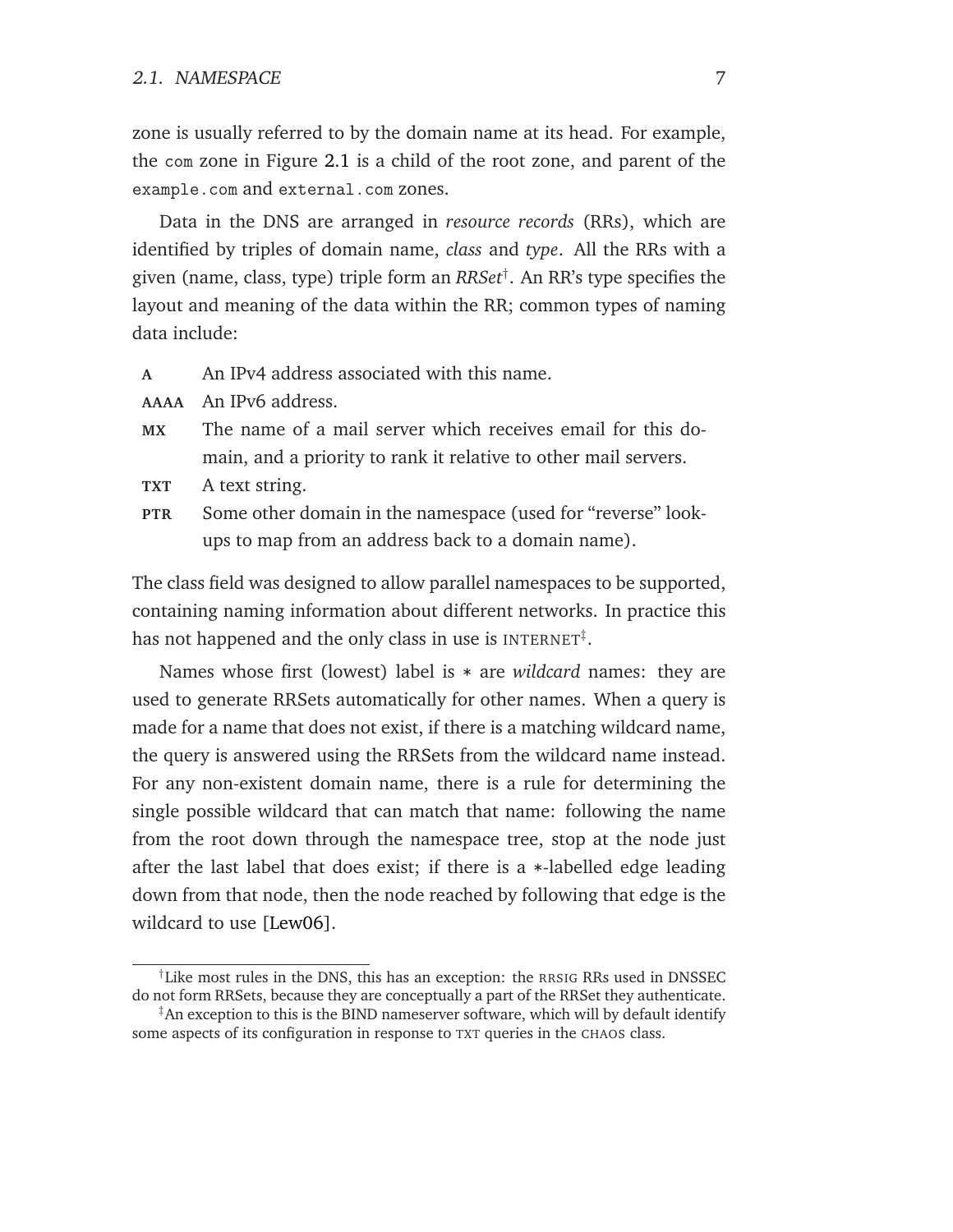zone is usually referred to by the domain name at its head. For example, the `com` zone in Figure 2.1 is a child of the root zone, and parent of the `example.com` and `external.com` zones.

Data in the DNS are arranged in *resource records* (RRs), which are identified by triples of domain name, *class* and *type*. All the RRs with a given (name, class, type) triple form an *RRSet*†. An RR's type specifies the layout and meaning of the data within the RR; common types of naming data include:

- **A** An IPv4 address associated with this name.
- **AAAA** An IPv6 address.
- **MX** The name of a mail server which receives email for this domain, and a priority to rank it relative to other mail servers.
- **TXT** A text string.
- **PTR** Some other domain in the namespace (used for "reverse" lookups to map from an address back to a domain name).

The class field was designed to allow parallel namespaces to be supported, containing naming information about different networks. In practice this has not happened and the only class in use is INTERNET‡.

Names whose first (lowest) label is $*$ are *wildcard* names: they are used to generate RRSets automatically for other names. When a query is made for a name that does not exist, if there is a matching wildcard name, the query is answered using the RRSets from the wildcard name instead. For any non-existent domain name, there is a rule for determining the single possible wildcard that can match that name: following the name from the root down through the namespace tree, stop at the node just after the last label that does exist; if there is a $*$-labelled edge leading down from that node, then the node reached by following that edge is the wildcard to use [Lew06].

---

†Like most rules in the DNS, this has an exception: the RRSIG RRs used in DNSSEC do not form RRSets, because they are conceptually a part of the RRSet they authenticate.

‡An exception to this is the BIND nameserver software, which will by default identify some aspects of its configuration in response to TXT queries in the CHAOS class.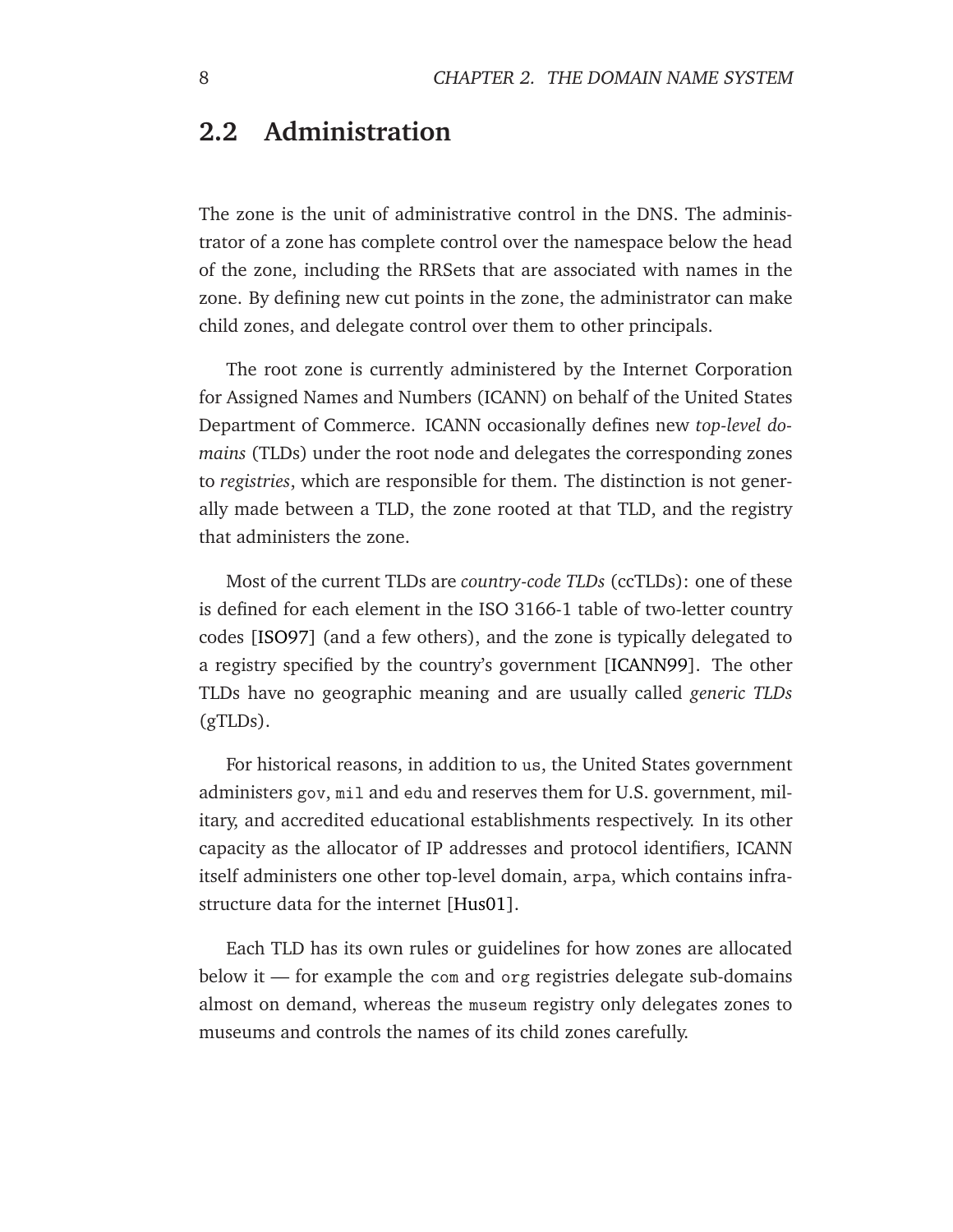## 2.2 Administration

The zone is the unit of administrative control in the DNS. The administrator of a zone has complete control over the namespace below the head of the zone, including the RRSets that are associated with names in the zone. By defining new cut points in the zone, the administrator can make child zones, and delegate control over them to other principals.

The root zone is currently administered by the Internet Corporation for Assigned Names and Numbers (ICANN) on behalf of the United States Department of Commerce. ICANN occasionally defines new *top-level domains* (TLDs) under the root node and delegates the corresponding zones to *registries*, which are responsible for them. The distinction is not generally made between a TLD, the zone rooted at that TLD, and the registry that administers the zone.

Most of the current TLDs are *country-code TLDs* (ccTLDs): one of these is defined for each element in the ISO 3166-1 table of two-letter country codes [ISO97] (and a few others), and the zone is typically delegated to a registry specified by the country's government [ICANN99]. The other TLDs have no geographic meaning and are usually called *generic TLDs* (gTLDs).

For historical reasons, in addition to `us`, the United States government administers `gov`, `mil` and `edu` and reserves them for U.S. government, military, and accredited educational establishments respectively. In its other capacity as the allocator of IP addresses and protocol identifiers, ICANN itself administers one other top-level domain, `arpa`, which contains infrastructure data for the internet [Hus01].

Each TLD has its own rules or guidelines for how zones are allocated below it — for example the `com` and `org` registries delegate sub-domains almost on demand, whereas the `museum` registry only delegates zones to museums and controls the names of its child zones carefully.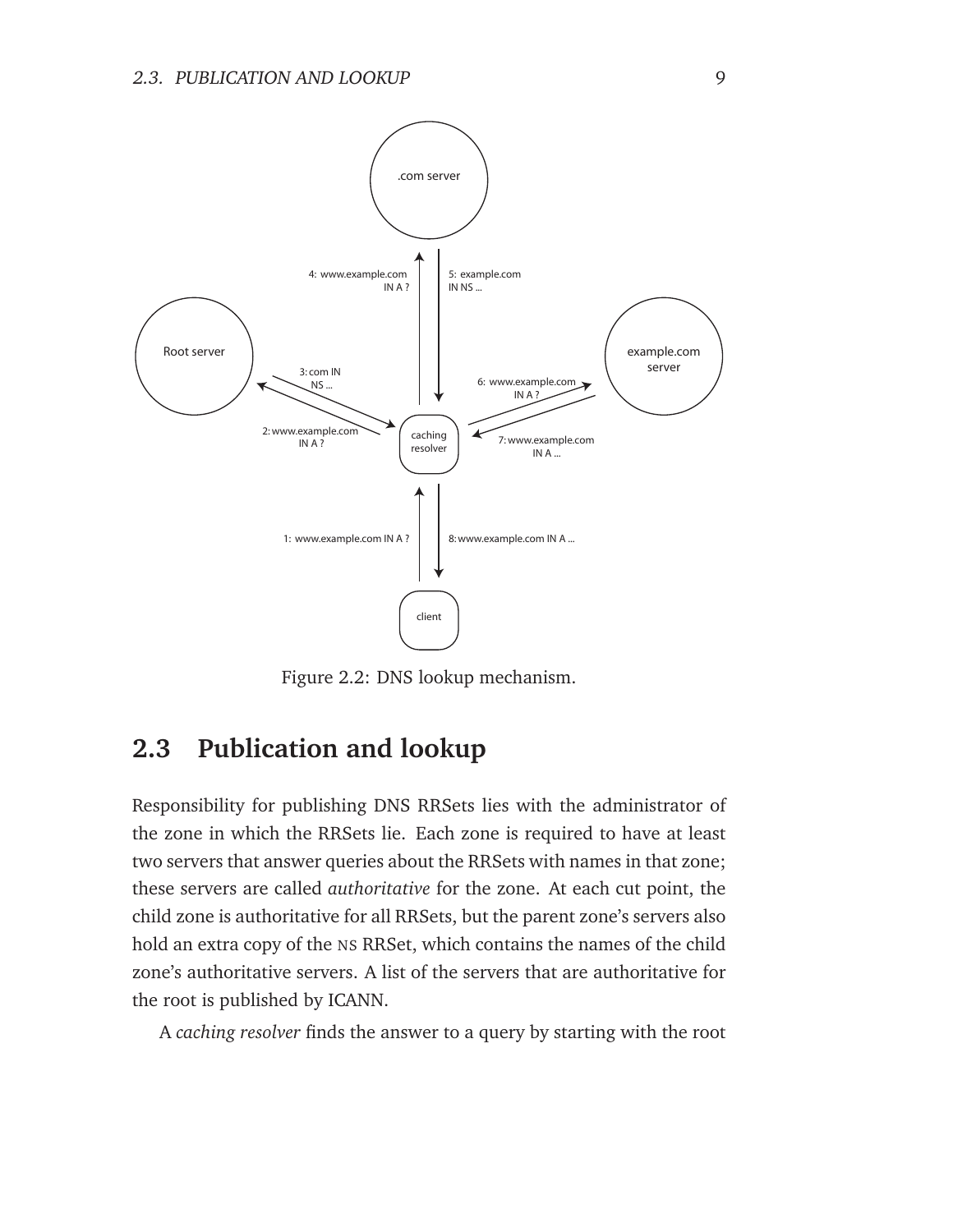Figure 2.2: DNS lookup mechanism.

## 2.3 Publication and lookup

Responsibility for publishing DNS RRSets lies with the administrator of the zone in which the RRSets lie. Each zone is required to have at least two servers that answer queries about the RRSets with names in that zone; these servers are called *authoritative* for the zone. At each cut point, the child zone is authoritative for all RRSets, but the parent zone's servers also hold an extra copy of the NS RRSet, which contains the names of the child zone's authoritative servers. A list of the servers that are authoritative for the root is published by ICANN.

A *caching resolver* finds the answer to a query by starting with the root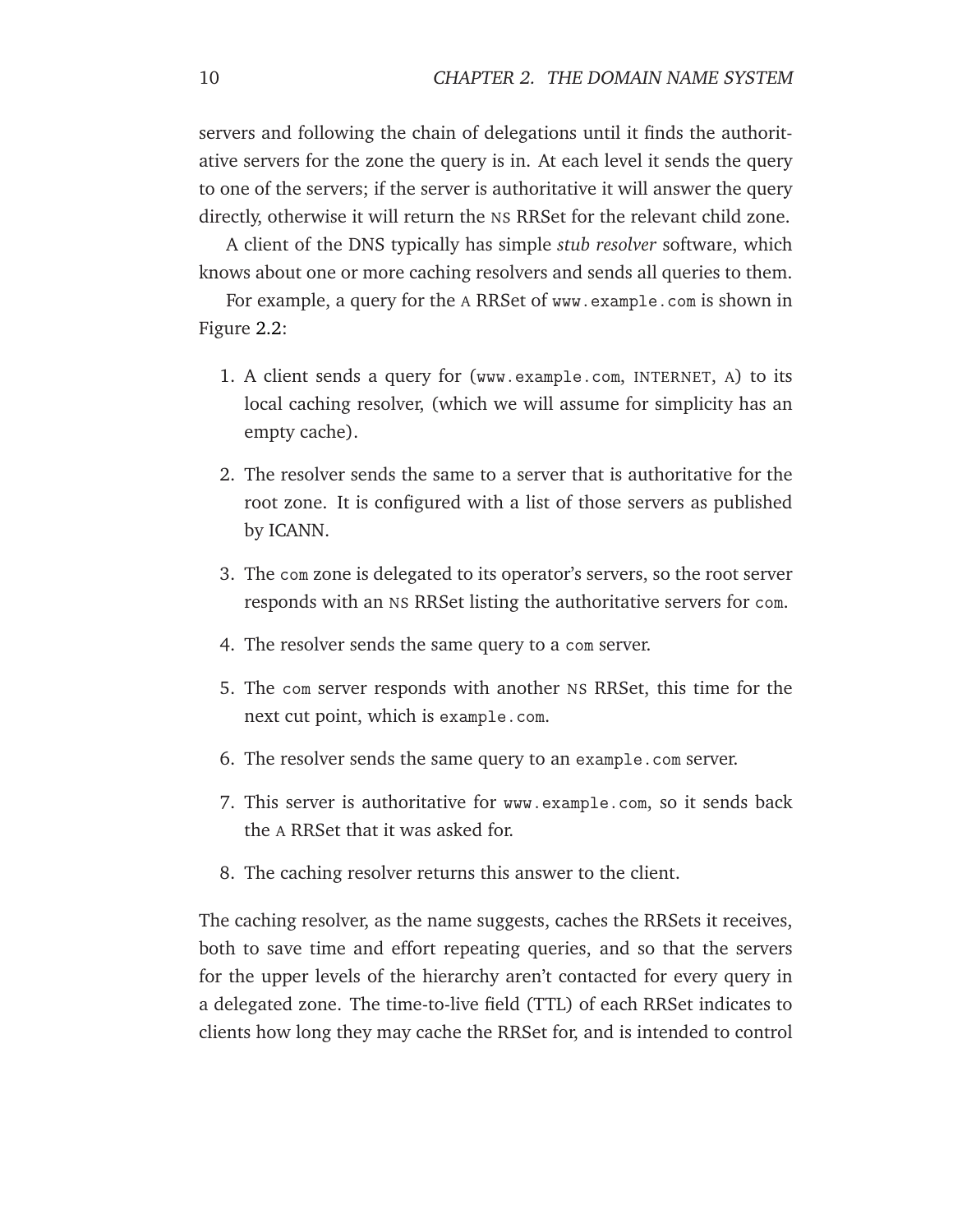servers and following the chain of delegations until it finds the authoritative servers for the zone the query is in. At each level it sends the query to one of the servers; if the server is authoritative it will answer the query directly, otherwise it will return the NS RRSet for the relevant child zone.

A client of the DNS typically has simple *stub resolver* software, which knows about one or more caching resolvers and sends all queries to them.

For example, a query for the A RRSet of `www.example.com` is shown in Figure 2.2:

1. A client sends a query for (`www.example.com`, INTERNET, A) to its local caching resolver, (which we will assume for simplicity has an empty cache).

2. The resolver sends the same to a server that is authoritative for the root zone. It is configured with a list of those servers as published by ICANN.

3. The `com` zone is delegated to its operator's servers, so the root server responds with an NS RRSet listing the authoritative servers for `com`.

4. The resolver sends the same query to a `com` server.

5. The `com` server responds with another NS RRSet, this time for the next cut point, which is `example.com`.

6. The resolver sends the same query to an `example.com` server.

7. This server is authoritative for `www.example.com`, so it sends back the A RRSet that it was asked for.

8. The caching resolver returns this answer to the client.

The caching resolver, as the name suggests, caches the RRSets it receives, both to save time and effort repeating queries, and so that the servers for the upper levels of the hierarchy aren't contacted for every query in a delegated zone. The time-to-live field (TTL) of each RRSet indicates to clients how long they may cache the RRSet for, and is intended to control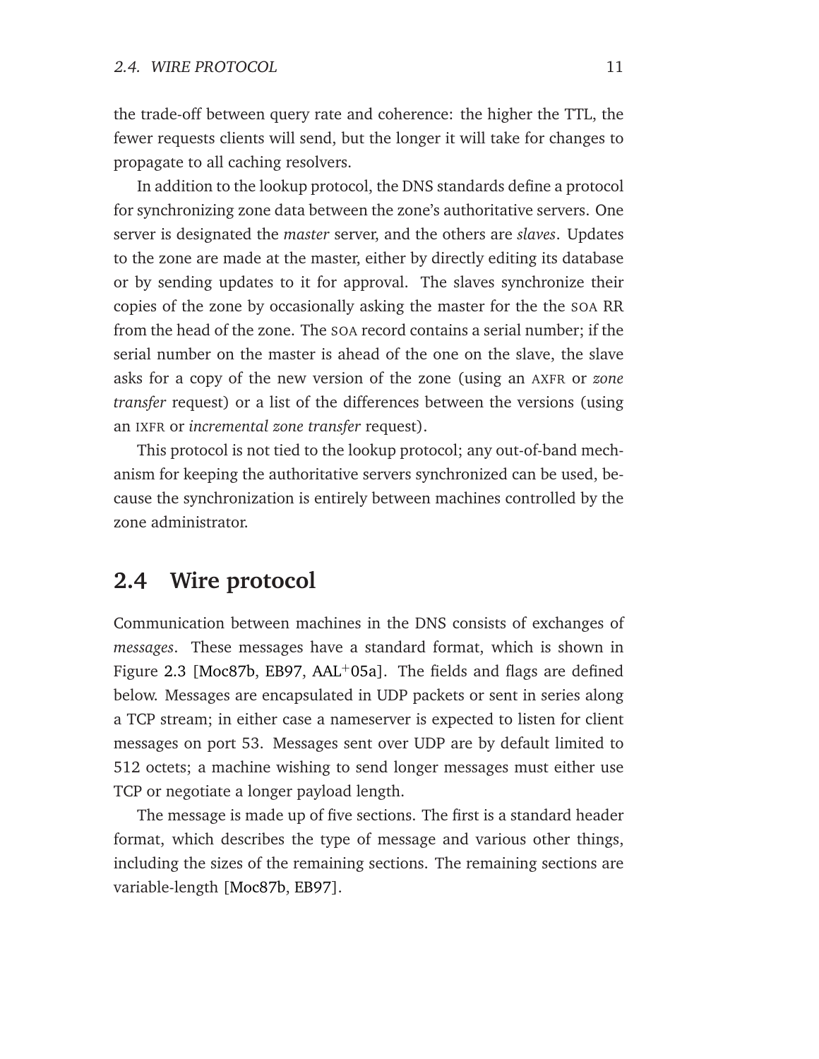the trade-off between query rate and coherence: the higher the TTL, the fewer requests clients will send, but the longer it will take for changes to propagate to all caching resolvers.

In addition to the lookup protocol, the DNS standards define a protocol for synchronizing zone data between the zone's authoritative servers. One server is designated the *master* server, and the others are *slaves*. Updates to the zone are made at the master, either by directly editing its database or by sending updates to it for approval. The slaves synchronize their copies of the zone by occasionally asking the master for the the SOA RR from the head of the zone. The SOA record contains a serial number; if the serial number on the master is ahead of the one on the slave, the slave asks for a copy of the new version of the zone (using an AXFR or *zone transfer* request) or a list of the differences between the versions (using an IXFR or *incremental zone transfer* request).

This protocol is not tied to the lookup protocol; any out-of-band mechanism for keeping the authoritative servers synchronized can be used, because the synchronization is entirely between machines controlled by the zone administrator.

## 2.4 Wire protocol

Communication between machines in the DNS consists of exchanges of *messages*. These messages have a standard format, which is shown in Figure 2.3 [Moc87b, EB97, AAL+05a]. The fields and flags are defined below. Messages are encapsulated in UDP packets or sent in series along a TCP stream; in either case a nameserver is expected to listen for client messages on port 53. Messages sent over UDP are by default limited to 512 octets; a machine wishing to send longer messages must either use TCP or negotiate a longer payload length.

The message is made up of five sections. The first is a standard header format, which describes the type of message and various other things, including the sizes of the remaining sections. The remaining sections are variable-length [Moc87b, EB97].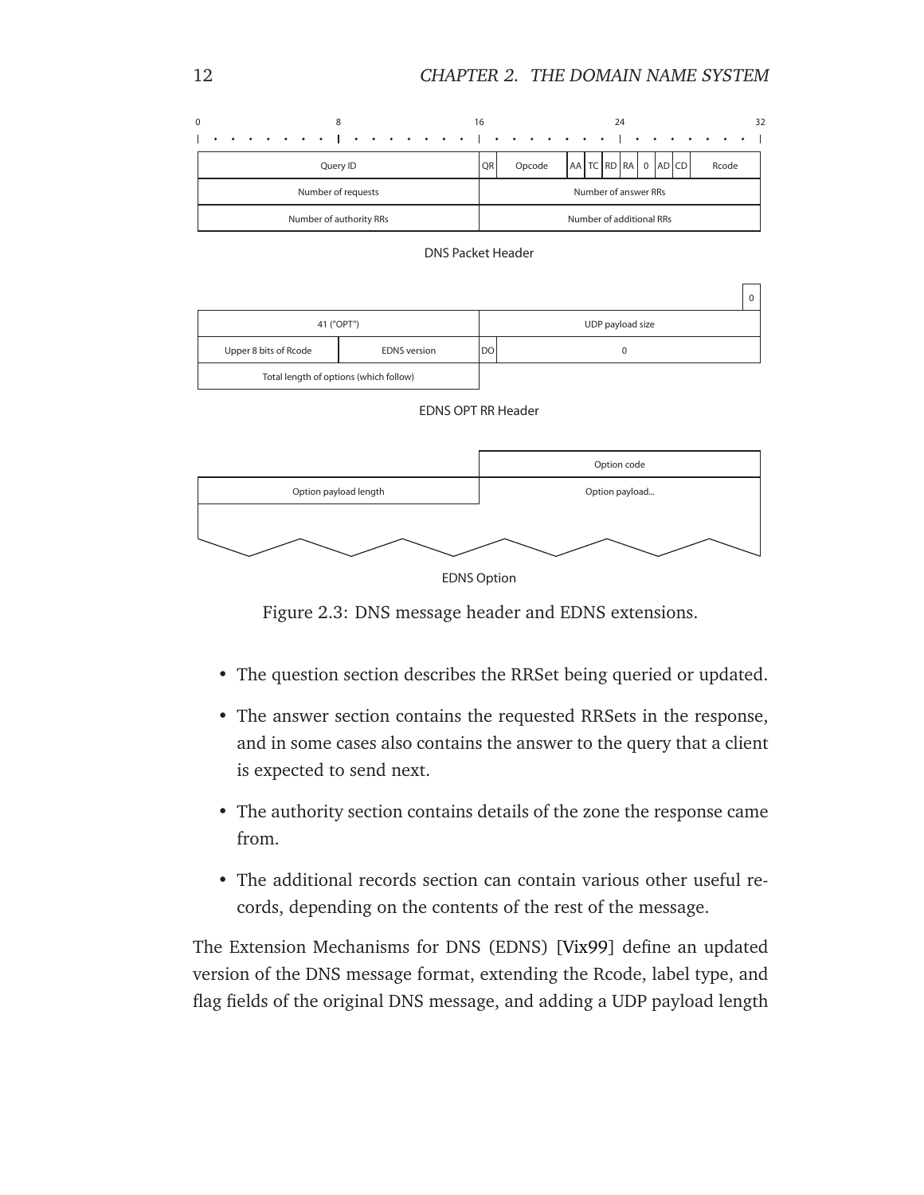| Query ID | QR | Opcode | AA | TC | RD | RA | 0 | AD | CD | Rcode |
|---|---|---|---|---|---|---|---|---|---|---|
| Number of requests | Number of answer RRs | | | | | | | | | |
| Number of authority RRs | Number of additional RRs | | | | | | | | | |

DNS Packet Header

| | | | |
|---|---|---|---|
| 41 ("OPT") | | UDP payload size | |
| Upper 8 bits of Rcode | EDNS version | DO | 0 |
| Total length of options (which follow) | | | |

EDNS OPT RR Header

| | |
|---|---|
| | Option code |
| Option payload length | Option payload... |

EDNS Option

Figure 2.3: DNS message header and EDNS extensions.

- The question section describes the RRSet being queried or updated.
- The answer section contains the requested RRSets in the response, and in some cases also contains the answer to the query that a client is expected to send next.
- The authority section contains details of the zone the response came from.
- The additional records section can contain various other useful records, depending on the contents of the rest of the message.

The Extension Mechanisms for DNS (EDNS) [Vix99] define an updated version of the DNS message format, extending the Rcode, label type, and flag fields of the original DNS message, and adding a UDP payload length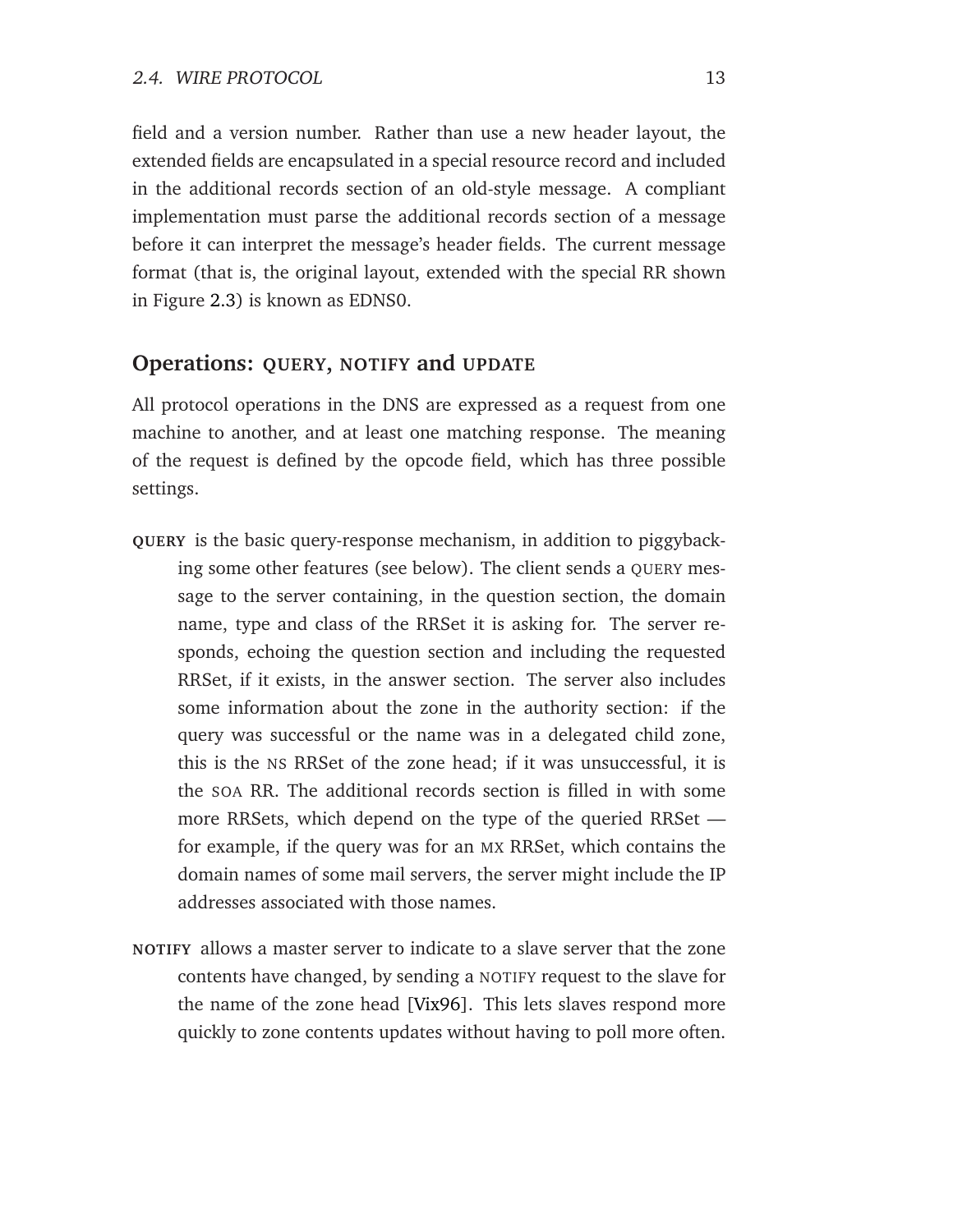field and a version number. Rather than use a new header layout, the extended fields are encapsulated in a special resource record and included in the additional records section of an old-style message. A compliant implementation must parse the additional records section of a message before it can interpret the message's header fields. The current message format (that is, the original layout, extended with the special RR shown in Figure 2.3) is known as EDNS0.

### Operations: QUERY, NOTIFY and UPDATE

All protocol operations in the DNS are expressed as a request from one machine to another, and at least one matching response. The meaning of the request is defined by the opcode field, which has three possible settings.

**QUERY** is the basic query-response mechanism, in addition to piggybacking some other features (see below). The client sends a QUERY message to the server containing, in the question section, the domain name, type and class of the RRSet it is asking for. The server responds, echoing the question section and including the requested RRSet, if it exists, in the answer section. The server also includes some information about the zone in the authority section: if the query was successful or the name was in a delegated child zone, this is the NS RRSet of the zone head; if it was unsuccessful, it is the SOA RR. The additional records section is filled in with some more RRSets, which depend on the type of the queried RRSet — for example, if the query was for an MX RRSet, which contains the domain names of some mail servers, the server might include the IP addresses associated with those names.

**NOTIFY** allows a master server to indicate to a slave server that the zone contents have changed, by sending a NOTIFY request to the slave for the name of the zone head [Vix96]. This lets slaves respond more quickly to zone contents updates without having to poll more often.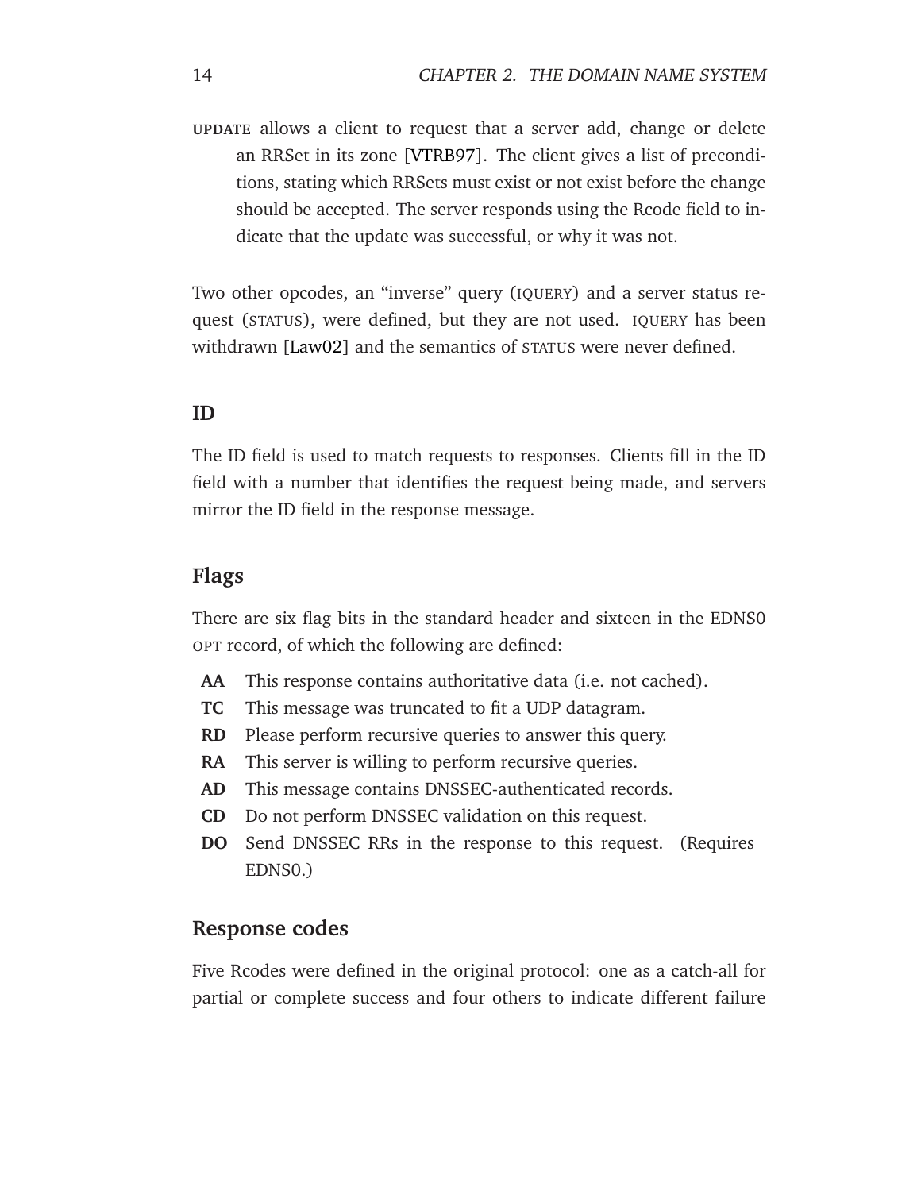**UPDATE** allows a client to request that a server add, change or delete an RRSet in its zone [VTRB97]. The client gives a list of preconditions, stating which RRSets must exist or not exist before the change should be accepted. The server responds using the Rcode field to indicate that the update was successful, or why it was not.

Two other opcodes, an "inverse" query (IQUERY) and a server status request (STATUS), were defined, but they are not used. IQUERY has been withdrawn [Law02] and the semantics of STATUS were never defined.

### ID

The ID field is used to match requests to responses. Clients fill in the ID field with a number that identifies the request being made, and servers mirror the ID field in the response message.

### Flags

There are six flag bits in the standard header and sixteen in the EDNS0 OPT record, of which the following are defined:

- **AA** This response contains authoritative data (i.e. not cached).
- **TC** This message was truncated to fit a UDP datagram.
- **RD** Please perform recursive queries to answer this query.
- **RA** This server is willing to perform recursive queries.
- **AD** This message contains DNSSEC-authenticated records.
- **CD** Do not perform DNSSEC validation on this request.
- **DO** Send DNSSEC RRs in the response to this request. (Requires EDNS0.)

### Response codes

Five Rcodes were defined in the original protocol: one as a catch-all for partial or complete success and four others to indicate different failure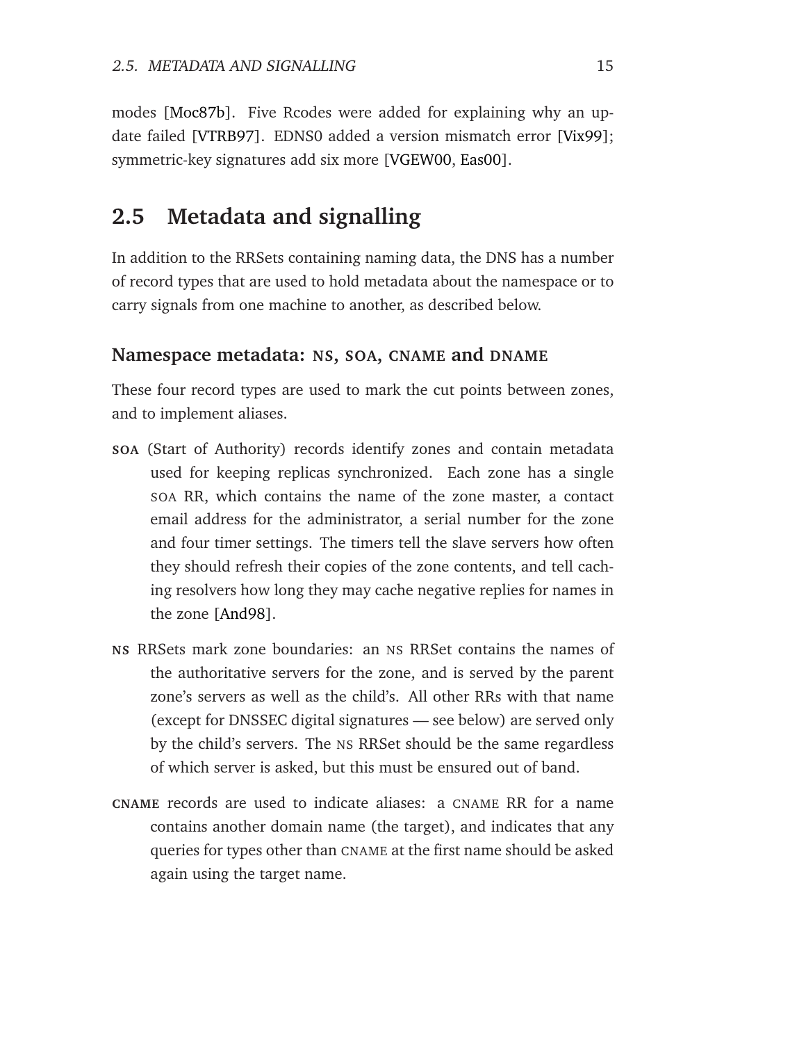modes [Moc87b]. Five Rcodes were added for explaining why an update failed [VTRB97]. EDNS0 added a version mismatch error [Vix99]; symmetric-key signatures add six more [VGEW00, Eas00].

## 2.5 Metadata and signalling

In addition to the RRSets containing naming data, the DNS has a number of record types that are used to hold metadata about the namespace or to carry signals from one machine to another, as described below.

### Namespace metadata: NS, SOA, CNAME and DNAME

These four record types are used to mark the cut points between zones, and to implement aliases.

**SOA** (Start of Authority) records identify zones and contain metadata used for keeping replicas synchronized. Each zone has a single SOA RR, which contains the name of the zone master, a contact email address for the administrator, a serial number for the zone and four timer settings. The timers tell the slave servers how often they should refresh their copies of the zone contents, and tell caching resolvers how long they may cache negative replies for names in the zone [And98].

**NS** RRSets mark zone boundaries: an NS RRSet contains the names of the authoritative servers for the zone, and is served by the parent zone's servers as well as the child's. All other RRs with that name (except for DNSSEC digital signatures — see below) are served only by the child's servers. The NS RRSet should be the same regardless of which server is asked, but this must be ensured out of band.

**CNAME** records are used to indicate aliases: a CNAME RR for a name contains another domain name (the target), and indicates that any queries for types other than CNAME at the first name should be asked again using the target name.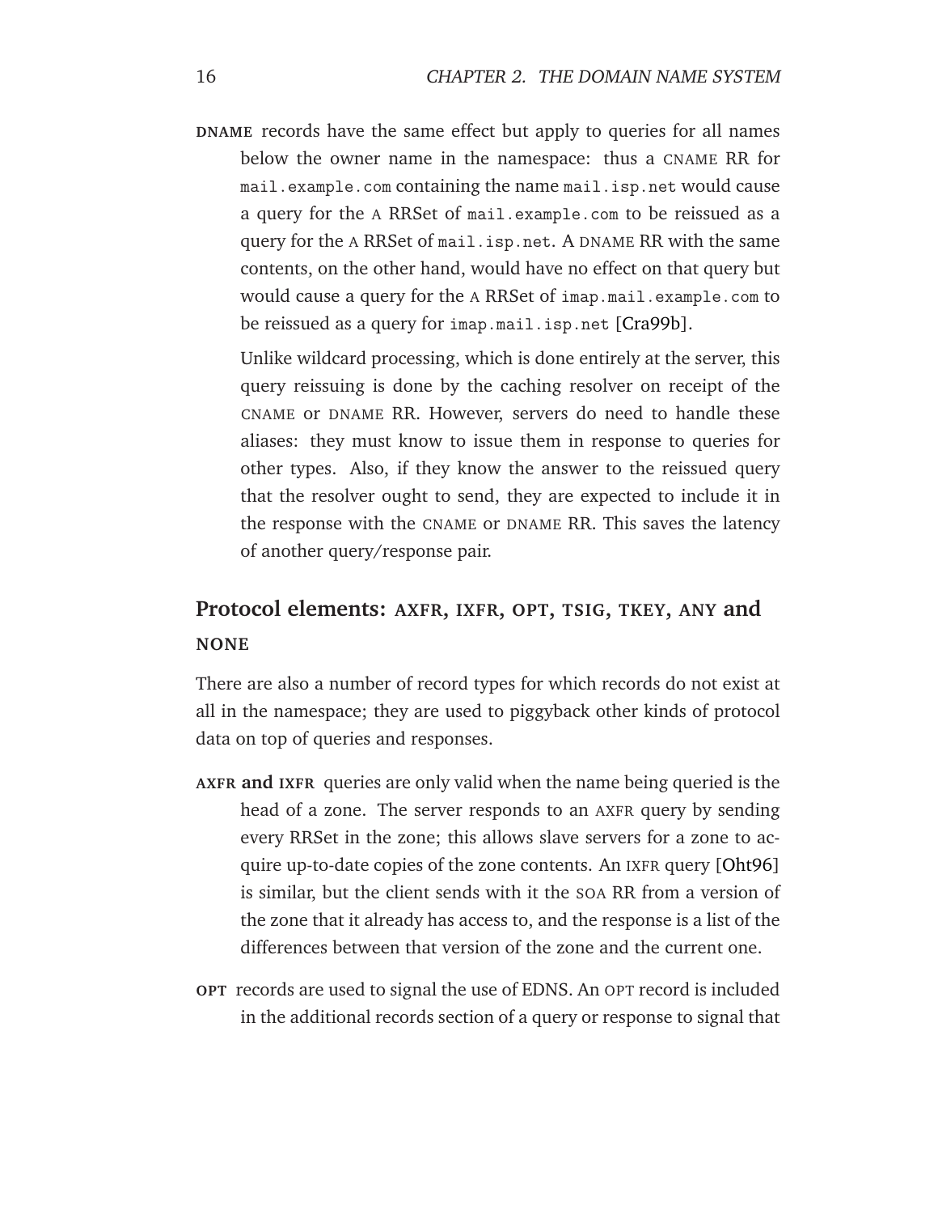**DNAME** records have the same effect but apply to queries for all names below the owner name in the namespace: thus a CNAME RR for `mail.example.com` containing the name `mail.isp.net` would cause a query for the A RRSet of `mail.example.com` to be reissued as a query for the A RRSet of `mail.isp.net`. A DNAME RR with the same contents, on the other hand, would have no effect on that query but would cause a query for the A RRSet of `imap.mail.example.com` to be reissued as a query for `imap.mail.isp.net` [Cra99b].

Unlike wildcard processing, which is done entirely at the server, this query reissuing is done by the caching resolver on receipt of the CNAME or DNAME RR. However, servers do need to handle these aliases: they must know to issue them in response to queries for other types. Also, if they know the answer to the reissued query that the resolver ought to send, they are expected to include it in the response with the CNAME or DNAME RR. This saves the latency of another query/response pair.

### Protocol elements: AXFR, IXFR, OPT, TSIG, TKEY, ANY and NONE

There are also a number of record types for which records do not exist at all in the namespace; they are used to piggyback other kinds of protocol data on top of queries and responses.

**AXFR and IXFR** queries are only valid when the name being queried is the head of a zone. The server responds to an AXFR query by sending every RRSet in the zone; this allows slave servers for a zone to acquire up-to-date copies of the zone contents. An IXFR query [Oht96] is similar, but the client sends with it the SOA RR from a version of the zone that it already has access to, and the response is a list of the differences between that version of the zone and the current one.

**OPT** records are used to signal the use of EDNS. An OPT record is included in the additional records section of a query or response to signal that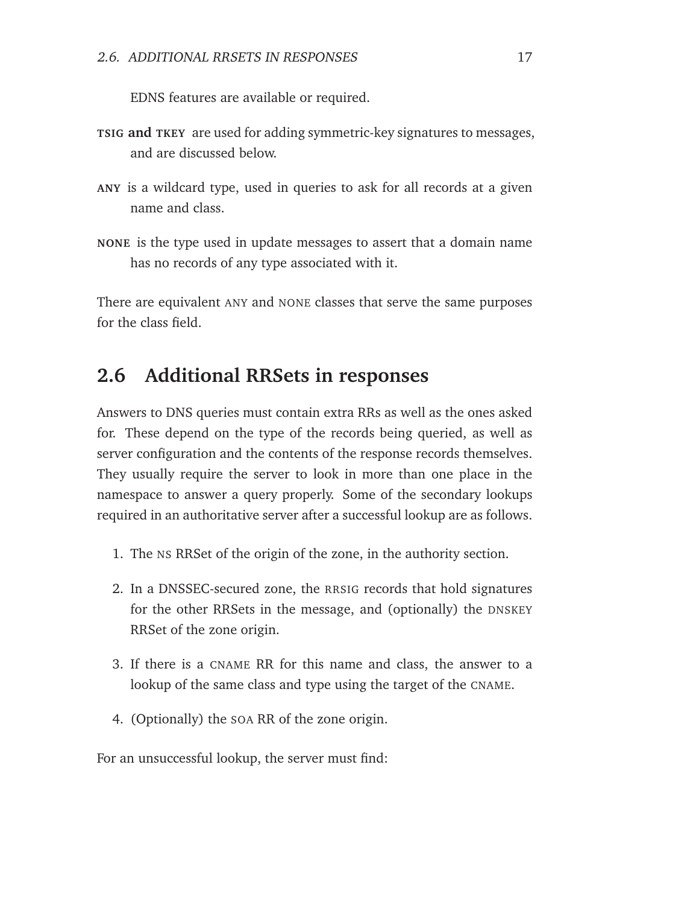EDNS features are available or required.

**TSIG and TKEY** are used for adding symmetric-key signatures to messages, and are discussed below.

**ANY** is a wildcard type, used in queries to ask for all records at a given name and class.

**NONE** is the type used in update messages to assert that a domain name has no records of any type associated with it.

There are equivalent ANY and NONE classes that serve the same purposes for the class field.

## 2.6 Additional RRSets in responses

Answers to DNS queries must contain extra RRs as well as the ones asked for. These depend on the type of the records being queried, as well as server configuration and the contents of the response records themselves. They usually require the server to look in more than one place in the namespace to answer a query properly. Some of the secondary lookups required in an authoritative server after a successful lookup are as follows.

1. The NS RRSet of the origin of the zone, in the authority section.
2. In a DNSSEC-secured zone, the RRSIG records that hold signatures for the other RRSets in the message, and (optionally) the DNSKEY RRSet of the zone origin.
3. If there is a CNAME RR for this name and class, the answer to a lookup of the same class and type using the target of the CNAME.
4. (Optionally) the SOA RR of the zone origin.

For an unsuccessful lookup, the server must find: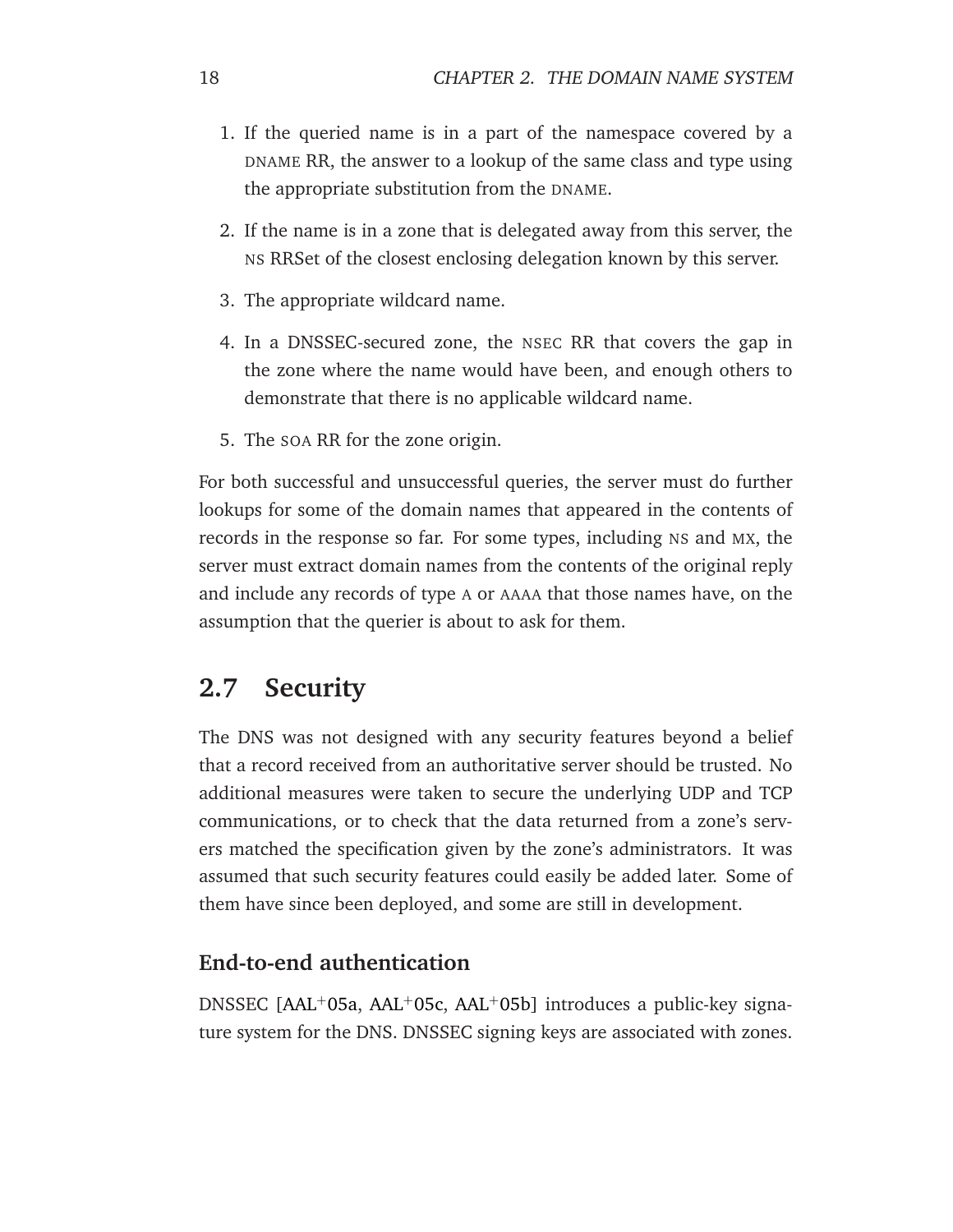1. If the queried name is in a part of the namespace covered by a DNAME RR, the answer to a lookup of the same class and type using the appropriate substitution from the DNAME.

2. If the name is in a zone that is delegated away from this server, the NS RRSet of the closest enclosing delegation known by this server.

3. The appropriate wildcard name.

4. In a DNSSEC-secured zone, the NSEC RR that covers the gap in the zone where the name would have been, and enough others to demonstrate that there is no applicable wildcard name.

5. The SOA RR for the zone origin.

For both successful and unsuccessful queries, the server must do further lookups for some of the domain names that appeared in the contents of records in the response so far. For some types, including NS and MX, the server must extract domain names from the contents of the original reply and include any records of type A or AAAA that those names have, on the assumption that the querier is about to ask for them.

## 2.7 Security

The DNS was not designed with any security features beyond a belief that a record received from an authoritative server should be trusted. No additional measures were taken to secure the underlying UDP and TCP communications, or to check that the data returned from a zone's servers matched the specification given by the zone's administrators. It was assumed that such security features could easily be added later. Some of them have since been deployed, and some are still in development.

### End-to-end authentication

DNSSEC [AAL+05a, AAL+05c, AAL+05b] introduces a public-key signature system for the DNS. DNSSEC signing keys are associated with zones.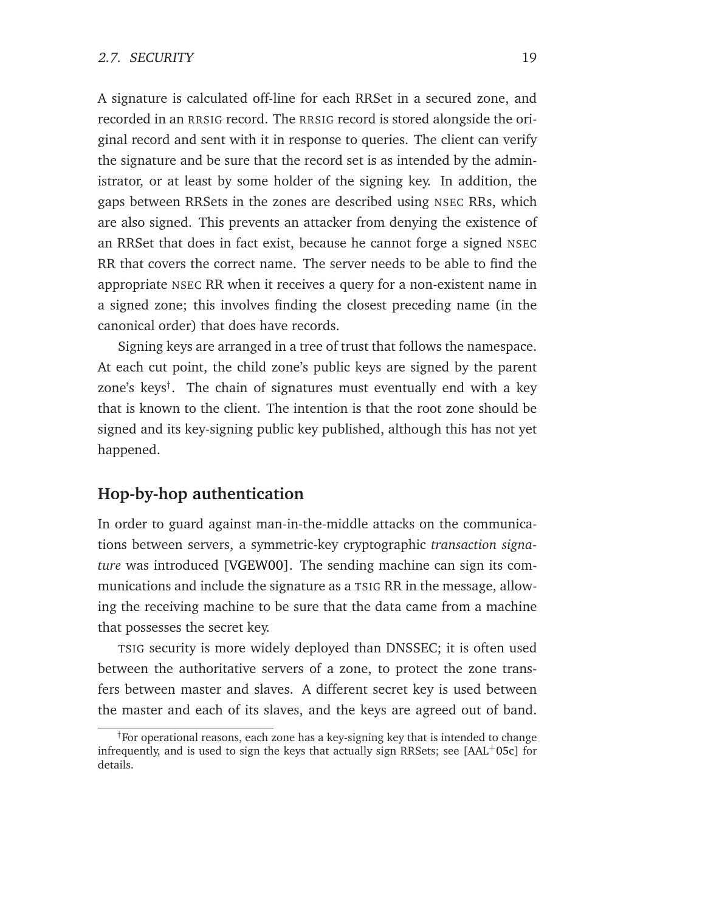A signature is calculated off-line for each RRSet in a secured zone, and recorded in an RRSIG record. The RRSIG record is stored alongside the original record and sent with it in response to queries. The client can verify the signature and be sure that the record set is as intended by the administrator, or at least by some holder of the signing key. In addition, the gaps between RRSets in the zones are described using NSEC RRs, which are also signed. This prevents an attacker from denying the existence of an RRSet that does in fact exist, because he cannot forge a signed NSEC RR that covers the correct name. The server needs to be able to find the appropriate NSEC RR when it receives a query for a non-existent name in a signed zone; this involves finding the closest preceding name (in the canonical order) that does have records.

Signing keys are arranged in a tree of trust that follows the namespace. At each cut point, the child zone's public keys are signed by the parent zone's keys[†]. The chain of signatures must eventually end with a key that is known to the client. The intention is that the root zone should be signed and its key-signing public key published, although this has not yet happened.

## Hop-by-hop authentication

In order to guard against man-in-the-middle attacks on the communications between servers, a symmetric-key cryptographic *transaction signature* was introduced [VGEW00]. The sending machine can sign its communications and include the signature as a TSIG RR in the message, allowing the receiving machine to be sure that the data came from a machine that possesses the secret key.

TSIG security is more widely deployed than DNSSEC; it is often used between the authoritative servers of a zone, to protect the zone transfers between master and slaves. A different secret key is used between the master and each of its slaves, and the keys are agreed out of band.

[†]For operational reasons, each zone has a key-signing key that is intended to change infrequently, and is used to sign the keys that actually sign RRSets; see [AAL+05c] for details.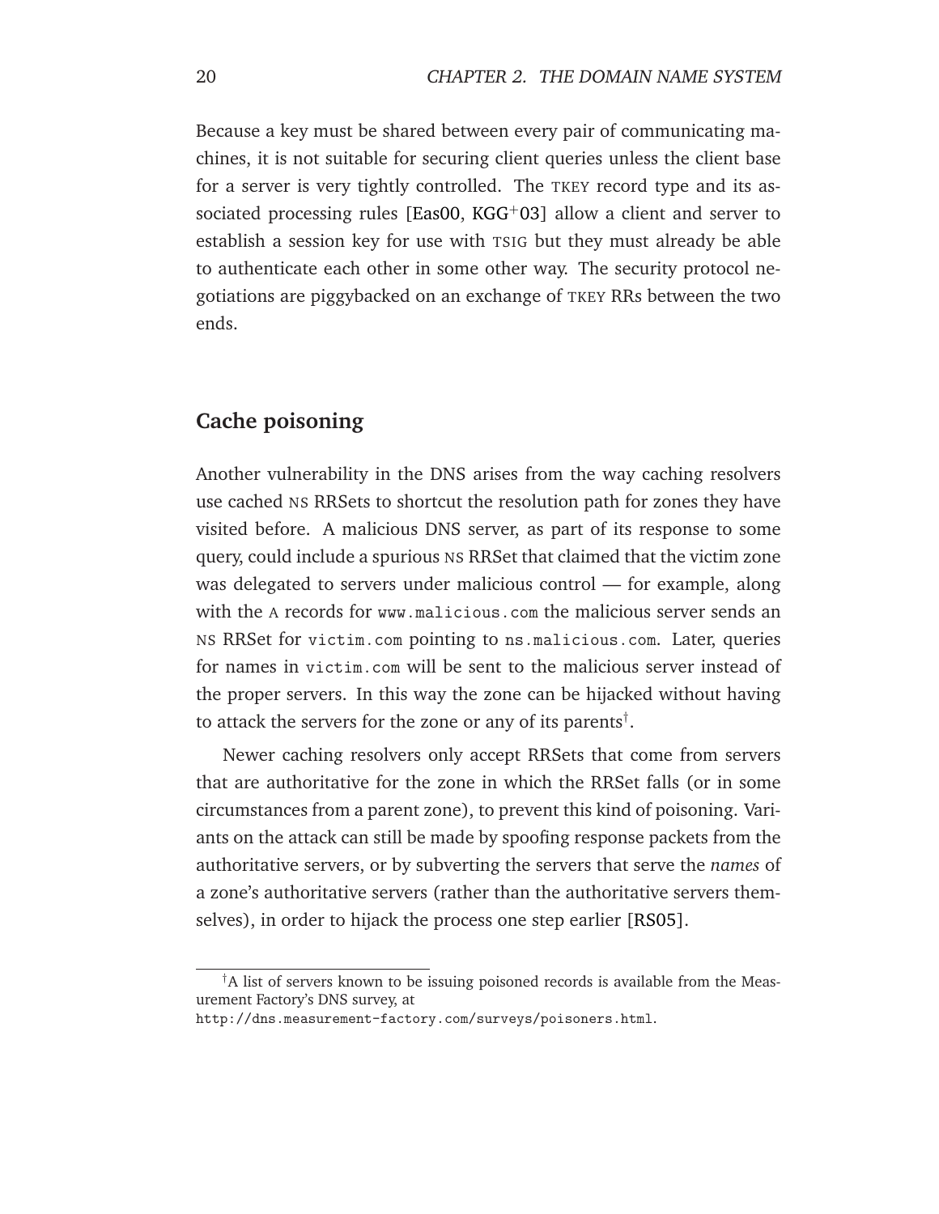Because a key must be shared between every pair of communicating machines, it is not suitable for securing client queries unless the client base for a server is very tightly controlled. The TKEY record type and its associated processing rules [Eas00, KGG+03] allow a client and server to establish a session key for use with TSIG but they must already be able to authenticate each other in some other way. The security protocol negotiations are piggybacked on an exchange of TKEY RRs between the two ends.

## Cache poisoning

Another vulnerability in the DNS arises from the way caching resolvers use cached NS RRSets to shortcut the resolution path for zones they have visited before. A malicious DNS server, as part of its response to some query, could include a spurious NS RRSet that claimed that the victim zone was delegated to servers under malicious control — for example, along with the A records for `www.malicious.com` the malicious server sends an NS RRSet for `victim.com` pointing to `ns.malicious.com`. Later, queries for names in `victim.com` will be sent to the malicious server instead of the proper servers. In this way the zone can be hijacked without having to attack the servers for the zone or any of its parents[†].

Newer caching resolvers only accept RRSets that come from servers that are authoritative for the zone in which the RRSet falls (or in some circumstances from a parent zone), to prevent this kind of poisoning. Variants on the attack can still be made by spoofing response packets from the authoritative servers, or by subverting the servers that serve the *names* of a zone's authoritative servers (rather than the authoritative servers themselves), in order to hijack the process one step earlier [RS05].

---

[†] A list of servers known to be issuing poisoned records is available from the Measurement Factory's DNS survey, at
`http://dns.measurement-factory.com/surveys/poisoners.html`.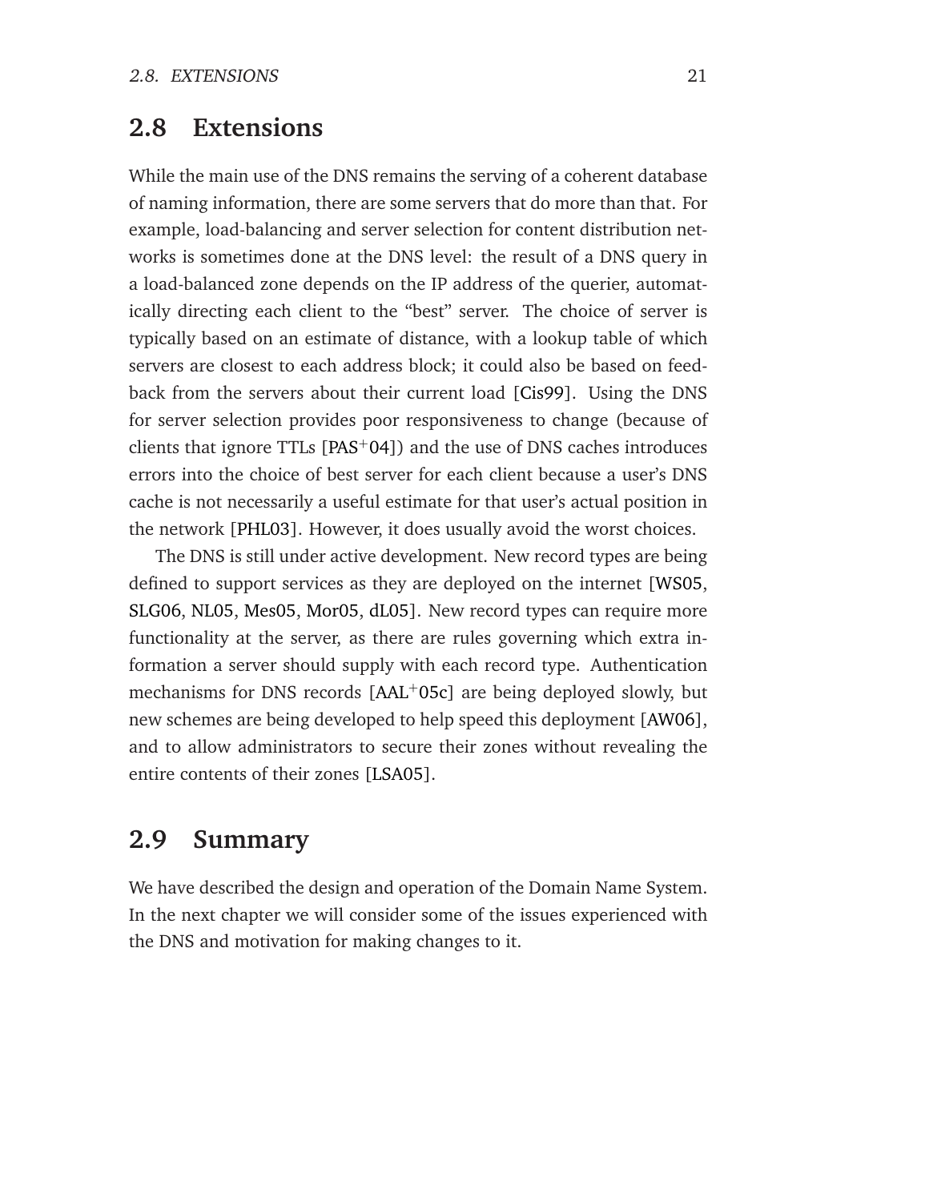## 2.8 Extensions

While the main use of the DNS remains the serving of a coherent database of naming information, there are some servers that do more than that. For example, load-balancing and server selection for content distribution networks is sometimes done at the DNS level: the result of a DNS query in a load-balanced zone depends on the IP address of the querier, automatically directing each client to the "best" server. The choice of server is typically based on an estimate of distance, with a lookup table of which servers are closest to each address block; it could also be based on feedback from the servers about their current load [Cis99]. Using the DNS for server selection provides poor responsiveness to change (because of clients that ignore TTLs [PAS+04]) and the use of DNS caches introduces errors into the choice of best server for each client because a user's DNS cache is not necessarily a useful estimate for that user's actual position in the network [PHL03]. However, it does usually avoid the worst choices.

The DNS is still under active development. New record types are being defined to support services as they are deployed on the internet [WS05, SLG06, NL05, Mes05, Mor05, dL05]. New record types can require more functionality at the server, as there are rules governing which extra information a server should supply with each record type. Authentication mechanisms for DNS records [AAL+05c] are being deployed slowly, but new schemes are being developed to help speed this deployment [AW06], and to allow administrators to secure their zones without revealing the entire contents of their zones [LSA05].

## 2.9 Summary

We have described the design and operation of the Domain Name System. In the next chapter we will consider some of the issues experienced with the DNS and motivation for making changes to it.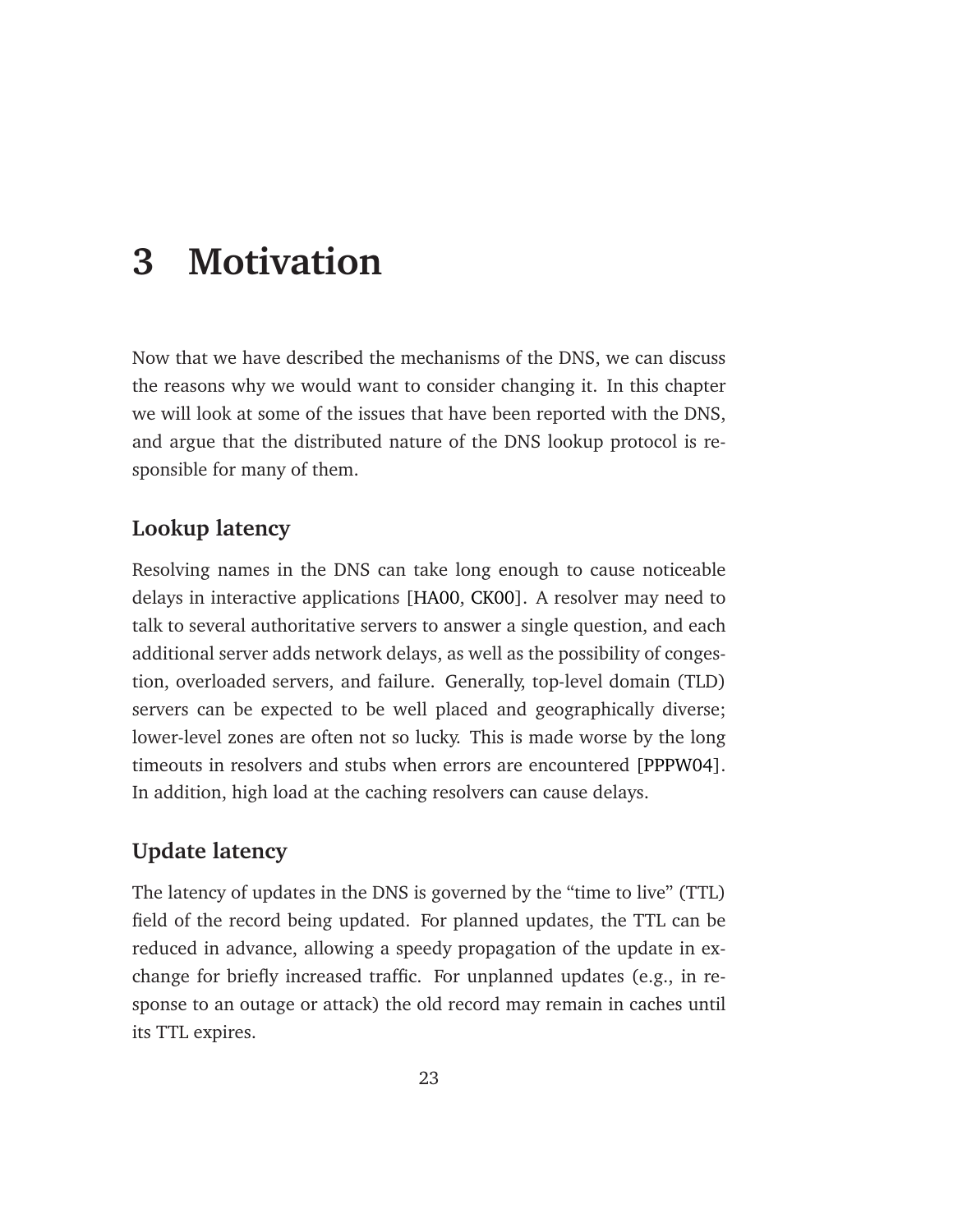# 3 Motivation

Now that we have described the mechanisms of the DNS, we can discuss the reasons why we would want to consider changing it. In this chapter we will look at some of the issues that have been reported with the DNS, and argue that the distributed nature of the DNS lookup protocol is responsible for many of them.

### Lookup latency

Resolving names in the DNS can take long enough to cause noticeable delays in interactive applications [HA00, CK00]. A resolver may need to talk to several authoritative servers to answer a single question, and each additional server adds network delays, as well as the possibility of congestion, overloaded servers, and failure. Generally, top-level domain (TLD) servers can be expected to be well placed and geographically diverse; lower-level zones are often not so lucky. This is made worse by the long timeouts in resolvers and stubs when errors are encountered [PPPW04]. In addition, high load at the caching resolvers can cause delays.

### Update latency

The latency of updates in the DNS is governed by the "time to live" (TTL) field of the record being updated. For planned updates, the TTL can be reduced in advance, allowing a speedy propagation of the update in exchange for briefly increased traffic. For unplanned updates (e.g., in response to an outage or attack) the old record may remain in caches until its TTL expires.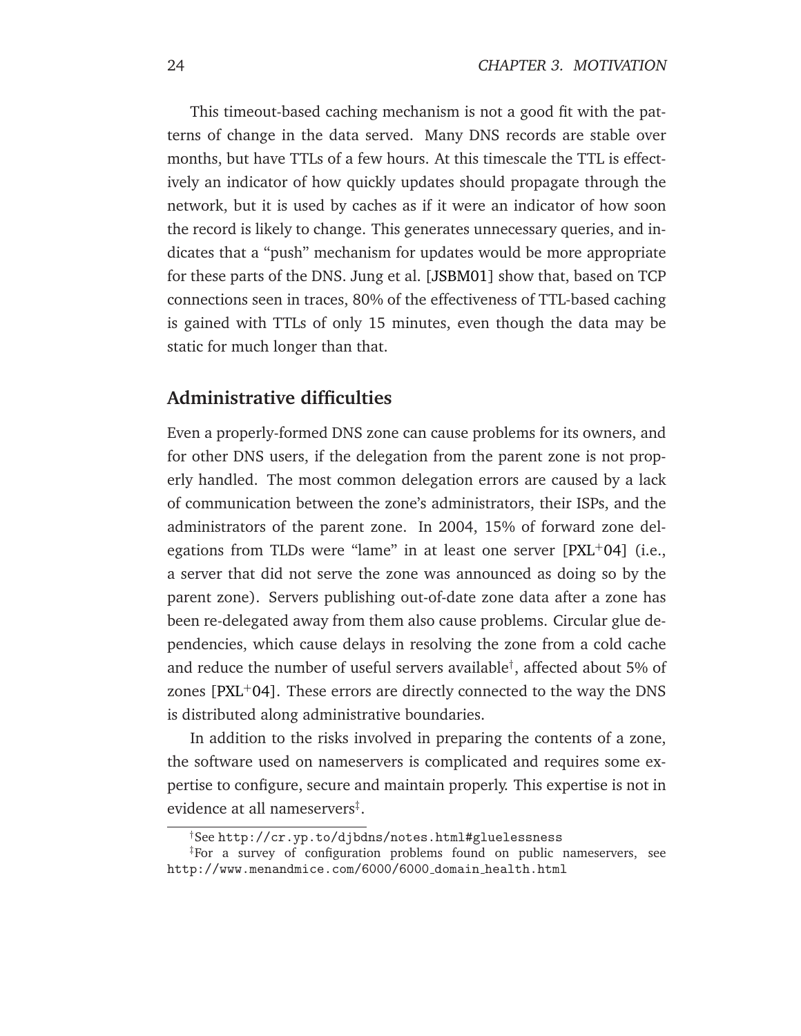This timeout-based caching mechanism is not a good fit with the patterns of change in the data served. Many DNS records are stable over months, but have TTLs of a few hours. At this timescale the TTL is effectively an indicator of how quickly updates should propagate through the network, but it is used by caches as if it were an indicator of how soon the record is likely to change. This generates unnecessary queries, and indicates that a "push" mechanism for updates would be more appropriate for these parts of the DNS. Jung et al. [JSBM01] show that, based on TCP connections seen in traces, 80% of the effectiveness of TTL-based caching is gained with TTLs of only 15 minutes, even though the data may be static for much longer than that.

### Administrative difficulties

Even a properly-formed DNS zone can cause problems for its owners, and for other DNS users, if the delegation from the parent zone is not properly handled. The most common delegation errors are caused by a lack of communication between the zone's administrators, their ISPs, and the administrators of the parent zone. In 2004, 15% of forward zone delegations from TLDs were "lame" in at least one server [PXL+04] (i.e., a server that did not serve the zone was announced as doing so by the parent zone). Servers publishing out-of-date zone data after a zone has been re-delegated away from them also cause problems. Circular glue dependencies, which cause delays in resolving the zone from a cold cache and reduce the number of useful servers available[†], affected about 5% of zones [PXL+04]. These errors are directly connected to the way the DNS is distributed along administrative boundaries.

In addition to the risks involved in preparing the contents of a zone, the software used on nameservers is complicated and requires some expertise to configure, secure and maintain properly. This expertise is not in evidence at all nameservers[‡].

---

[†] See http://cr.yp.to/djbdns/notes.html#gluelessness

[‡] For a survey of configuration problems found on public nameservers, see http://www.menandmice.com/6000/6000_domain_health.html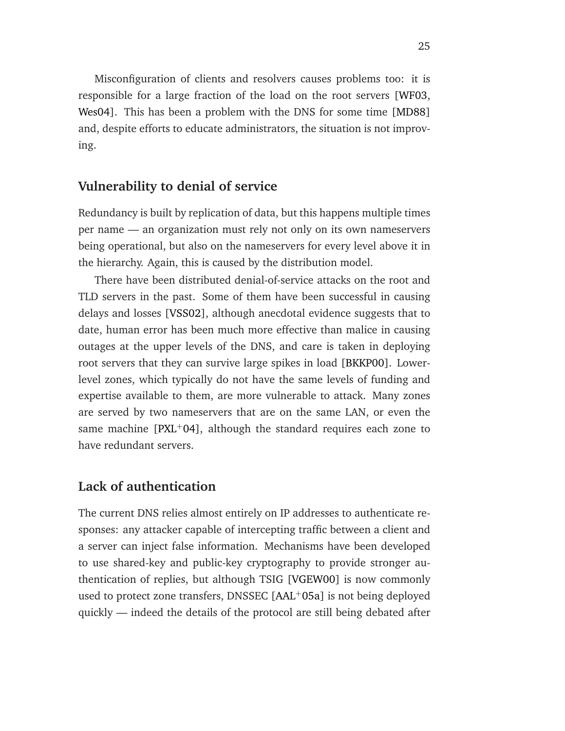Misconfiguration of clients and resolvers causes problems too: it is responsible for a large fraction of the load on the root servers [WF03, Wes04]. This has been a problem with the DNS for some time [MD88] and, despite efforts to educate administrators, the situation is not improving.

### Vulnerability to denial of service

Redundancy is built by replication of data, but this happens multiple times per name — an organization must rely not only on its own nameservers being operational, but also on the nameservers for every level above it in the hierarchy. Again, this is caused by the distribution model.

There have been distributed denial-of-service attacks on the root and TLD servers in the past. Some of them have been successful in causing delays and losses [VSS02], although anecdotal evidence suggests that to date, human error has been much more effective than malice in causing outages at the upper levels of the DNS, and care is taken in deploying root servers that they can survive large spikes in load [BKKP00]. Lower-level zones, which typically do not have the same levels of funding and expertise available to them, are more vulnerable to attack. Many zones are served by two nameservers that are on the same LAN, or even the same machine [PXL+04], although the standard requires each zone to have redundant servers.

### Lack of authentication

The current DNS relies almost entirely on IP addresses to authenticate responses: any attacker capable of intercepting traffic between a client and a server can inject false information. Mechanisms have been developed to use shared-key and public-key cryptography to provide stronger authentication of replies, but although TSIG [VGEW00] is now commonly used to protect zone transfers, DNSSEC [AAL+05a] is not being deployed quickly — indeed the details of the protocol are still being debated after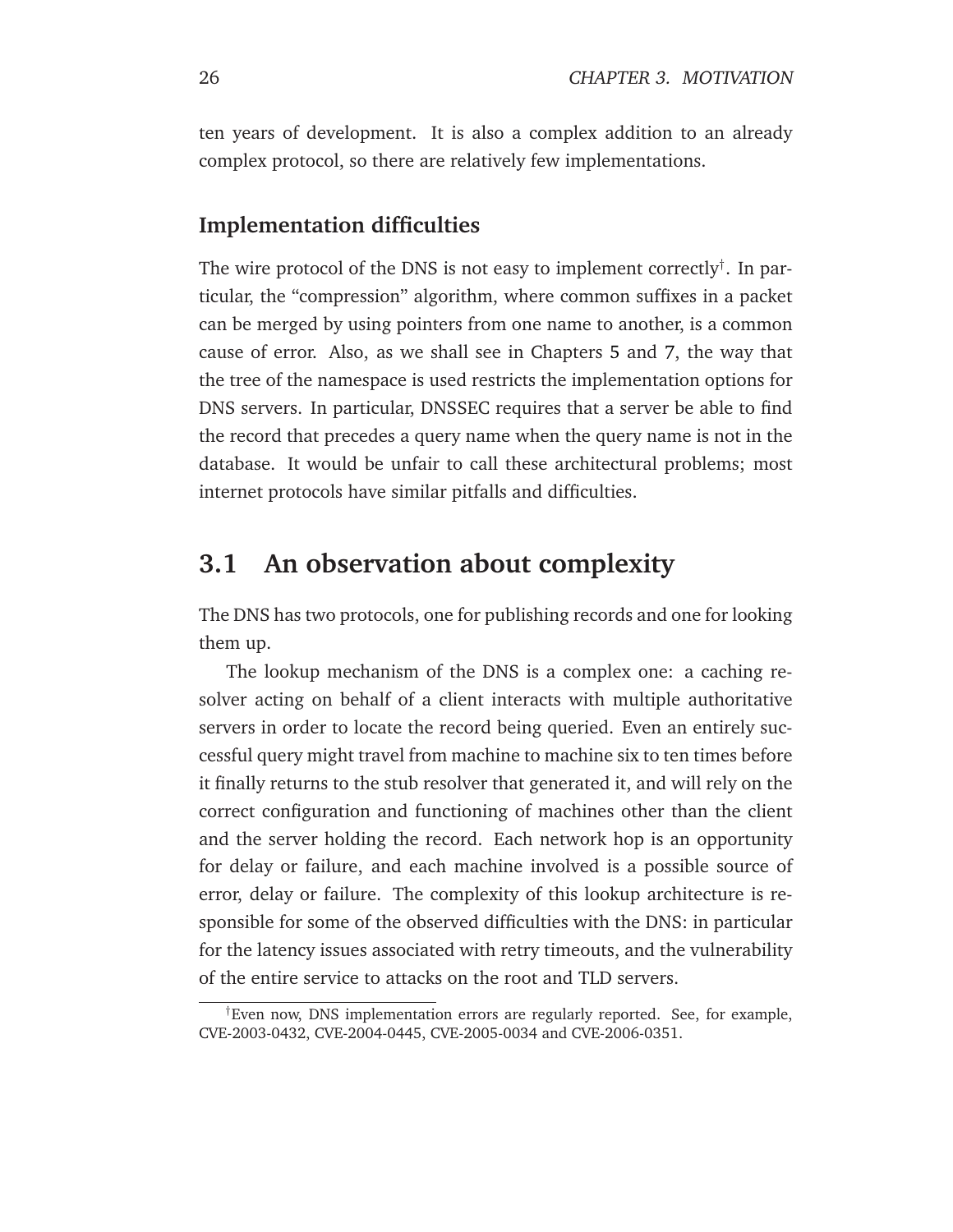ten years of development. It is also a complex addition to an already complex protocol, so there are relatively few implementations.

### Implementation difficulties

The wire protocol of the DNS is not easy to implement correctly[†]. In particular, the "compression" algorithm, where common suffixes in a packet can be merged by using pointers from one name to another, is a common cause of error. Also, as we shall see in Chapters 5 and 7, the way that the tree of the namespace is used restricts the implementation options for DNS servers. In particular, DNSSEC requires that a server be able to find the record that precedes a query name when the query name is not in the database. It would be unfair to call these architectural problems; most internet protocols have similar pitfalls and difficulties.

## 3.1 An observation about complexity

The DNS has two protocols, one for publishing records and one for looking them up.

The lookup mechanism of the DNS is a complex one: a caching resolver acting on behalf of a client interacts with multiple authoritative servers in order to locate the record being queried. Even an entirely successful query might travel from machine to machine six to ten times before it finally returns to the stub resolver that generated it, and will rely on the correct configuration and functioning of machines other than the client and the server holding the record. Each network hop is an opportunity for delay or failure, and each machine involved is a possible source of error, delay or failure. The complexity of this lookup architecture is responsible for some of the observed difficulties with the DNS: in particular for the latency issues associated with retry timeouts, and the vulnerability of the entire service to attacks on the root and TLD servers.

---

[†] Even now, DNS implementation errors are regularly reported. See, for example, CVE-2003-0432, CVE-2004-0445, CVE-2005-0034 and CVE-2006-0351.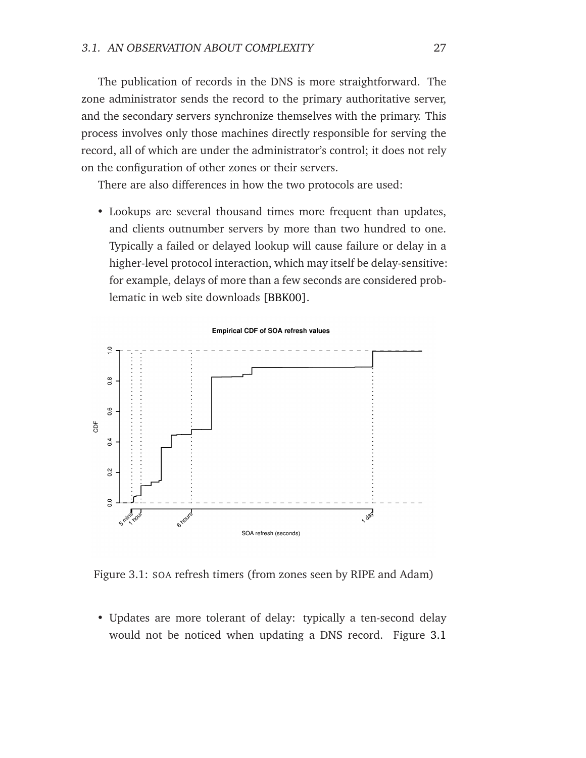The publication of records in the DNS is more straightforward. The zone administrator sends the record to the primary authoritative server, and the secondary servers synchronize themselves with the primary. This process involves only those machines directly responsible for serving the record, all of which are under the administrator's control; it does not rely on the configuration of other zones or their servers.

There are also differences in how the two protocols are used:

- Lookups are several thousand times more frequent than updates, and clients outnumber servers by more than two hundred to one. Typically a failed or delayed lookup will cause failure or delay in a higher-level protocol interaction, which may itself be delay-sensitive: for example, delays of more than a few seconds are considered problematic in web site downloads [BBK00].

Figure 3.1: SOA refresh timers (from zones seen by RIPE and Adam)

- Updates are more tolerant of delay: typically a ten-second delay would not be noticed when updating a DNS record. Figure 3.1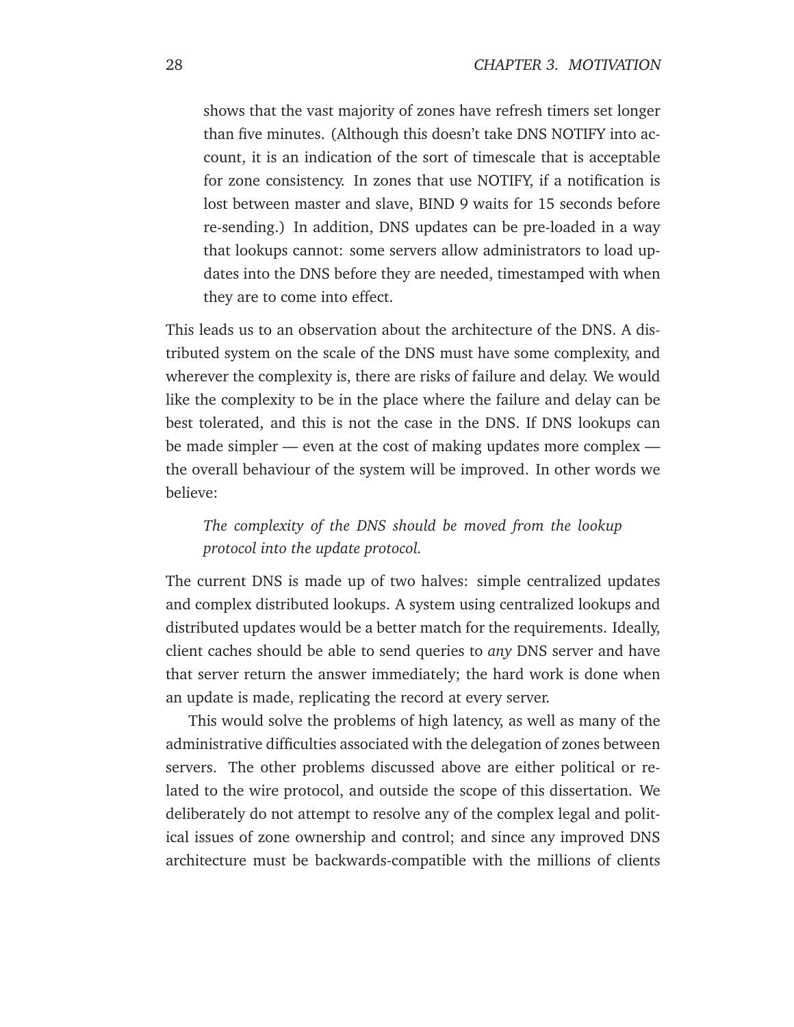> shows that the vast majority of zones have refresh timers set longer than five minutes. (Although this doesn't take DNS NOTIFY into account, it is an indication of the sort of timescale that is acceptable for zone consistency. In zones that use NOTIFY, if a notification is lost between master and slave, BIND 9 waits for 15 seconds before re-sending.) In addition, DNS updates can be pre-loaded in a way that lookups cannot: some servers allow administrators to load updates into the DNS before they are needed, timestamped with when they are to come into effect.

This leads us to an observation about the architecture of the DNS. A distributed system on the scale of the DNS must have some complexity, and wherever the complexity is, there are risks of failure and delay. We would like the complexity to be in the place where the failure and delay can be best tolerated, and this is not the case in the DNS. If DNS lookups can be made simpler — even at the cost of making updates more complex — the overall behaviour of the system will be improved. In other words we believe:

> *The complexity of the DNS should be moved from the lookup protocol into the update protocol.*

The current DNS is made up of two halves: simple centralized updates and complex distributed lookups. A system using centralized lookups and distributed updates would be a better match for the requirements. Ideally, client caches should be able to send queries to *any* DNS server and have that server return the answer immediately; the hard work is done when an update is made, replicating the record at every server.

This would solve the problems of high latency, as well as many of the administrative difficulties associated with the delegation of zones between servers. The other problems discussed above are either political or related to the wire protocol, and outside the scope of this dissertation. We deliberately do not attempt to resolve any of the complex legal and political issues of zone ownership and control; and since any improved DNS architecture must be backwards-compatible with the millions of clients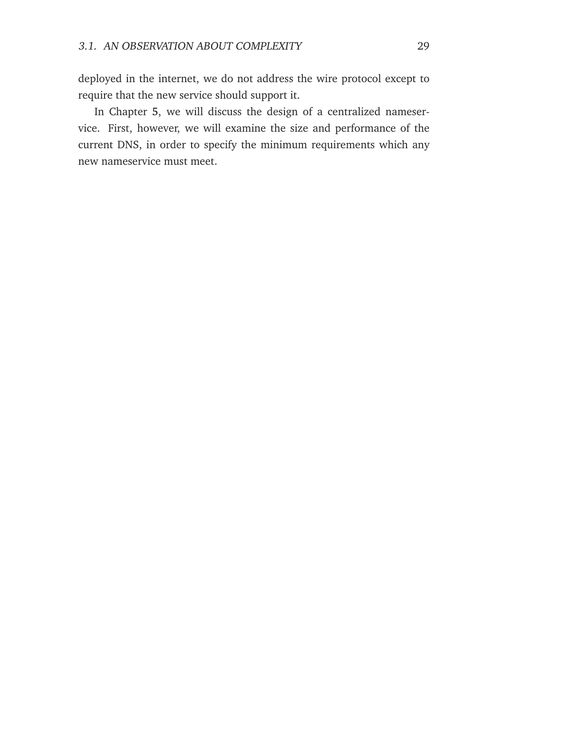deployed in the internet, we do not address the wire protocol except to require that the new service should support it.

In Chapter 5, we will discuss the design of a centralized nameservice. First, however, we will examine the size and performance of the current DNS, in order to specify the minimum requirements which any new nameservice must meet.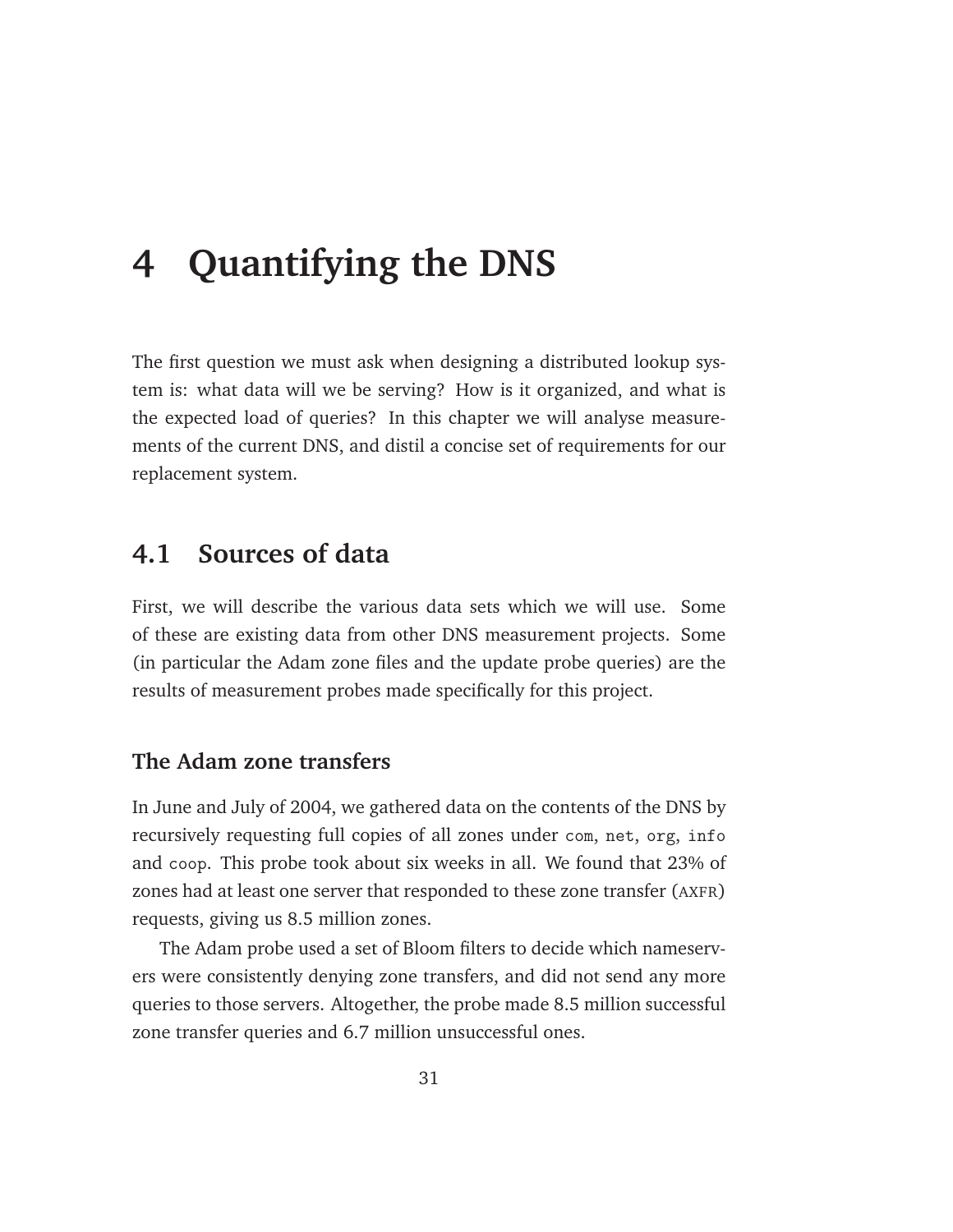# 4 Quantifying the DNS

The first question we must ask when designing a distributed lookup system is: what data will we be serving? How is it organized, and what is the expected load of queries? In this chapter we will analyse measurements of the current DNS, and distil a concise set of requirements for our replacement system.

## 4.1 Sources of data

First, we will describe the various data sets which we will use. Some of these are existing data from other DNS measurement projects. Some (in particular the Adam zone files and the update probe queries) are the results of measurement probes made specifically for this project.

### The Adam zone transfers

In June and July of 2004, we gathered data on the contents of the DNS by recursively requesting full copies of all zones under `com`, `net`, `org`, `info` and `coop`. This probe took about six weeks in all. We found that 23% of zones had at least one server that responded to these zone transfer (AXFR) requests, giving us 8.5 million zones.

The Adam probe used a set of Bloom filters to decide which nameservers were consistently denying zone transfers, and did not send any more queries to those servers. Altogether, the probe made 8.5 million successful zone transfer queries and 6.7 million unsuccessful ones.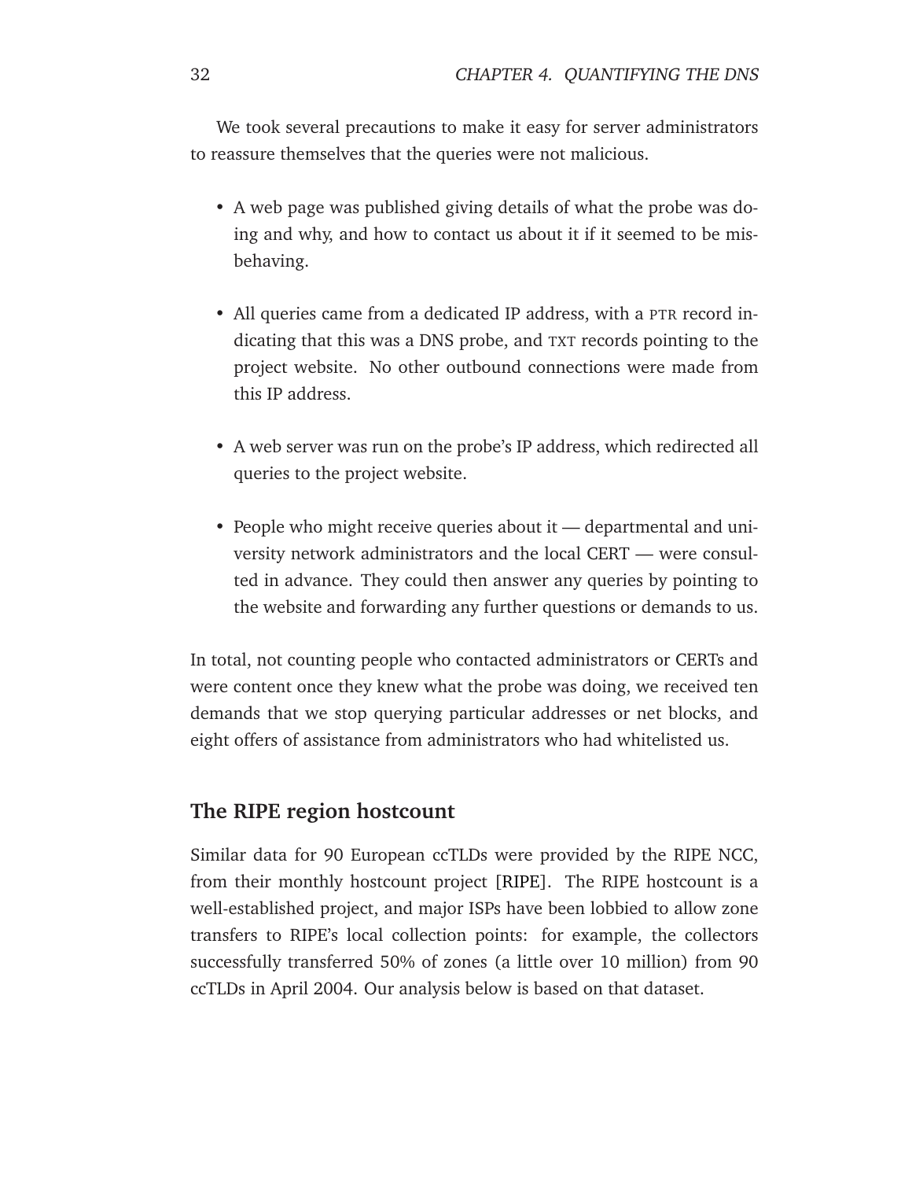We took several precautions to make it easy for server administrators to reassure themselves that the queries were not malicious.

- A web page was published giving details of what the probe was doing and why, and how to contact us about it if it seemed to be misbehaving.
- All queries came from a dedicated IP address, with a PTR record indicating that this was a DNS probe, and TXT records pointing to the project website. No other outbound connections were made from this IP address.
- A web server was run on the probe's IP address, which redirected all queries to the project website.
- People who might receive queries about it — departmental and university network administrators and the local CERT — were consulted in advance. They could then answer any queries by pointing to the website and forwarding any further questions or demands to us.

In total, not counting people who contacted administrators or CERTs and were content once they knew what the probe was doing, we received ten demands that we stop querying particular addresses or net blocks, and eight offers of assistance from administrators who had whitelisted us.

### The RIPE region hostcount

Similar data for 90 European ccTLDs were provided by the RIPE NCC, from their monthly hostcount project [RIPE]. The RIPE hostcount is a well-established project, and major ISPs have been lobbied to allow zone transfers to RIPE's local collection points: for example, the collectors successfully transferred 50% of zones (a little over 10 million) from 90 ccTLDs in April 2004. Our analysis below is based on that dataset.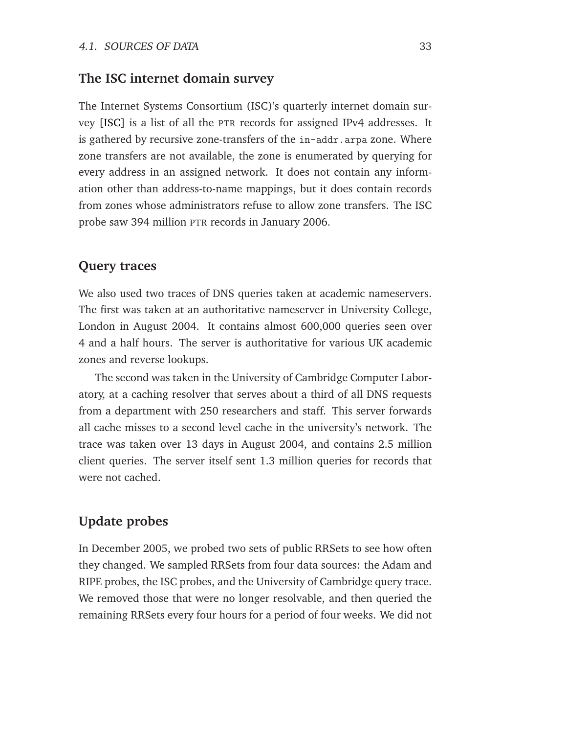### The ISC internet domain survey

The Internet Systems Consortium (ISC)'s quarterly internet domain survey [ISC] is a list of all the PTR records for assigned IPv4 addresses. It is gathered by recursive zone-transfers of the `in-addr.arpa` zone. Where zone transfers are not available, the zone is enumerated by querying for every address in an assigned network. It does not contain any information other than address-to-name mappings, but it does contain records from zones whose administrators refuse to allow zone transfers. The ISC probe saw 394 million PTR records in January 2006.

### Query traces

We also used two traces of DNS queries taken at academic nameservers. The first was taken at an authoritative nameserver in University College, London in August 2004. It contains almost 600,000 queries seen over 4 and a half hours. The server is authoritative for various UK academic zones and reverse lookups.

The second was taken in the University of Cambridge Computer Laboratory, at a caching resolver that serves about a third of all DNS requests from a department with 250 researchers and staff. This server forwards all cache misses to a second level cache in the university's network. The trace was taken over 13 days in August 2004, and contains 2.5 million client queries. The server itself sent 1.3 million queries for records that were not cached.

### Update probes

In December 2005, we probed two sets of public RRSets to see how often they changed. We sampled RRSets from four data sources: the Adam and RIPE probes, the ISC probes, and the University of Cambridge query trace. We removed those that were no longer resolvable, and then queried the remaining RRSets every four hours for a period of four weeks. We did not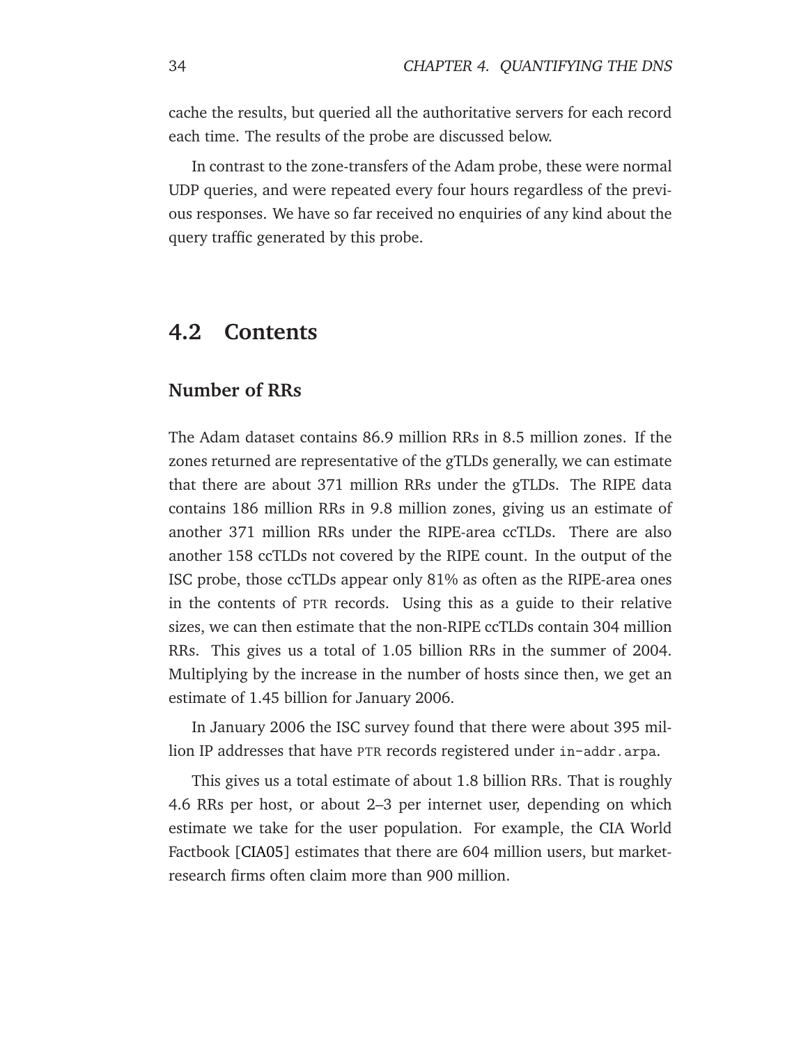cache the results, but queried all the authoritative servers for each record each time. The results of the probe are discussed below.

In contrast to the zone-transfers of the Adam probe, these were normal UDP queries, and were repeated every four hours regardless of the previous responses. We have so far received no enquiries of any kind about the query traffic generated by this probe.

## 4.2 Contents

### Number of RRs

The Adam dataset contains 86.9 million RRs in 8.5 million zones. If the zones returned are representative of the gTLDs generally, we can estimate that there are about 371 million RRs under the gTLDs. The RIPE data contains 186 million RRs in 9.8 million zones, giving us an estimate of another 371 million RRs under the RIPE-area ccTLDs. There are also another 158 ccTLDs not covered by the RIPE count. In the output of the ISC probe, those ccTLDs appear only 81% as often as the RIPE-area ones in the contents of PTR records. Using this as a guide to their relative sizes, we can then estimate that the non-RIPE ccTLDs contain 304 million RRs. This gives us a total of 1.05 billion RRs in the summer of 2004. Multiplying by the increase in the number of hosts since then, we get an estimate of 1.45 billion for January 2006.

In January 2006 the ISC survey found that there were about 395 million IP addresses that have PTR records registered under `in-addr.arpa`.

This gives us a total estimate of about 1.8 billion RRs. That is roughly 4.6 RRs per host, or about 2–3 per internet user, depending on which estimate we take for the user population. For example, the CIA World Factbook [CIA05] estimates that there are 604 million users, but market-research firms often claim more than 900 million.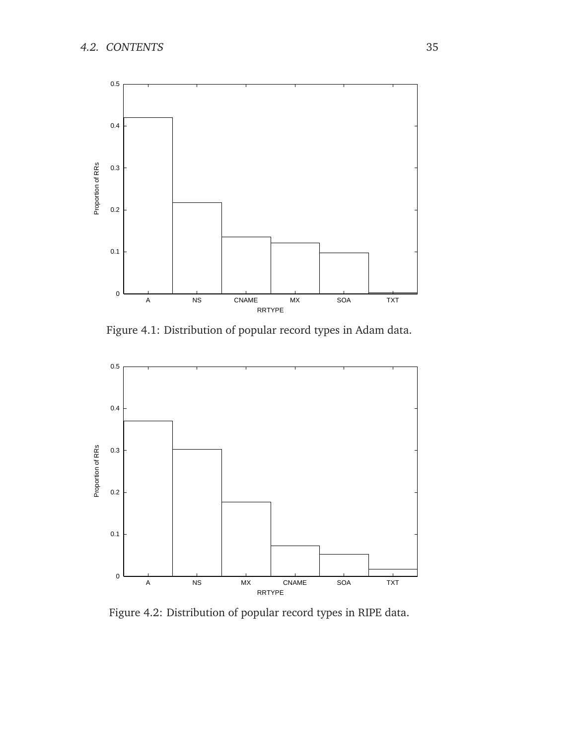Figure 4.1: Distribution of popular record types in Adam data.

Figure 4.2: Distribution of popular record types in RIPE data.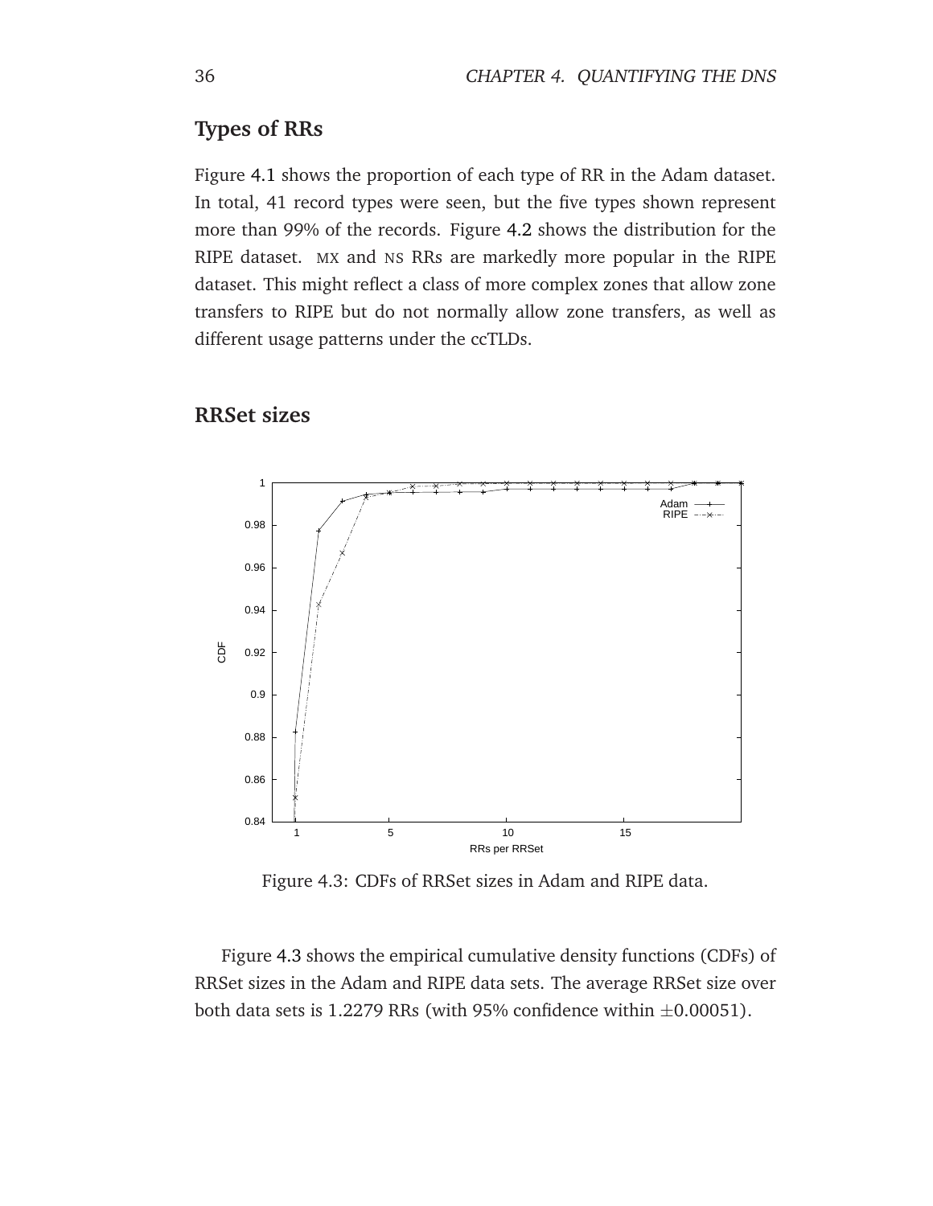### Types of RRs

Figure 4.1 shows the proportion of each type of RR in the Adam dataset. In total, 41 record types were seen, but the five types shown represent more than 99% of the records. Figure 4.2 shows the distribution for the RIPE dataset. MX and NS RRs are markedly more popular in the RIPE dataset. This might reflect a class of more complex zones that allow zone transfers to RIPE but do not normally allow zone transfers, as well as different usage patterns under the ccTLDs.

### RRSet sizes

Figure 4.3: CDFs of RRSet sizes in Adam and RIPE data.

Figure 4.3 shows the empirical cumulative density functions (CDFs) of RRSet sizes in the Adam and RIPE data sets. The average RRSet size over both data sets is 1.2279 RRs (with 95% confidence within $\pm 0.00051$).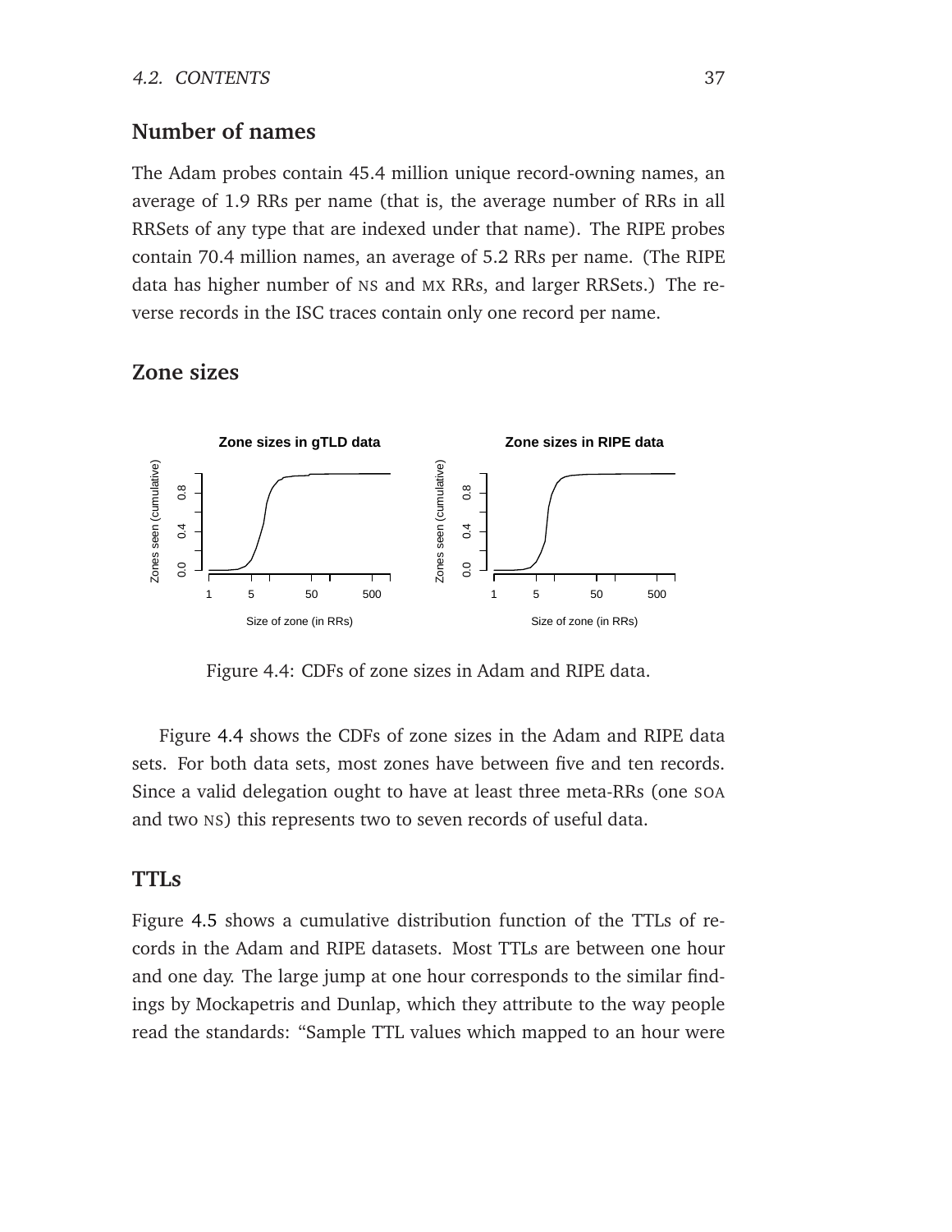## Number of names

The Adam probes contain 45.4 million unique record-owning names, an average of 1.9 RRs per name (that is, the average number of RRs in all RRSets of any type that are indexed under that name). The RIPE probes contain 70.4 million names, an average of 5.2 RRs per name. (The RIPE data has higher number of NS and MX RRs, and larger RRSets.) The reverse records in the ISC traces contain only one record per name.

## Zone sizes

Figure 4.4: CDFs of zone sizes in Adam and RIPE data.

Figure 4.4 shows the CDFs of zone sizes in the Adam and RIPE data sets. For both data sets, most zones have between five and ten records. Since a valid delegation ought to have at least three meta-RRs (one SOA and two NS) this represents two to seven records of useful data.

## TTLs

Figure 4.5 shows a cumulative distribution function of the TTLs of records in the Adam and RIPE datasets. Most TTLs are between one hour and one day. The large jump at one hour corresponds to the similar findings by Mockapetris and Dunlap, which they attribute to the way people read the standards: "Sample TTL values which mapped to an hour were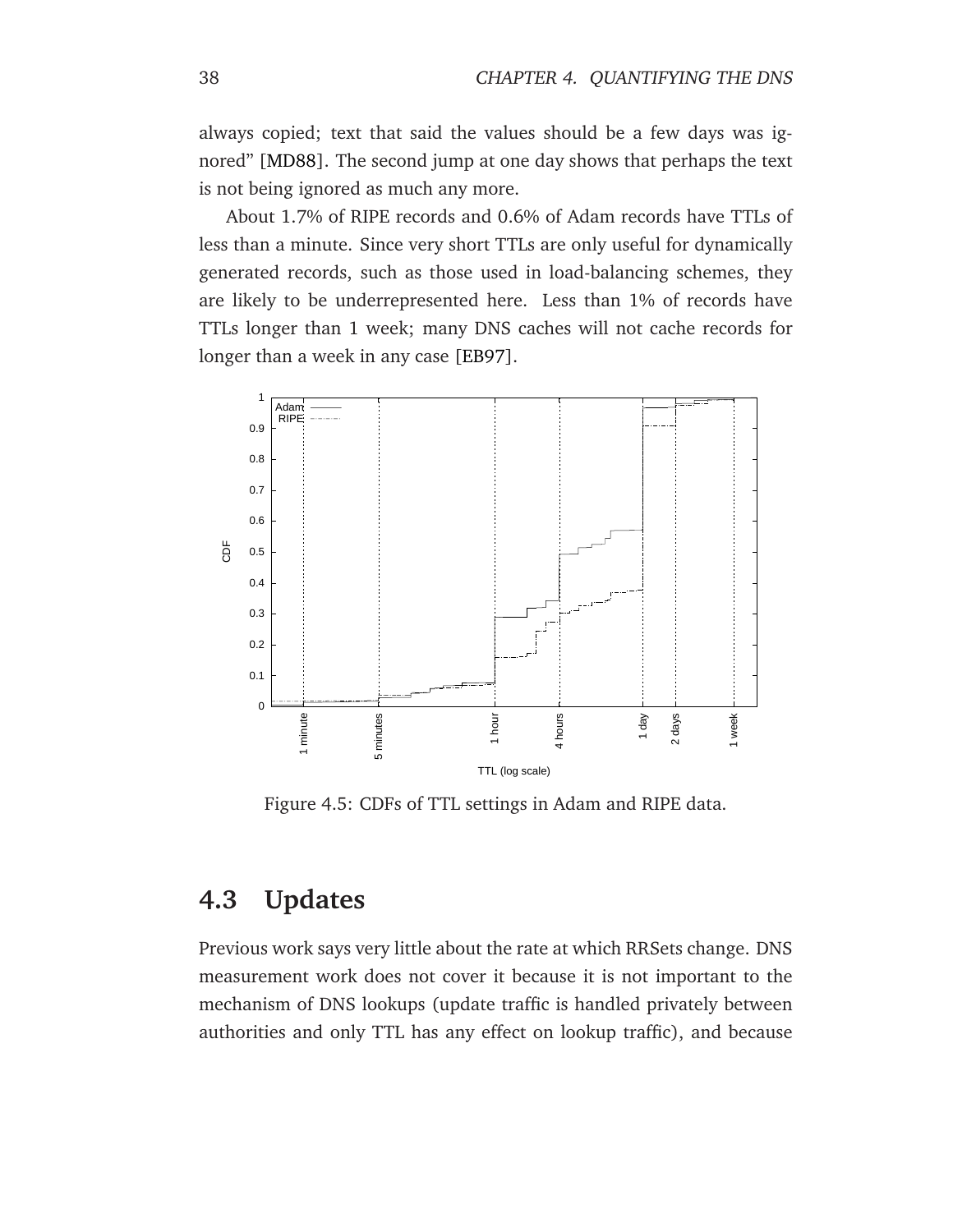always copied; text that said the values should be a few days was ignored" [MD88]. The second jump at one day shows that perhaps the text is not being ignored as much any more.

About 1.7% of RIPE records and 0.6% of Adam records have TTLs of less than a minute. Since very short TTLs are only useful for dynamically generated records, such as those used in load-balancing schemes, they are likely to be underrepresented here. Less than 1% of records have TTLs longer than 1 week; many DNS caches will not cache records for longer than a week in any case [EB97].

Figure 4.5: CDFs of TTL settings in Adam and RIPE data.

## 4.3 Updates

Previous work says very little about the rate at which RRSets change. DNS measurement work does not cover it because it is not important to the mechanism of DNS lookups (update traffic is handled privately between authorities and only TTL has any effect on lookup traffic), and because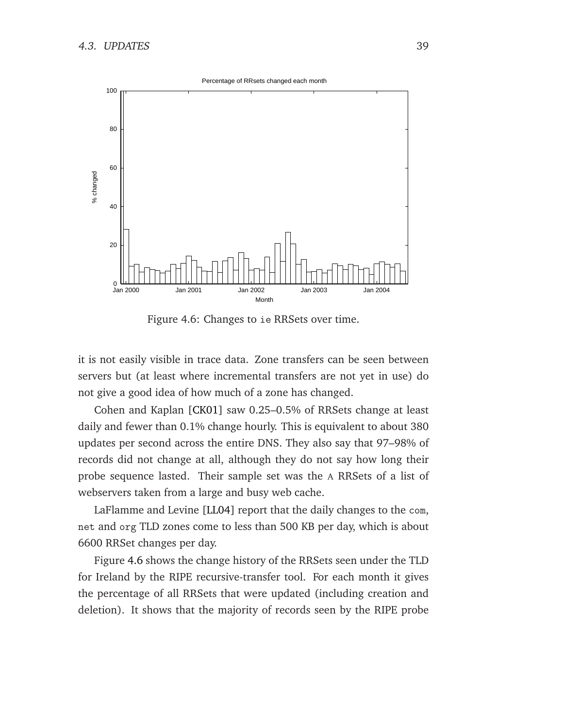Figure 4.6: Changes to `ie` RRSets over time.

it is not easily visible in trace data. Zone transfers can be seen between servers but (at least where incremental transfers are not yet in use) do not give a good idea of how much of a zone has changed.

Cohen and Kaplan [CK01] saw 0.25–0.5% of RRSets change at least daily and fewer than 0.1% change hourly. This is equivalent to about 380 updates per second across the entire DNS. They also say that 97–98% of records did not change at all, although they do not say how long their probe sequence lasted. Their sample set was the A RRSets of a list of webservers taken from a large and busy web cache.

LaFlamme and Levine [LL04] report that the daily changes to the `com`, `net` and `org` TLD zones come to less than 500 KB per day, which is about 6600 RRSet changes per day.

Figure 4.6 shows the change history of the RRSets seen under the TLD for Ireland by the RIPE recursive-transfer tool. For each month it gives the percentage of all RRSets that were updated (including creation and deletion). It shows that the majority of records seen by the RIPE probe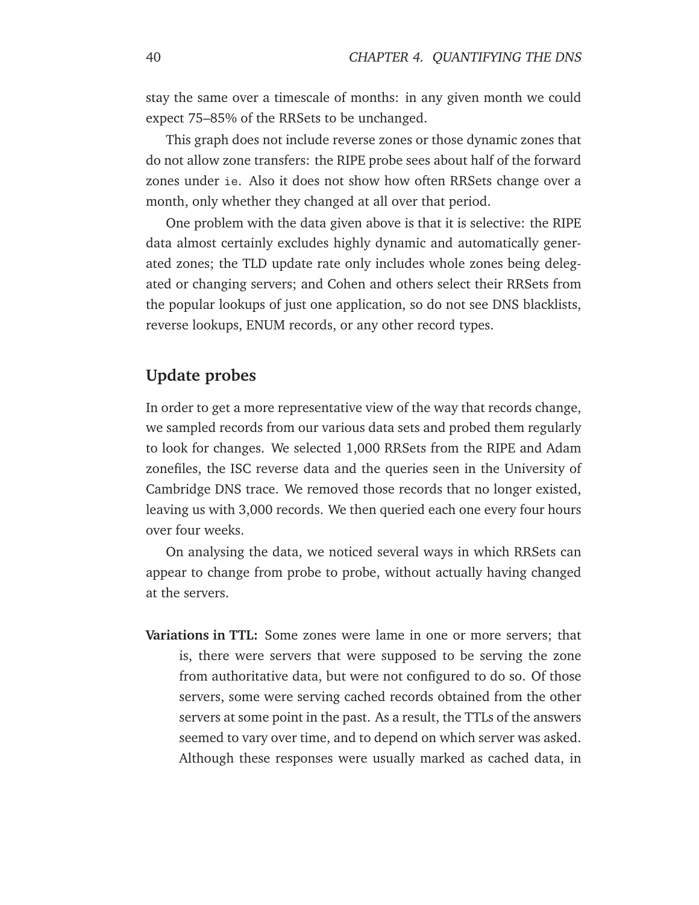stay the same over a timescale of months: in any given month we could expect 75–85% of the RRSets to be unchanged.

This graph does not include reverse zones or those dynamic zones that do not allow zone transfers: the RIPE probe sees about half of the forward zones under `ie`. Also it does not show how often RRSets change over a month, only whether they changed at all over that period.

One problem with the data given above is that it is selective: the RIPE data almost certainly excludes highly dynamic and automatically generated zones; the TLD update rate only includes whole zones being delegated or changing servers; and Cohen and others select their RRSets from the popular lookups of just one application, so do not see DNS blacklists, reverse lookups, ENUM records, or any other record types.

## Update probes

In order to get a more representative view of the way that records change, we sampled records from our various data sets and probed them regularly to look for changes. We selected 1,000 RRSets from the RIPE and Adam zonefiles, the ISC reverse data and the queries seen in the University of Cambridge DNS trace. We removed those records that no longer existed, leaving us with 3,000 records. We then queried each one every four hours over four weeks.

On analysing the data, we noticed several ways in which RRSets can appear to change from probe to probe, without actually having changed at the servers.

**Variations in TTL:** Some zones were lame in one or more servers; that is, there were servers that were supposed to be serving the zone from authoritative data, but were not configured to do so. Of those servers, some were serving cached records obtained from the other servers at some point in the past. As a result, the TTLs of the answers seemed to vary over time, and to depend on which server was asked. Although these responses were usually marked as cached data, in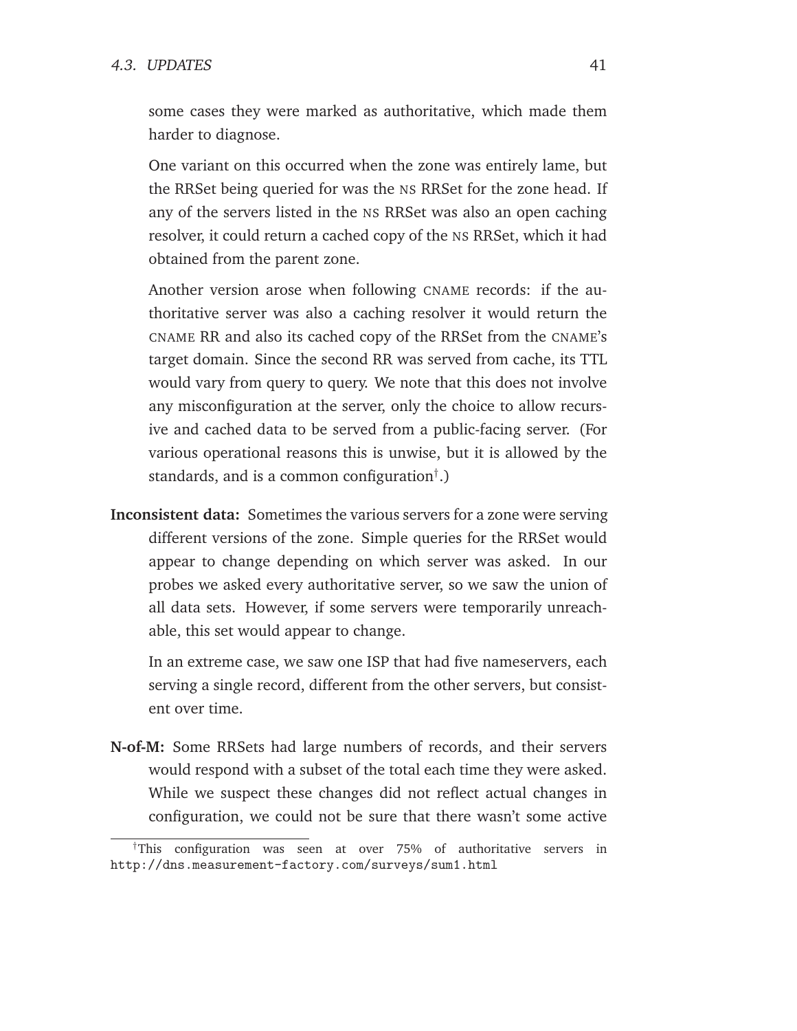some cases they were marked as authoritative, which made them harder to diagnose.

One variant on this occurred when the zone was entirely lame, but the RRSet being queried for was the NS RRSet for the zone head. If any of the servers listed in the NS RRSet was also an open caching resolver, it could return a cached copy of the NS RRSet, which it had obtained from the parent zone.

Another version arose when following CNAME records: if the authoritative server was also a caching resolver it would return the CNAME RR and also its cached copy of the RRSet from the CNAME's target domain. Since the second RR was served from cache, its TTL would vary from query to query. We note that this does not involve any misconfiguration at the server, only the choice to allow recursive and cached data to be served from a public-facing server. (For various operational reasons this is unwise, but it is allowed by the standards, and is a common configuration[†].)

**Inconsistent data:** Sometimes the various servers for a zone were serving different versions of the zone. Simple queries for the RRSet would appear to change depending on which server was asked. In our probes we asked every authoritative server, so we saw the union of all data sets. However, if some servers were temporarily unreachable, this set would appear to change.

In an extreme case, we saw one ISP that had five nameservers, each serving a single record, different from the other servers, but consistent over time.

**N-of-M:** Some RRSets had large numbers of records, and their servers would respond with a subset of the total each time they were asked. While we suspect these changes did not reflect actual changes in configuration, we could not be sure that there wasn't some active

[†]This configuration was seen at over 75% of authoritative servers in `http://dns.measurement-factory.com/surveys/sum1.html`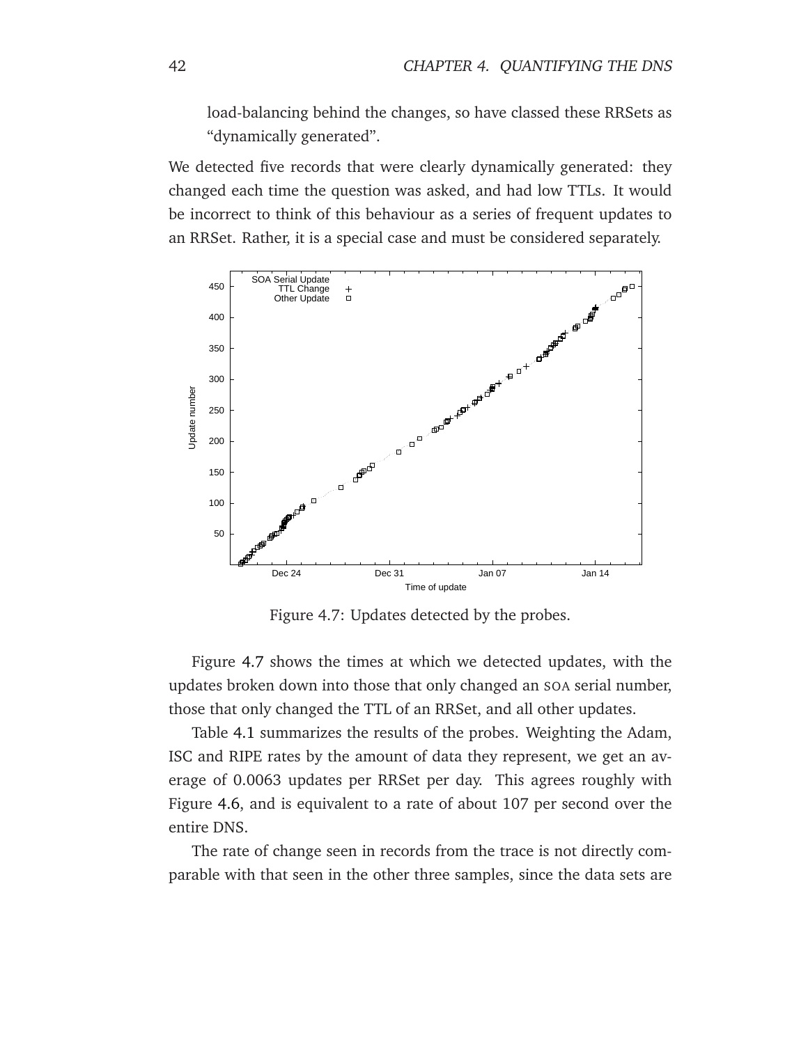load-balancing behind the changes, so have classed these RRSets as "dynamically generated".

We detected five records that were clearly dynamically generated: they changed each time the question was asked, and had low TTLs. It would be incorrect to think of this behaviour as a series of frequent updates to an RRSet. Rather, it is a special case and must be considered separately.

Figure 4.7: Updates detected by the probes.

Figure 4.7 shows the times at which we detected updates, with the updates broken down into those that only changed an SOA serial number, those that only changed the TTL of an RRSet, and all other updates.

Table 4.1 summarizes the results of the probes. Weighting the Adam, ISC and RIPE rates by the amount of data they represent, we get an average of 0.0063 updates per RRSet per day. This agrees roughly with Figure 4.6, and is equivalent to a rate of about 107 per second over the entire DNS.

The rate of change seen in records from the trace is not directly comparable with that seen in the other three samples, since the data sets are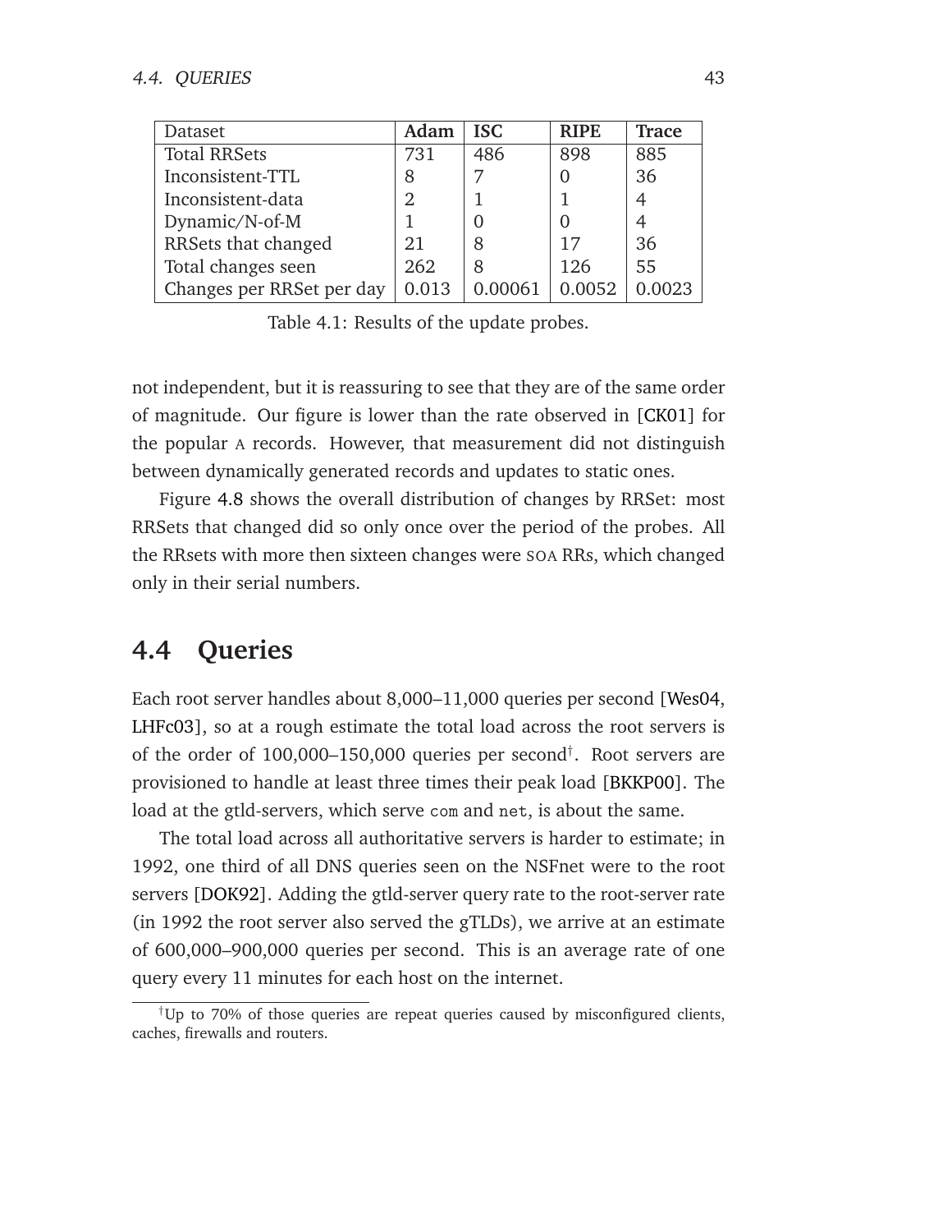| Dataset | **Adam** | **ISC** | **RIPE** | **Trace** |
|---|---|---|---|---|
| Total RRSets | 731 | 486 | 898 | 885 |
| Inconsistent-TTL | 8 | 7 | 0 | 36 |
| Inconsistent-data | 2 | 1 | 1 | 4 |
| Dynamic/N-of-M | 1 | 0 | 0 | 4 |
| RRSets that changed | 21 | 8 | 17 | 36 |
| Total changes seen | 262 | 8 | 126 | 55 |
| Changes per RRSet per day | 0.013 | 0.00061 | 0.0052 | 0.0023 |

Table 4.1: Results of the update probes.

not independent, but it is reassuring to see that they are of the same order of magnitude. Our figure is lower than the rate observed in [CK01] for the popular A records. However, that measurement did not distinguish between dynamically generated records and updates to static ones.

Figure 4.8 shows the overall distribution of changes by RRSet: most RRSets that changed did so only once over the period of the probes. All the RRsets with more then sixteen changes were SOA RRs, which changed only in their serial numbers.

## 4.4 Queries

Each root server handles about 8,000–11,000 queries per second [Wes04, LHFc03], so at a rough estimate the total load across the root servers is of the order of 100,000–150,000 queries per second†. Root servers are provisioned to handle at least three times their peak load [BKKP00]. The load at the gtld-servers, which serve `com` and `net`, is about the same.

The total load across all authoritative servers is harder to estimate; in 1992, one third of all DNS queries seen on the NSFnet were to the root servers [DOK92]. Adding the gtld-server query rate to the root-server rate (in 1992 the root server also served the gTLDs), we arrive at an estimate of 600,000–900,000 queries per second. This is an average rate of one query every 11 minutes for each host on the internet.

†Up to 70% of those queries are repeat queries caused by misconfigured clients, caches, firewalls and routers.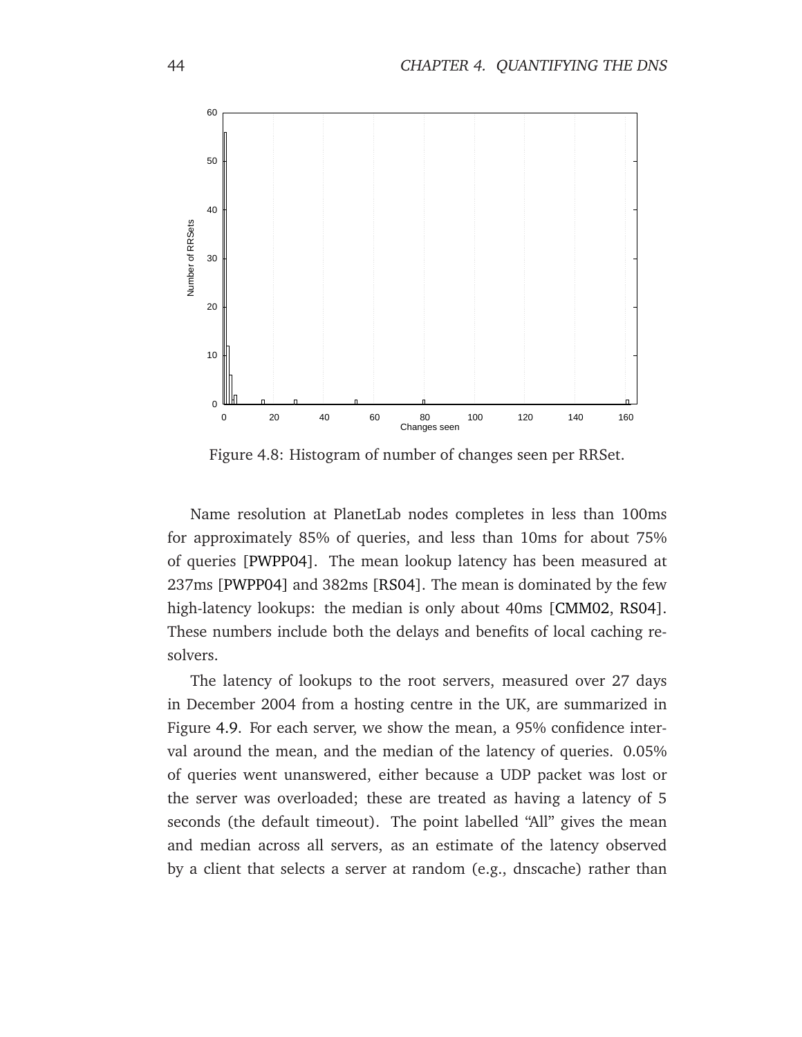Figure 4.8: Histogram of number of changes seen per RRSet.

Name resolution at PlanetLab nodes completes in less than 100ms for approximately 85% of queries, and less than 10ms for about 75% of queries [PWPP04]. The mean lookup latency has been measured at 237ms [PWPP04] and 382ms [RS04]. The mean is dominated by the few high-latency lookups: the median is only about 40ms [CMM02, RS04]. These numbers include both the delays and benefits of local caching resolvers.

The latency of lookups to the root servers, measured over 27 days in December 2004 from a hosting centre in the UK, are summarized in Figure 4.9. For each server, we show the mean, a 95% confidence interval around the mean, and the median of the latency of queries. 0.05% of queries went unanswered, either because a UDP packet was lost or the server was overloaded; these are treated as having a latency of 5 seconds (the default timeout). The point labelled "All" gives the mean and median across all servers, as an estimate of the latency observed by a client that selects a server at random (e.g., dnscache) rather than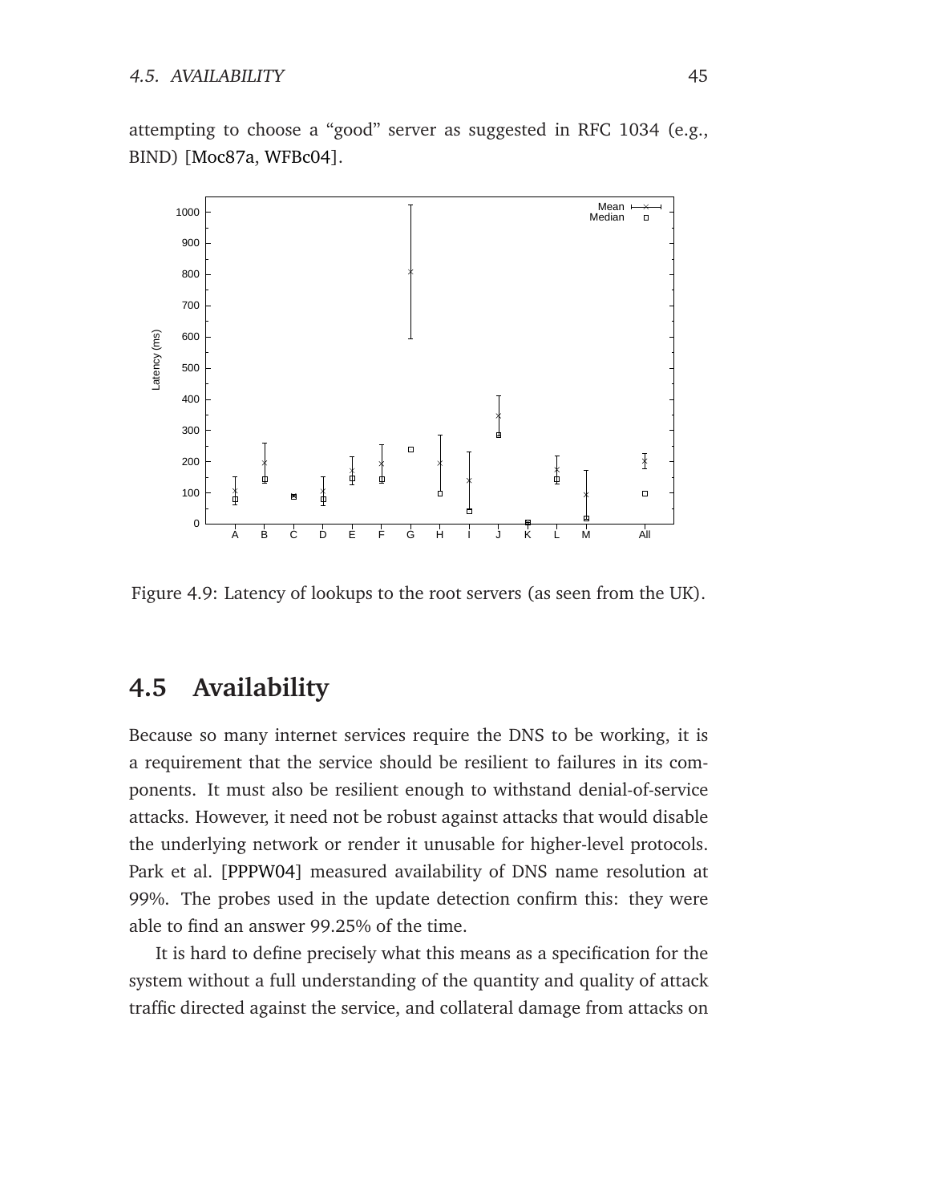attempting to choose a "good" server as suggested in RFC 1034 (e.g., BIND) [Moc87a, WFBc04].

Figure 4.9: Latency of lookups to the root servers (as seen from the UK).

## 4.5 Availability

Because so many internet services require the DNS to be working, it is a requirement that the service should be resilient to failures in its components. It must also be resilient enough to withstand denial-of-service attacks. However, it need not be robust against attacks that would disable the underlying network or render it unusable for higher-level protocols. Park et al. [PPPW04] measured availability of DNS name resolution at 99%. The probes used in the update detection confirm this: they were able to find an answer 99.25% of the time.

It is hard to define precisely what this means as a specification for the system without a full understanding of the quantity and quality of attack traffic directed against the service, and collateral damage from attacks on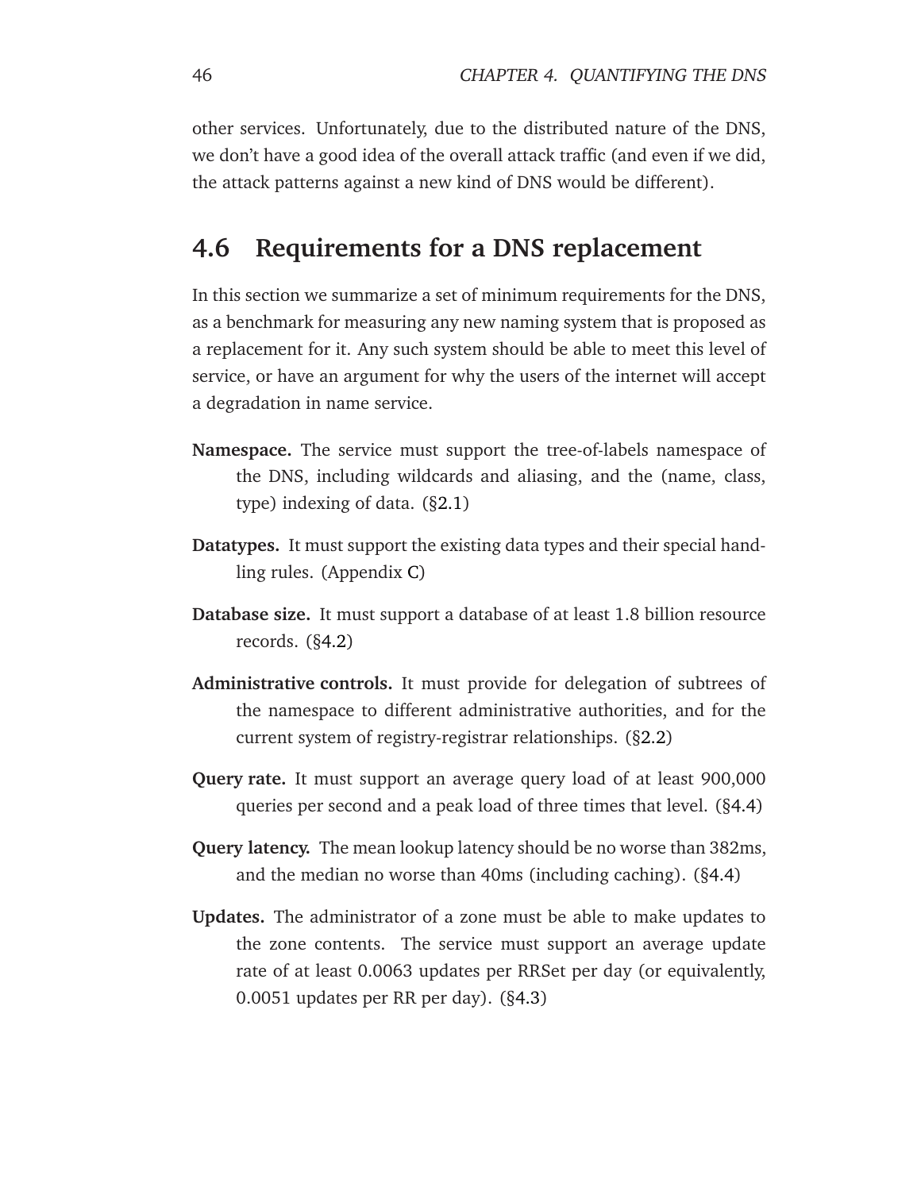other services. Unfortunately, due to the distributed nature of the DNS, we don't have a good idea of the overall attack traffic (and even if we did, the attack patterns against a new kind of DNS would be different).

## 4.6 Requirements for a DNS replacement

In this section we summarize a set of minimum requirements for the DNS, as a benchmark for measuring any new naming system that is proposed as a replacement for it. Any such system should be able to meet this level of service, or have an argument for why the users of the internet will accept a degradation in name service.

**Namespace.** The service must support the tree-of-labels namespace of the DNS, including wildcards and aliasing, and the (name, class, type) indexing of data. (§2.1)

**Datatypes.** It must support the existing data types and their special handling rules. (Appendix C)

**Database size.** It must support a database of at least 1.8 billion resource records. (§4.2)

**Administrative controls.** It must provide for delegation of subtrees of the namespace to different administrative authorities, and for the current system of registry-registrar relationships. (§2.2)

**Query rate.** It must support an average query load of at least 900,000 queries per second and a peak load of three times that level. (§4.4)

**Query latency.** The mean lookup latency should be no worse than 382ms, and the median no worse than 40ms (including caching). (§4.4)

**Updates.** The administrator of a zone must be able to make updates to the zone contents. The service must support an average update rate of at least 0.0063 updates per RRSet per day (or equivalently, 0.0051 updates per RR per day). (§4.3)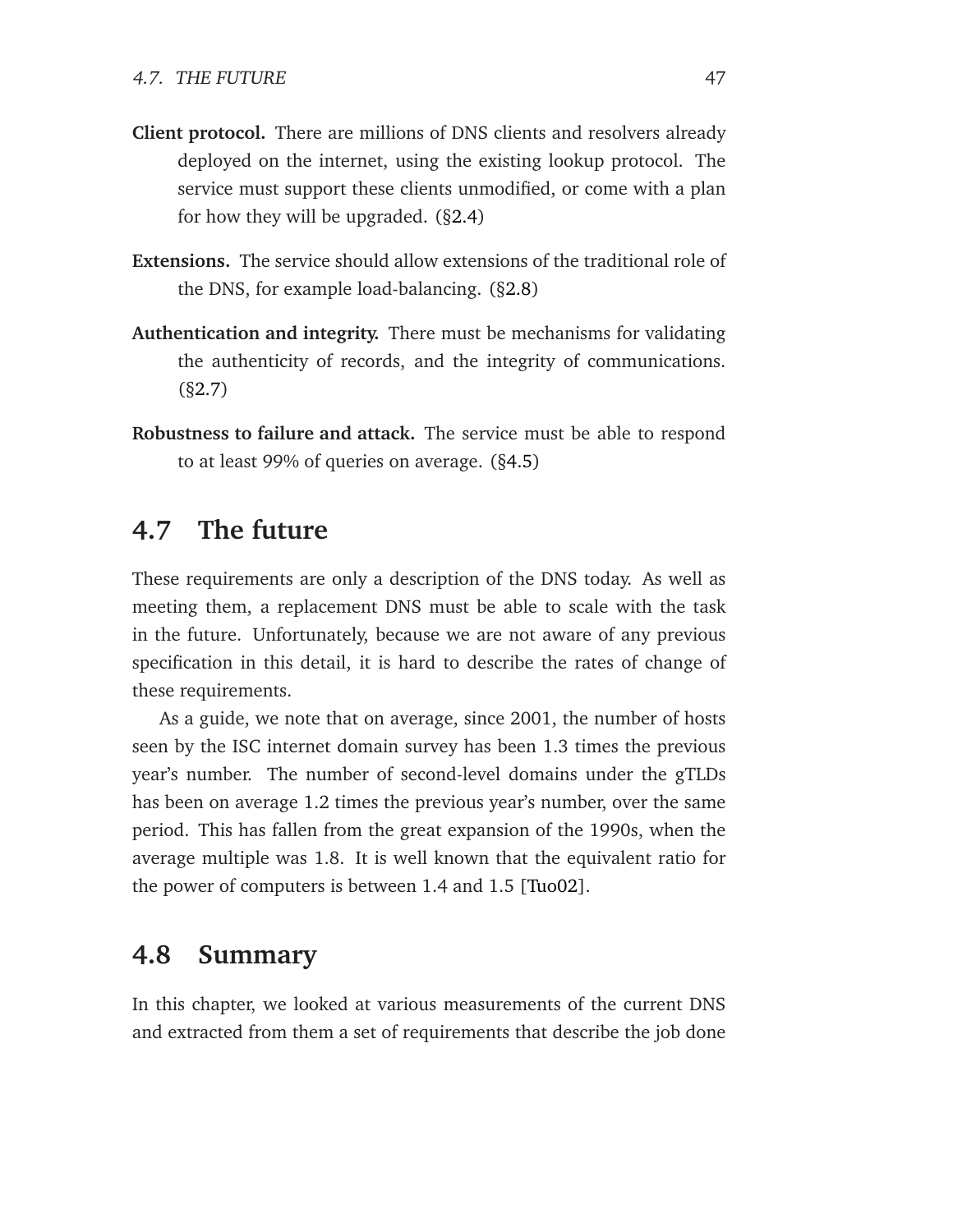**Client protocol.** There are millions of DNS clients and resolvers already deployed on the internet, using the existing lookup protocol. The service must support these clients unmodified, or come with a plan for how they will be upgraded. (§2.4)

**Extensions.** The service should allow extensions of the traditional role of the DNS, for example load-balancing. (§2.8)

**Authentication and integrity.** There must be mechanisms for validating the authenticity of records, and the integrity of communications. (§2.7)

**Robustness to failure and attack.** The service must be able to respond to at least 99% of queries on average. (§4.5)

## 4.7 The future

These requirements are only a description of the DNS today. As well as meeting them, a replacement DNS must be able to scale with the task in the future. Unfortunately, because we are not aware of any previous specification in this detail, it is hard to describe the rates of change of these requirements.

As a guide, we note that on average, since 2001, the number of hosts seen by the ISC internet domain survey has been 1.3 times the previous year's number. The number of second-level domains under the gTLDs has been on average 1.2 times the previous year's number, over the same period. This has fallen from the great expansion of the 1990s, when the average multiple was 1.8. It is well known that the equivalent ratio for the power of computers is between 1.4 and 1.5 [Tuo02].

## 4.8 Summary

In this chapter, we looked at various measurements of the current DNS and extracted from them a set of requirements that describe the job done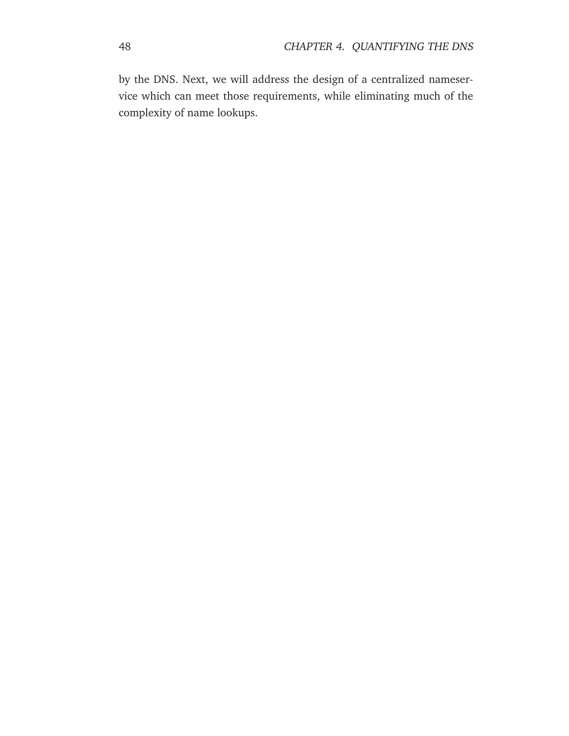by the DNS. Next, we will address the design of a centralized nameservice which can meet those requirements, while eliminating much of the complexity of name lookups.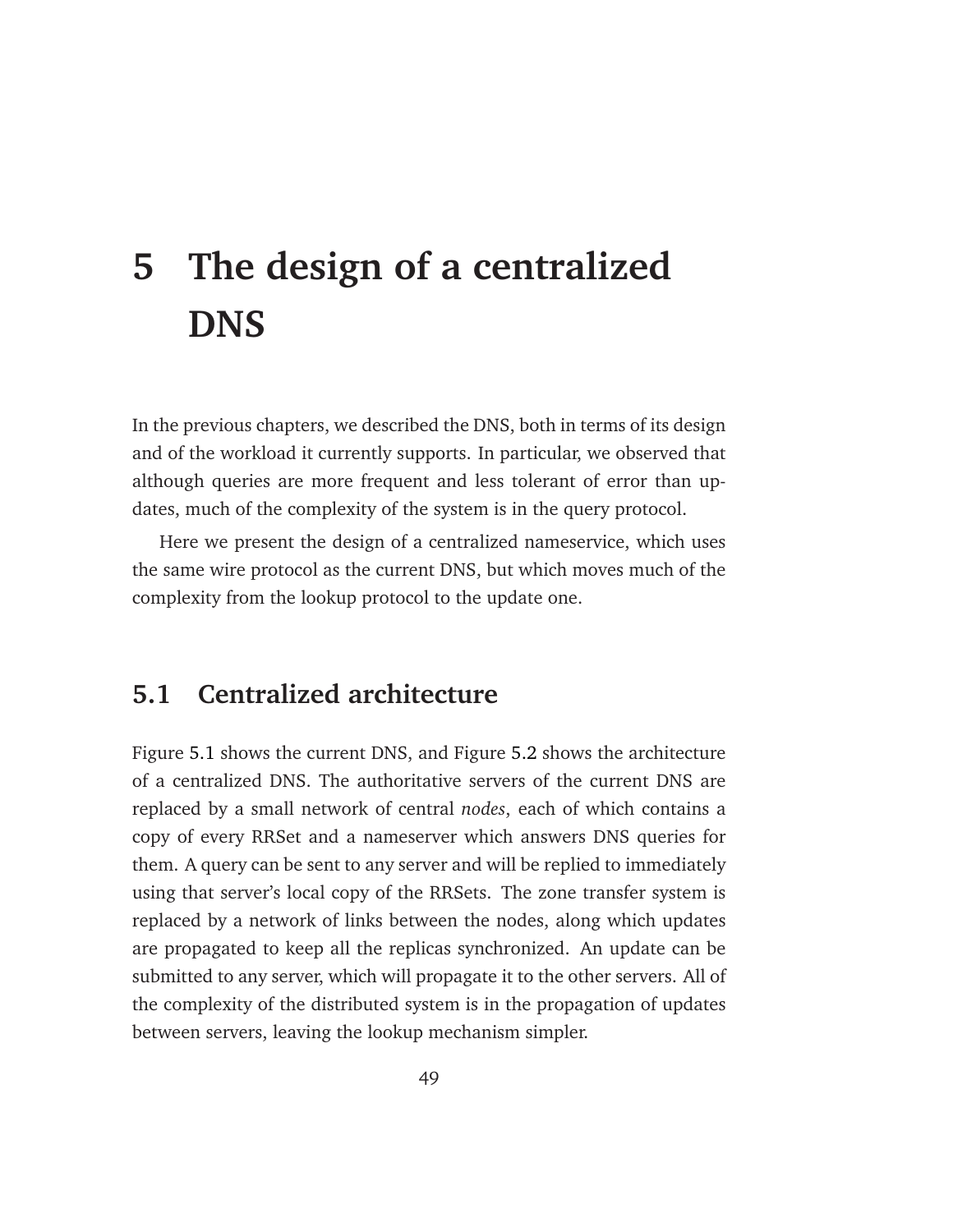# 5 The design of a centralized DNS

In the previous chapters, we described the DNS, both in terms of its design and of the workload it currently supports. In particular, we observed that although queries are more frequent and less tolerant of error than updates, much of the complexity of the system is in the query protocol.

Here we present the design of a centralized nameservice, which uses the same wire protocol as the current DNS, but which moves much of the complexity from the lookup protocol to the update one.

## 5.1 Centralized architecture

Figure 5.1 shows the current DNS, and Figure 5.2 shows the architecture of a centralized DNS. The authoritative servers of the current DNS are replaced by a small network of central *nodes*, each of which contains a copy of every RRSet and a nameserver which answers DNS queries for them. A query can be sent to any server and will be replied to immediately using that server's local copy of the RRSets. The zone transfer system is replaced by a network of links between the nodes, along which updates are propagated to keep all the replicas synchronized. An update can be submitted to any server, which will propagate it to the other servers. All of the complexity of the distributed system is in the propagation of updates between servers, leaving the lookup mechanism simpler.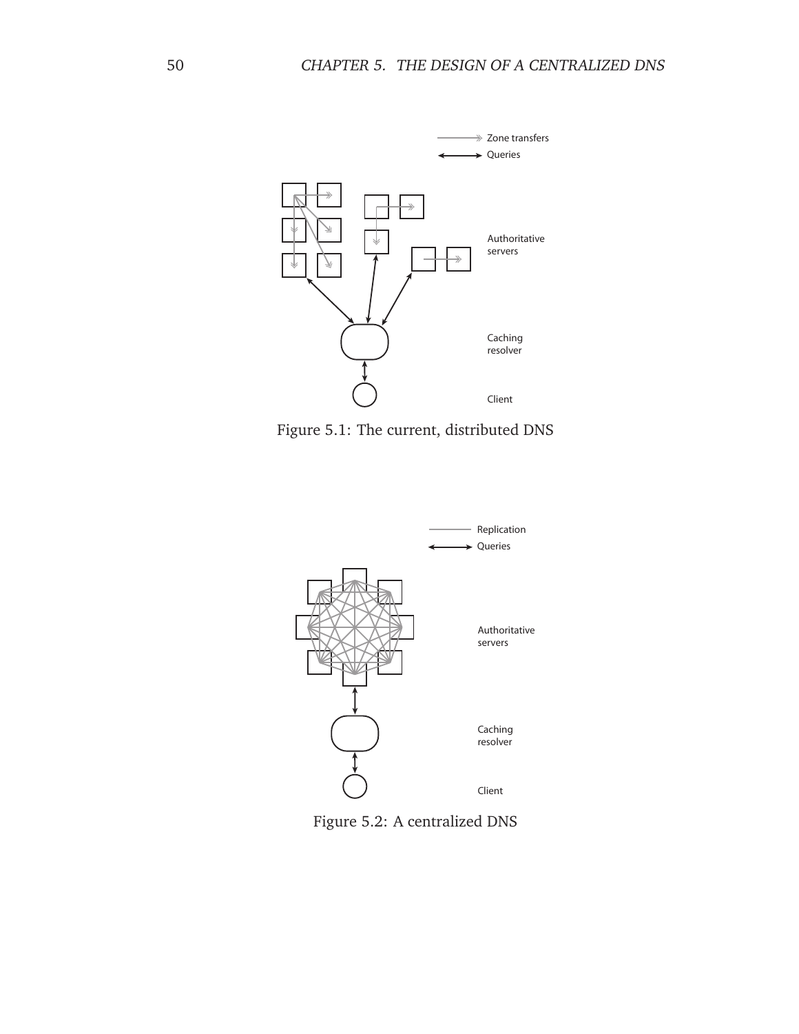Figure 5.1: The current, distributed DNS

Figure 5.2: A centralized DNS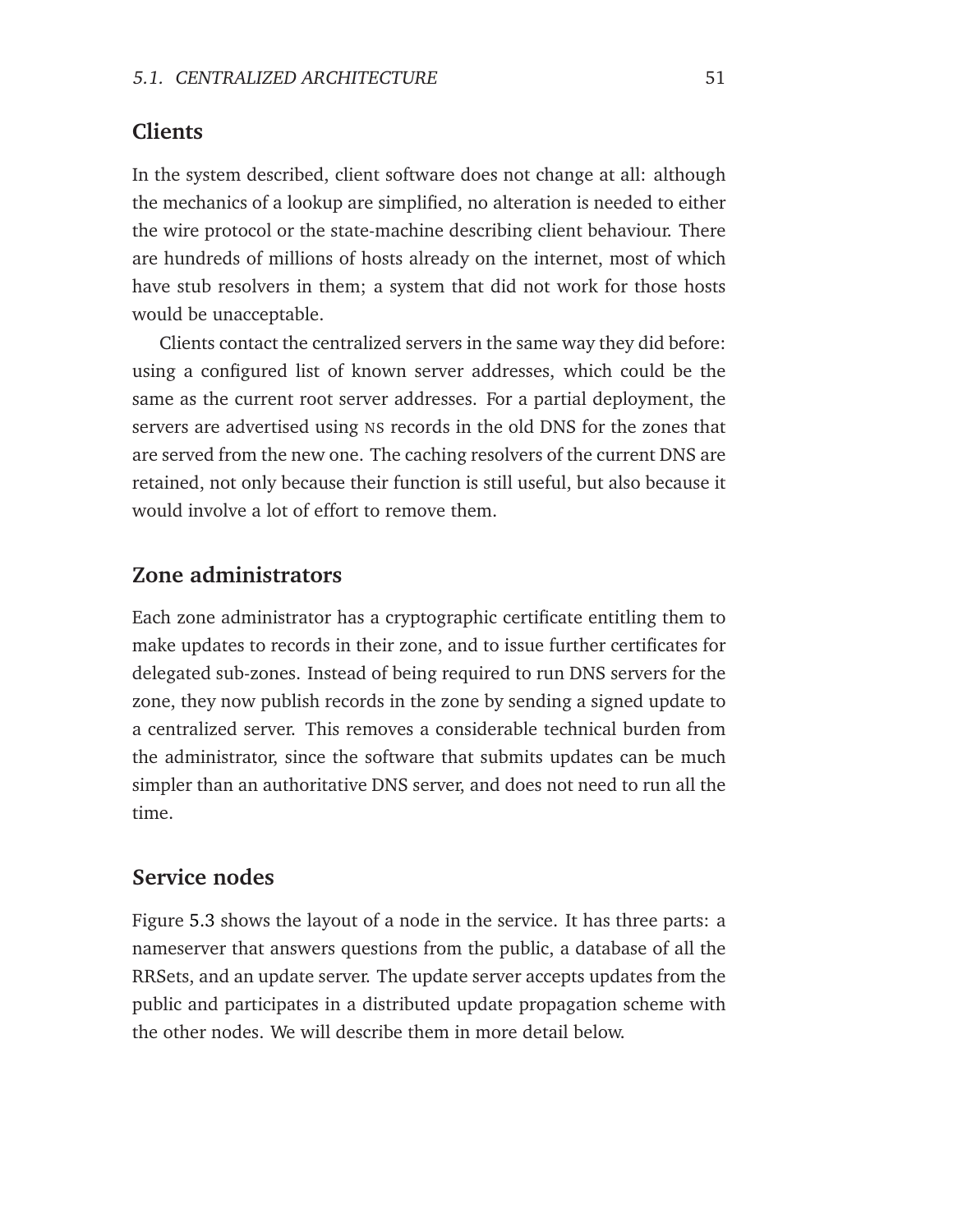## Clients

In the system described, client software does not change at all: although the mechanics of a lookup are simplified, no alteration is needed to either the wire protocol or the state-machine describing client behaviour. There are hundreds of millions of hosts already on the internet, most of which have stub resolvers in them; a system that did not work for those hosts would be unacceptable.

Clients contact the centralized servers in the same way they did before: using a configured list of known server addresses, which could be the same as the current root server addresses. For a partial deployment, the servers are advertised using NS records in the old DNS for the zones that are served from the new one. The caching resolvers of the current DNS are retained, not only because their function is still useful, but also because it would involve a lot of effort to remove them.

## Zone administrators

Each zone administrator has a cryptographic certificate entitling them to make updates to records in their zone, and to issue further certificates for delegated sub-zones. Instead of being required to run DNS servers for the zone, they now publish records in the zone by sending a signed update to a centralized server. This removes a considerable technical burden from the administrator, since the software that submits updates can be much simpler than an authoritative DNS server, and does not need to run all the time.

## Service nodes

Figure 5.3 shows the layout of a node in the service. It has three parts: a nameserver that answers questions from the public, a database of all the RRSets, and an update server. The update server accepts updates from the public and participates in a distributed update propagation scheme with the other nodes. We will describe them in more detail below.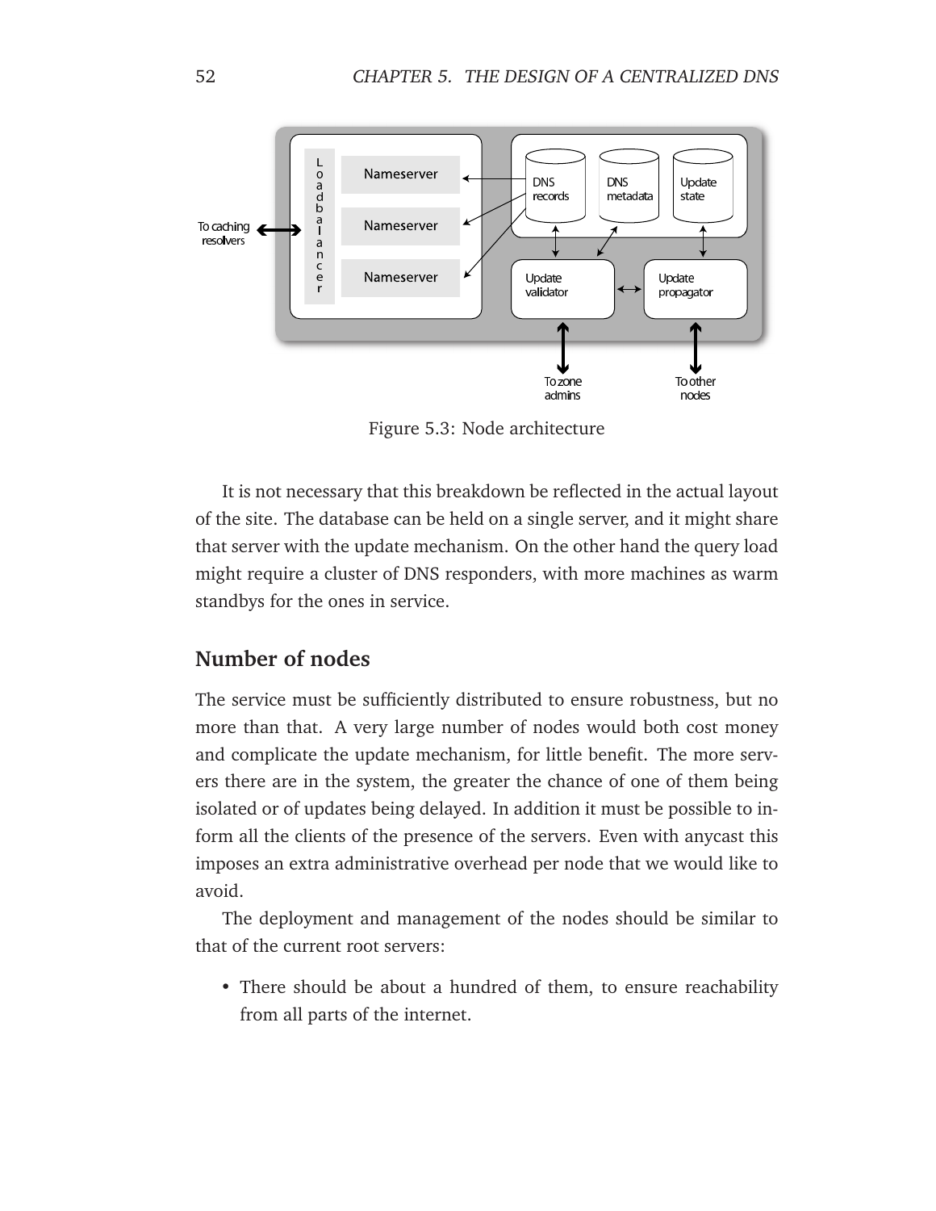Figure 5.3: Node architecture

It is not necessary that this breakdown be reflected in the actual layout of the site. The database can be held on a single server, and it might share that server with the update mechanism. On the other hand the query load might require a cluster of DNS responders, with more machines as warm standbys for the ones in service.

## Number of nodes

The service must be sufficiently distributed to ensure robustness, but no more than that. A very large number of nodes would both cost money and complicate the update mechanism, for little benefit. The more servers there are in the system, the greater the chance of one of them being isolated or of updates being delayed. In addition it must be possible to inform all the clients of the presence of the servers. Even with anycast this imposes an extra administrative overhead per node that we would like to avoid.

The deployment and management of the nodes should be similar to that of the current root servers:

- There should be about a hundred of them, to ensure reachability from all parts of the internet.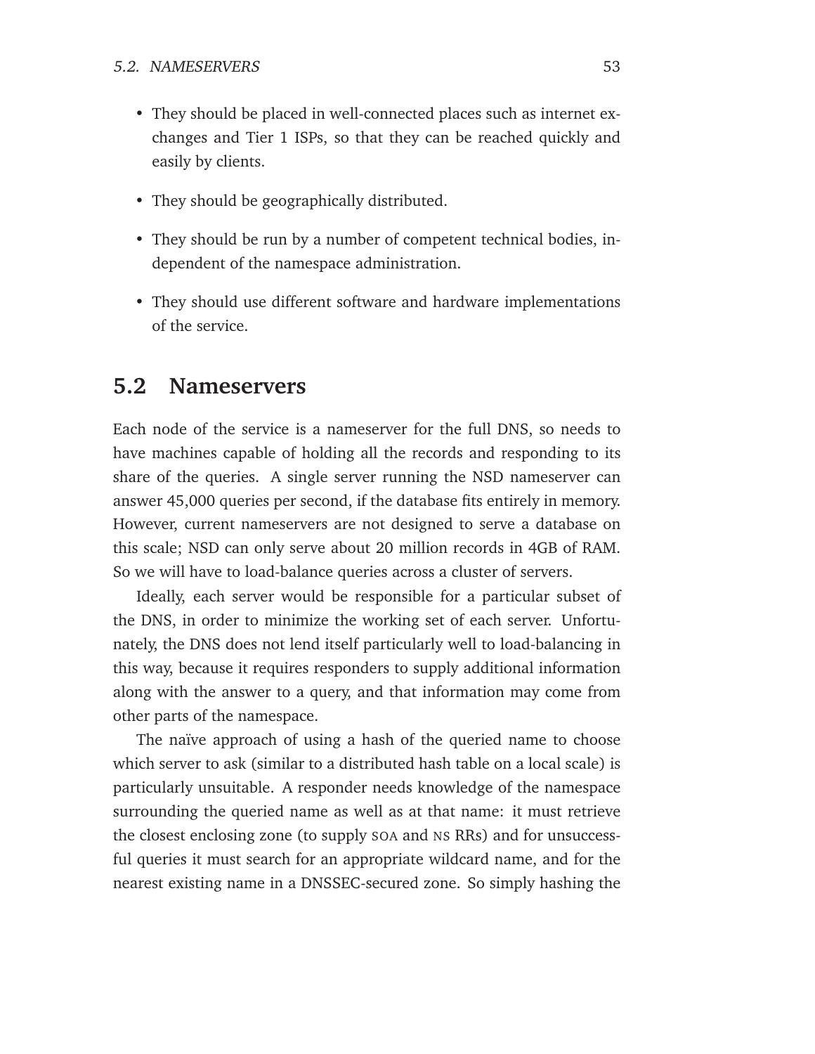- They should be placed in well-connected places such as internet exchanges and Tier 1 ISPs, so that they can be reached quickly and easily by clients.
- They should be geographically distributed.
- They should be run by a number of competent technical bodies, independent of the namespace administration.
- They should use different software and hardware implementations of the service.

## 5.2 Nameservers

Each node of the service is a nameserver for the full DNS, so needs to have machines capable of holding all the records and responding to its share of the queries. A single server running the NSD nameserver can answer 45,000 queries per second, if the database fits entirely in memory. However, current nameservers are not designed to serve a database on this scale; NSD can only serve about 20 million records in 4GB of RAM. So we will have to load-balance queries across a cluster of servers.

Ideally, each server would be responsible for a particular subset of the DNS, in order to minimize the working set of each server. Unfortunately, the DNS does not lend itself particularly well to load-balancing in this way, because it requires responders to supply additional information along with the answer to a query, and that information may come from other parts of the namespace.

The naïve approach of using a hash of the queried name to choose which server to ask (similar to a distributed hash table on a local scale) is particularly unsuitable. A responder needs knowledge of the namespace surrounding the queried name as well as at that name: it must retrieve the closest enclosing zone (to supply SOA and NS RRs) and for unsuccessful queries it must search for an appropriate wildcard name, and for the nearest existing name in a DNSSEC-secured zone. So simply hashing the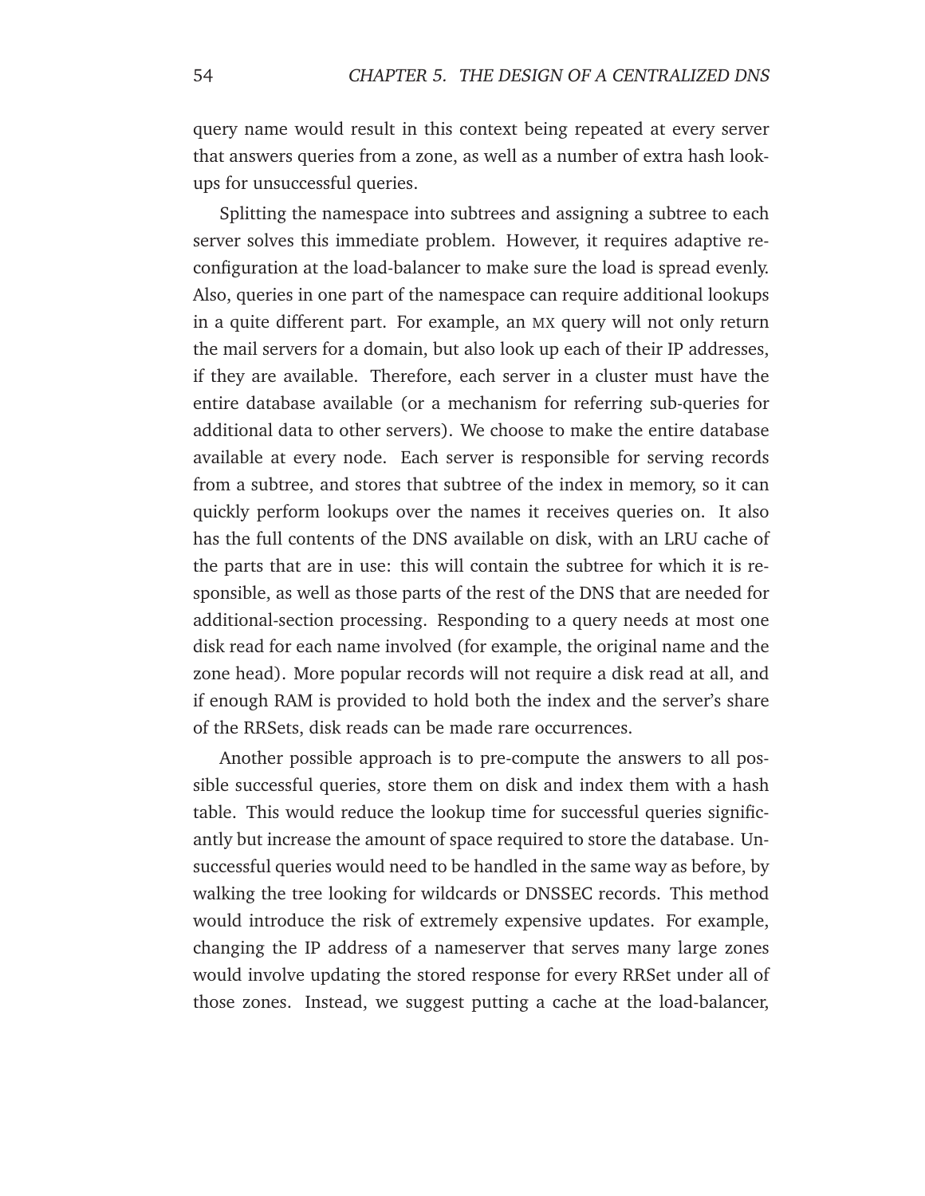query name would result in this context being repeated at every server that answers queries from a zone, as well as a number of extra hash lookups for unsuccessful queries.

Splitting the namespace into subtrees and assigning a subtree to each server solves this immediate problem. However, it requires adaptive reconfiguration at the load-balancer to make sure the load is spread evenly. Also, queries in one part of the namespace can require additional lookups in a quite different part. For example, an MX query will not only return the mail servers for a domain, but also look up each of their IP addresses, if they are available. Therefore, each server in a cluster must have the entire database available (or a mechanism for referring sub-queries for additional data to other servers). We choose to make the entire database available at every node. Each server is responsible for serving records from a subtree, and stores that subtree of the index in memory, so it can quickly perform lookups over the names it receives queries on. It also has the full contents of the DNS available on disk, with an LRU cache of the parts that are in use: this will contain the subtree for which it is responsible, as well as those parts of the rest of the DNS that are needed for additional-section processing. Responding to a query needs at most one disk read for each name involved (for example, the original name and the zone head). More popular records will not require a disk read at all, and if enough RAM is provided to hold both the index and the server's share of the RRSets, disk reads can be made rare occurrences.

Another possible approach is to pre-compute the answers to all possible successful queries, store them on disk and index them with a hash table. This would reduce the lookup time for successful queries significantly but increase the amount of space required to store the database. Unsuccessful queries would need to be handled in the same way as before, by walking the tree looking for wildcards or DNSSEC records. This method would introduce the risk of extremely expensive updates. For example, changing the IP address of a nameserver that serves many large zones would involve updating the stored response for every RRSet under all of those zones. Instead, we suggest putting a cache at the load-balancer,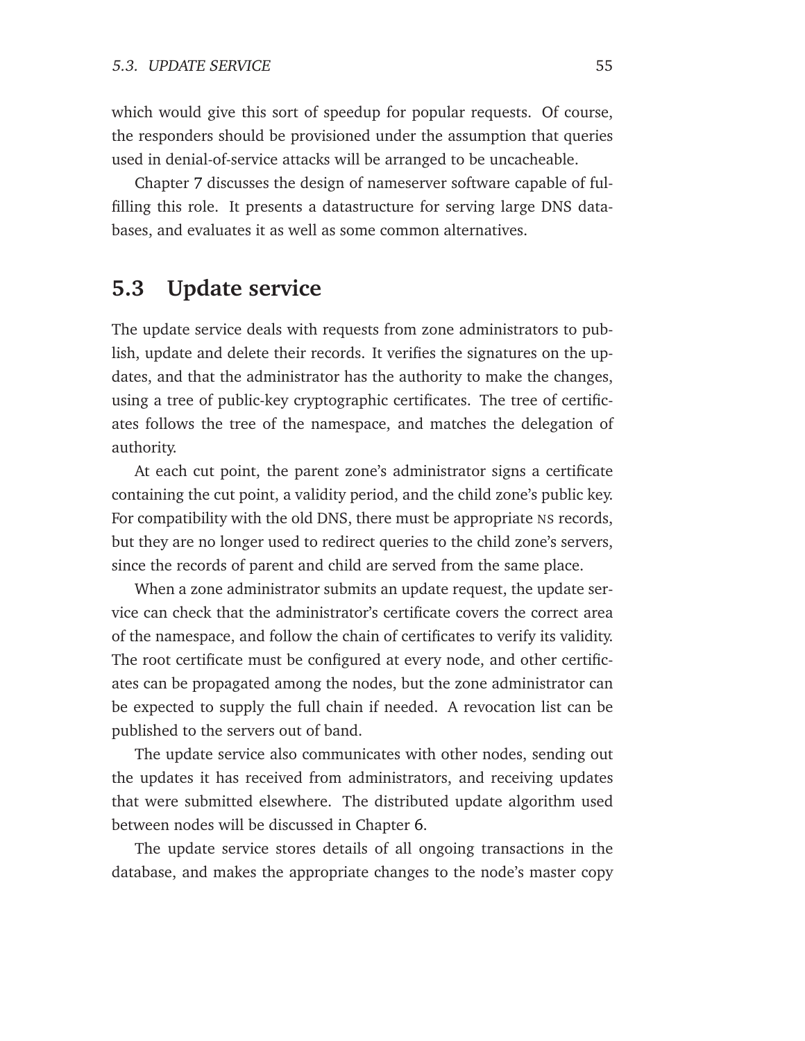which would give this sort of speedup for popular requests. Of course, the responders should be provisioned under the assumption that queries used in denial-of-service attacks will be arranged to be uncacheable.

Chapter 7 discusses the design of nameserver software capable of fulfilling this role. It presents a datastructure for serving large DNS databases, and evaluates it as well as some common alternatives.

## 5.3 Update service

The update service deals with requests from zone administrators to publish, update and delete their records. It verifies the signatures on the updates, and that the administrator has the authority to make the changes, using a tree of public-key cryptographic certificates. The tree of certificates follows the tree of the namespace, and matches the delegation of authority.

At each cut point, the parent zone's administrator signs a certificate containing the cut point, a validity period, and the child zone's public key. For compatibility with the old DNS, there must be appropriate NS records, but they are no longer used to redirect queries to the child zone's servers, since the records of parent and child are served from the same place.

When a zone administrator submits an update request, the update service can check that the administrator's certificate covers the correct area of the namespace, and follow the chain of certificates to verify its validity. The root certificate must be configured at every node, and other certificates can be propagated among the nodes, but the zone administrator can be expected to supply the full chain if needed. A revocation list can be published to the servers out of band.

The update service also communicates with other nodes, sending out the updates it has received from administrators, and receiving updates that were submitted elsewhere. The distributed update algorithm used between nodes will be discussed in Chapter 6.

The update service stores details of all ongoing transactions in the database, and makes the appropriate changes to the node's master copy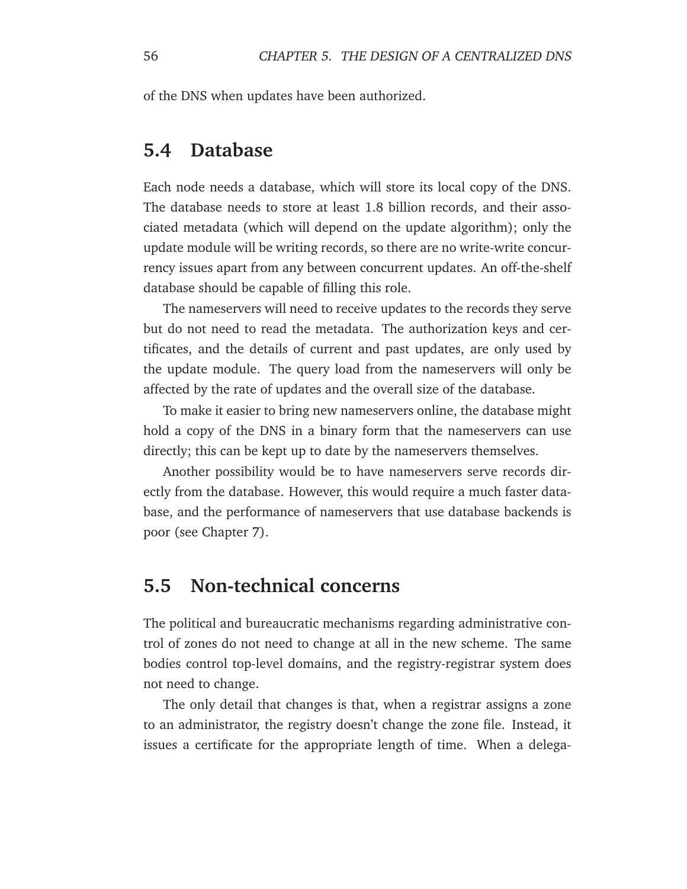of the DNS when updates have been authorized.

## 5.4 Database

Each node needs a database, which will store its local copy of the DNS. The database needs to store at least 1.8 billion records, and their associated metadata (which will depend on the update algorithm); only the update module will be writing records, so there are no write-write concurrency issues apart from any between concurrent updates. An off-the-shelf database should be capable of filling this role.

The nameservers will need to receive updates to the records they serve but do not need to read the metadata. The authorization keys and certificates, and the details of current and past updates, are only used by the update module. The query load from the nameservers will only be affected by the rate of updates and the overall size of the database.

To make it easier to bring new nameservers online, the database might hold a copy of the DNS in a binary form that the nameservers can use directly; this can be kept up to date by the nameservers themselves.

Another possibility would be to have nameservers serve records directly from the database. However, this would require a much faster database, and the performance of nameservers that use database backends is poor (see Chapter 7).

## 5.5 Non-technical concerns

The political and bureaucratic mechanisms regarding administrative control of zones do not need to change at all in the new scheme. The same bodies control top-level domains, and the registry-registrar system does not need to change.

The only detail that changes is that, when a registrar assigns a zone to an administrator, the registry doesn't change the zone file. Instead, it issues a certificate for the appropriate length of time. When a delega-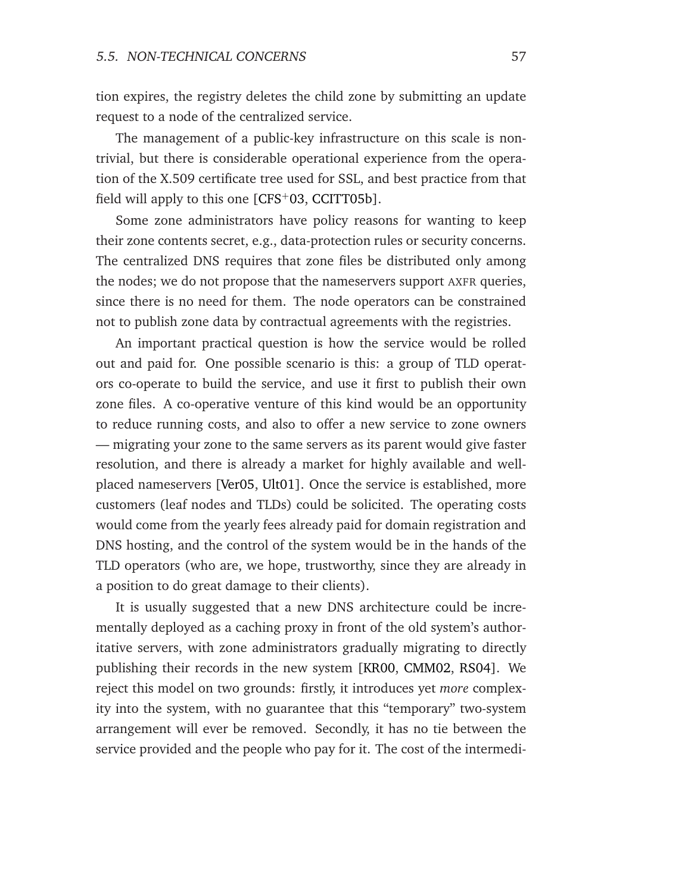tion expires, the registry deletes the child zone by submitting an update request to a node of the centralized service.

The management of a public-key infrastructure on this scale is non-trivial, but there is considerable operational experience from the operation of the X.509 certificate tree used for SSL, and best practice from that field will apply to this one [CFS+03, CCITT05b].

Some zone administrators have policy reasons for wanting to keep their zone contents secret, e.g., data-protection rules or security concerns. The centralized DNS requires that zone files be distributed only among the nodes; we do not propose that the nameservers support AXFR queries, since there is no need for them. The node operators can be constrained not to publish zone data by contractual agreements with the registries.

An important practical question is how the service would be rolled out and paid for. One possible scenario is this: a group of TLD operators co-operate to build the service, and use it first to publish their own zone files. A co-operative venture of this kind would be an opportunity to reduce running costs, and also to offer a new service to zone owners — migrating your zone to the same servers as its parent would give faster resolution, and there is already a market for highly available and well-placed nameservers [Ver05, Ult01]. Once the service is established, more customers (leaf nodes and TLDs) could be solicited. The operating costs would come from the yearly fees already paid for domain registration and DNS hosting, and the control of the system would be in the hands of the TLD operators (who are, we hope, trustworthy, since they are already in a position to do great damage to their clients).

It is usually suggested that a new DNS architecture could be incrementally deployed as a caching proxy in front of the old system's authoritative servers, with zone administrators gradually migrating to directly publishing their records in the new system [KR00, CMM02, RS04]. We reject this model on two grounds: firstly, it introduces yet *more* complexity into the system, with no guarantee that this "temporary" two-system arrangement will ever be removed. Secondly, it has no tie between the service provided and the people who pay for it. The cost of the intermedi-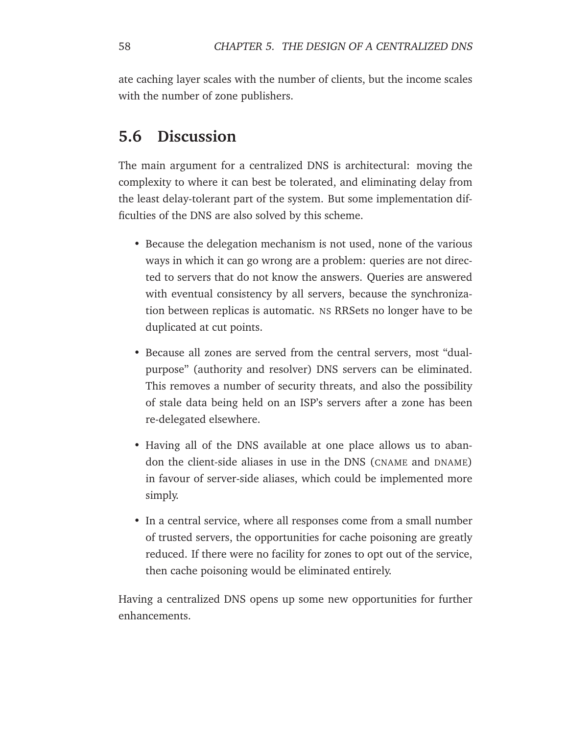ate caching layer scales with the number of clients, but the income scales with the number of zone publishers.

## 5.6 Discussion

The main argument for a centralized DNS is architectural: moving the complexity to where it can best be tolerated, and eliminating delay from the least delay-tolerant part of the system. But some implementation difficulties of the DNS are also solved by this scheme.

- Because the delegation mechanism is not used, none of the various ways in which it can go wrong are a problem: queries are not directed to servers that do not know the answers. Queries are answered with eventual consistency by all servers, because the synchronization between replicas is automatic. NS RRSets no longer have to be duplicated at cut points.
- Because all zones are served from the central servers, most "dual-purpose" (authority and resolver) DNS servers can be eliminated. This removes a number of security threats, and also the possibility of stale data being held on an ISP's servers after a zone has been re-delegated elsewhere.
- Having all of the DNS available at one place allows us to abandon the client-side aliases in use in the DNS (CNAME and DNAME) in favour of server-side aliases, which could be implemented more simply.
- In a central service, where all responses come from a small number of trusted servers, the opportunities for cache poisoning are greatly reduced. If there were no facility for zones to opt out of the service, then cache poisoning would be eliminated entirely.

Having a centralized DNS opens up some new opportunities for further enhancements.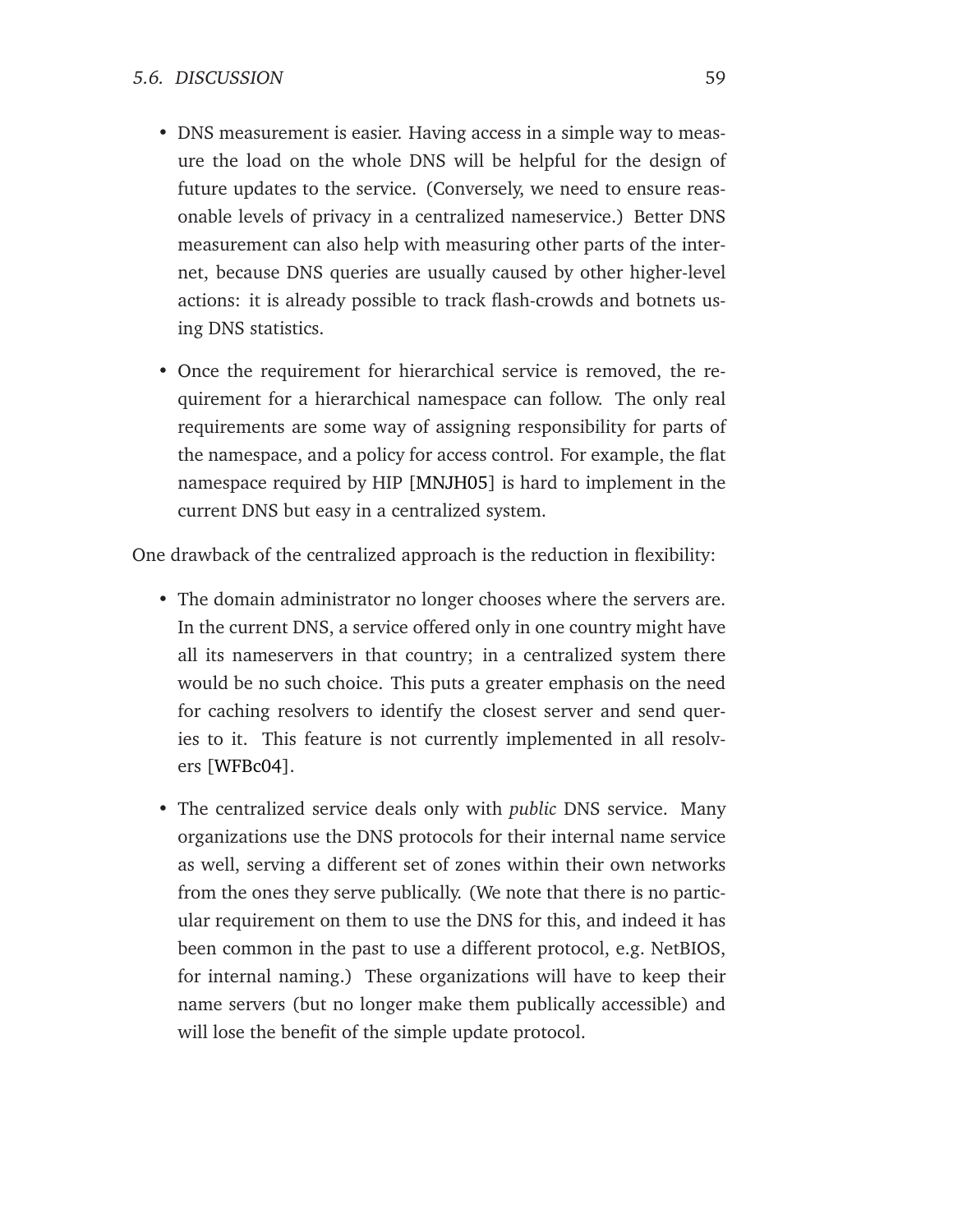- DNS measurement is easier. Having access in a simple way to measure the load on the whole DNS will be helpful for the design of future updates to the service. (Conversely, we need to ensure reasonable levels of privacy in a centralized nameservice.) Better DNS measurement can also help with measuring other parts of the internet, because DNS queries are usually caused by other higher-level actions: it is already possible to track flash-crowds and botnets using DNS statistics.

- Once the requirement for hierarchical service is removed, the requirement for a hierarchical namespace can follow. The only real requirements are some way of assigning responsibility for parts of the namespace, and a policy for access control. For example, the flat namespace required by HIP [MNJH05] is hard to implement in the current DNS but easy in a centralized system.

One drawback of the centralized approach is the reduction in flexibility:

- The domain administrator no longer chooses where the servers are. In the current DNS, a service offered only in one country might have all its nameservers in that country; in a centralized system there would be no such choice. This puts a greater emphasis on the need for caching resolvers to identify the closest server and send queries to it. This feature is not currently implemented in all resolvers [WFBc04].

- The centralized service deals only with *public* DNS service. Many organizations use the DNS protocols for their internal name service as well, serving a different set of zones within their own networks from the ones they serve publically. (We note that there is no particular requirement on them to use the DNS for this, and indeed it has been common in the past to use a different protocol, e.g. NetBIOS, for internal naming.) These organizations will have to keep their name servers (but no longer make them publically accessible) and will lose the benefit of the simple update protocol.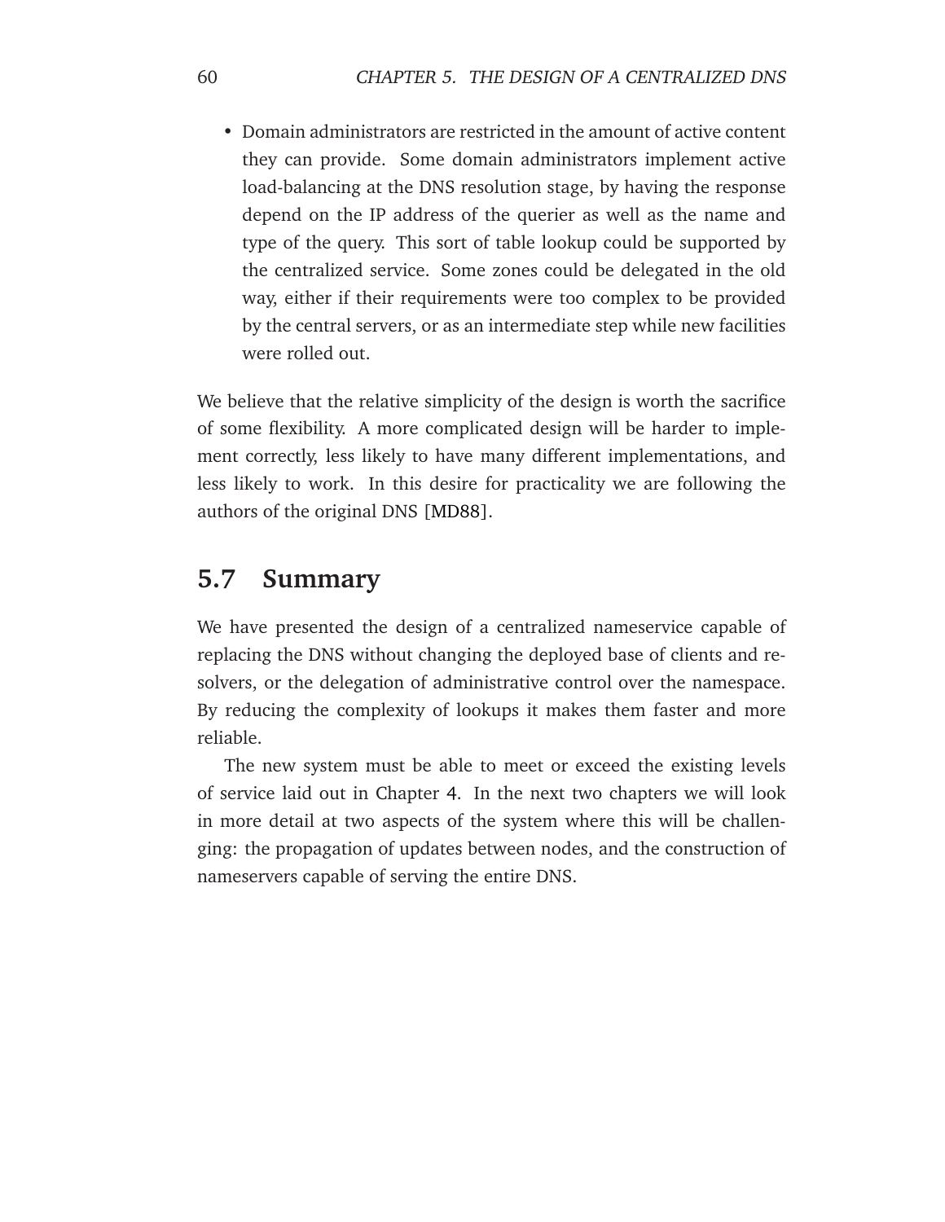- Domain administrators are restricted in the amount of active content they can provide. Some domain administrators implement active load-balancing at the DNS resolution stage, by having the response depend on the IP address of the querier as well as the name and type of the query. This sort of table lookup could be supported by the centralized service. Some zones could be delegated in the old way, either if their requirements were too complex to be provided by the central servers, or as an intermediate step while new facilities were rolled out.

We believe that the relative simplicity of the design is worth the sacrifice of some flexibility. A more complicated design will be harder to implement correctly, less likely to have many different implementations, and less likely to work. In this desire for practicality we are following the authors of the original DNS [MD88].

## 5.7 Summary

We have presented the design of a centralized nameservice capable of replacing the DNS without changing the deployed base of clients and resolvers, or the delegation of administrative control over the namespace. By reducing the complexity of lookups it makes them faster and more reliable.

The new system must be able to meet or exceed the existing levels of service laid out in Chapter 4. In the next two chapters we will look in more detail at two aspects of the system where this will be challenging: the propagation of updates between nodes, and the construction of nameservers capable of serving the entire DNS.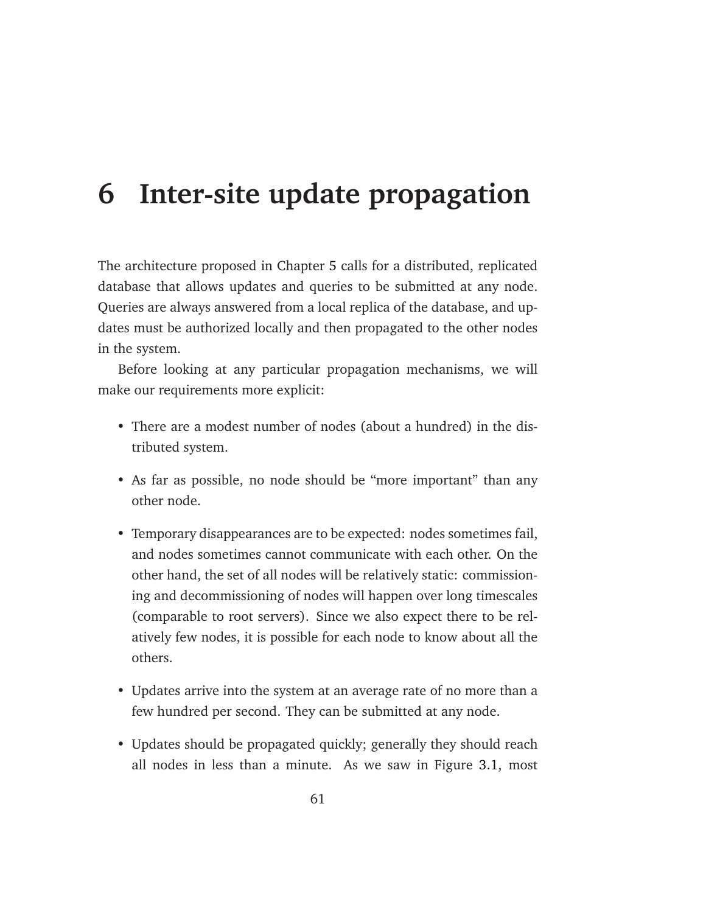# 6 Inter-site update propagation

The architecture proposed in Chapter 5 calls for a distributed, replicated database that allows updates and queries to be submitted at any node. Queries are always answered from a local replica of the database, and updates must be authorized locally and then propagated to the other nodes in the system.

Before looking at any particular propagation mechanisms, we will make our requirements more explicit:

- There are a modest number of nodes (about a hundred) in the distributed system.
- As far as possible, no node should be "more important" than any other node.
- Temporary disappearances are to be expected: nodes sometimes fail, and nodes sometimes cannot communicate with each other. On the other hand, the set of all nodes will be relatively static: commissioning and decommissioning of nodes will happen over long timescales (comparable to root servers). Since we also expect there to be relatively few nodes, it is possible for each node to know about all the others.
- Updates arrive into the system at an average rate of no more than a few hundred per second. They can be submitted at any node.
- Updates should be propagated quickly; generally they should reach all nodes in less than a minute. As we saw in Figure 3.1, most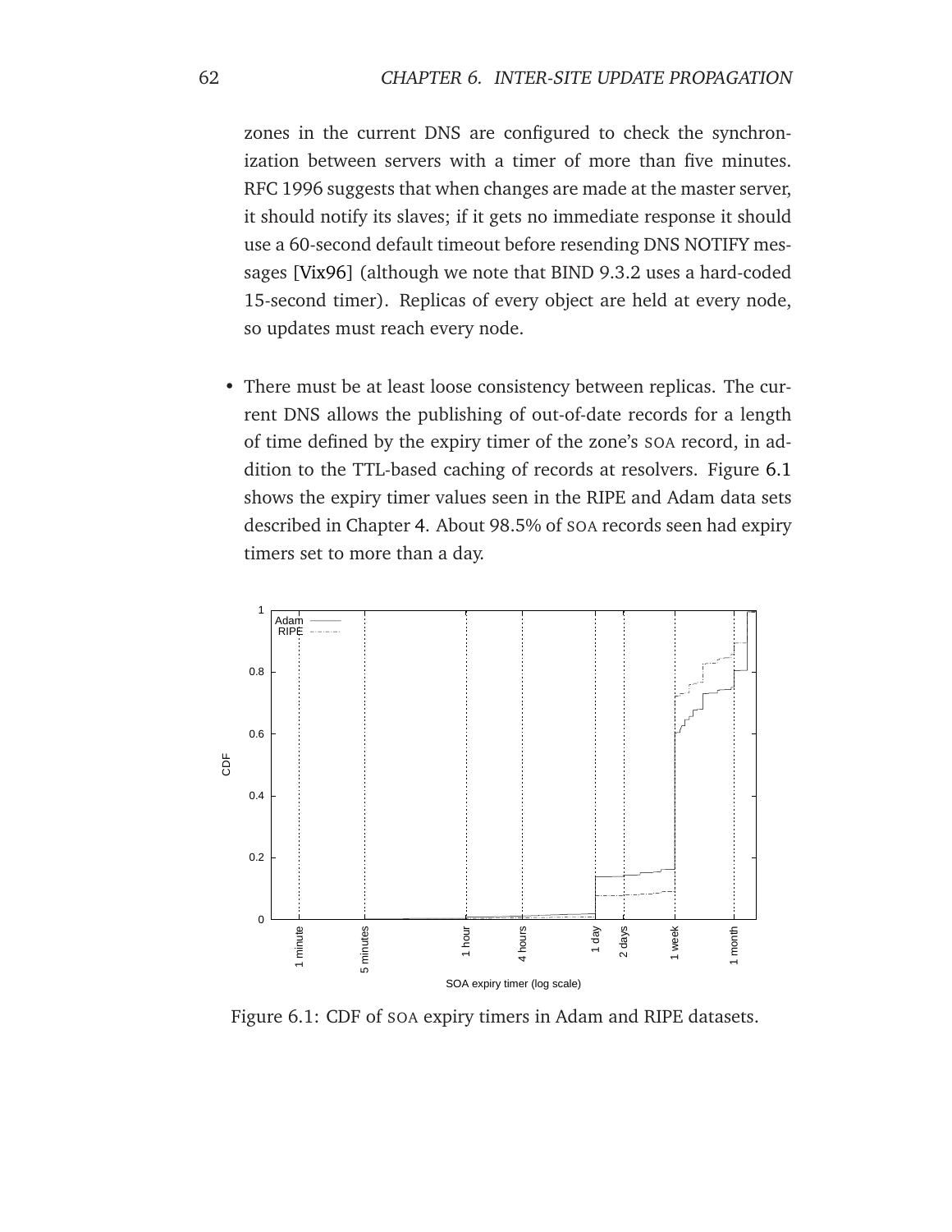zones in the current DNS are configured to check the synchronization between servers with a timer of more than five minutes. RFC 1996 suggests that when changes are made at the master server, it should notify its slaves; if it gets no immediate response it should use a 60-second default timeout before resending DNS NOTIFY messages [Vix96] (although we note that BIND 9.3.2 uses a hard-coded 15-second timer). Replicas of every object are held at every node, so updates must reach every node.

- There must be at least loose consistency between replicas. The current DNS allows the publishing of out-of-date records for a length of time defined by the expiry timer of the zone's SOA record, in addition to the TTL-based caching of records at resolvers. Figure 6.1 shows the expiry timer values seen in the RIPE and Adam data sets described in Chapter 4. About 98.5% of SOA records seen had expiry timers set to more than a day.

Figure 6.1: CDF of SOA expiry timers in Adam and RIPE datasets.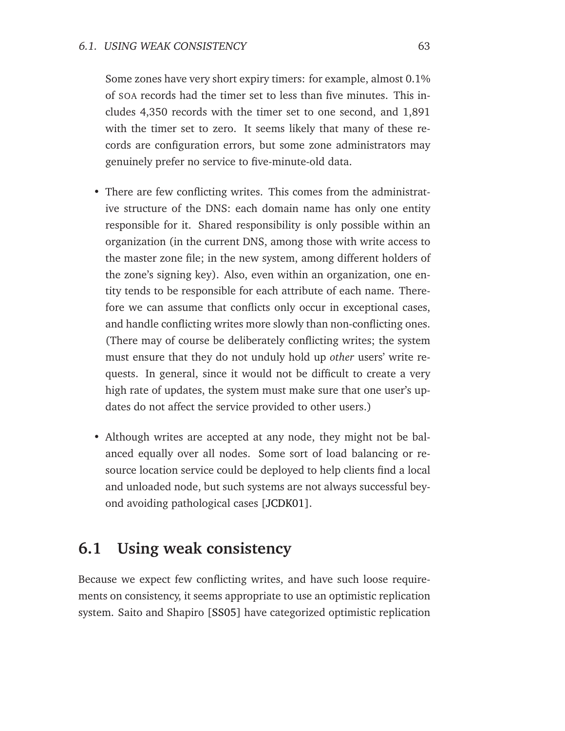Some zones have very short expiry timers: for example, almost 0.1% of SOA records had the timer set to less than five minutes. This includes 4,350 records with the timer set to one second, and 1,891 with the timer set to zero. It seems likely that many of these records are configuration errors, but some zone administrators may genuinely prefer no service to five-minute-old data.

- There are few conflicting writes. This comes from the administrative structure of the DNS: each domain name has only one entity responsible for it. Shared responsibility is only possible within an organization (in the current DNS, among those with write access to the master zone file; in the new system, among different holders of the zone's signing key). Also, even within an organization, one entity tends to be responsible for each attribute of each name. Therefore we can assume that conflicts only occur in exceptional cases, and handle conflicting writes more slowly than non-conflicting ones. (There may of course be deliberately conflicting writes; the system must ensure that they do not unduly hold up *other* users' write requests. In general, since it would not be difficult to create a very high rate of updates, the system must make sure that one user's updates do not affect the service provided to other users.)

- Although writes are accepted at any node, they might not be balanced equally over all nodes. Some sort of load balancing or resource location service could be deployed to help clients find a local and unloaded node, but such systems are not always successful beyond avoiding pathological cases [JCDK01].

## 6.1 Using weak consistency

Because we expect few conflicting writes, and have such loose requirements on consistency, it seems appropriate to use an optimistic replication system. Saito and Shapiro [SS05] have categorized optimistic replication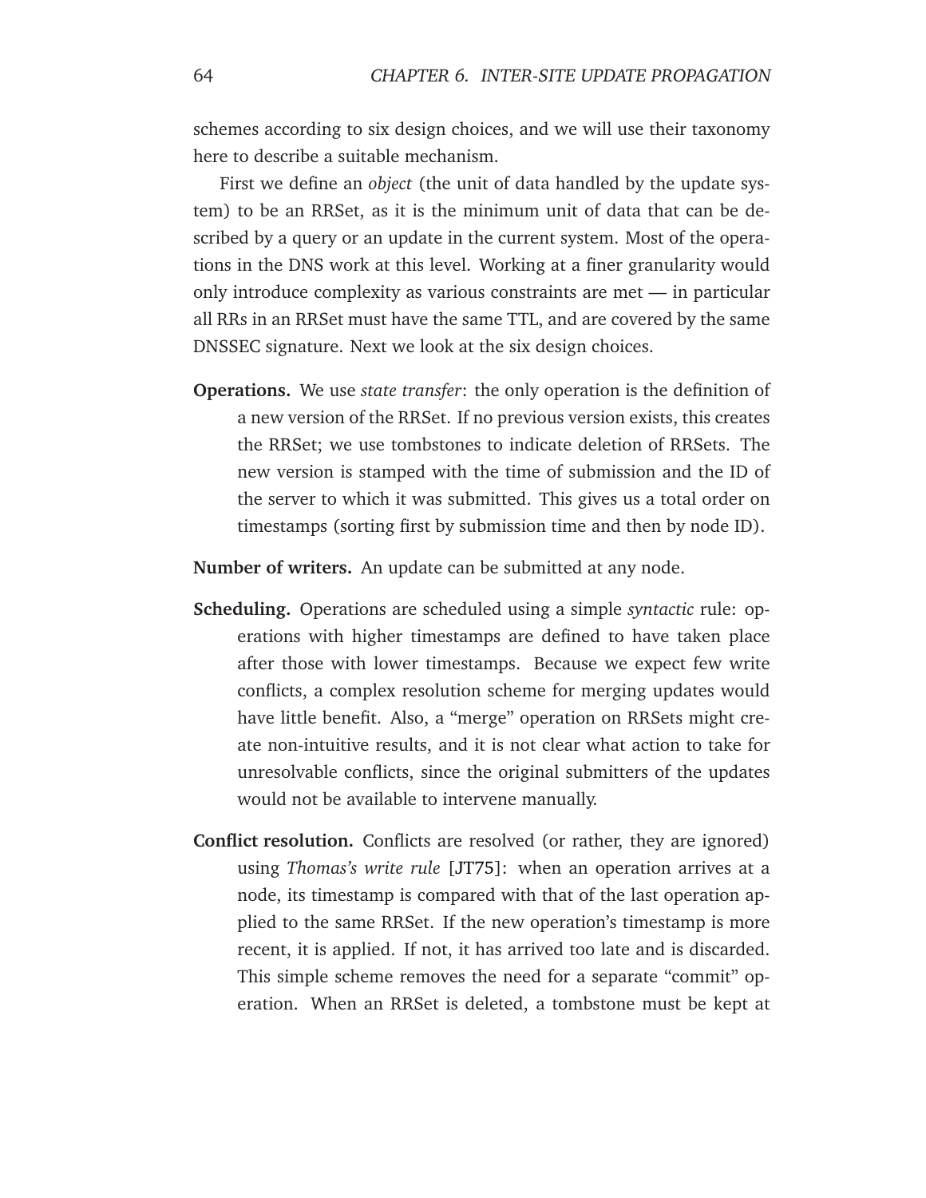schemes according to six design choices, and we will use their taxonomy here to describe a suitable mechanism.

First we define an *object* (the unit of data handled by the update system) to be an RRSet, as it is the minimum unit of data that can be described by a query or an update in the current system. Most of the operations in the DNS work at this level. Working at a finer granularity would only introduce complexity as various constraints are met — in particular all RRs in an RRSet must have the same TTL, and are covered by the same DNSSEC signature. Next we look at the six design choices.

**Operations.** We use *state transfer*: the only operation is the definition of a new version of the RRSet. If no previous version exists, this creates the RRSet; we use tombstones to indicate deletion of RRSets. The new version is stamped with the time of submission and the ID of the server to which it was submitted. This gives us a total order on timestamps (sorting first by submission time and then by node ID).

**Number of writers.** An update can be submitted at any node.

**Scheduling.** Operations are scheduled using a simple *syntactic* rule: operations with higher timestamps are defined to have taken place after those with lower timestamps. Because we expect few write conflicts, a complex resolution scheme for merging updates would have little benefit. Also, a "merge" operation on RRSets might create non-intuitive results, and it is not clear what action to take for unresolvable conflicts, since the original submitters of the updates would not be available to intervene manually.

**Conflict resolution.** Conflicts are resolved (or rather, they are ignored) using *Thomas's write rule* [JT75]: when an operation arrives at a node, its timestamp is compared with that of the last operation applied to the same RRSet. If the new operation's timestamp is more recent, it is applied. If not, it has arrived too late and is discarded. This simple scheme removes the need for a separate "commit" operation. When an RRSet is deleted, a tombstone must be kept at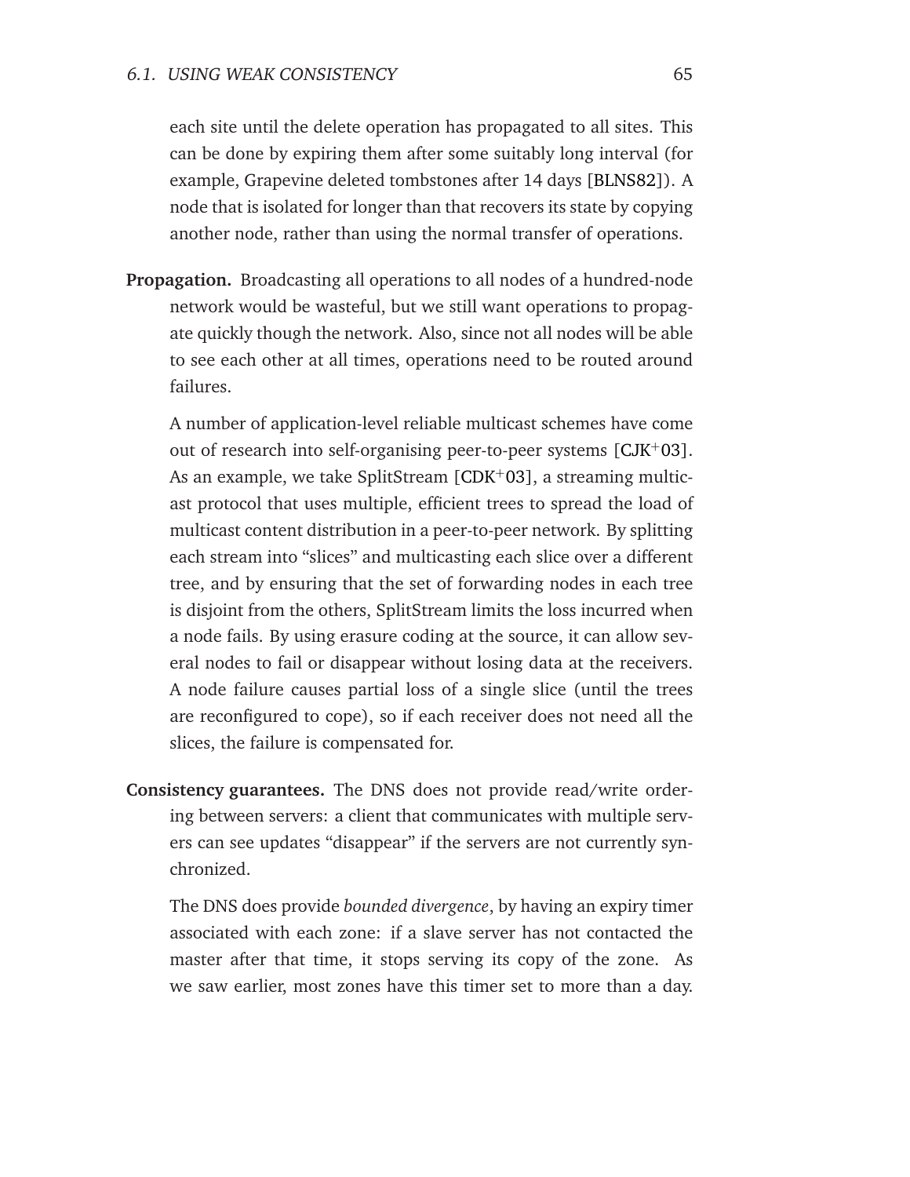each site until the delete operation has propagated to all sites. This can be done by expiring them after some suitably long interval (for example, Grapevine deleted tombstones after 14 days [BLNS82]). A node that is isolated for longer than that recovers its state by copying another node, rather than using the normal transfer of operations.

**Propagation.** Broadcasting all operations to all nodes of a hundred-node network would be wasteful, but we still want operations to propagate quickly though the network. Also, since not all nodes will be able to see each other at all times, operations need to be routed around failures.

A number of application-level reliable multicast schemes have come out of research into self-organising peer-to-peer systems [CJK+03]. As an example, we take SplitStream [CDK+03], a streaming multicast protocol that uses multiple, efficient trees to spread the load of multicast content distribution in a peer-to-peer network. By splitting each stream into "slices" and multicasting each slice over a different tree, and by ensuring that the set of forwarding nodes in each tree is disjoint from the others, SplitStream limits the loss incurred when a node fails. By using erasure coding at the source, it can allow several nodes to fail or disappear without losing data at the receivers. A node failure causes partial loss of a single slice (until the trees are reconfigured to cope), so if each receiver does not need all the slices, the failure is compensated for.

**Consistency guarantees.** The DNS does not provide read/write ordering between servers: a client that communicates with multiple servers can see updates "disappear" if the servers are not currently synchronized.

The DNS does provide *bounded divergence*, by having an expiry timer associated with each zone: if a slave server has not contacted the master after that time, it stops serving its copy of the zone. As we saw earlier, most zones have this timer set to more than a day.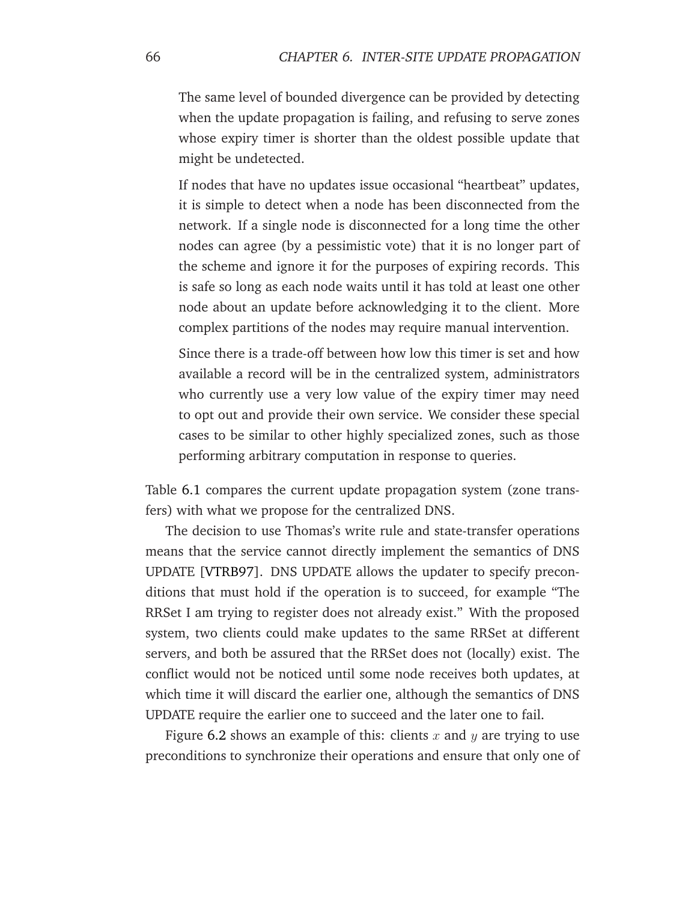> The same level of bounded divergence can be provided by detecting when the update propagation is failing, and refusing to serve zones whose expiry timer is shorter than the oldest possible update that might be undetected.
>
> If nodes that have no updates issue occasional "heartbeat" updates, it is simple to detect when a node has been disconnected from the network. If a single node is disconnected for a long time the other nodes can agree (by a pessimistic vote) that it is no longer part of the scheme and ignore it for the purposes of expiring records. This is safe so long as each node waits until it has told at least one other node about an update before acknowledging it to the client. More complex partitions of the nodes may require manual intervention.
>
> Since there is a trade-off between how low this timer is set and how available a record will be in the centralized system, administrators who currently use a very low value of the expiry timer may need to opt out and provide their own service. We consider these special cases to be similar to other highly specialized zones, such as those performing arbitrary computation in response to queries.

Table 6.1 compares the current update propagation system (zone transfers) with what we propose for the centralized DNS.

The decision to use Thomas's write rule and state-transfer operations means that the service cannot directly implement the semantics of DNS UPDATE [VTRB97]. DNS UPDATE allows the updater to specify preconditions that must hold if the operation is to succeed, for example "The RRSet I am trying to register does not already exist." With the proposed system, two clients could make updates to the same RRSet at different servers, and both be assured that the RRSet does not (locally) exist. The conflict would not be noticed until some node receives both updates, at which time it will discard the earlier one, although the semantics of DNS UPDATE require the earlier one to succeed and the later one to fail.

Figure 6.2 shows an example of this: clients $x$ and $y$ are trying to use preconditions to synchronize their operations and ensure that only one of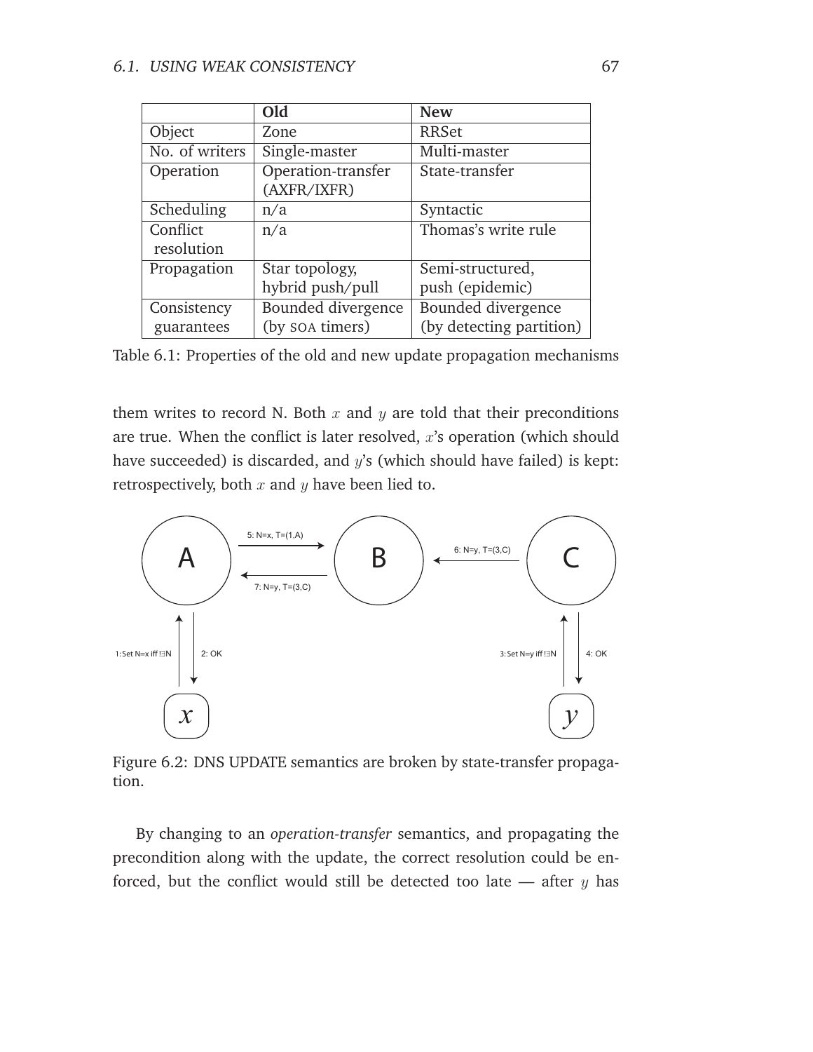| | **Old** | **New** |
|---|---|---|
| Object | Zone | RRSet |
| No. of writers | Single-master | Multi-master |
| Operation | Operation-transfer (AXFR/IXFR) | State-transfer |
| Scheduling | n/a | Syntactic |
| Conflict resolution | n/a | Thomas's write rule |
| Propagation | Star topology, hybrid push/pull | Semi-structured, push (epidemic) |
| Consistency guarantees | Bounded divergence (by SOA timers) | Bounded divergence (by detecting partition) |

Table 6.1: Properties of the old and new update propagation mechanisms

them writes to record N. Both $x$ and $y$ are told that their preconditions are true. When the conflict is later resolved, $x$'s operation (which should have succeeded) is discarded, and $y$'s (which should have failed) is kept: retrospectively, both $x$ and $y$ have been lied to.

Figure 6.2: DNS UPDATE semantics are broken by state-transfer propagation.

By changing to an *operation-transfer* semantics, and propagating the precondition along with the update, the correct resolution could be enforced, but the conflict would still be detected too late — after $y$ has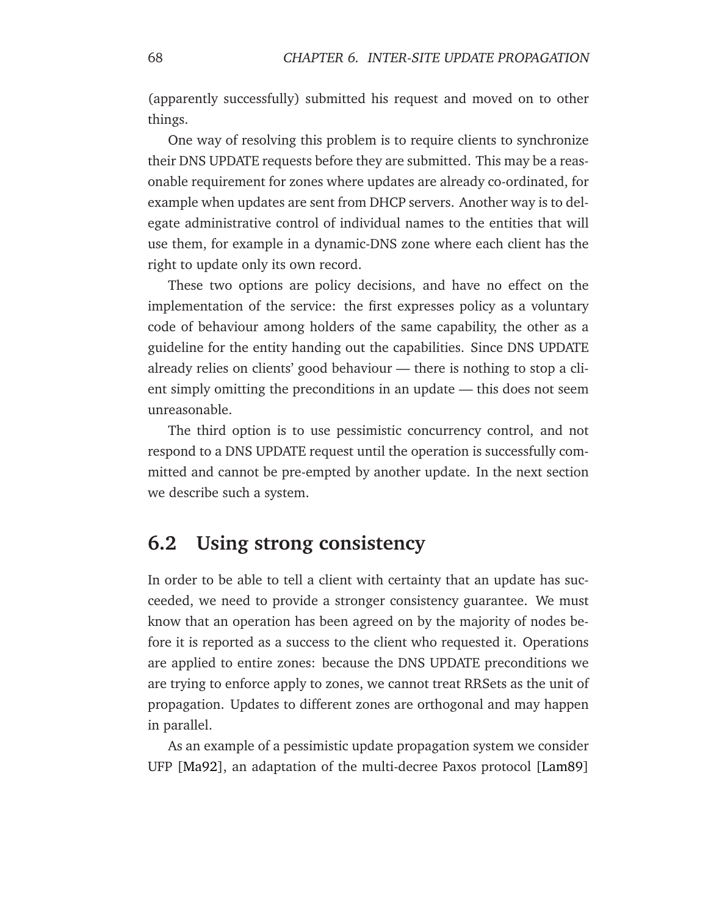(apparently successfully) submitted his request and moved on to other things.

One way of resolving this problem is to require clients to synchronize their DNS UPDATE requests before they are submitted. This may be a reasonable requirement for zones where updates are already co-ordinated, for example when updates are sent from DHCP servers. Another way is to delegate administrative control of individual names to the entities that will use them, for example in a dynamic-DNS zone where each client has the right to update only its own record.

These two options are policy decisions, and have no effect on the implementation of the service: the first expresses policy as a voluntary code of behaviour among holders of the same capability, the other as a guideline for the entity handing out the capabilities. Since DNS UPDATE already relies on clients' good behaviour — there is nothing to stop a client simply omitting the preconditions in an update — this does not seem unreasonable.

The third option is to use pessimistic concurrency control, and not respond to a DNS UPDATE request until the operation is successfully committed and cannot be pre-empted by another update. In the next section we describe such a system.

## 6.2 Using strong consistency

In order to be able to tell a client with certainty that an update has succeeded, we need to provide a stronger consistency guarantee. We must know that an operation has been agreed on by the majority of nodes before it is reported as a success to the client who requested it. Operations are applied to entire zones: because the DNS UPDATE preconditions we are trying to enforce apply to zones, we cannot treat RRSets as the unit of propagation. Updates to different zones are orthogonal and may happen in parallel.

As an example of a pessimistic update propagation system we consider UFP [Ma92], an adaptation of the multi-decree Paxos protocol [Lam89]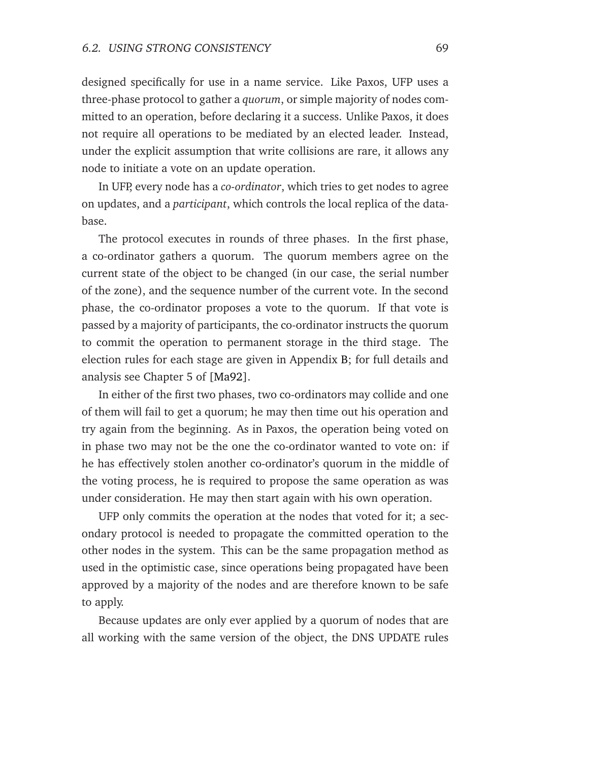designed specifically for use in a name service. Like Paxos, UFP uses a three-phase protocol to gather a *quorum*, or simple majority of nodes committed to an operation, before declaring it a success. Unlike Paxos, it does not require all operations to be mediated by an elected leader. Instead, under the explicit assumption that write collisions are rare, it allows any node to initiate a vote on an update operation.

In UFP, every node has a *co-ordinator*, which tries to get nodes to agree on updates, and a *participant*, which controls the local replica of the database.

The protocol executes in rounds of three phases. In the first phase, a co-ordinator gathers a quorum. The quorum members agree on the current state of the object to be changed (in our case, the serial number of the zone), and the sequence number of the current vote. In the second phase, the co-ordinator proposes a vote to the quorum. If that vote is passed by a majority of participants, the co-ordinator instructs the quorum to commit the operation to permanent storage in the third stage. The election rules for each stage are given in Appendix B; for full details and analysis see Chapter 5 of [Ma92].

In either of the first two phases, two co-ordinators may collide and one of them will fail to get a quorum; he may then time out his operation and try again from the beginning. As in Paxos, the operation being voted on in phase two may not be the one the co-ordinator wanted to vote on: if he has effectively stolen another co-ordinator's quorum in the middle of the voting process, he is required to propose the same operation as was under consideration. He may then start again with his own operation.

UFP only commits the operation at the nodes that voted for it; a secondary protocol is needed to propagate the committed operation to the other nodes in the system. This can be the same propagation method as used in the optimistic case, since operations being propagated have been approved by a majority of the nodes and are therefore known to be safe to apply.

Because updates are only ever applied by a quorum of nodes that are all working with the same version of the object, the DNS UPDATE rules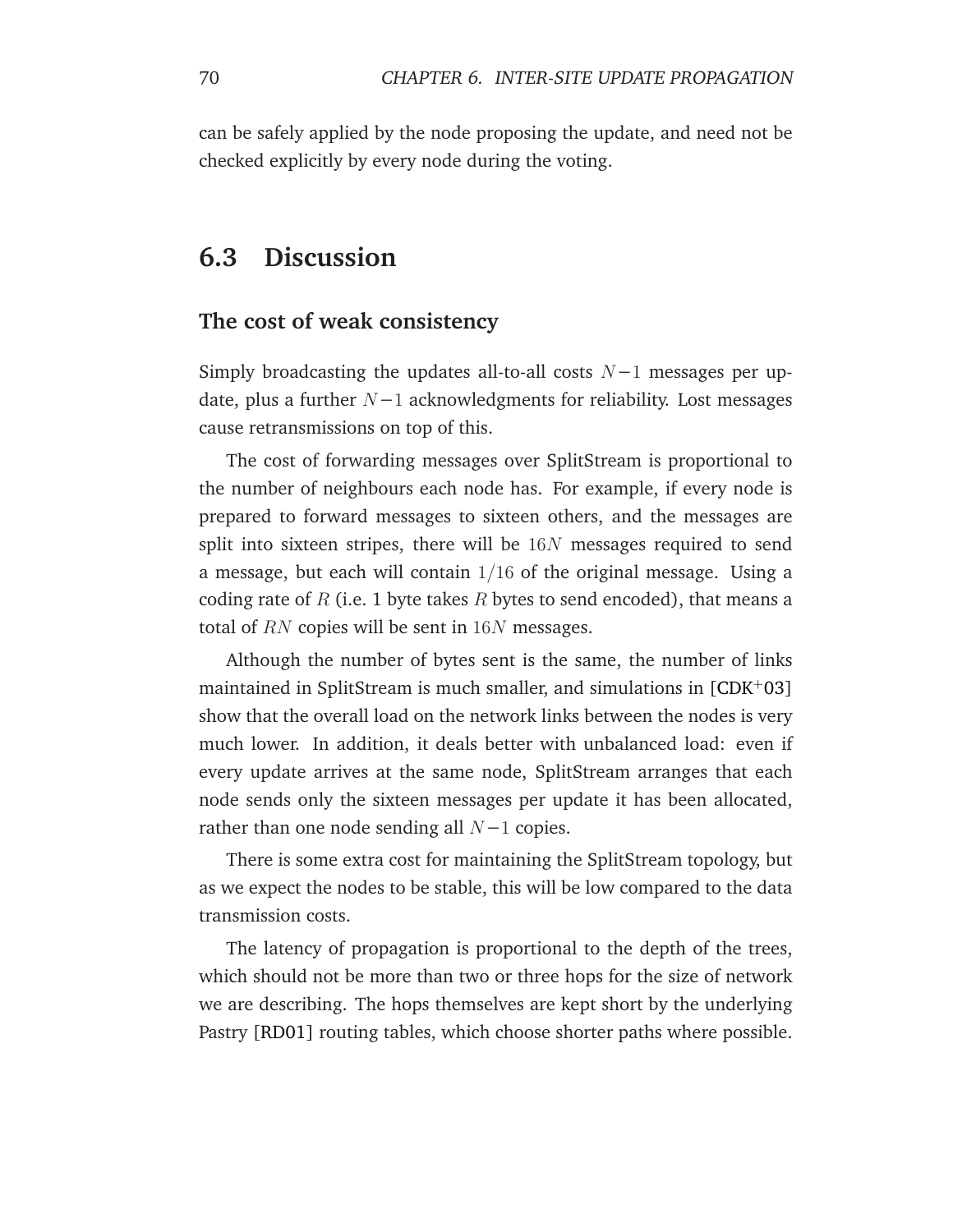can be safely applied by the node proposing the update, and need not be checked explicitly by every node during the voting.

## 6.3 Discussion

### The cost of weak consistency

Simply broadcasting the updates all-to-all costs $N-1$ messages per update, plus a further $N-1$ acknowledgments for reliability. Lost messages cause retransmissions on top of this.

The cost of forwarding messages over SplitStream is proportional to the number of neighbours each node has. For example, if every node is prepared to forward messages to sixteen others, and the messages are split into sixteen stripes, there will be $16N$ messages required to send a message, but each will contain $1/16$ of the original message. Using a coding rate of $R$ (i.e. 1 byte takes $R$ bytes to send encoded), that means a total of $RN$ copies will be sent in $16N$ messages.

Although the number of bytes sent is the same, the number of links maintained in SplitStream is much smaller, and simulations in [CDK+03] show that the overall load on the network links between the nodes is very much lower. In addition, it deals better with unbalanced load: even if every update arrives at the same node, SplitStream arranges that each node sends only the sixteen messages per update it has been allocated, rather than one node sending all $N-1$ copies.

There is some extra cost for maintaining the SplitStream topology, but as we expect the nodes to be stable, this will be low compared to the data transmission costs.

The latency of propagation is proportional to the depth of the trees, which should not be more than two or three hops for the size of network we are describing. The hops themselves are kept short by the underlying Pastry [RD01] routing tables, which choose shorter paths where possible.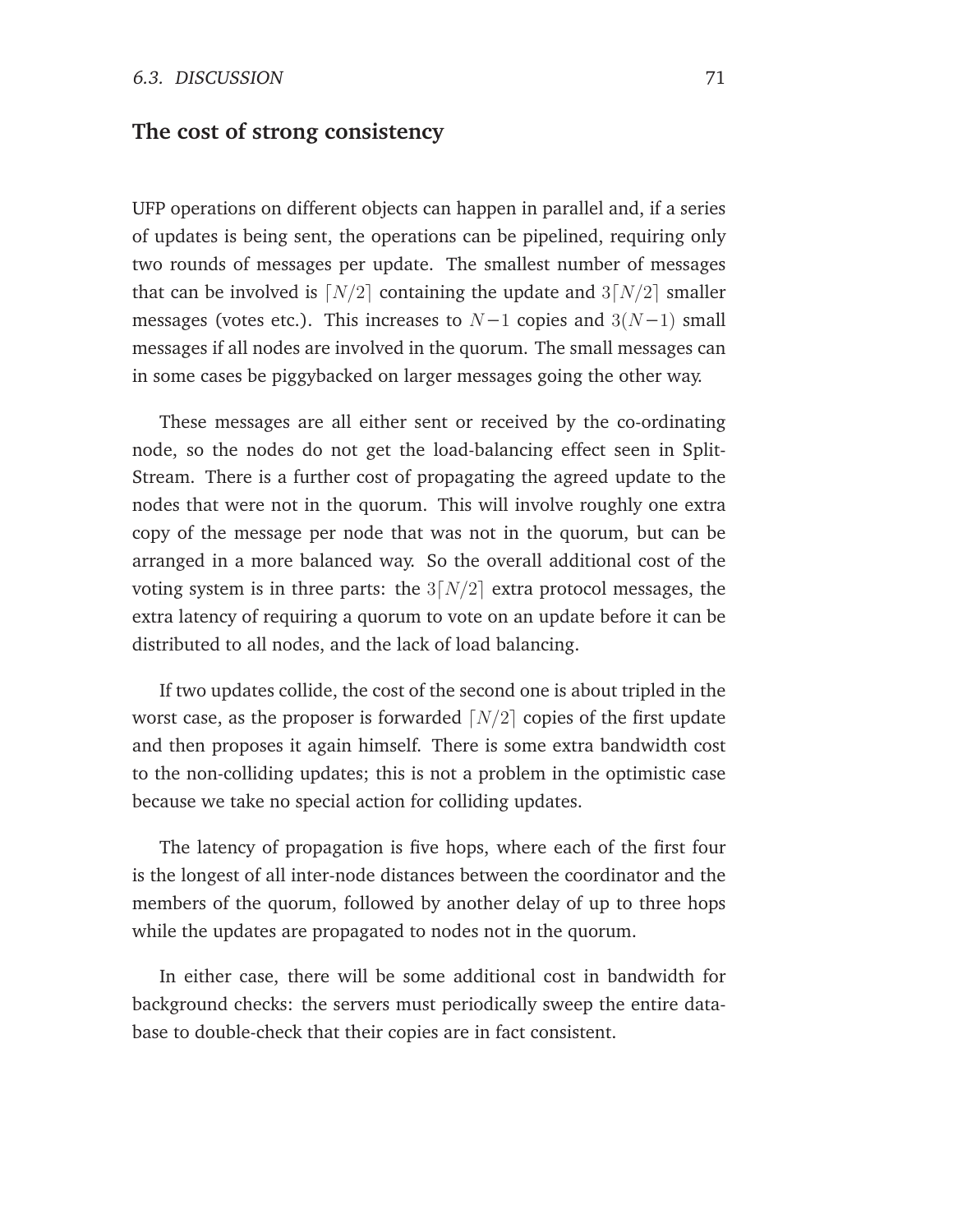## The cost of strong consistency

UFP operations on different objects can happen in parallel and, if a series of updates is being sent, the operations can be pipelined, requiring only two rounds of messages per update. The smallest number of messages that can be involved is $\lceil N/2 \rceil$ containing the update and $3\lceil N/2 \rceil$ smaller messages (votes etc.). This increases to $N-1$ copies and $3(N-1)$ small messages if all nodes are involved in the quorum. The small messages can in some cases be piggybacked on larger messages going the other way.

These messages are all either sent or received by the co-ordinating node, so the nodes do not get the load-balancing effect seen in Split-Stream. There is a further cost of propagating the agreed update to the nodes that were not in the quorum. This will involve roughly one extra copy of the message per node that was not in the quorum, but can be arranged in a more balanced way. So the overall additional cost of the voting system is in three parts: the $3\lceil N/2 \rceil$ extra protocol messages, the extra latency of requiring a quorum to vote on an update before it can be distributed to all nodes, and the lack of load balancing.

If two updates collide, the cost of the second one is about tripled in the worst case, as the proposer is forwarded $\lceil N/2 \rceil$ copies of the first update and then proposes it again himself. There is some extra bandwidth cost to the non-colliding updates; this is not a problem in the optimistic case because we take no special action for colliding updates.

The latency of propagation is five hops, where each of the first four is the longest of all inter-node distances between the coordinator and the members of the quorum, followed by another delay of up to three hops while the updates are propagated to nodes not in the quorum.

In either case, there will be some additional cost in bandwidth for background checks: the servers must periodically sweep the entire database to double-check that their copies are in fact consistent.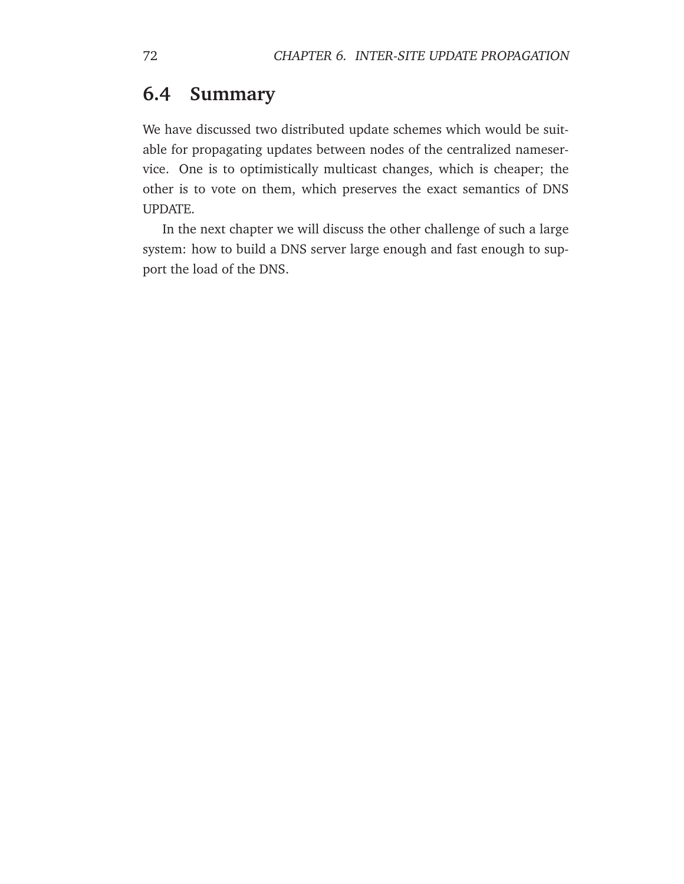## 6.4 Summary

We have discussed two distributed update schemes which would be suitable for propagating updates between nodes of the centralized nameservice. One is to optimistically multicast changes, which is cheaper; the other is to vote on them, which preserves the exact semantics of DNS UPDATE.

In the next chapter we will discuss the other challenge of such a large system: how to build a DNS server large enough and fast enough to support the load of the DNS.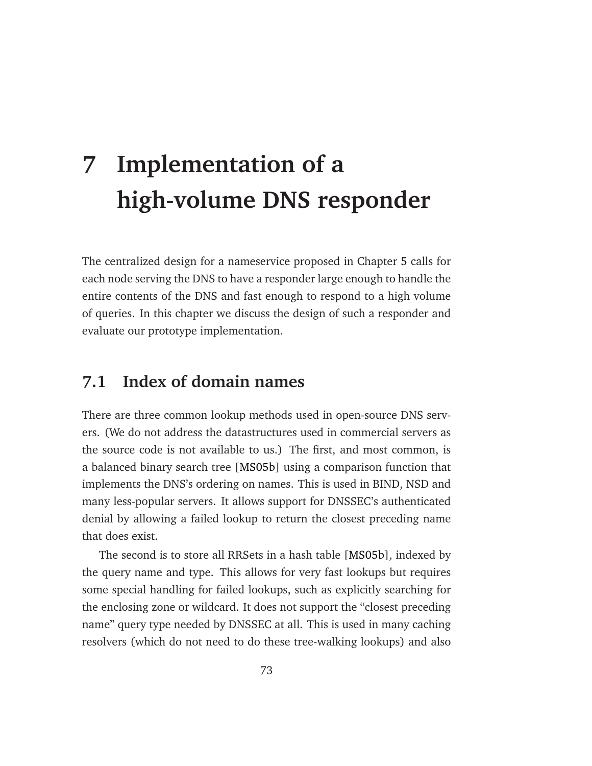# 7 Implementation of a high-volume DNS responder

The centralized design for a nameservice proposed in Chapter 5 calls for each node serving the DNS to have a responder large enough to handle the entire contents of the DNS and fast enough to respond to a high volume of queries. In this chapter we discuss the design of such a responder and evaluate our prototype implementation.

## 7.1 Index of domain names

There are three common lookup methods used in open-source DNS servers. (We do not address the datastructures used in commercial servers as the source code is not available to us.) The first, and most common, is a balanced binary search tree [MS05b] using a comparison function that implements the DNS's ordering on names. This is used in BIND, NSD and many less-popular servers. It allows support for DNSSEC's authenticated denial by allowing a failed lookup to return the closest preceding name that does exist.

The second is to store all RRSets in a hash table [MS05b], indexed by the query name and type. This allows for very fast lookups but requires some special handling for failed lookups, such as explicitly searching for the enclosing zone or wildcard. It does not support the "closest preceding name" query type needed by DNSSEC at all. This is used in many caching resolvers (which do not need to do these tree-walking lookups) and also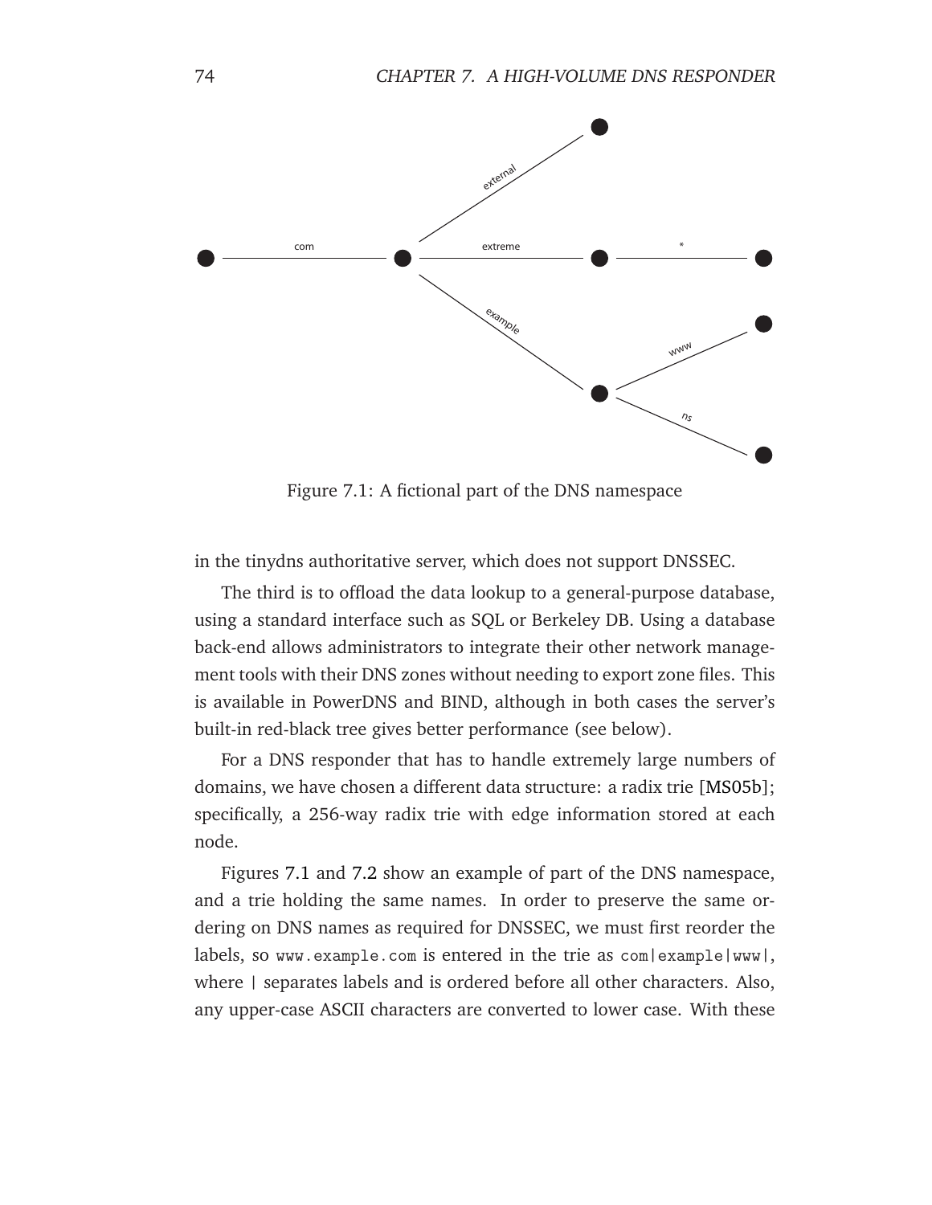Figure 7.1: A fictional part of the DNS namespace

in the tinydns authoritative server, which does not support DNSSEC.

The third is to offload the data lookup to a general-purpose database, using a standard interface such as SQL or Berkeley DB. Using a database back-end allows administrators to integrate their other network management tools with their DNS zones without needing to export zone files. This is available in PowerDNS and BIND, although in both cases the server's built-in red-black tree gives better performance (see below).

For a DNS responder that has to handle extremely large numbers of domains, we have chosen a different data structure: a radix trie [MS05b]; specifically, a 256-way radix trie with edge information stored at each node.

Figures 7.1 and 7.2 show an example of part of the DNS namespace, and a trie holding the same names. In order to preserve the same ordering on DNS names as required for DNSSEC, we must first reorder the labels, so `www.example.com` is entered in the trie as `com|example|www|`, where `|` separates labels and is ordered before all other characters. Also, any upper-case ASCII characters are converted to lower case. With these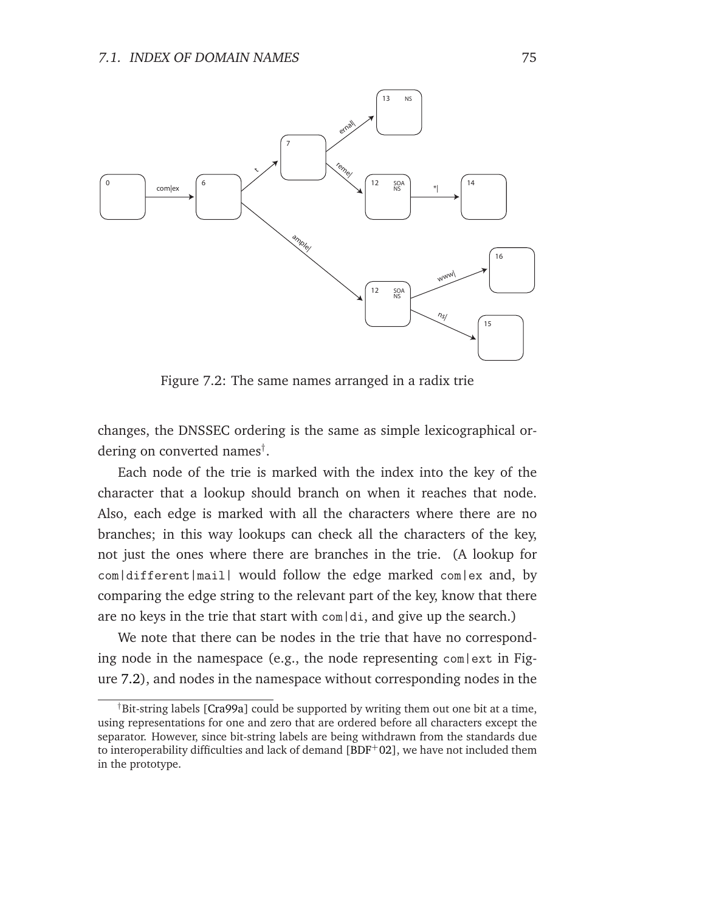Figure 7.2: The same names arranged in a radix trie

changes, the DNSSEC ordering is the same as simple lexicographical ordering on converted names[†].

Each node of the trie is marked with the index into the key of the character that a lookup should branch on when it reaches that node. Also, each edge is marked with all the characters where there are no branches; in this way lookups can check all the characters of the key, not just the ones where there are branches in the trie. (A lookup for `com|different|mail|` would follow the edge marked `com|ex` and, by comparing the edge string to the relevant part of the key, know that there are no keys in the trie that start with `com|di`, and give up the search.)

We note that there can be nodes in the trie that have no corresponding node in the namespace (e.g., the node representing `com|ext` in Figure 7.2), and nodes in the namespace without corresponding nodes in the

---

[†]Bit-string labels [Cra99a] could be supported by writing them out one bit at a time, using representations for one and zero that are ordered before all characters except the separator. However, since bit-string labels are being withdrawn from the standards due to interoperability difficulties and lack of demand [BDF+02], we have not included them in the prototype.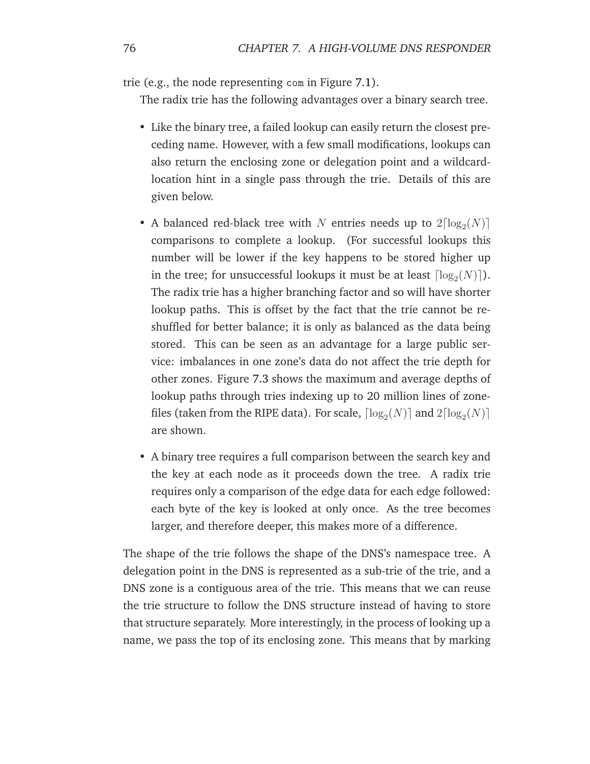trie (e.g., the node representing com in Figure 7.1).

The radix trie has the following advantages over a binary search tree.

- Like the binary tree, a failed lookup can easily return the closest preceding name. However, with a few small modifications, lookups can also return the enclosing zone or delegation point and a wildcard-location hint in a single pass through the trie. Details of this are given below.
- A balanced red-black tree with $N$ entries needs up to $2\lceil\log_2(N)\rceil$ comparisons to complete a lookup. (For successful lookups this number will be lower if the key happens to be stored higher up in the tree; for unsuccessful lookups it must be at least $\lceil\log_2(N)\rceil$). The radix trie has a higher branching factor and so will have shorter lookup paths. This is offset by the fact that the trie cannot be reshuffled for better balance; it is only as balanced as the data being stored. This can be seen as an advantage for a large public service: imbalances in one zone's data do not affect the trie depth for other zones. Figure 7.3 shows the maximum and average depths of lookup paths through tries indexing up to 20 million lines of zone-files (taken from the RIPE data). For scale, $\lceil\log_2(N)\rceil$ and $2\lceil\log_2(N)\rceil$ are shown.
- A binary tree requires a full comparison between the search key and the key at each node as it proceeds down the tree. A radix trie requires only a comparison of the edge data for each edge followed: each byte of the key is looked at only once. As the tree becomes larger, and therefore deeper, this makes more of a difference.

The shape of the trie follows the shape of the DNS's namespace tree. A delegation point in the DNS is represented as a sub-trie of the trie, and a DNS zone is a contiguous area of the trie. This means that we can reuse the trie structure to follow the DNS structure instead of having to store that structure separately. More interestingly, in the process of looking up a name, we pass the top of its enclosing zone. This means that by marking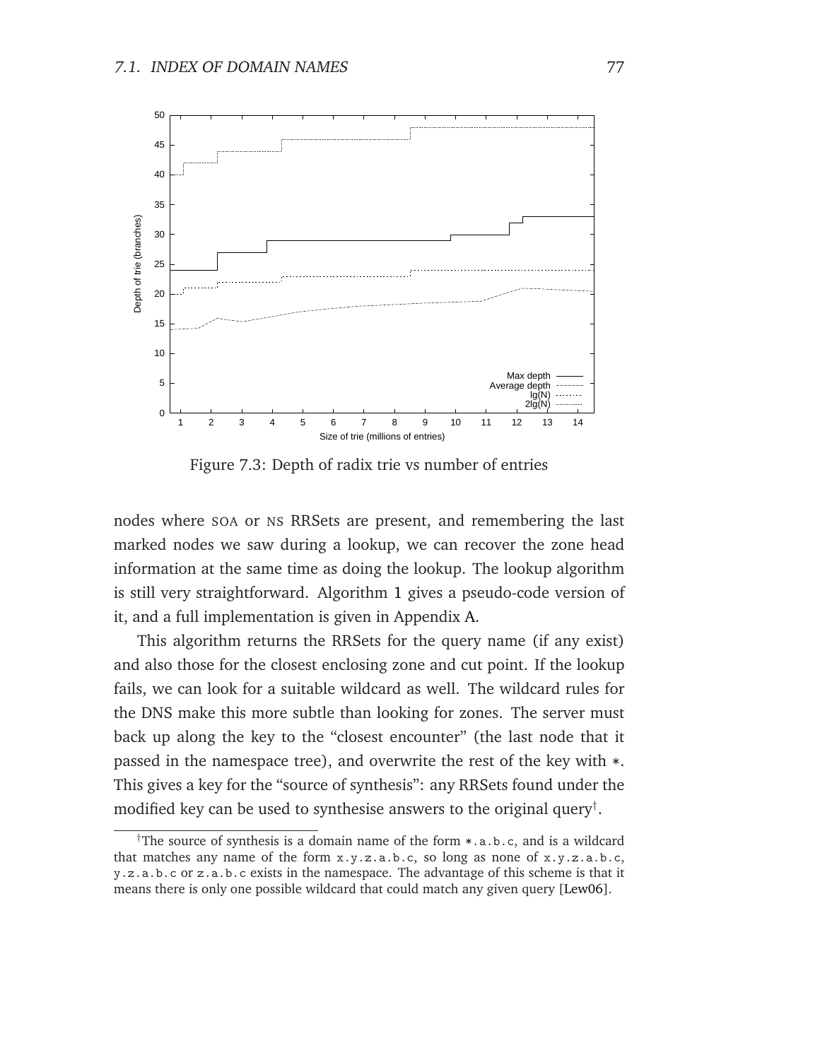Figure 7.3: Depth of radix trie vs number of entries

nodes where SOA or NS RRSets are present, and remembering the last marked nodes we saw during a lookup, we can recover the zone head information at the same time as doing the lookup. The lookup algorithm is still very straightforward. Algorithm 1 gives a pseudo-code version of it, and a full implementation is given in Appendix A.

This algorithm returns the RRSets for the query name (if any exist) and also those for the closest enclosing zone and cut point. If the lookup fails, we can look for a suitable wildcard as well. The wildcard rules for the DNS make this more subtle than looking for zones. The server must back up along the key to the "closest encounter" (the last node that it passed in the namespace tree), and overwrite the rest of the key with `*`. This gives a key for the "source of synthesis": any RRSets found under the modified key can be used to synthesise answers to the original query[†].

[†] The source of synthesis is a domain name of the form `*.a.b.c`, and is a wildcard that matches any name of the form `x.y.z.a.b.c`, so long as none of `x.y.z.a.b.c`, `y.z.a.b.c` or `z.a.b.c` exists in the namespace. The advantage of this scheme is that it means there is only one possible wildcard that could match any given query [Lew06].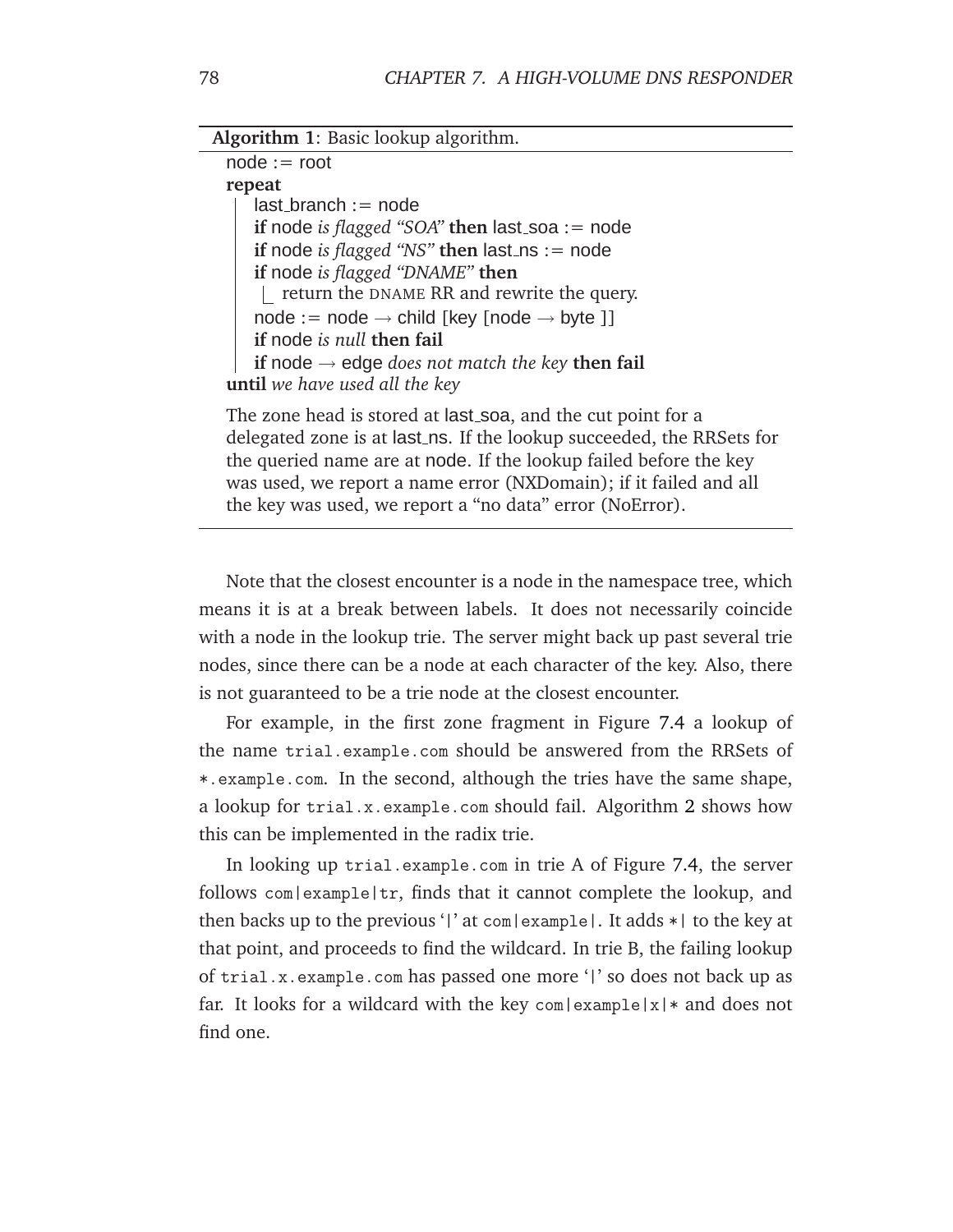**Algorithm 1**: Basic lookup algorithm.

```
node := root
repeat
    last_branch := node
    if node is flagged "SOA" then last_soa := node
    if node is flagged "NS" then last_ns := node
    if node is flagged "DNAME" then
        return the DNAME RR and rewrite the query.
    node := node → child [key [node → byte ]]
    if node is null then fail
    if node → edge does not match the key then fail
until we have used all the key
```

The zone head is stored at last_soa, and the cut point for a delegated zone is at last_ns. If the lookup succeeded, the RRSets for the queried name are at node. If the lookup failed before the key was used, we report a name error (NXDomain); if it failed and all the key was used, we report a "no data" error (NoError).

Note that the closest encounter is a node in the namespace tree, which means it is at a break between labels. It does not necessarily coincide with a node in the lookup trie. The server might back up past several trie nodes, since there can be a node at each character of the key. Also, there is not guaranteed to be a trie node at the closest encounter.

For example, in the first zone fragment in Figure 7.4 a lookup of the name `trial.example.com` should be answered from the RRSets of `*.example.com`. In the second, although the tries have the same shape, a lookup for `trial.x.example.com` should fail. Algorithm 2 shows how this can be implemented in the radix trie.

In looking up `trial.example.com` in trie A of Figure 7.4, the server follows `com|example|tr`, finds that it cannot complete the lookup, and then backs up to the previous '`|`' at `com|example|`. It adds `*|` to the key at that point, and proceeds to find the wildcard. In trie B, the failing lookup of `trial.x.example.com` has passed one more '`|`' so does not back up as far. It looks for a wildcard with the key `com|example|x|*` and does not find one.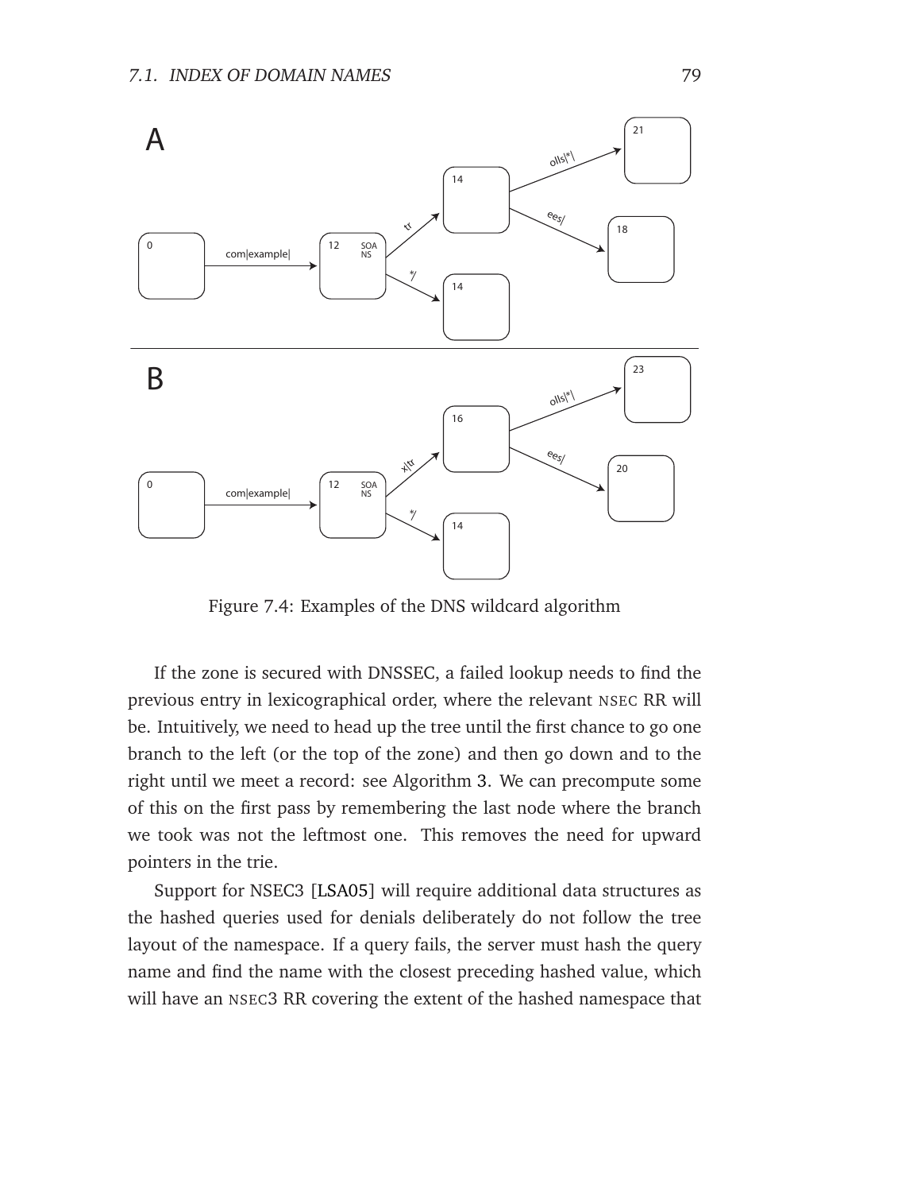Figure 7.4: Examples of the DNS wildcard algorithm

If the zone is secured with DNSSEC, a failed lookup needs to find the previous entry in lexicographical order, where the relevant NSEC RR will be. Intuitively, we need to head up the tree until the first chance to go one branch to the left (or the top of the zone) and then go down and to the right until we meet a record: see Algorithm 3. We can precompute some of this on the first pass by remembering the last node where the branch we took was not the leftmost one. This removes the need for upward pointers in the trie.

Support for NSEC3 [LSA05] will require additional data structures as the hashed queries used for denials deliberately do not follow the tree layout of the namespace. If a query fails, the server must hash the query name and find the name with the closest preceding hashed value, which will have an NSEC3 RR covering the extent of the hashed namespace that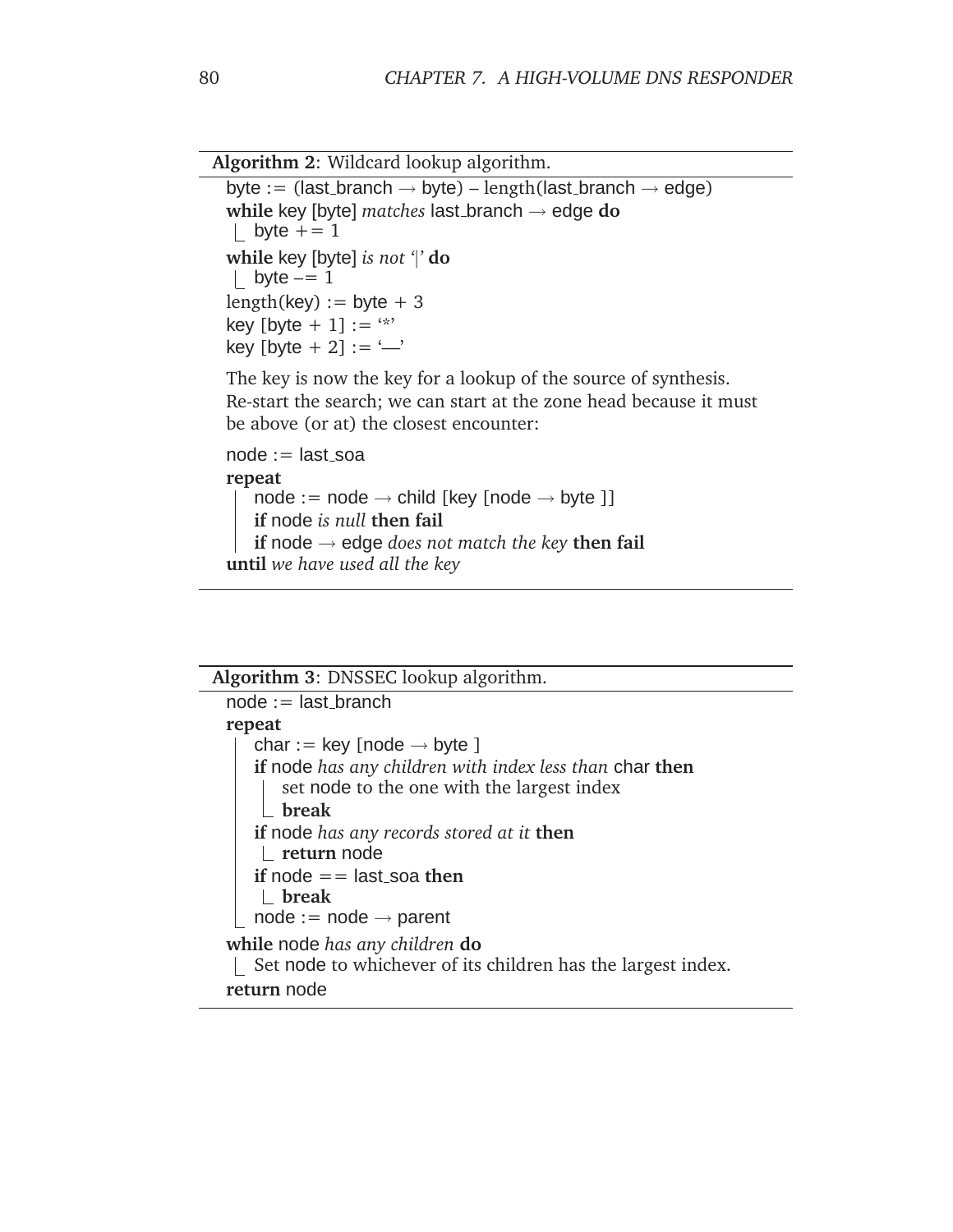**Algorithm 2**: Wildcard lookup algorithm.

```
byte := (last_branch → byte) – length(last_branch → edge)
while key [byte] matches last_branch → edge do
    byte += 1
while key [byte] is not '|' do
    byte –= 1
length(key) := byte + 3
key [byte + 1] := '*'
key [byte + 2] := '—'
```

The key is now the key for a lookup of the source of synthesis. Re-start the search; we can start at the zone head because it must be above (or at) the closest encounter:

```
node := last_soa
repeat
    node := node → child [key [node → byte ]]
    if node is null then fail
    if node → edge does not match the key then fail
until we have used all the key
```

**Algorithm 3**: DNSSEC lookup algorithm.

```
node := last_branch
repeat
    char := key [node → byte ]
    if node has any children with index less than char then
        set node to the one with the largest index
        break
    if node has any records stored at it then
        return node
    if node == last_soa then
        break
    node := node → parent
while node has any children do
    Set node to whichever of its children has the largest index.
return node
```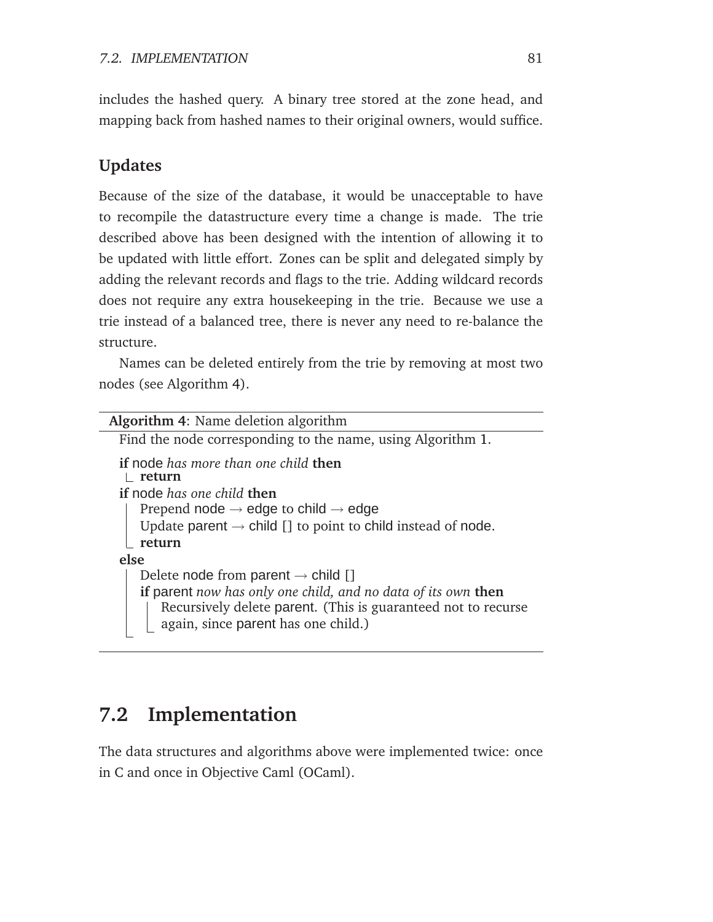includes the hashed query. A binary tree stored at the zone head, and mapping back from hashed names to their original owners, would suffice.

### Updates

Because of the size of the database, it would be unacceptable to have to recompile the datastructure every time a change is made. The trie described above has been designed with the intention of allowing it to be updated with little effort. Zones can be split and delegated simply by adding the relevant records and flags to the trie. Adding wildcard records does not require any extra housekeeping in the trie. Because we use a trie instead of a balanced tree, there is never any need to re-balance the structure.

Names can be deleted entirely from the trie by removing at most two nodes (see Algorithm 4).

---

**Algorithm 4**: Name deletion algorithm

---

```
Find the node corresponding to the name, using Algorithm 1.
if node has more than one child then
    return
if node has one child then
    Prepend node → edge to child → edge
    Update parent → child [] to point to child instead of node.
    return
else
    Delete node from parent → child []
    if parent now has only one child, and no data of its own then
        Recursively delete parent. (This is guaranteed not to recurse
        again, since parent has one child.)
```

---

## 7.2 Implementation

The data structures and algorithms above were implemented twice: once in C and once in Objective Caml (OCaml).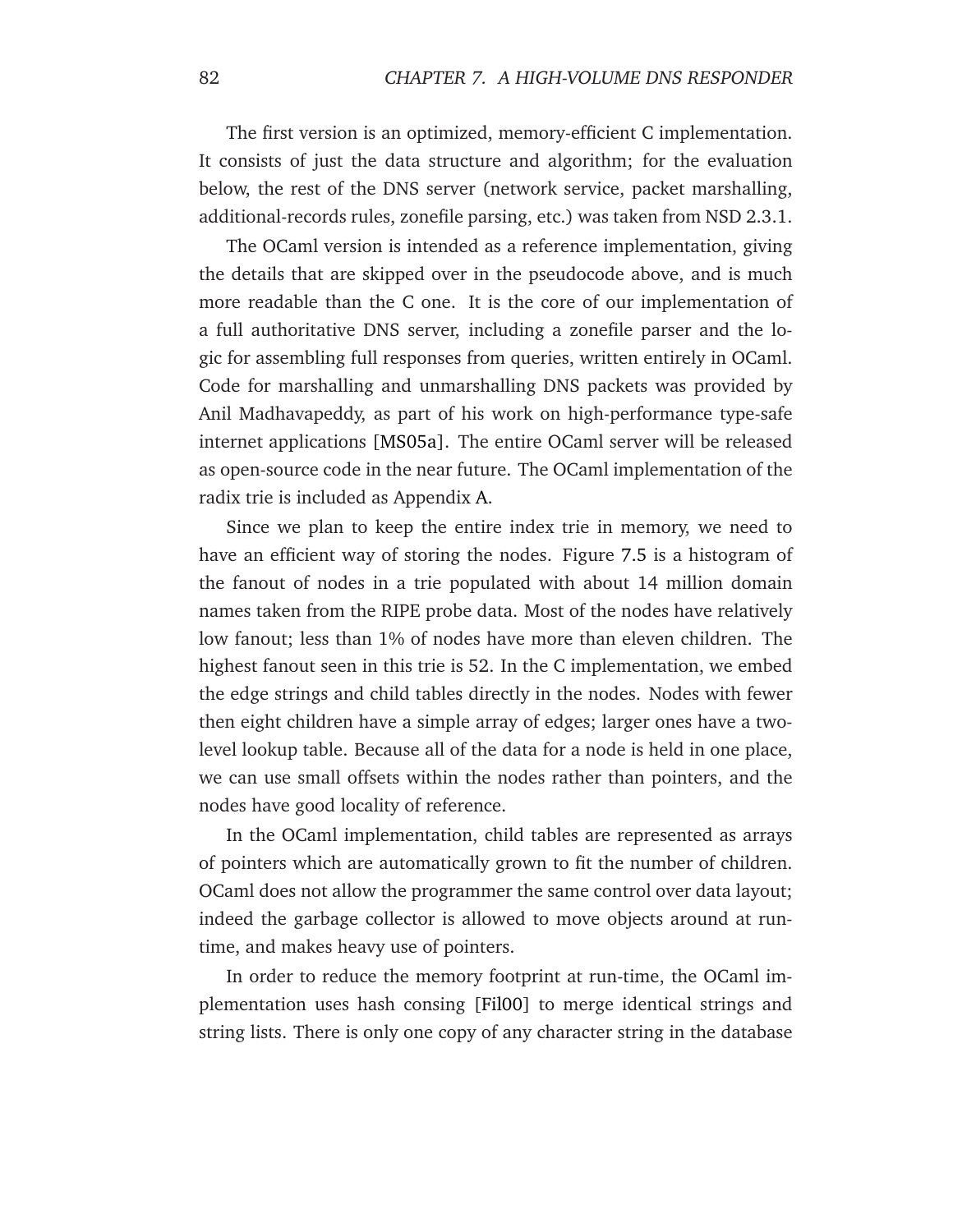The first version is an optimized, memory-efficient C implementation. It consists of just the data structure and algorithm; for the evaluation below, the rest of the DNS server (network service, packet marshalling, additional-records rules, zonefile parsing, etc.) was taken from NSD 2.3.1.

The OCaml version is intended as a reference implementation, giving the details that are skipped over in the pseudocode above, and is much more readable than the C one. It is the core of our implementation of a full authoritative DNS server, including a zonefile parser and the logic for assembling full responses from queries, written entirely in OCaml. Code for marshalling and unmarshalling DNS packets was provided by Anil Madhavapeddy, as part of his work on high-performance type-safe internet applications [MS05a]. The entire OCaml server will be released as open-source code in the near future. The OCaml implementation of the radix trie is included as Appendix A.

Since we plan to keep the entire index trie in memory, we need to have an efficient way of storing the nodes. Figure 7.5 is a histogram of the fanout of nodes in a trie populated with about 14 million domain names taken from the RIPE probe data. Most of the nodes have relatively low fanout; less than 1% of nodes have more than eleven children. The highest fanout seen in this trie is 52. In the C implementation, we embed the edge strings and child tables directly in the nodes. Nodes with fewer then eight children have a simple array of edges; larger ones have a two-level lookup table. Because all of the data for a node is held in one place, we can use small offsets within the nodes rather than pointers, and the nodes have good locality of reference.

In the OCaml implementation, child tables are represented as arrays of pointers which are automatically grown to fit the number of children. OCaml does not allow the programmer the same control over data layout; indeed the garbage collector is allowed to move objects around at run-time, and makes heavy use of pointers.

In order to reduce the memory footprint at run-time, the OCaml implementation uses hash consing [Fil00] to merge identical strings and string lists. There is only one copy of any character string in the database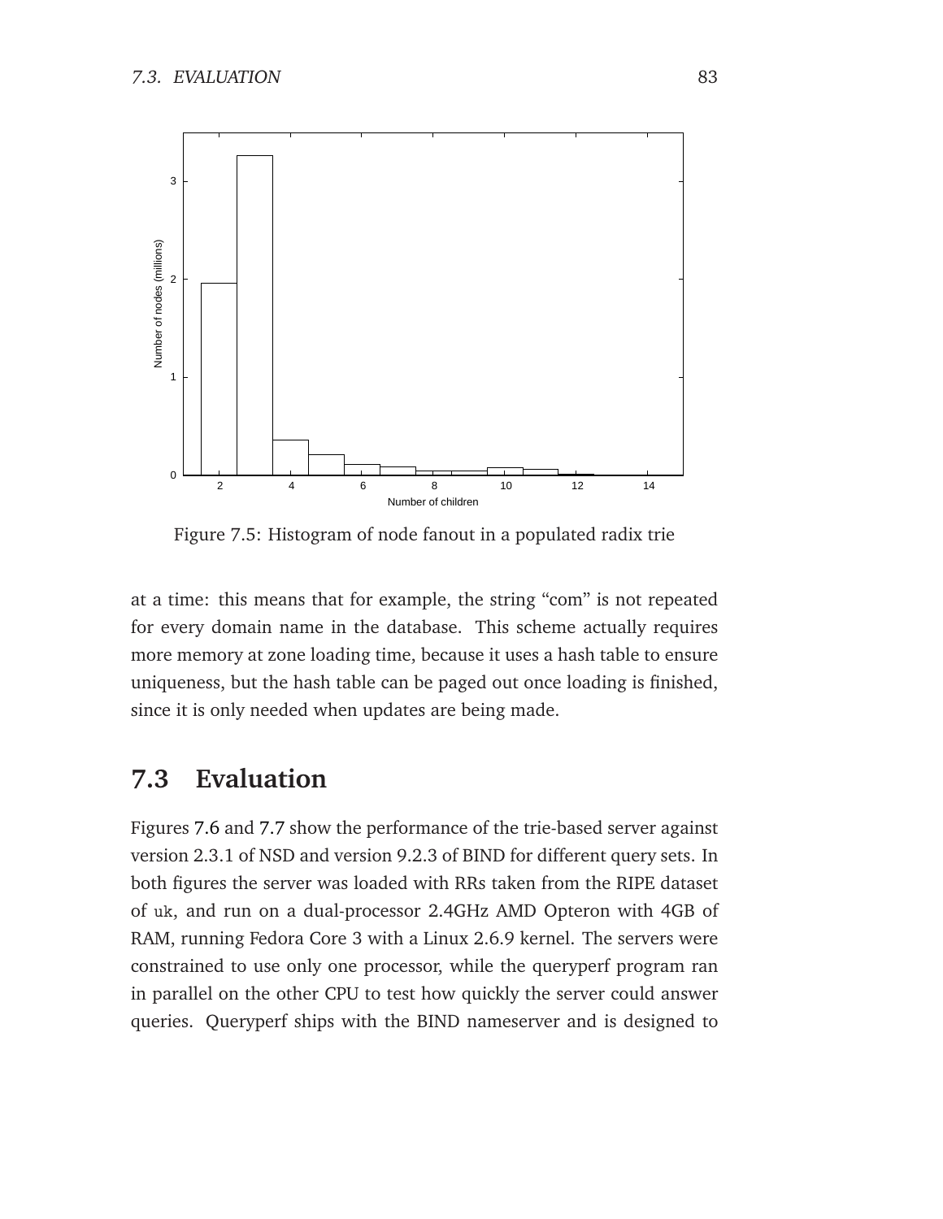Figure 7.5: Histogram of node fanout in a populated radix trie

at a time: this means that for example, the string “com” is not repeated for every domain name in the database. This scheme actually requires more memory at zone loading time, because it uses a hash table to ensure uniqueness, but the hash table can be paged out once loading is finished, since it is only needed when updates are being made.

## 7.3 Evaluation

Figures 7.6 and 7.7 show the performance of the trie-based server against version 2.3.1 of NSD and version 9.2.3 of BIND for different query sets. In both figures the server was loaded with RRs taken from the RIPE dataset of `uk`, and run on a dual-processor 2.4GHz AMD Opteron with 4GB of RAM, running Fedora Core 3 with a Linux 2.6.9 kernel. The servers were constrained to use only one processor, while the queryperf program ran in parallel on the other CPU to test how quickly the server could answer queries. Queryperf ships with the BIND nameserver and is designed to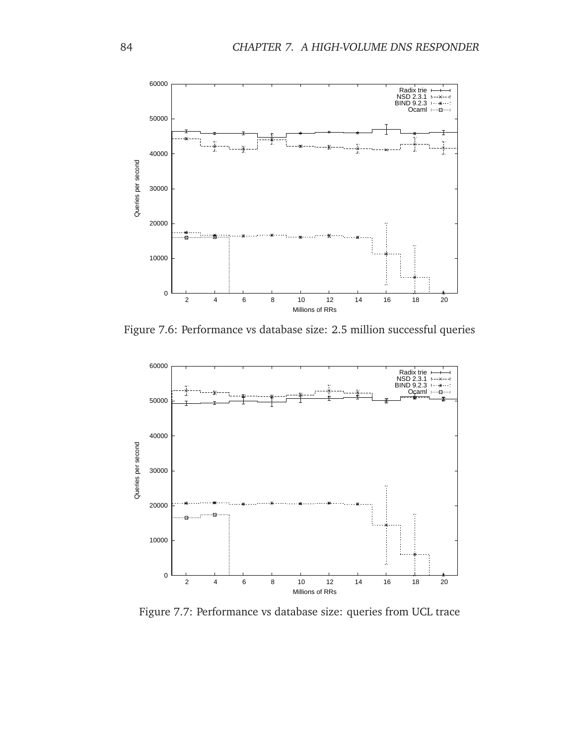Figure 7.6: Performance vs database size: 2.5 million successful queries

Figure 7.7: Performance vs database size: queries from UCL trace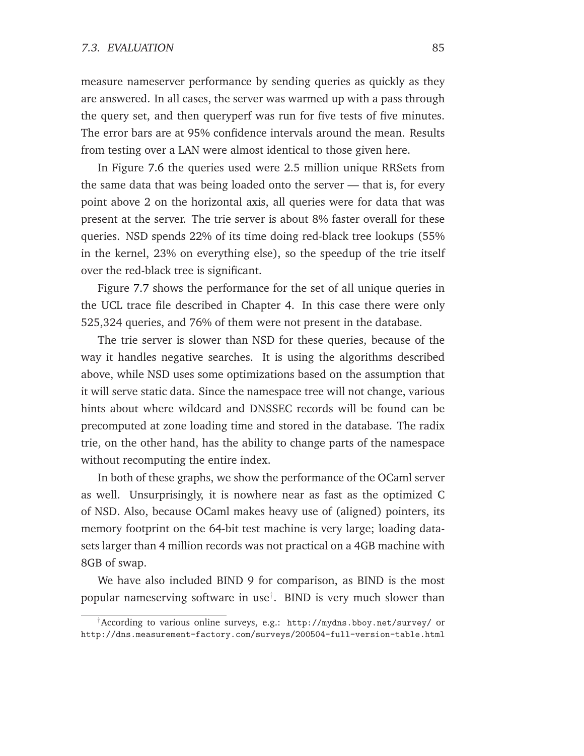measure nameserver performance by sending queries as quickly as they are answered. In all cases, the server was warmed up with a pass through the query set, and then queryperf was run for five tests of five minutes. The error bars are at 95% confidence intervals around the mean. Results from testing over a LAN were almost identical to those given here.

In Figure 7.6 the queries used were 2.5 million unique RRSets from the same data that was being loaded onto the server — that is, for every point above 2 on the horizontal axis, all queries were for data that was present at the server. The trie server is about 8% faster overall for these queries. NSD spends 22% of its time doing red-black tree lookups (55% in the kernel, 23% on everything else), so the speedup of the trie itself over the red-black tree is significant.

Figure 7.7 shows the performance for the set of all unique queries in the UCL trace file described in Chapter 4. In this case there were only 525,324 queries, and 76% of them were not present in the database.

The trie server is slower than NSD for these queries, because of the way it handles negative searches. It is using the algorithms described above, while NSD uses some optimizations based on the assumption that it will serve static data. Since the namespace tree will not change, various hints about where wildcard and DNSSEC records will be found can be precomputed at zone loading time and stored in the database. The radix trie, on the other hand, has the ability to change parts of the namespace without recomputing the entire index.

In both of these graphs, we show the performance of the OCaml server as well. Unsurprisingly, it is nowhere near as fast as the optimized C of NSD. Also, because OCaml makes heavy use of (aligned) pointers, its memory footprint on the 64-bit test machine is very large; loading datasets larger than 4 million records was not practical on a 4GB machine with 8GB of swap.

We have also included BIND 9 for comparison, as BIND is the most popular nameserving software in use[†]. BIND is very much slower than

[†]According to various online surveys, e.g.: `http://mydns.bboy.net/survey/` or `http://dns.measurement-factory.com/surveys/200504-full-version-table.html`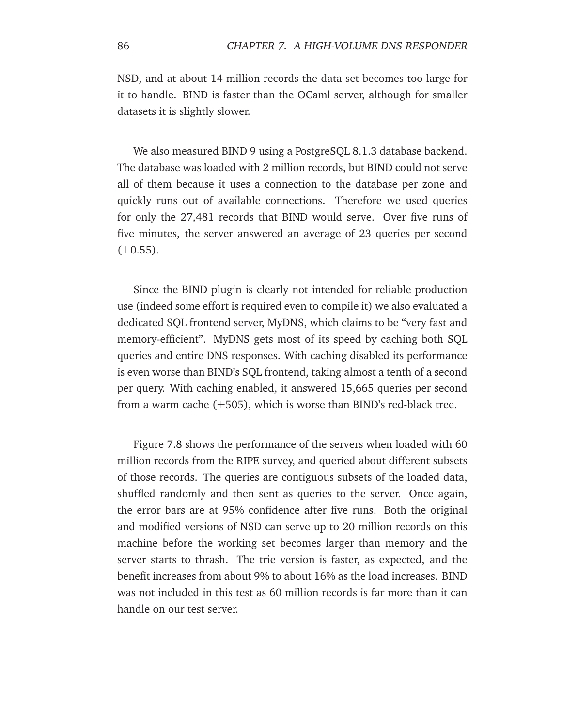NSD, and at about 14 million records the data set becomes too large for it to handle. BIND is faster than the OCaml server, although for smaller datasets it is slightly slower.

We also measured BIND 9 using a PostgreSQL 8.1.3 database backend. The database was loaded with 2 million records, but BIND could not serve all of them because it uses a connection to the database per zone and quickly runs out of available connections. Therefore we used queries for only the 27,481 records that BIND would serve. Over five runs of five minutes, the server answered an average of 23 queries per second ($\pm 0.55$).

Since the BIND plugin is clearly not intended for reliable production use (indeed some effort is required even to compile it) we also evaluated a dedicated SQL frontend server, MyDNS, which claims to be "very fast and memory-efficient". MyDNS gets most of its speed by caching both SQL queries and entire DNS responses. With caching disabled its performance is even worse than BIND's SQL frontend, taking almost a tenth of a second per query. With caching enabled, it answered 15,665 queries per second from a warm cache ($\pm 505$), which is worse than BIND's red-black tree.

Figure 7.8 shows the performance of the servers when loaded with 60 million records from the RIPE survey, and queried about different subsets of those records. The queries are contiguous subsets of the loaded data, shuffled randomly and then sent as queries to the server. Once again, the error bars are at 95% confidence after five runs. Both the original and modified versions of NSD can serve up to 20 million records on this machine before the working set becomes larger than memory and the server starts to thrash. The trie version is faster, as expected, and the benefit increases from about 9% to about 16% as the load increases. BIND was not included in this test as 60 million records is far more than it can handle on our test server.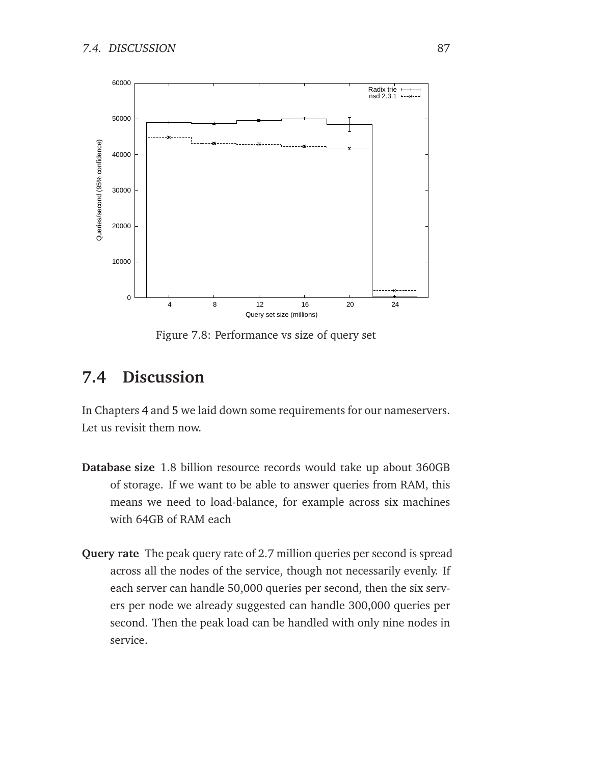Figure 7.8: Performance vs size of query set

## 7.4 Discussion

In Chapters 4 and 5 we laid down some requirements for our nameservers. Let us revisit them now.

**Database size** 1.8 billion resource records would take up about 360GB of storage. If we want to be able to answer queries from RAM, this means we need to load-balance, for example across six machines with 64GB of RAM each

**Query rate** The peak query rate of 2.7 million queries per second is spread across all the nodes of the service, though not necessarily evenly. If each server can handle 50,000 queries per second, then the six servers per node we already suggested can handle 300,000 queries per second. Then the peak load can be handled with only nine nodes in service.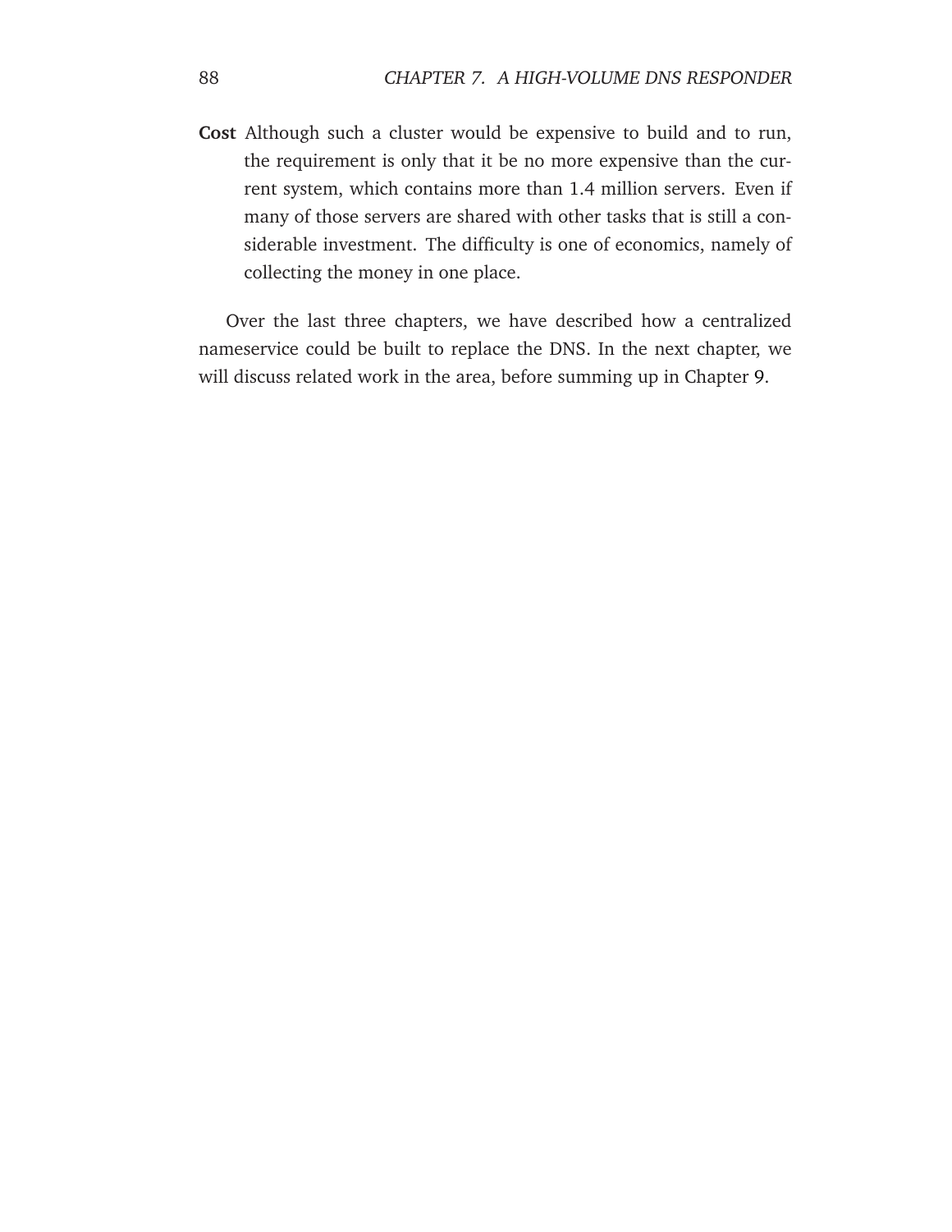**Cost** Although such a cluster would be expensive to build and to run, the requirement is only that it be no more expensive than the current system, which contains more than 1.4 million servers. Even if many of those servers are shared with other tasks that is still a considerable investment. The difficulty is one of economics, namely of collecting the money in one place.

Over the last three chapters, we have described how a centralized nameservice could be built to replace the DNS. In the next chapter, we will discuss related work in the area, before summing up in Chapter 9.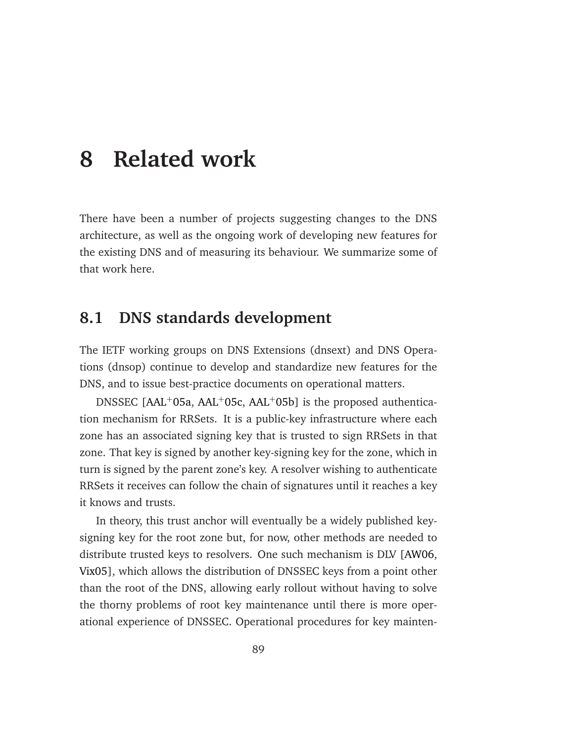# 8 Related work

There have been a number of projects suggesting changes to the DNS architecture, as well as the ongoing work of developing new features for the existing DNS and of measuring its behaviour. We summarize some of that work here.

## 8.1 DNS standards development

The IETF working groups on DNS Extensions (dnsext) and DNS Operations (dnsop) continue to develop and standardize new features for the DNS, and to issue best-practice documents on operational matters.

DNSSEC [AAL+05a, AAL+05c, AAL+05b] is the proposed authentication mechanism for RRSets. It is a public-key infrastructure where each zone has an associated signing key that is trusted to sign RRSets in that zone. That key is signed by another key-signing key for the zone, which in turn is signed by the parent zone's key. A resolver wishing to authenticate RRSets it receives can follow the chain of signatures until it reaches a key it knows and trusts.

In theory, this trust anchor will eventually be a widely published key-signing key for the root zone but, for now, other methods are needed to distribute trusted keys to resolvers. One such mechanism is DLV [AW06, Vix05], which allows the distribution of DNSSEC keys from a point other than the root of the DNS, allowing early rollout without having to solve the thorny problems of root key maintenance until there is more operational experience of DNSSEC. Operational procedures for key mainten-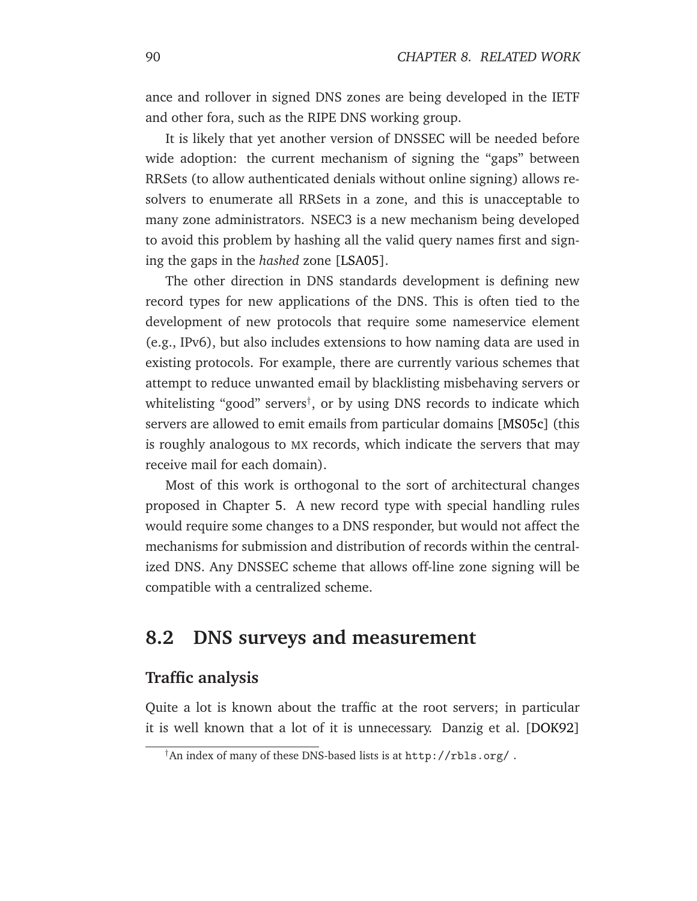ance and rollover in signed DNS zones are being developed in the IETF and other fora, such as the RIPE DNS working group.

It is likely that yet another version of DNSSEC will be needed before wide adoption: the current mechanism of signing the "gaps" between RRSets (to allow authenticated denials without online signing) allows resolvers to enumerate all RRSets in a zone, and this is unacceptable to many zone administrators. NSEC3 is a new mechanism being developed to avoid this problem by hashing all the valid query names first and signing the gaps in the *hashed* zone [LSA05].

The other direction in DNS standards development is defining new record types for new applications of the DNS. This is often tied to the development of new protocols that require some nameservice element (e.g., IPv6), but also includes extensions to how naming data are used in existing protocols. For example, there are currently various schemes that attempt to reduce unwanted email by blacklisting misbehaving servers or whitelisting "good" servers[†], or by using DNS records to indicate which servers are allowed to emit emails from particular domains [MS05c] (this is roughly analogous to MX records, which indicate the servers that may receive mail for each domain).

Most of this work is orthogonal to the sort of architectural changes proposed in Chapter 5. A new record type with special handling rules would require some changes to a DNS responder, but would not affect the mechanisms for submission and distribution of records within the centralized DNS. Any DNSSEC scheme that allows off-line zone signing will be compatible with a centralized scheme.

## 8.2 DNS surveys and measurement

### Traffic analysis

Quite a lot is known about the traffic at the root servers; in particular it is well known that a lot of it is unnecessary. Danzig et al. [DOK92]

[†] An index of many of these DNS-based lists is at `http://rbls.org/` .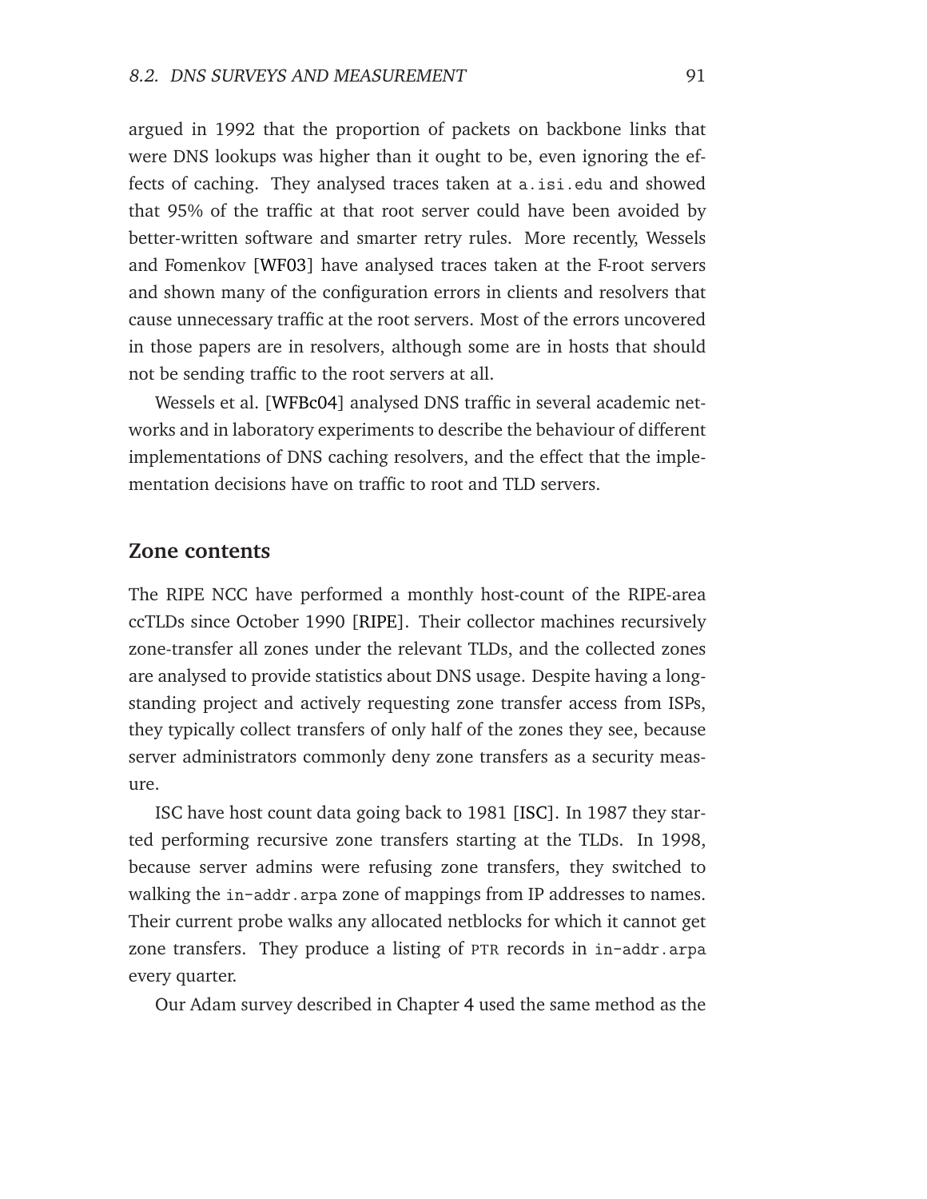argued in 1992 that the proportion of packets on backbone links that were DNS lookups was higher than it ought to be, even ignoring the effects of caching. They analysed traces taken at `a.isi.edu` and showed that 95% of the traffic at that root server could have been avoided by better-written software and smarter retry rules. More recently, Wessels and Fomenkov [WF03] have analysed traces taken at the F-root servers and shown many of the configuration errors in clients and resolvers that cause unnecessary traffic at the root servers. Most of the errors uncovered in those papers are in resolvers, although some are in hosts that should not be sending traffic to the root servers at all.

Wessels et al. [WFBc04] analysed DNS traffic in several academic networks and in laboratory experiments to describe the behaviour of different implementations of DNS caching resolvers, and the effect that the implementation decisions have on traffic to root and TLD servers.

## Zone contents

The RIPE NCC have performed a monthly host-count of the RIPE-area ccTLDs since October 1990 [RIPE]. Their collector machines recursively zone-transfer all zones under the relevant TLDs, and the collected zones are analysed to provide statistics about DNS usage. Despite having a long-standing project and actively requesting zone transfer access from ISPs, they typically collect transfers of only half of the zones they see, because server administrators commonly deny zone transfers as a security measure.

ISC have host count data going back to 1981 [ISC]. In 1987 they started performing recursive zone transfers starting at the TLDs. In 1998, because server admins were refusing zone transfers, they switched to walking the `in-addr.arpa` zone of mappings from IP addresses to names. Their current probe walks any allocated netblocks for which it cannot get zone transfers. They produce a listing of `PTR` records in `in-addr.arpa` every quarter.

Our Adam survey described in Chapter 4 used the same method as the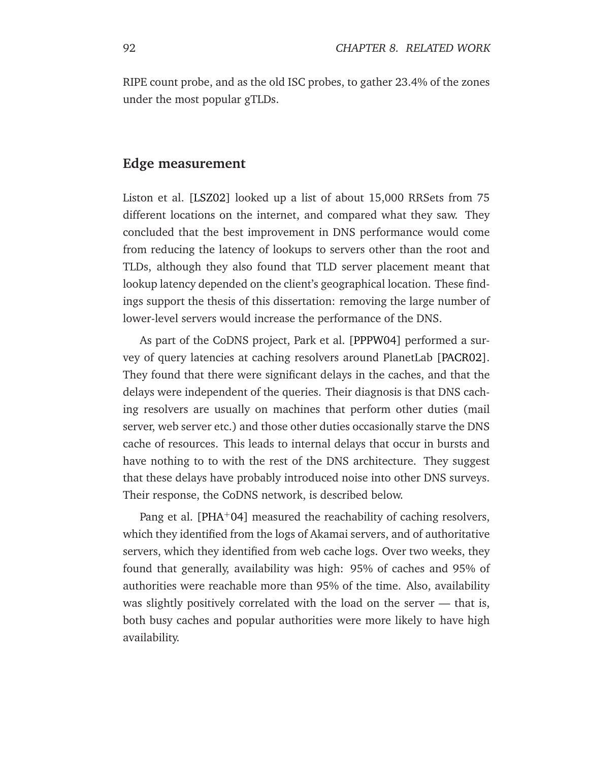RIPE count probe, and as the old ISC probes, to gather 23.4% of the zones under the most popular gTLDs.

## Edge measurement

Liston et al. [LSZ02] looked up a list of about 15,000 RRSets from 75 different locations on the internet, and compared what they saw. They concluded that the best improvement in DNS performance would come from reducing the latency of lookups to servers other than the root and TLDs, although they also found that TLD server placement meant that lookup latency depended on the client's geographical location. These findings support the thesis of this dissertation: removing the large number of lower-level servers would increase the performance of the DNS.

As part of the CoDNS project, Park et al. [PPPW04] performed a survey of query latencies at caching resolvers around PlanetLab [PACR02]. They found that there were significant delays in the caches, and that the delays were independent of the queries. Their diagnosis is that DNS caching resolvers are usually on machines that perform other duties (mail server, web server etc.) and those other duties occasionally starve the DNS cache of resources. This leads to internal delays that occur in bursts and have nothing to to with the rest of the DNS architecture. They suggest that these delays have probably introduced noise into other DNS surveys. Their response, the CoDNS network, is described below.

Pang et al. [PHA+04] measured the reachability of caching resolvers, which they identified from the logs of Akamai servers, and of authoritative servers, which they identified from web cache logs. Over two weeks, they found that generally, availability was high: 95% of caches and 95% of authorities were reachable more than 95% of the time. Also, availability was slightly positively correlated with the load on the server — that is, both busy caches and popular authorities were more likely to have high availability.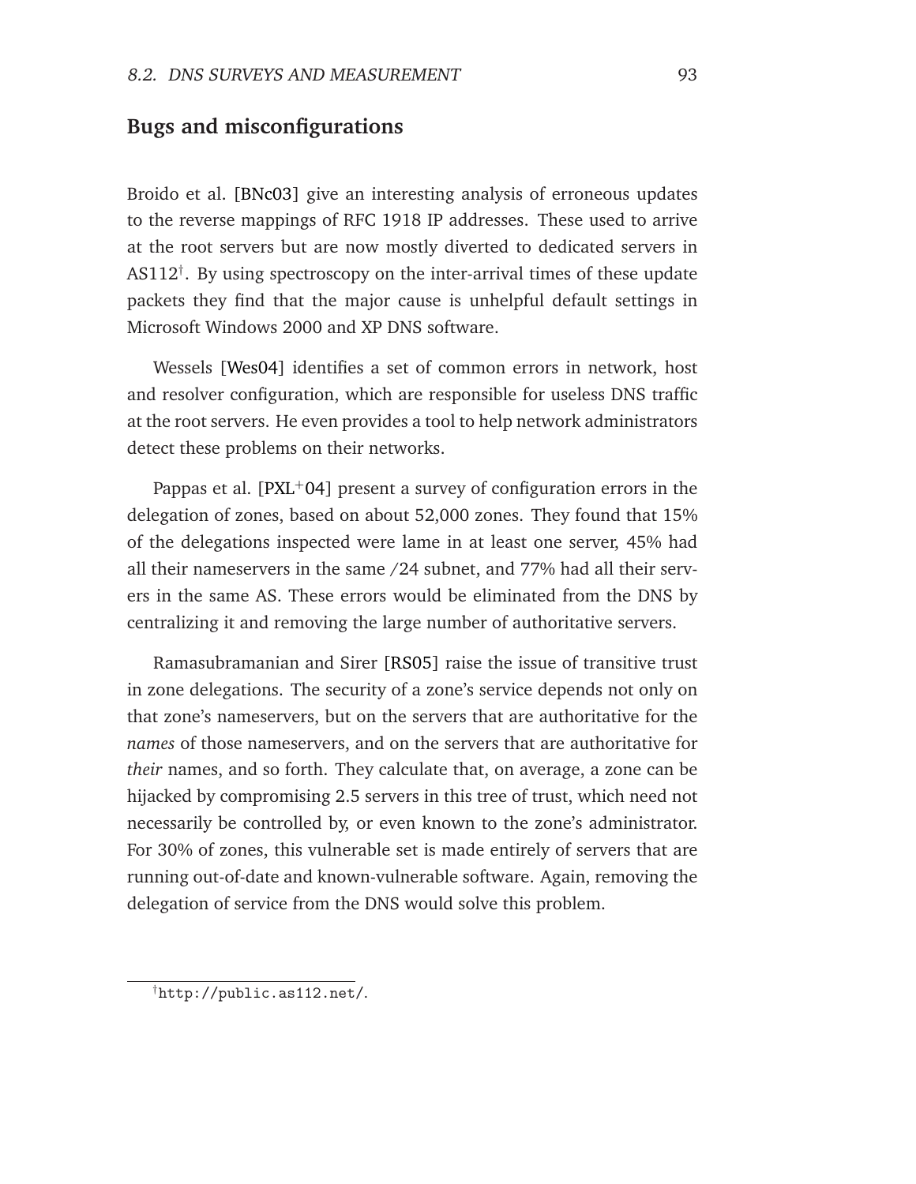## Bugs and misconfigurations

Broido et al. [BNc03] give an interesting analysis of erroneous updates to the reverse mappings of RFC 1918 IP addresses. These used to arrive at the root servers but are now mostly diverted to dedicated servers in AS112[†]. By using spectroscopy on the inter-arrival times of these update packets they find that the major cause is unhelpful default settings in Microsoft Windows 2000 and XP DNS software.

Wessels [Wes04] identifies a set of common errors in network, host and resolver configuration, which are responsible for useless DNS traffic at the root servers. He even provides a tool to help network administrators detect these problems on their networks.

Pappas et al. [PXL+04] present a survey of configuration errors in the delegation of zones, based on about 52,000 zones. They found that 15% of the delegations inspected were lame in at least one server, 45% had all their nameservers in the same /24 subnet, and 77% had all their servers in the same AS. These errors would be eliminated from the DNS by centralizing it and removing the large number of authoritative servers.

Ramasubramanian and Sirer [RS05] raise the issue of transitive trust in zone delegations. The security of a zone's service depends not only on that zone's nameservers, but on the servers that are authoritative for the *names* of those nameservers, and on the servers that are authoritative for *their* names, and so forth. They calculate that, on average, a zone can be hijacked by compromising 2.5 servers in this tree of trust, which need not necessarily be controlled by, or even known to the zone's administrator. For 30% of zones, this vulnerable set is made entirely of servers that are running out-of-date and known-vulnerable software. Again, removing the delegation of service from the DNS would solve this problem.

---

[†] `http://public.as112.net/`.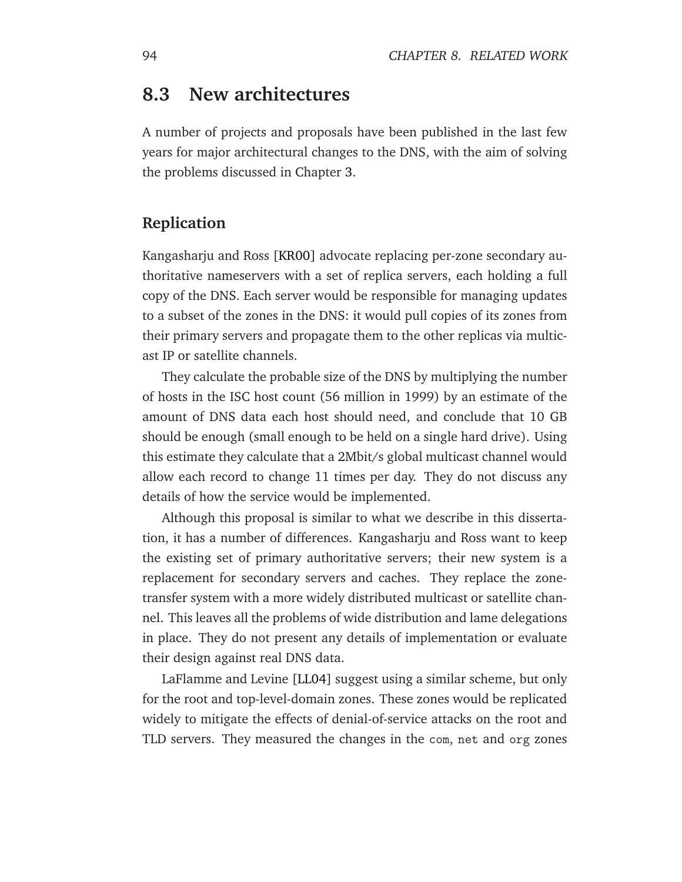## 8.3 New architectures

A number of projects and proposals have been published in the last few years for major architectural changes to the DNS, with the aim of solving the problems discussed in Chapter 3.

### Replication

Kangasharju and Ross [KR00] advocate replacing per-zone secondary authoritative nameservers with a set of replica servers, each holding a full copy of the DNS. Each server would be responsible for managing updates to a subset of the zones in the DNS: it would pull copies of its zones from their primary servers and propagate them to the other replicas via multicast IP or satellite channels.

They calculate the probable size of the DNS by multiplying the number of hosts in the ISC host count (56 million in 1999) by an estimate of the amount of DNS data each host should need, and conclude that 10 GB should be enough (small enough to be held on a single hard drive). Using this estimate they calculate that a 2Mbit/s global multicast channel would allow each record to change 11 times per day. They do not discuss any details of how the service would be implemented.

Although this proposal is similar to what we describe in this dissertation, it has a number of differences. Kangasharju and Ross want to keep the existing set of primary authoritative servers; their new system is a replacement for secondary servers and caches. They replace the zone-transfer system with a more widely distributed multicast or satellite channel. This leaves all the problems of wide distribution and lame delegations in place. They do not present any details of implementation or evaluate their design against real DNS data.

LaFlamme and Levine [LL04] suggest using a similar scheme, but only for the root and top-level-domain zones. These zones would be replicated widely to mitigate the effects of denial-of-service attacks on the root and TLD servers. They measured the changes in the `com`, `net` and `org` zones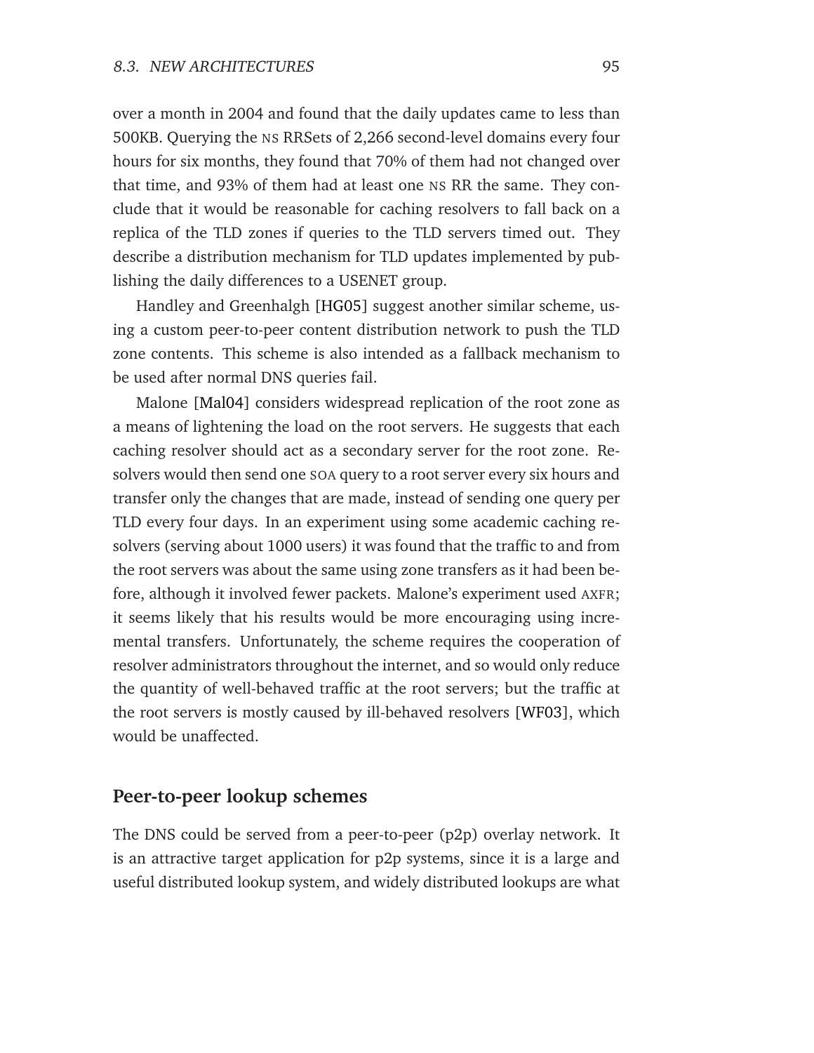over a month in 2004 and found that the daily updates came to less than 500KB. Querying the NS RRSets of 2,266 second-level domains every four hours for six months, they found that 70% of them had not changed over that time, and 93% of them had at least one NS RR the same. They conclude that it would be reasonable for caching resolvers to fall back on a replica of the TLD zones if queries to the TLD servers timed out. They describe a distribution mechanism for TLD updates implemented by publishing the daily differences to a USENET group.

Handley and Greenhalgh [HG05] suggest another similar scheme, using a custom peer-to-peer content distribution network to push the TLD zone contents. This scheme is also intended as a fallback mechanism to be used after normal DNS queries fail.

Malone [Mal04] considers widespread replication of the root zone as a means of lightening the load on the root servers. He suggests that each caching resolver should act as a secondary server for the root zone. Resolvers would then send one SOA query to a root server every six hours and transfer only the changes that are made, instead of sending one query per TLD every four days. In an experiment using some academic caching resolvers (serving about 1000 users) it was found that the traffic to and from the root servers was about the same using zone transfers as it had been before, although it involved fewer packets. Malone's experiment used AXFR; it seems likely that his results would be more encouraging using incremental transfers. Unfortunately, the scheme requires the cooperation of resolver administrators throughout the internet, and so would only reduce the quantity of well-behaved traffic at the root servers; but the traffic at the root servers is mostly caused by ill-behaved resolvers [WF03], which would be unaffected.

## Peer-to-peer lookup schemes

The DNS could be served from a peer-to-peer (p2p) overlay network. It is an attractive target application for p2p systems, since it is a large and useful distributed lookup system, and widely distributed lookups are what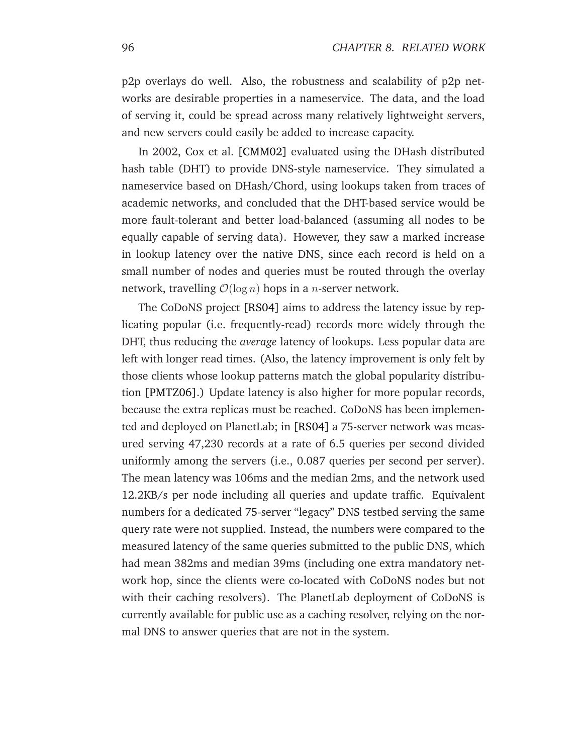p2p overlays do well. Also, the robustness and scalability of p2p networks are desirable properties in a nameservice. The data, and the load of serving it, could be spread across many relatively lightweight servers, and new servers could easily be added to increase capacity.

In 2002, Cox et al. [CMM02] evaluated using the DHash distributed hash table (DHT) to provide DNS-style nameservice. They simulated a nameservice based on DHash/Chord, using lookups taken from traces of academic networks, and concluded that the DHT-based service would be more fault-tolerant and better load-balanced (assuming all nodes to be equally capable of serving data). However, they saw a marked increase in lookup latency over the native DNS, since each record is held on a small number of nodes and queries must be routed through the overlay network, travelling $\mathcal{O}(\log n)$ hops in a $n$-server network.

The CoDoNS project [RS04] aims to address the latency issue by replicating popular (i.e. frequently-read) records more widely through the DHT, thus reducing the *average* latency of lookups. Less popular data are left with longer read times. (Also, the latency improvement is only felt by those clients whose lookup patterns match the global popularity distribution [PMTZ06].) Update latency is also higher for more popular records, because the extra replicas must be reached. CoDoNS has been implemented and deployed on PlanetLab; in [RS04] a 75-server network was measured serving 47,230 records at a rate of 6.5 queries per second divided uniformly among the servers (i.e., 0.087 queries per second per server). The mean latency was 106ms and the median 2ms, and the network used 12.2KB/s per node including all queries and update traffic. Equivalent numbers for a dedicated 75-server "legacy" DNS testbed serving the same query rate were not supplied. Instead, the numbers were compared to the measured latency of the same queries submitted to the public DNS, which had mean 382ms and median 39ms (including one extra mandatory network hop, since the clients were co-located with CoDoNS nodes but not with their caching resolvers). The PlanetLab deployment of CoDoNS is currently available for public use as a caching resolver, relying on the normal DNS to answer queries that are not in the system.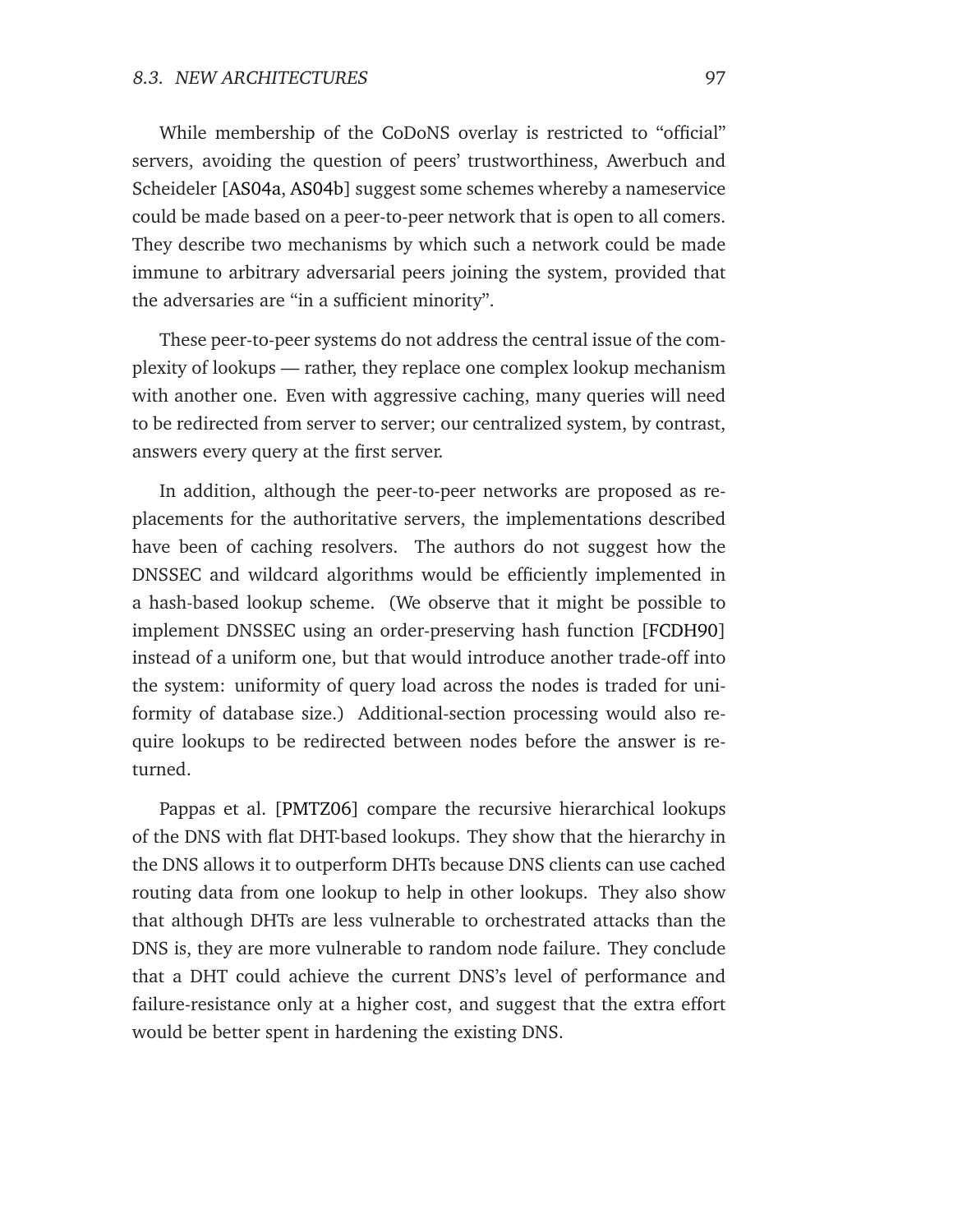While membership of the CoDoNS overlay is restricted to “official” servers, avoiding the question of peers’ trustworthiness, Awerbuch and Scheideler [AS04a, AS04b] suggest some schemes whereby a nameservice could be made based on a peer-to-peer network that is open to all comers. They describe two mechanisms by which such a network could be made immune to arbitrary adversarial peers joining the system, provided that the adversaries are “in a sufficient minority”.

These peer-to-peer systems do not address the central issue of the complexity of lookups — rather, they replace one complex lookup mechanism with another one. Even with aggressive caching, many queries will need to be redirected from server to server; our centralized system, by contrast, answers every query at the first server.

In addition, although the peer-to-peer networks are proposed as replacements for the authoritative servers, the implementations described have been of caching resolvers. The authors do not suggest how the DNSSEC and wildcard algorithms would be efficiently implemented in a hash-based lookup scheme. (We observe that it might be possible to implement DNSSEC using an order-preserving hash function [FCDH90] instead of a uniform one, but that would introduce another trade-off into the system: uniformity of query load across the nodes is traded for uniformity of database size.) Additional-section processing would also require lookups to be redirected between nodes before the answer is returned.

Pappas et al. [PMTZ06] compare the recursive hierarchical lookups of the DNS with flat DHT-based lookups. They show that the hierarchy in the DNS allows it to outperform DHTs because DNS clients can use cached routing data from one lookup to help in other lookups. They also show that although DHTs are less vulnerable to orchestrated attacks than the DNS is, they are more vulnerable to random node failure. They conclude that a DHT could achieve the current DNS’s level of performance and failure-resistance only at a higher cost, and suggest that the extra effort would be better spent in hardening the existing DNS.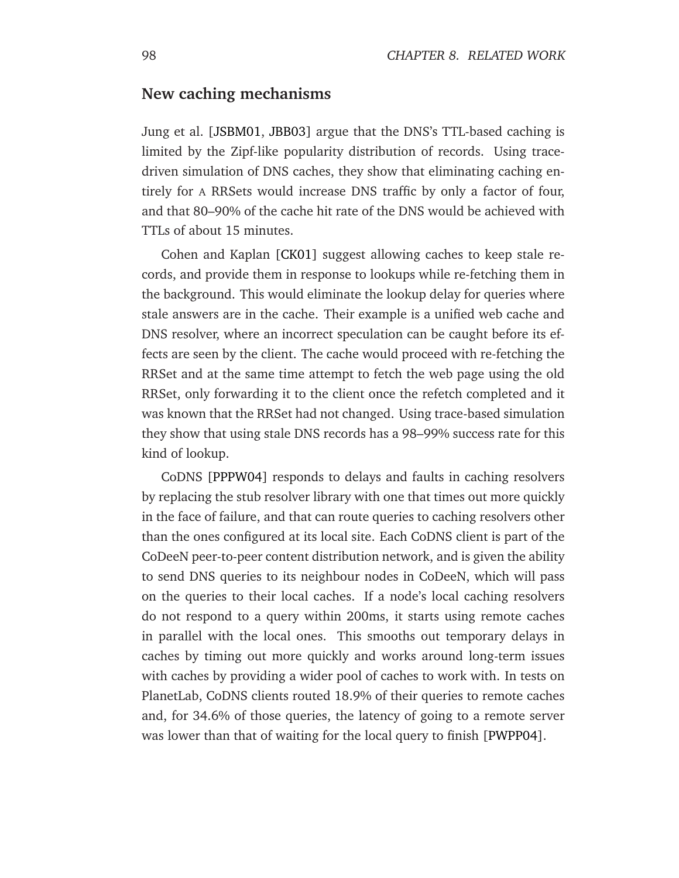## New caching mechanisms

Jung et al. [JSBM01, JBB03] argue that the DNS's TTL-based caching is limited by the Zipf-like popularity distribution of records. Using trace-driven simulation of DNS caches, they show that eliminating caching entirely for A RRSets would increase DNS traffic by only a factor of four, and that 80–90% of the cache hit rate of the DNS would be achieved with TTLs of about 15 minutes.

Cohen and Kaplan [CK01] suggest allowing caches to keep stale records, and provide them in response to lookups while re-fetching them in the background. This would eliminate the lookup delay for queries where stale answers are in the cache. Their example is a unified web cache and DNS resolver, where an incorrect speculation can be caught before its effects are seen by the client. The cache would proceed with re-fetching the RRSet and at the same time attempt to fetch the web page using the old RRSet, only forwarding it to the client once the refetch completed and it was known that the RRSet had not changed. Using trace-based simulation they show that using stale DNS records has a 98–99% success rate for this kind of lookup.

CoDNS [PPPW04] responds to delays and faults in caching resolvers by replacing the stub resolver library with one that times out more quickly in the face of failure, and that can route queries to caching resolvers other than the ones configured at its local site. Each CoDNS client is part of the CoDeeN peer-to-peer content distribution network, and is given the ability to send DNS queries to its neighbour nodes in CoDeeN, which will pass on the queries to their local caches. If a node's local caching resolvers do not respond to a query within 200ms, it starts using remote caches in parallel with the local ones. This smooths out temporary delays in caches by timing out more quickly and works around long-term issues with caches by providing a wider pool of caches to work with. In tests on PlanetLab, CoDNS clients routed 18.9% of their queries to remote caches and, for 34.6% of those queries, the latency of going to a remote server was lower than that of waiting for the local query to finish [PWPP04].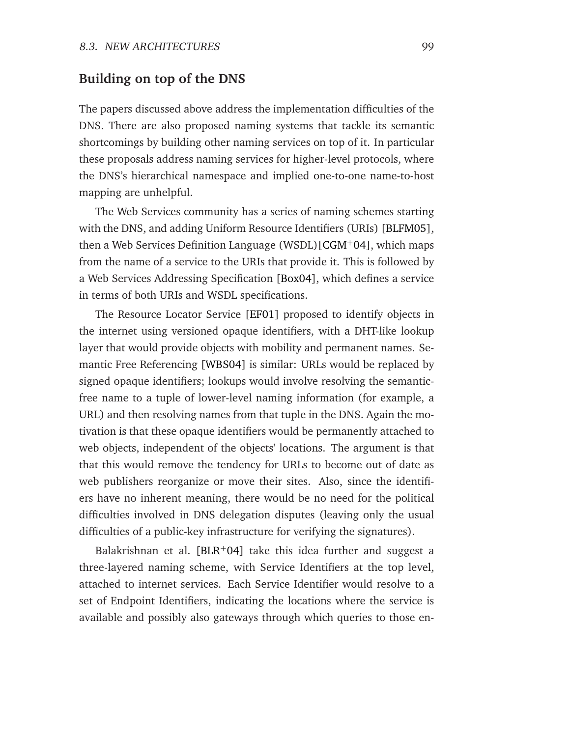### Building on top of the DNS

The papers discussed above address the implementation difficulties of the DNS. There are also proposed naming systems that tackle its semantic shortcomings by building other naming services on top of it. In particular these proposals address naming services for higher-level protocols, where the DNS's hierarchical namespace and implied one-to-one name-to-host mapping are unhelpful.

The Web Services community has a series of naming schemes starting with the DNS, and adding Uniform Resource Identifiers (URIs) [BLFM05], then a Web Services Definition Language (WSDL)[CGM+04], which maps from the name of a service to the URIs that provide it. This is followed by a Web Services Addressing Specification [Box04], which defines a service in terms of both URIs and WSDL specifications.

The Resource Locator Service [EF01] proposed to identify objects in the internet using versioned opaque identifiers, with a DHT-like lookup layer that would provide objects with mobility and permanent names. Semantic Free Referencing [WBS04] is similar: URLs would be replaced by signed opaque identifiers; lookups would involve resolving the semantic-free name to a tuple of lower-level naming information (for example, a URL) and then resolving names from that tuple in the DNS. Again the motivation is that these opaque identifiers would be permanently attached to web objects, independent of the objects' locations. The argument is that that this would remove the tendency for URLs to become out of date as web publishers reorganize or move their sites. Also, since the identifiers have no inherent meaning, there would be no need for the political difficulties involved in DNS delegation disputes (leaving only the usual difficulties of a public-key infrastructure for verifying the signatures).

Balakrishnan et al. [BLR+04] take this idea further and suggest a three-layered naming scheme, with Service Identifiers at the top level, attached to internet services. Each Service Identifier would resolve to a set of Endpoint Identifiers, indicating the locations where the service is available and possibly also gateways through which queries to those en-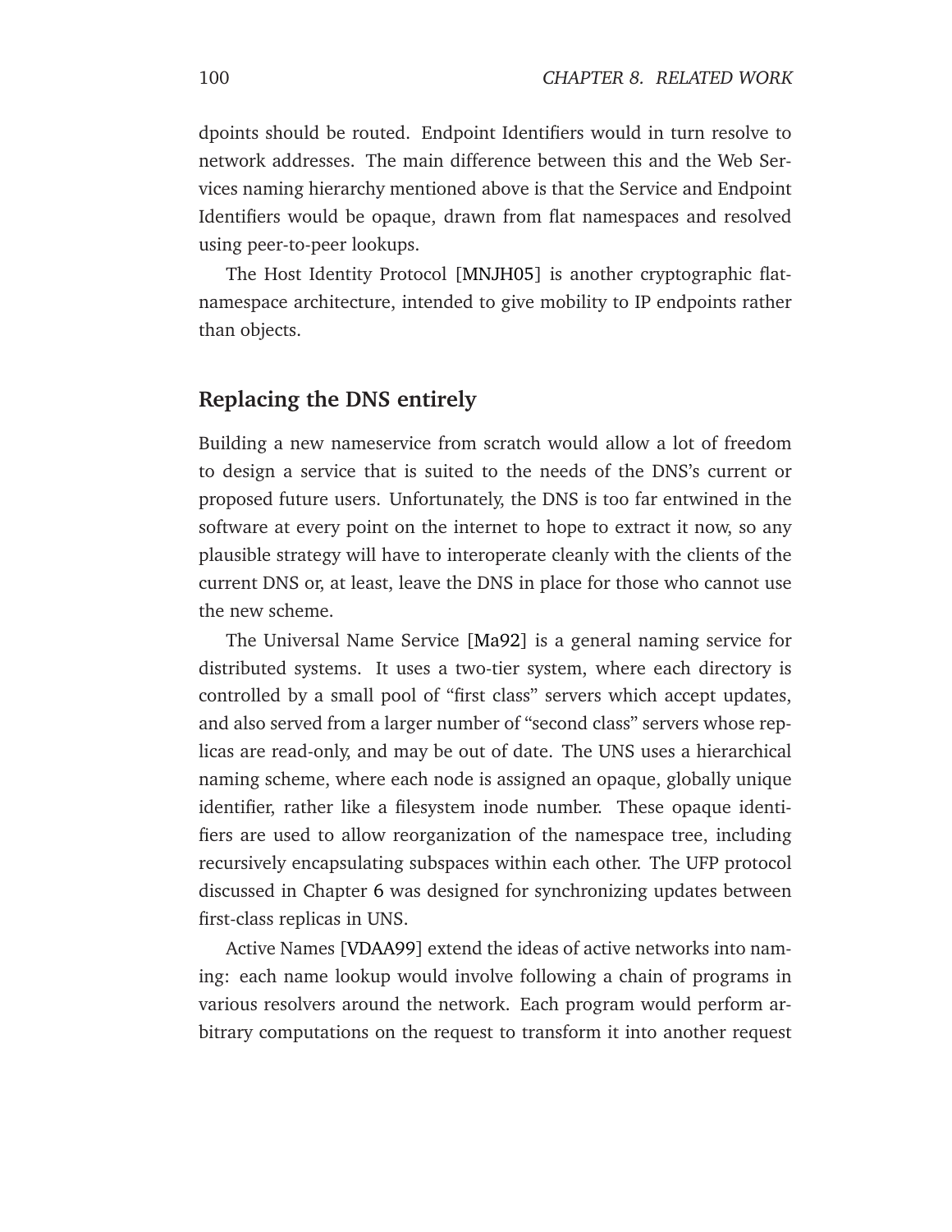dpoints should be routed. Endpoint Identifiers would in turn resolve to network addresses. The main difference between this and the Web Services naming hierarchy mentioned above is that the Service and Endpoint Identifiers would be opaque, drawn from flat namespaces and resolved using peer-to-peer lookups.

The Host Identity Protocol [MNJH05] is another cryptographic flat-namespace architecture, intended to give mobility to IP endpoints rather than objects.

## Replacing the DNS entirely

Building a new nameservice from scratch would allow a lot of freedom to design a service that is suited to the needs of the DNS's current or proposed future users. Unfortunately, the DNS is too far entwined in the software at every point on the internet to hope to extract it now, so any plausible strategy will have to interoperate cleanly with the clients of the current DNS or, at least, leave the DNS in place for those who cannot use the new scheme.

The Universal Name Service [Ma92] is a general naming service for distributed systems. It uses a two-tier system, where each directory is controlled by a small pool of "first class" servers which accept updates, and also served from a larger number of "second class" servers whose replicas are read-only, and may be out of date. The UNS uses a hierarchical naming scheme, where each node is assigned an opaque, globally unique identifier, rather like a filesystem inode number. These opaque identifiers are used to allow reorganization of the namespace tree, including recursively encapsulating subspaces within each other. The UFP protocol discussed in Chapter 6 was designed for synchronizing updates between first-class replicas in UNS.

Active Names [VDAA99] extend the ideas of active networks into naming: each name lookup would involve following a chain of programs in various resolvers around the network. Each program would perform arbitrary computations on the request to transform it into another request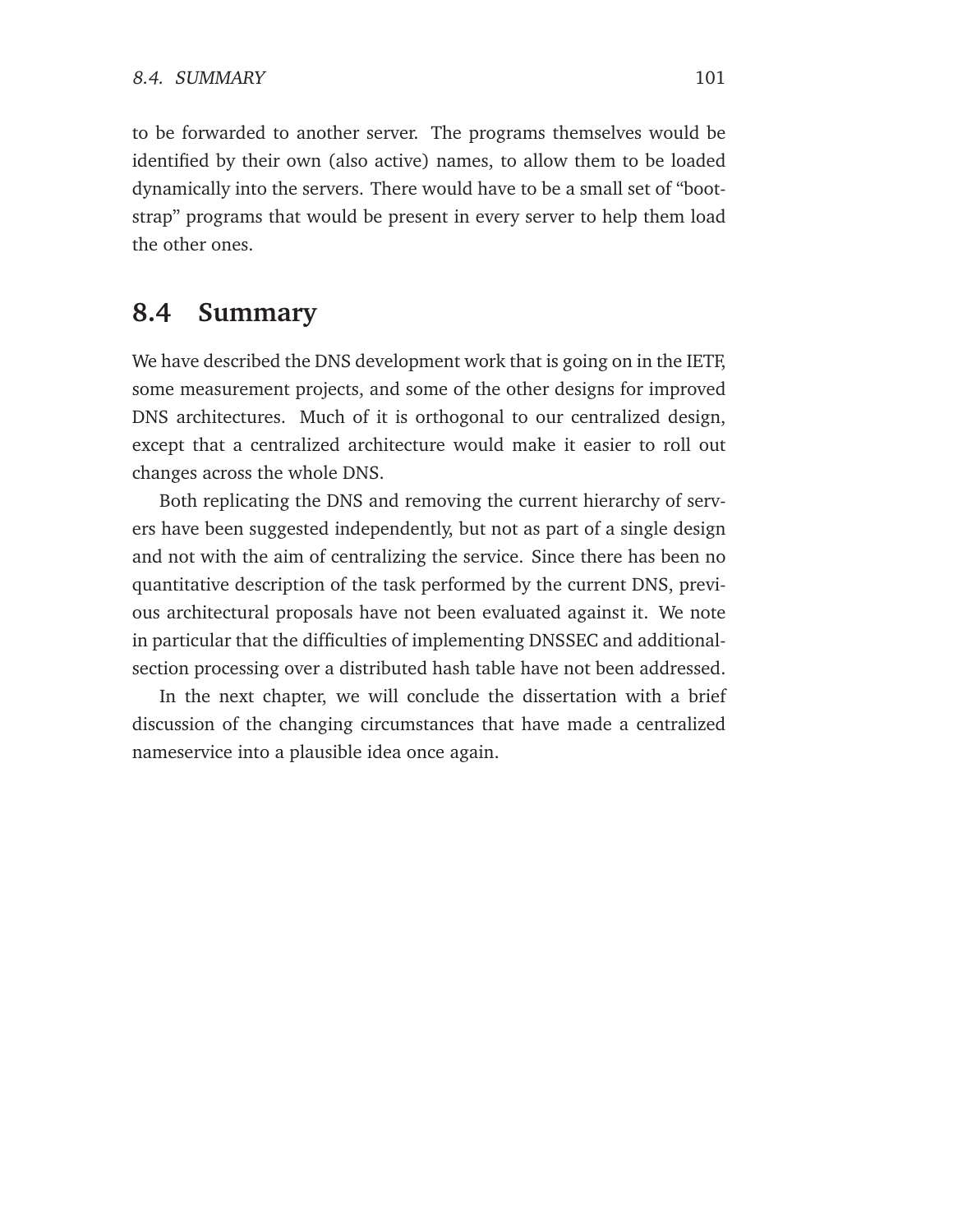to be forwarded to another server. The programs themselves would be identified by their own (also active) names, to allow them to be loaded dynamically into the servers. There would have to be a small set of "boot-strap" programs that would be present in every server to help them load the other ones.

## 8.4 Summary

We have described the DNS development work that is going on in the IETF, some measurement projects, and some of the other designs for improved DNS architectures. Much of it is orthogonal to our centralized design, except that a centralized architecture would make it easier to roll out changes across the whole DNS.

Both replicating the DNS and removing the current hierarchy of servers have been suggested independently, but not as part of a single design and not with the aim of centralizing the service. Since there has been no quantitative description of the task performed by the current DNS, previous architectural proposals have not been evaluated against it. We note in particular that the difficulties of implementing DNSSEC and additional-section processing over a distributed hash table have not been addressed.

In the next chapter, we will conclude the dissertation with a brief discussion of the changing circumstances that have made a centralized nameservice into a plausible idea once again.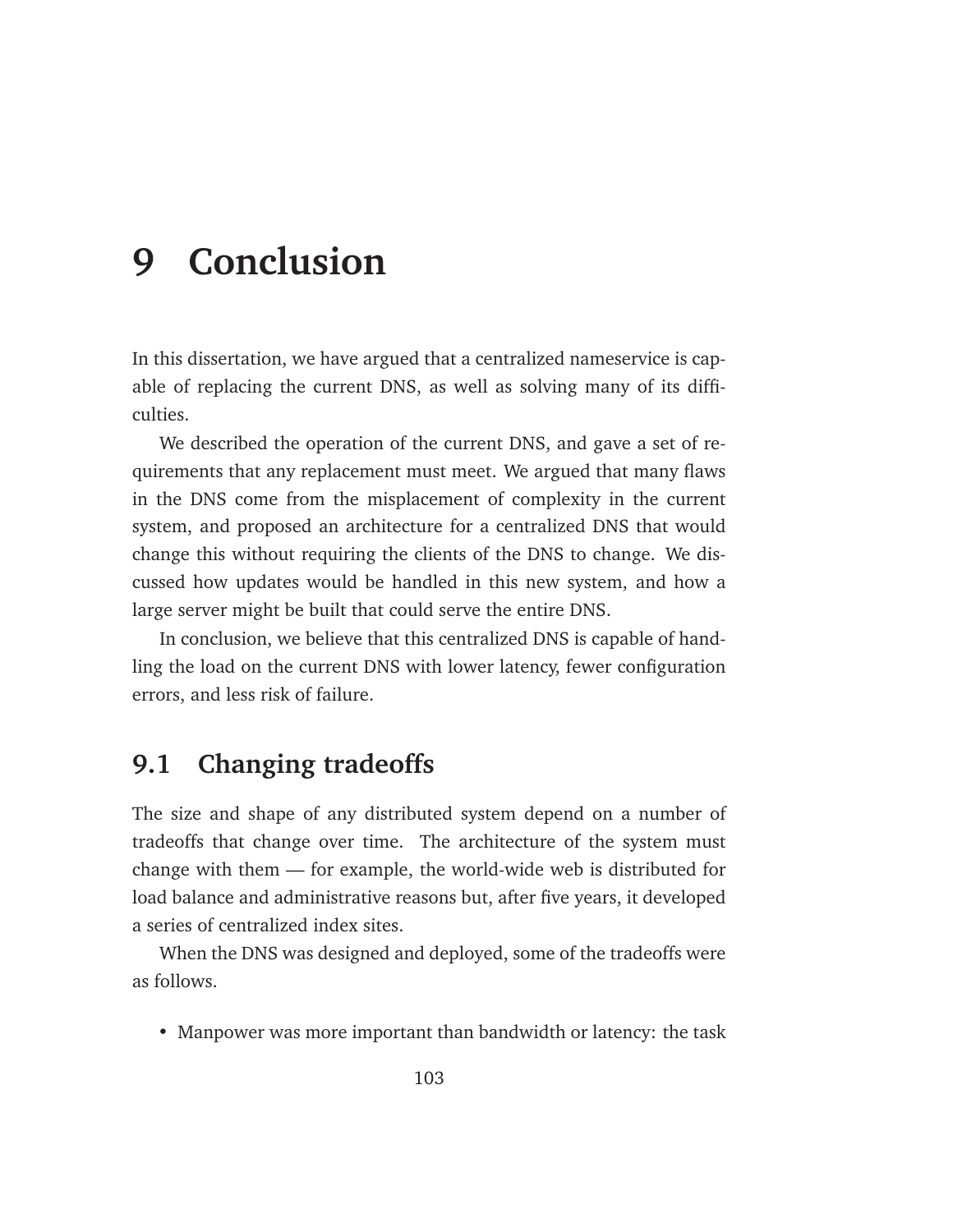# 9 Conclusion

In this dissertation, we have argued that a centralized nameservice is capable of replacing the current DNS, as well as solving many of its difficulties.

We described the operation of the current DNS, and gave a set of requirements that any replacement must meet. We argued that many flaws in the DNS come from the misplacement of complexity in the current system, and proposed an architecture for a centralized DNS that would change this without requiring the clients of the DNS to change. We discussed how updates would be handled in this new system, and how a large server might be built that could serve the entire DNS.

In conclusion, we believe that this centralized DNS is capable of handling the load on the current DNS with lower latency, fewer configuration errors, and less risk of failure.

## 9.1 Changing tradeoffs

The size and shape of any distributed system depend on a number of tradeoffs that change over time. The architecture of the system must change with them — for example, the world-wide web is distributed for load balance and administrative reasons but, after five years, it developed a series of centralized index sites.

When the DNS was designed and deployed, some of the tradeoffs were as follows.

- Manpower was more important than bandwidth or latency: the task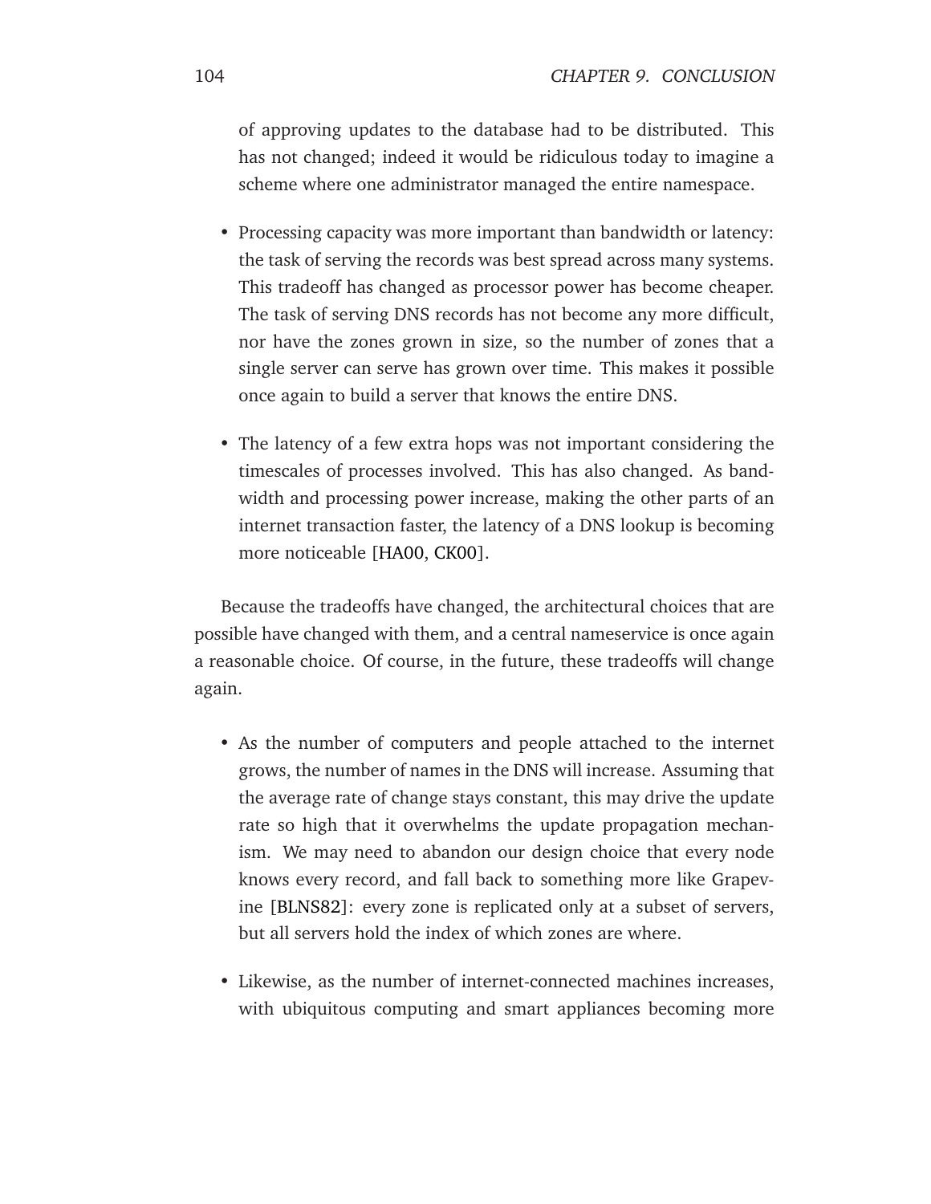of approving updates to the database had to be distributed. This has not changed; indeed it would be ridiculous today to imagine a scheme where one administrator managed the entire namespace.

- Processing capacity was more important than bandwidth or latency: the task of serving the records was best spread across many systems. This tradeoff has changed as processor power has become cheaper. The task of serving DNS records has not become any more difficult, nor have the zones grown in size, so the number of zones that a single server can serve has grown over time. This makes it possible once again to build a server that knows the entire DNS.

- The latency of a few extra hops was not important considering the timescales of processes involved. This has also changed. As bandwidth and processing power increase, making the other parts of an internet transaction faster, the latency of a DNS lookup is becoming more noticeable [HA00, CK00].

Because the tradeoffs have changed, the architectural choices that are possible have changed with them, and a central nameservice is once again a reasonable choice. Of course, in the future, these tradeoffs will change again.

- As the number of computers and people attached to the internet grows, the number of names in the DNS will increase. Assuming that the average rate of change stays constant, this may drive the update rate so high that it overwhelms the update propagation mechanism. We may need to abandon our design choice that every node knows every record, and fall back to something more like Grapevine [BLNS82]: every zone is replicated only at a subset of servers, but all servers hold the index of which zones are where.

- Likewise, as the number of internet-connected machines increases, with ubiquitous computing and smart appliances becoming more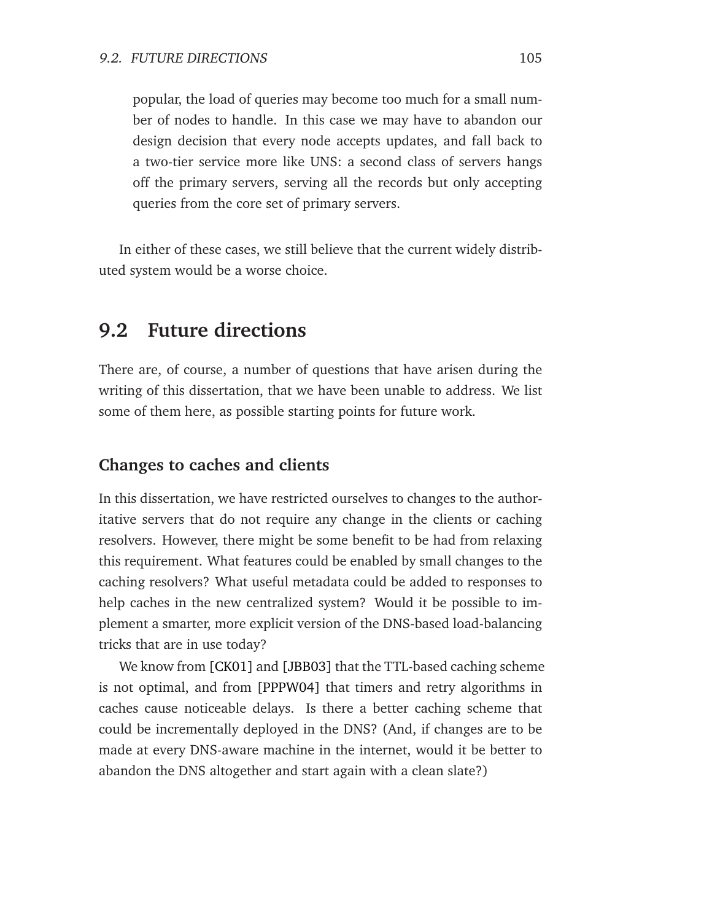popular, the load of queries may become too much for a small number of nodes to handle. In this case we may have to abandon our design decision that every node accepts updates, and fall back to a two-tier service more like UNS: a second class of servers hangs off the primary servers, serving all the records but only accepting queries from the core set of primary servers.

In either of these cases, we still believe that the current widely distributed system would be a worse choice.

## 9.2 Future directions

There are, of course, a number of questions that have arisen during the writing of this dissertation, that we have been unable to address. We list some of them here, as possible starting points for future work.

### Changes to caches and clients

In this dissertation, we have restricted ourselves to changes to the authoritative servers that do not require any change in the clients or caching resolvers. However, there might be some benefit to be had from relaxing this requirement. What features could be enabled by small changes to the caching resolvers? What useful metadata could be added to responses to help caches in the new centralized system? Would it be possible to implement a smarter, more explicit version of the DNS-based load-balancing tricks that are in use today?

We know from [CK01] and [JBB03] that the TTL-based caching scheme is not optimal, and from [PPPW04] that timers and retry algorithms in caches cause noticeable delays. Is there a better caching scheme that could be incrementally deployed in the DNS? (And, if changes are to be made at every DNS-aware machine in the internet, would it be better to abandon the DNS altogether and start again with a clean slate?)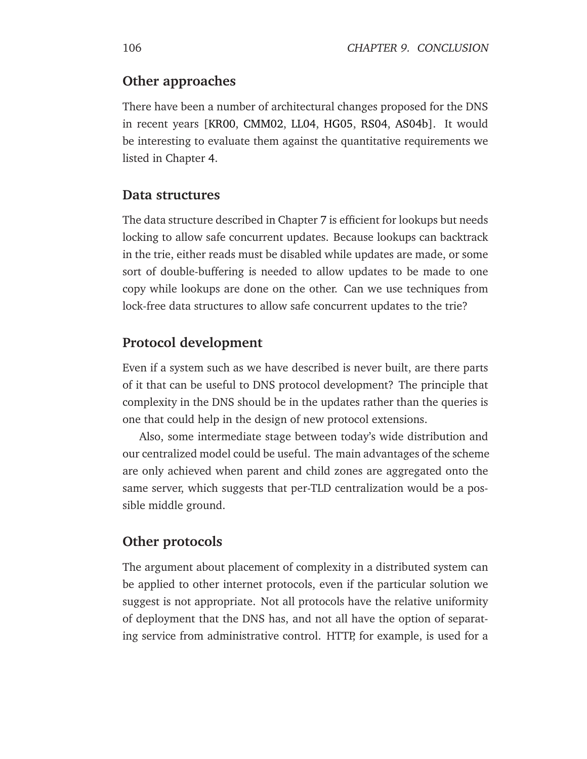### Other approaches

There have been a number of architectural changes proposed for the DNS in recent years [KR00, CMM02, LL04, HG05, RS04, AS04b]. It would be interesting to evaluate them against the quantitative requirements we listed in Chapter 4.

### Data structures

The data structure described in Chapter 7 is efficient for lookups but needs locking to allow safe concurrent updates. Because lookups can backtrack in the trie, either reads must be disabled while updates are made, or some sort of double-buffering is needed to allow updates to be made to one copy while lookups are done on the other. Can we use techniques from lock-free data structures to allow safe concurrent updates to the trie?

### Protocol development

Even if a system such as we have described is never built, are there parts of it that can be useful to DNS protocol development? The principle that complexity in the DNS should be in the updates rather than the queries is one that could help in the design of new protocol extensions.

Also, some intermediate stage between today's wide distribution and our centralized model could be useful. The main advantages of the scheme are only achieved when parent and child zones are aggregated onto the same server, which suggests that per-TLD centralization would be a possible middle ground.

### Other protocols

The argument about placement of complexity in a distributed system can be applied to other internet protocols, even if the particular solution we suggest is not appropriate. Not all protocols have the relative uniformity of deployment that the DNS has, and not all have the option of separating service from administrative control. HTTP, for example, is used for a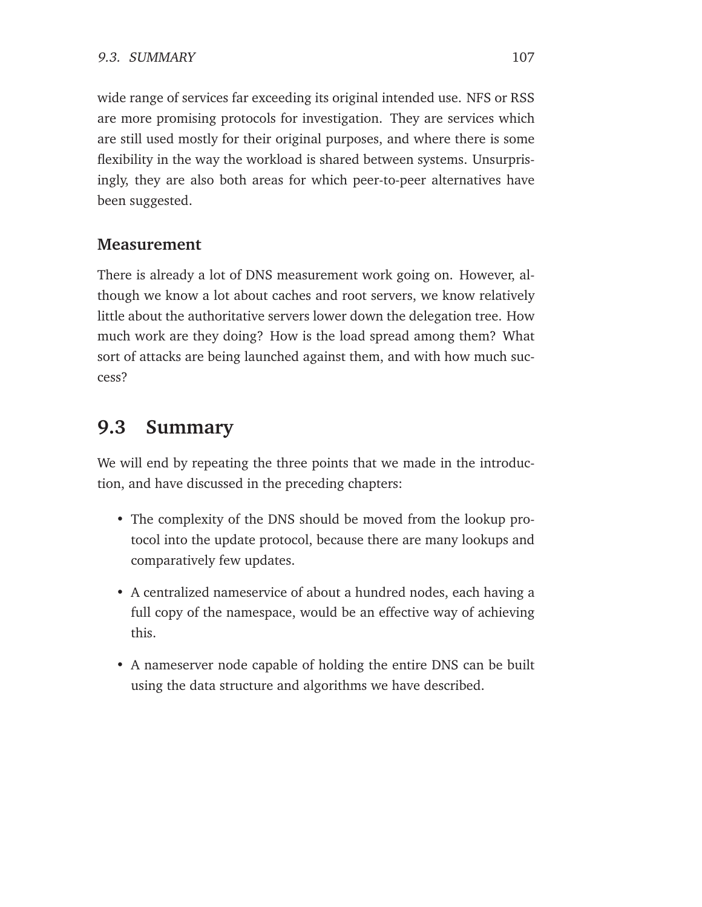wide range of services far exceeding its original intended use. NFS or RSS are more promising protocols for investigation. They are services which are still used mostly for their original purposes, and where there is some flexibility in the way the workload is shared between systems. Unsurprisingly, they are also both areas for which peer-to-peer alternatives have been suggested.

### Measurement

There is already a lot of DNS measurement work going on. However, although we know a lot about caches and root servers, we know relatively little about the authoritative servers lower down the delegation tree. How much work are they doing? How is the load spread among them? What sort of attacks are being launched against them, and with how much success?

## 9.3 Summary

We will end by repeating the three points that we made in the introduction, and have discussed in the preceding chapters:

- The complexity of the DNS should be moved from the lookup protocol into the update protocol, because there are many lookups and comparatively few updates.
- A centralized nameservice of about a hundred nodes, each having a full copy of the namespace, would be an effective way of achieving this.
- A nameserver node capable of holding the entire DNS can be built using the data structure and algorithms we have described.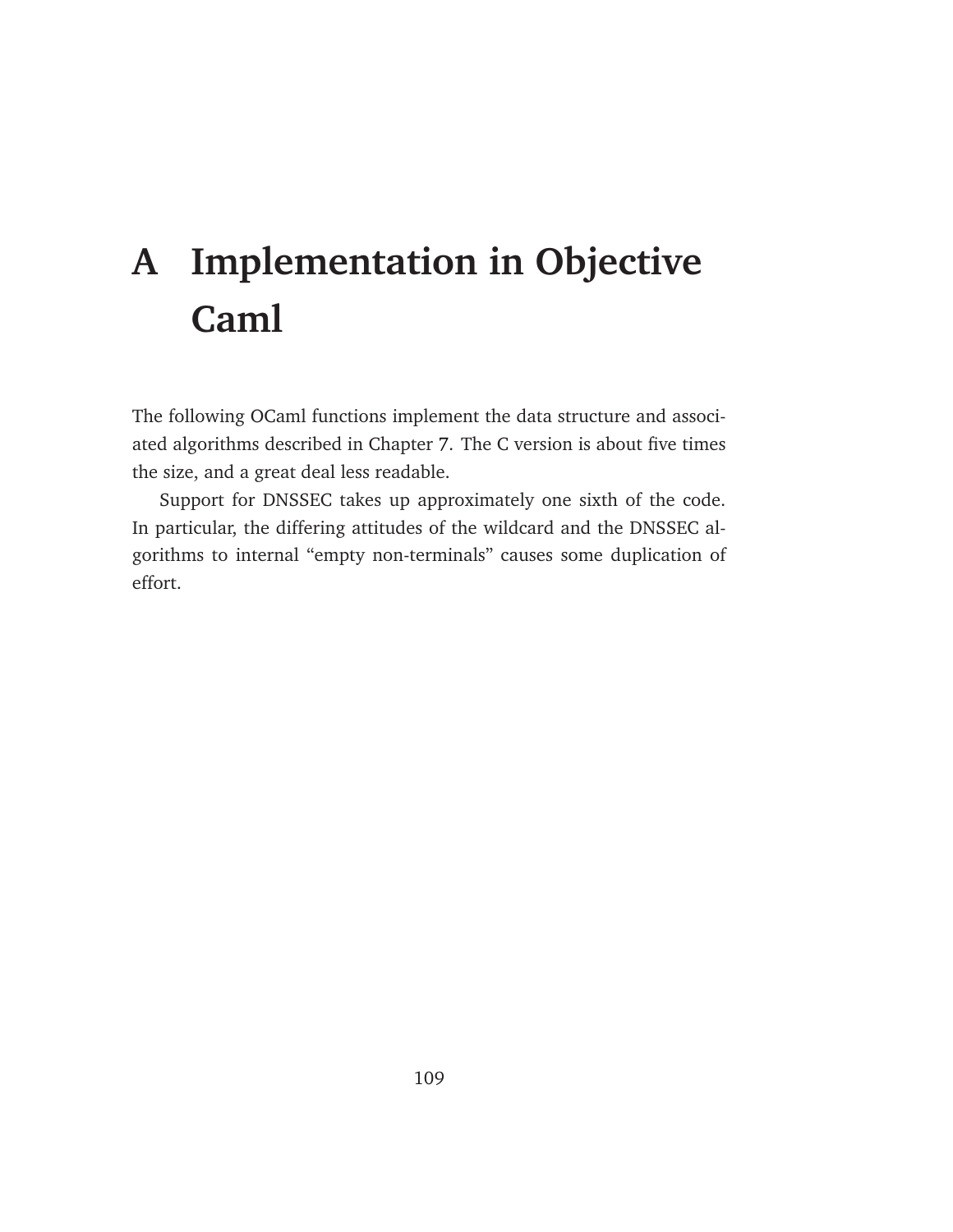# A Implementation in Objective Caml

The following OCaml functions implement the data structure and associated algorithms described in Chapter 7. The C version is about five times the size, and a great deal less readable.

Support for DNSSEC takes up approximately one sixth of the code. In particular, the differing attitudes of the wildcard and the DNSSEC algorithms to internal “empty non-terminals” causes some duplication of effort.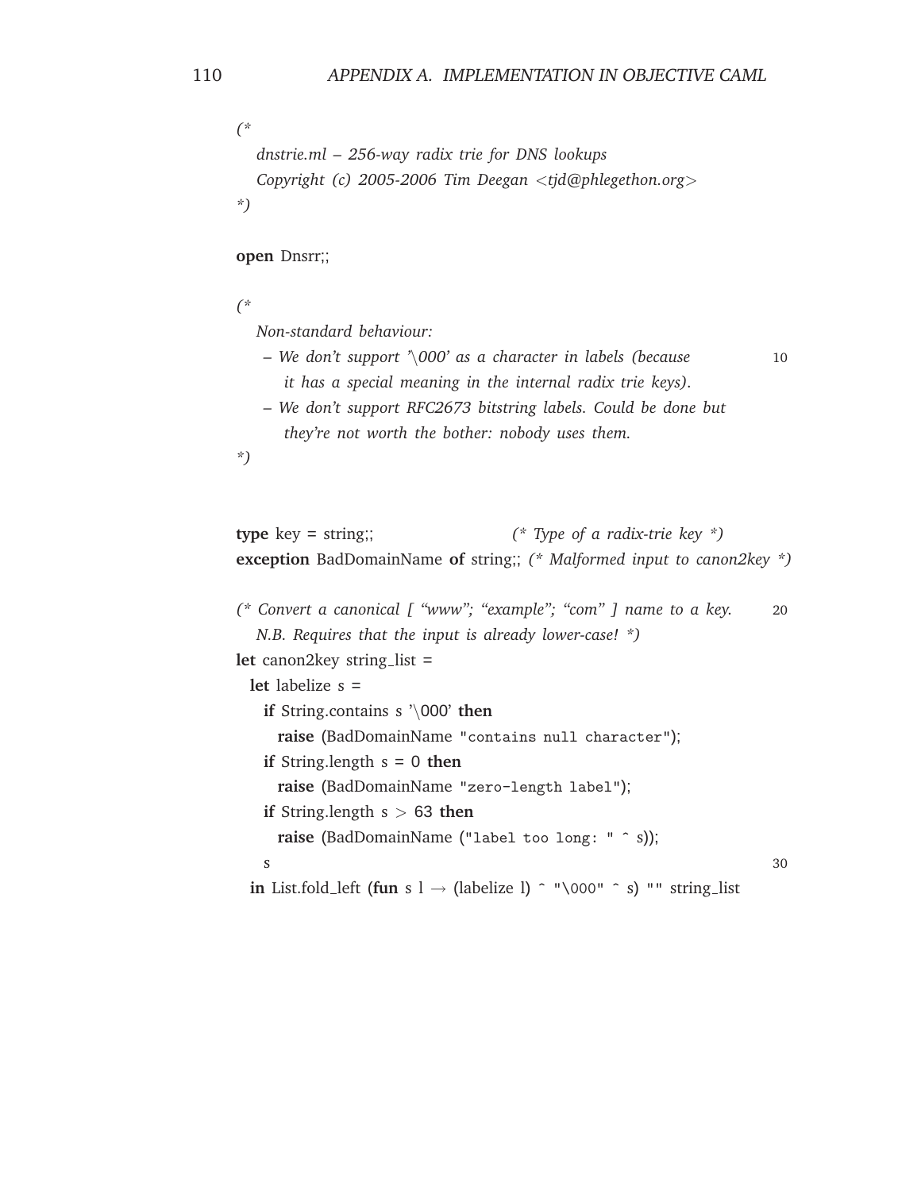```ocaml
(*
   dnstrie.ml -- 256-way radix trie for DNS lookups
   Copyright (c) 2005-2006 Tim Deegan <tjd@phlegethon.org>
*)

open Dnsrr;;

(*
   Non-standard behaviour:
    -- We don't support '\000' as a character in labels (because
       it has a special meaning in the internal radix trie keys).
    -- We don't support RFC2673 bitstring labels. Could be done but
       they're not worth the bother: nobody uses them.
*)


type key = string;;                    (* Type of a radix-trie key *)
exception BadDomainName of string;; (* Malformed input to canon2key *)

(* Convert a canonical [ "www"; "example"; "com" ] name to a key.
   N.B. Requires that the input is already lower-case! *)
let canon2key string_list =
  let labelize s =
    if String.contains s '\000' then
      raise (BadDomainName "contains null character");
    if String.length s = 0 then
      raise (BadDomainName "zero-length label");
    if String.length s > 63 then
      raise (BadDomainName ("label too long: " ^ s));
    s
  in List.fold_left (fun s l -> (labelize l) ^ "\000" ^ s) "" string_list
```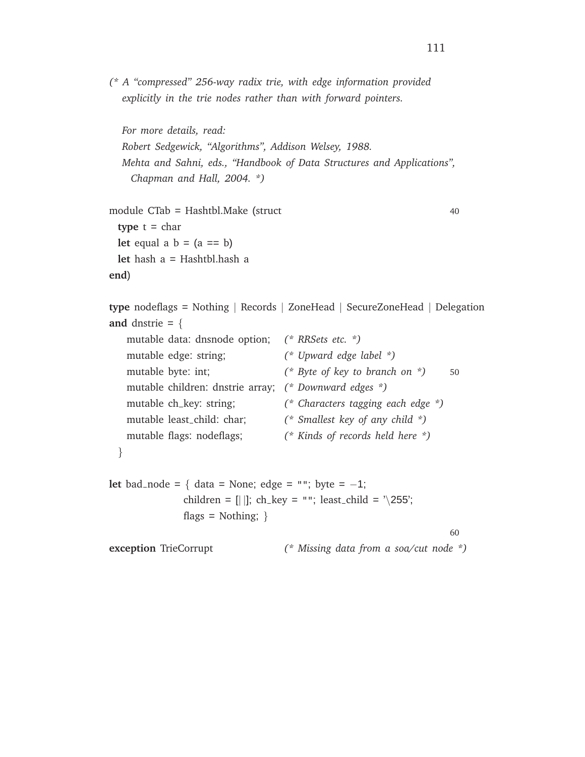```
(* A "compressed" 256-way radix trie, with edge information provided
   explicitly in the trie nodes rather than with forward pointers.

   For more details, read:
   Robert Sedgewick, "Algorithms", Addison Welsey, 1988.
   Mehta and Sahni, eds., "Handbook of Data Structures and Applications",
     Chapman and Hall, 2004. *)

module CTab = Hashtbl.Make (struct                                        40
  type t = char
  let equal a b = (a == b)
  let hash a = Hashtbl.hash a
end)

type nodeflags = Nothing | Records | ZoneHead | SecureZoneHead | Delegation
and dnstrie = {
    mutable data: dnsnode option;     (* RRSets etc. *)
    mutable edge: string;             (* Upward edge label *)
    mutable byte: int;                (* Byte of key to branch on *)      50
    mutable children: dnstrie array;  (* Downward edges *)
    mutable ch_key: string;           (* Characters tagging each edge *)
    mutable least_child: char;        (* Smallest key of any child *)
    mutable flags: nodeflags;         (* Kinds of records held here *)
  }

let bad_node = { data = None; edge = ""; byte = -1;
                 children = [| |]; ch_key = ""; least_child = '\255';
                 flags = Nothing; }
                                                                          60
exception TrieCorrupt                 (* Missing data from a soa/cut node *)
```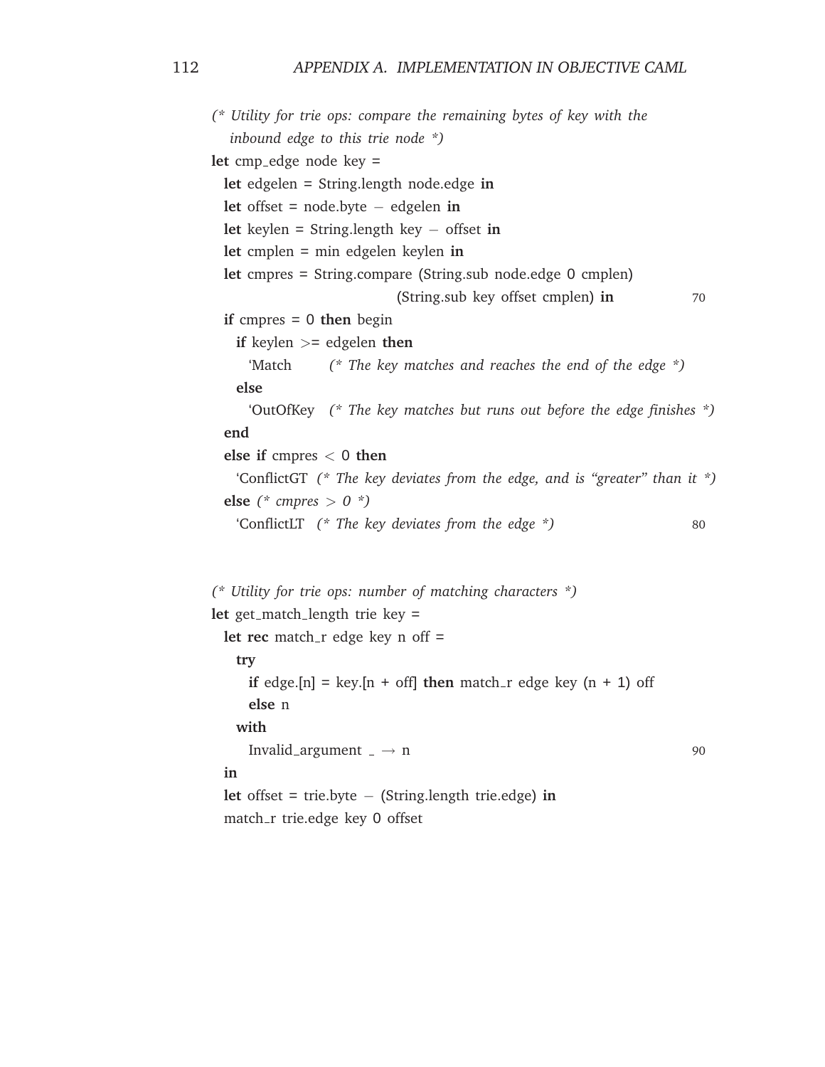```
(* Utility for trie ops: compare the remaining bytes of key with the
   inbound edge to this trie node *)
let cmp_edge node key =
  let edgelen = String.length node.edge in
  let offset = node.byte - edgelen in
  let keylen = String.length key - offset in
  let cmplen = min edgelen keylen in
  let cmpres = String.compare (String.sub node.edge 0 cmplen)
                              (String.sub key offset cmplen) in       70
  if cmpres = 0 then begin
    if keylen >= edgelen then
      `Match       (* The key matches and reaches the end of the edge *)
    else
      `OutOfKey   (* The key matches but runs out before the edge finishes *)
  end
  else if cmpres < 0 then
    `ConflictGT  (* The key deviates from the edge, and is "greater" than it *)
  else (* cmpres > 0 *)
    `ConflictLT  (* The key deviates from the edge *)                  80


(* Utility for trie ops: number of matching characters *)
let get_match_length trie key =
  let rec match_r edge key n off =
    try
      if edge.[n] = key.[n + off] then match_r edge key (n + 1) off
      else n
    with
      Invalid_argument _ -> n                                          90
  in
  let offset = trie.byte - (String.length trie.edge) in
  match_r trie.edge key 0 offset
```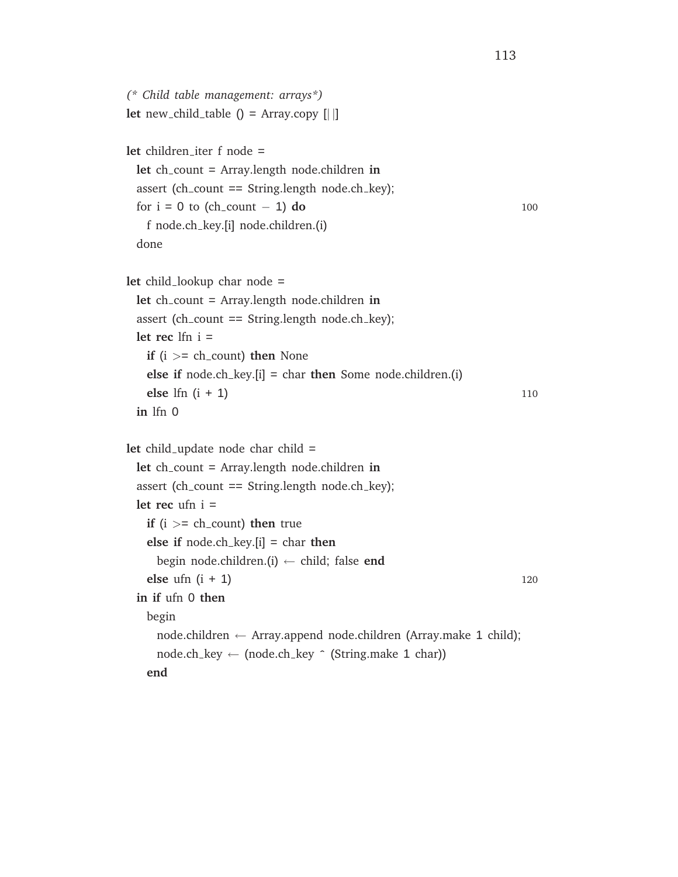```
(* Child table management: arrays*)
let new_child_table () = Array.copy [| |]

let children_iter f node =
  let ch_count = Array.length node.children in
  assert (ch_count == String.length node.ch_key);
  for i = 0 to (ch_count - 1) do
    f node.ch_key.[i] node.children.(i)
  done

let child_lookup char node =
  let ch_count = Array.length node.children in
  assert (ch_count == String.length node.ch_key);
  let rec lfn i =
    if (i >= ch_count) then None
    else if node.ch_key.[i] = char then Some node.children.(i)
    else lfn (i + 1)
  in lfn 0

let child_update node char child =
  let ch_count = Array.length node.children in
  assert (ch_count == String.length node.ch_key);
  let rec ufn i =
    if (i >= ch_count) then true
    else if node.ch_key.[i] = char then
      begin node.children.(i) <- child; false end
    else ufn (i + 1)
  in if ufn 0 then
    begin
      node.children <- Array.append node.children (Array.make 1 child);
      node.ch_key <- (node.ch_key ^ (String.make 1 char))
    end
```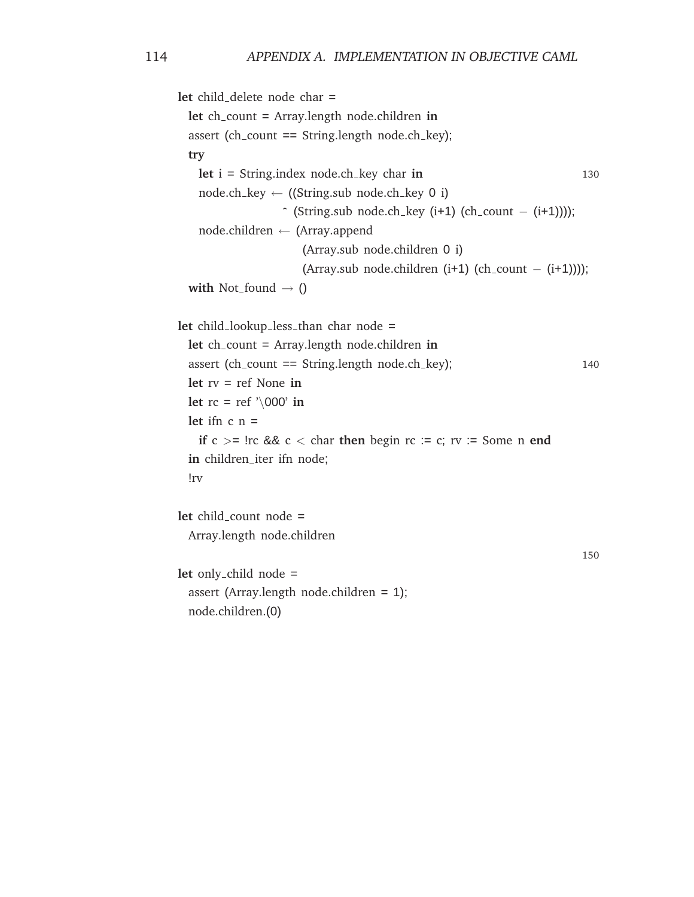```ocaml
let child_delete node char =
  let ch_count = Array.length node.children in
  assert (ch_count == String.length node.ch_key);
  try
    let i = String.index node.ch_key char in                                130
    node.ch_key <- ((String.sub node.ch_key 0 i)
                  ^ (String.sub node.ch_key (i+1) (ch_count - (i+1))));
    node.children <- (Array.append
                       (Array.sub node.children 0 i)
                       (Array.sub node.children (i+1) (ch_count - (i+1))));
  with Not_found -> ()

let child_lookup_less_than char node =
  let ch_count = Array.length node.children in
  assert (ch_count == String.length node.ch_key);                           140
  let rv = ref None in
  let rc = ref '\000' in
  let ifn c n =
    if c >= !rc && c < char then begin rc := c; rv := Some n end
  in children_iter ifn node;
  !rv

let child_count node =
  Array.length node.children
                                                                            150
let only_child node =
  assert (Array.length node.children = 1);
  node.children.(0)
```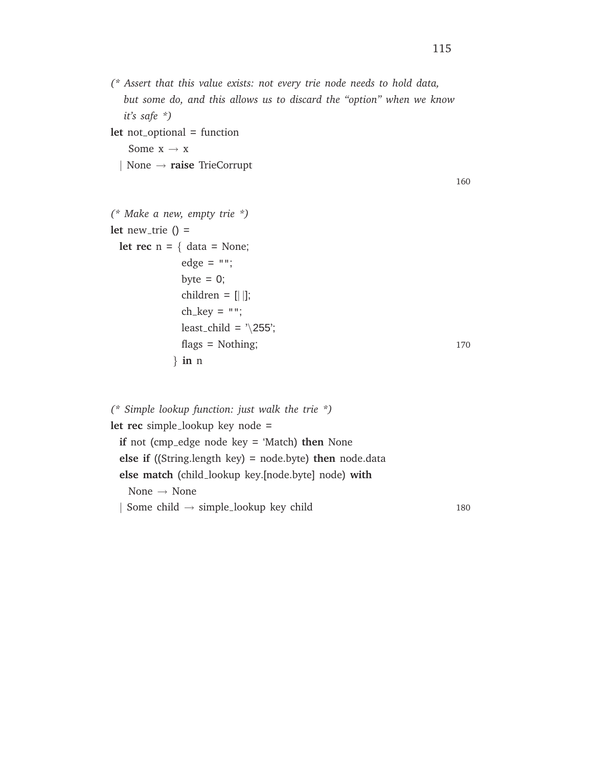```
(* Assert that this value exists: not every trie node needs to hold data,
   but some do, and this allows us to discard the "option" when we know
   it's safe *)
let not_optional = function
    Some x → x
  | None → raise TrieCorrupt

(* Make a new, empty trie *)
let new_trie () =
  let rec n = { data = None;
                edge = "";
                byte = 0;
                children = [| |];
                ch_key = "";
                least_child = '\255';
                flags = Nothing;
              } in n


(* Simple lookup function: just walk the trie *)
let rec simple_lookup key node =
  if not (cmp_edge node key = `Match) then None
  else if ((String.length key) = node.byte) then node.data
  else match (child_lookup key.[node.byte] node) with
    None → None
  | Some child → simple_lookup key child
```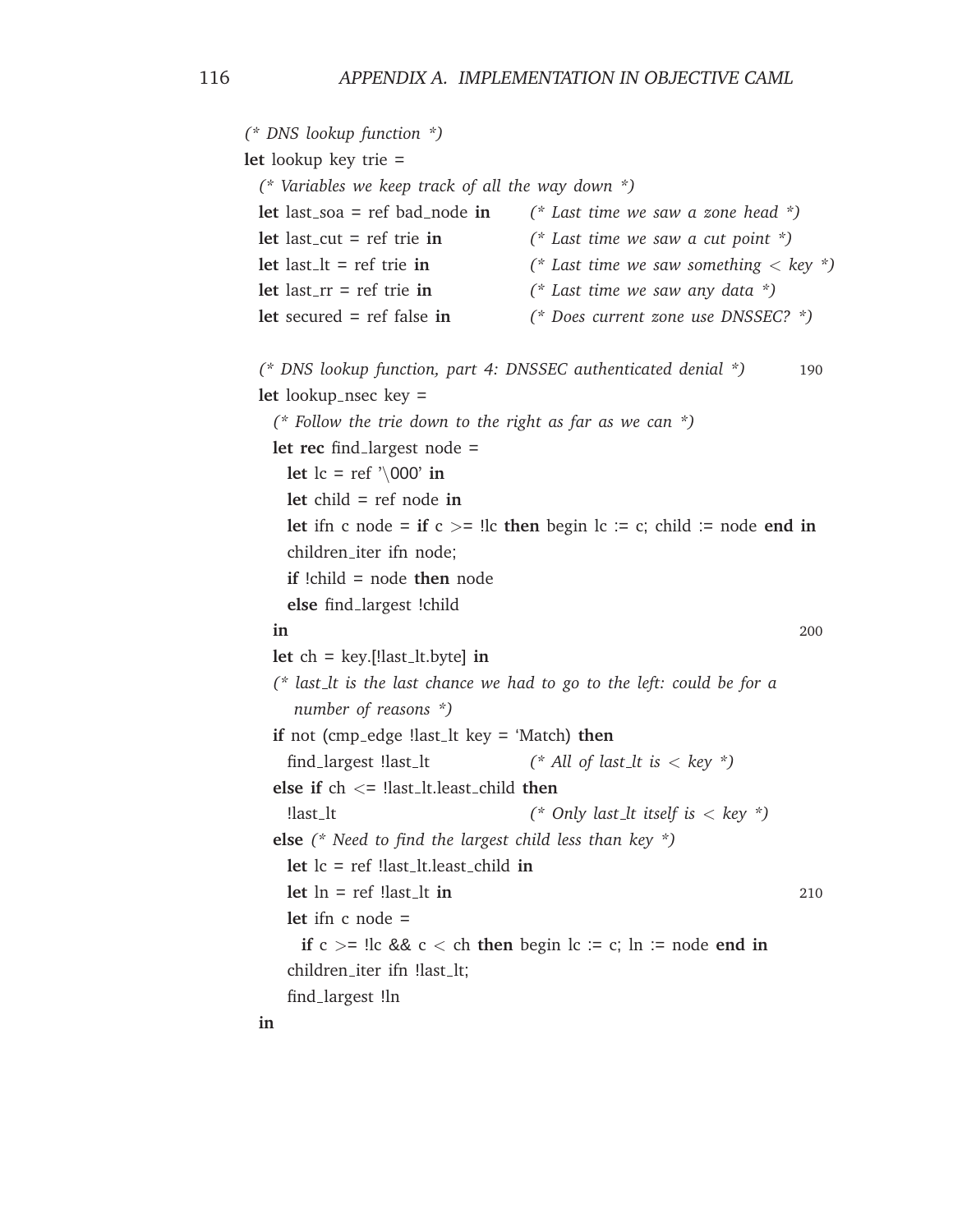```ocaml
(* DNS lookup function *)
let lookup key trie =
  (* Variables we keep track of all the way down *)
  let last_soa = ref bad_node in       (* Last time we saw a zone head *)
  let last_cut = ref trie in           (* Last time we saw a cut point *)
  let last_lt = ref trie in            (* Last time we saw something < key *)
  let last_rr = ref trie in            (* Last time we saw any data *)
  let secured = ref false in           (* Does current zone use DNSSEC? *)

  (* DNS lookup function, part 4: DNSSEC authenticated denial *)          190
  let lookup_nsec key =
    (* Follow the trie down to the right as far as we can *)
    let rec find_largest node =
      let lc = ref '\000' in
      let child = ref node in
      let ifn c node = if c >= !lc then begin lc := c; child := node end in
      children_iter ifn node;
      if !child = node then node
      else find_largest !child
    in                                                                    200
    let ch = key.[!last_lt.byte] in
    (* last_lt is the last chance we had to go to the left: could be for a
       number of reasons *)
    if not (cmp_edge !last_lt key = `Match) then
      find_largest !last_lt          (* All of last_lt is < key *)
    else if ch <= !last_lt.least_child then
      !last_lt                       (* Only last_lt itself is < key *)
    else (* Need to find the largest child less than key *)
      let lc = ref !last_lt.least_child in
      let ln = ref !last_lt in                                            210
      let ifn c node =
        if c >= !lc && c < ch then begin lc := c; ln := node end in
      children_iter ifn !last_lt;
      find_largest !ln
  in
```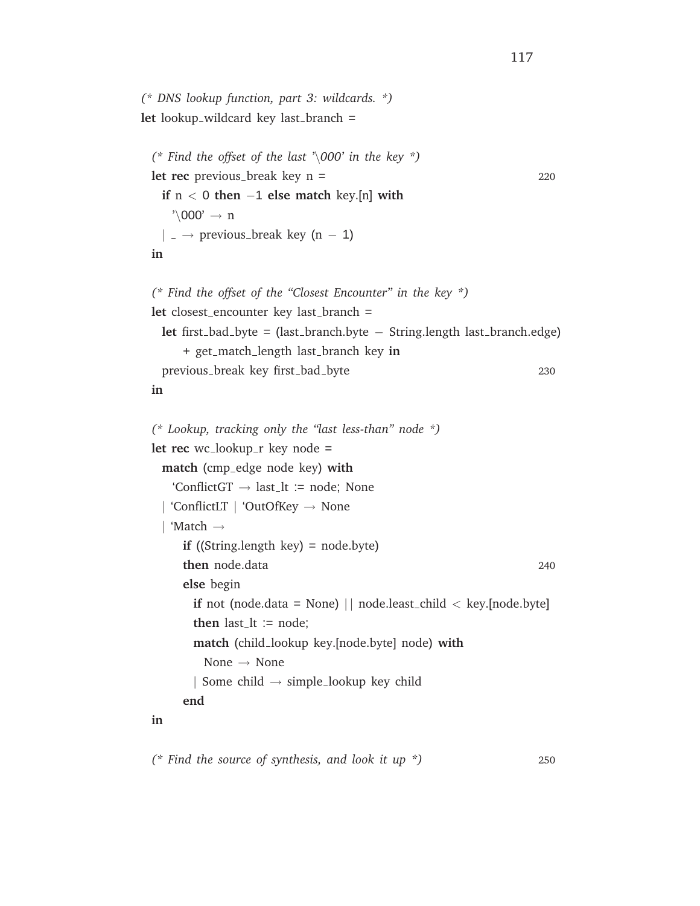```
(* DNS lookup function, part 3: wildcards. *)
let lookup_wildcard key last_branch =

  (* Find the offset of the last '\000' in the key *)
  let rec previous_break key n =                                      220
    if n < 0 then -1 else match key.[n] with
      '\000' -> n
    | _ -> previous_break key (n - 1)
  in

  (* Find the offset of the "Closest Encounter" in the key *)
  let closest_encounter key last_branch =
    let first_bad_byte = (last_branch.byte - String.length last_branch.edge)
        + get_match_length last_branch key in
    previous_break key first_bad_byte                                 230
  in

  (* Lookup, tracking only the "last less-than" node *)
  let rec wc_lookup_r key node =
    match (cmp_edge node key) with
      `ConflictGT -> last_lt := node; None
    | `ConflictLT | `OutOfKey -> None
    | `Match ->
        if ((String.length key) = node.byte)
        then node.data                                                240
        else begin
          if not (node.data = None) || node.least_child < key.[node.byte]
          then last_lt := node;
          match (child_lookup key.[node.byte] node) with
            None -> None
          | Some child -> simple_lookup key child
        end
  in

  (* Find the source of synthesis, and look it up *)                  250
```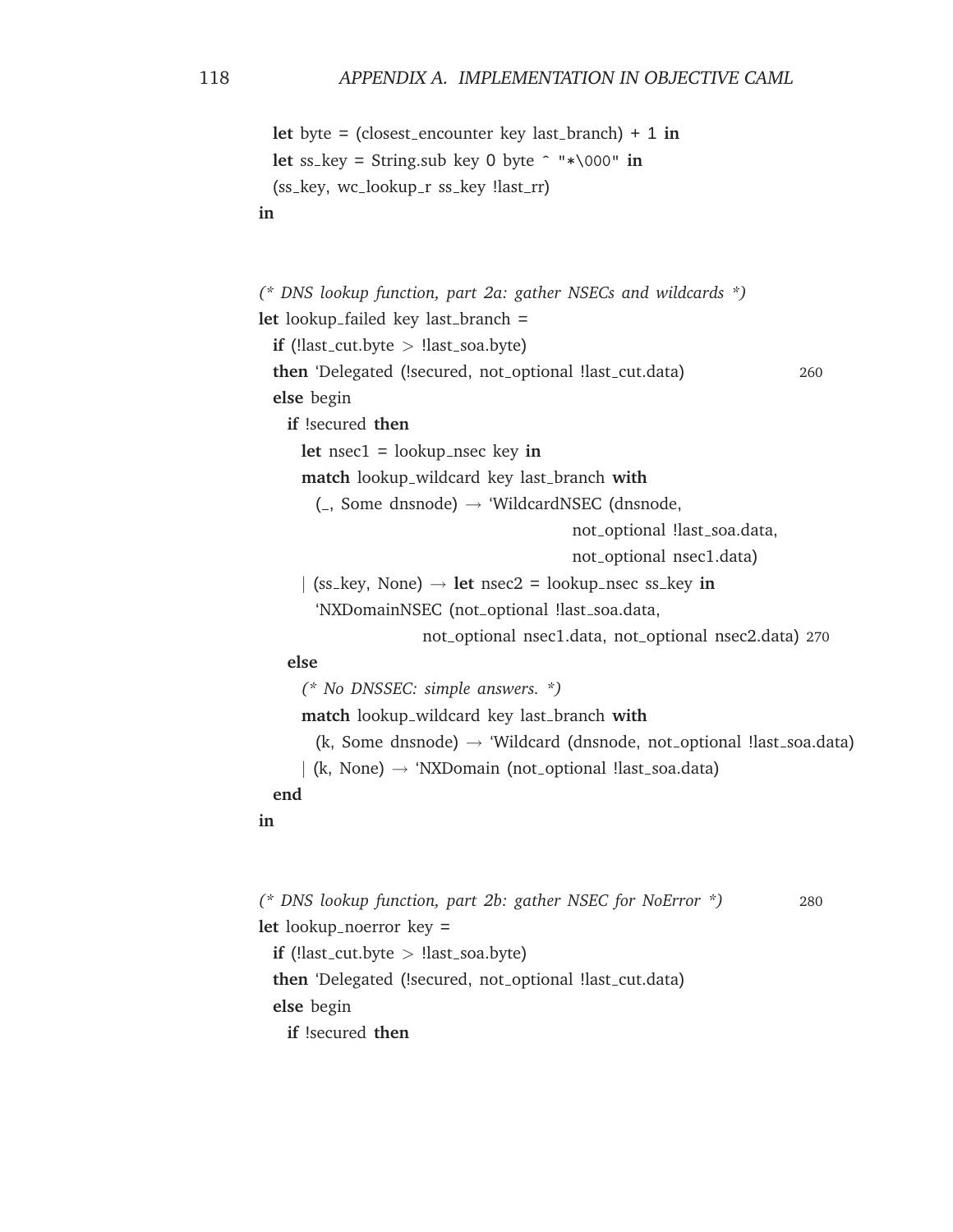```ocaml
  let byte = (closest_encounter key last_branch) + 1 in
  let ss_key = String.sub key 0 byte ^ "*\000" in
  (ss_key, wc_lookup_r ss_key !last_rr)
in


(* DNS lookup function, part 2a: gather NSECs and wildcards *)
let lookup_failed key last_branch =
  if (!last_cut.byte > !last_soa.byte)
  then `Delegated (!secured, not_optional !last_cut.data)                260
  else begin
    if !secured then
      let nsec1 = lookup_nsec key in
      match lookup_wildcard key last_branch with
        (_, Some dnsnode) -> `WildcardNSEC (dnsnode,
                                            not_optional !last_soa.data,
                                            not_optional nsec1.data)
      | (ss_key, None) -> let nsec2 = lookup_nsec ss_key in
        `NXDomainNSEC (not_optional !last_soa.data,
                       not_optional nsec1.data, not_optional nsec2.data) 270
    else
      (* No DNSSEC: simple answers. *)
      match lookup_wildcard key last_branch with
        (k, Some dnsnode) -> `Wildcard (dnsnode, not_optional !last_soa.data)
      | (k, None) -> `NXDomain (not_optional !last_soa.data)
  end
in


(* DNS lookup function, part 2b: gather NSEC for NoError *)             280
let lookup_noerror key =
  if (!last_cut.byte > !last_soa.byte)
  then `Delegated (!secured, not_optional !last_cut.data)
  else begin
    if !secured then
```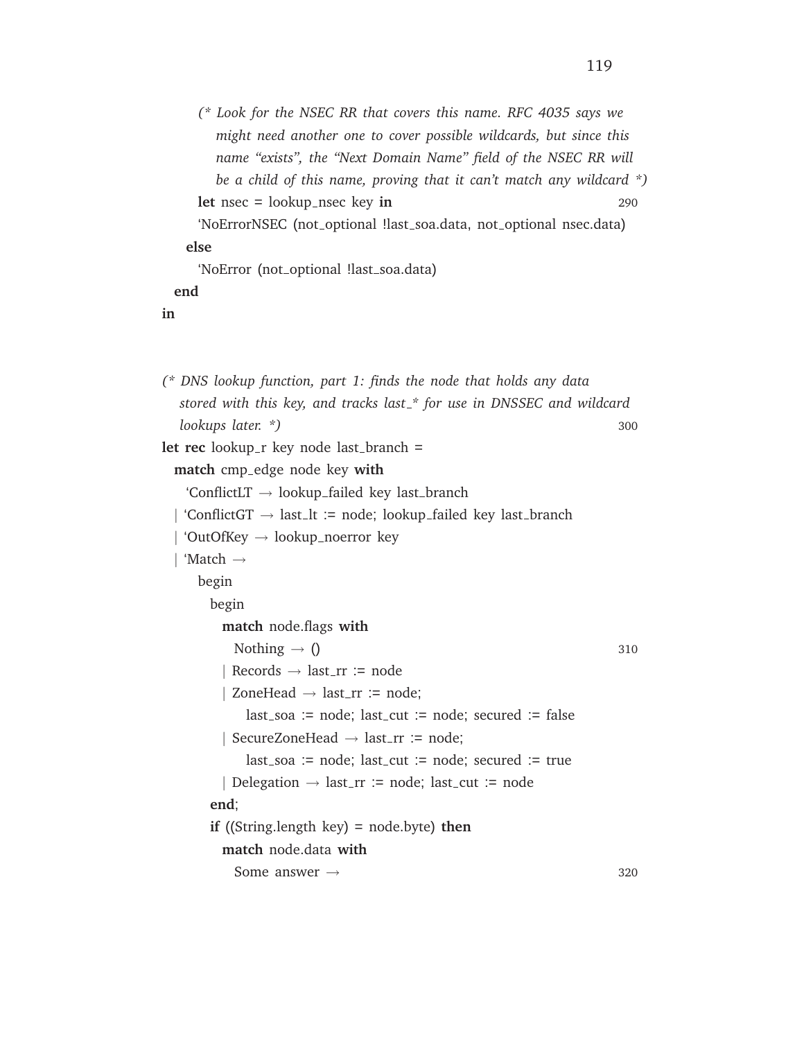```
      (* Look for the NSEC RR that covers this name. RFC 4035 says we
         might need another one to cover possible wildcards, but since this
         name “exists”, the “Next Domain Name” field of the NSEC RR will
         be a child of this name, proving that it can’t match any wildcard *)
      let nsec = lookup_nsec key in                                          290
      ‘NoErrorNSEC (not_optional !last_soa.data, not_optional nsec.data)
    else
      ‘NoError (not_optional !last_soa.data)
  end
in


(* DNS lookup function, part 1: finds the node that holds any data
   stored with this key, and tracks last_* for use in DNSSEC and wildcard
   lookups later. *)                                                         300
let rec lookup_r key node last_branch =
  match cmp_edge node key with
    ‘ConflictLT → lookup_failed key last_branch
  | ‘ConflictGT → last_lt := node; lookup_failed key last_branch
  | ‘OutOfKey → lookup_noerror key
  | ‘Match →
      begin
        begin
          match node.flags with
            Nothing → ()                                                     310
          | Records → last_rr := node
          | ZoneHead → last_rr := node;
              last_soa := node; last_cut := node; secured := false
          | SecureZoneHead → last_rr := node;
              last_soa := node; last_cut := node; secured := true
          | Delegation → last_rr := node; last_cut := node
        end;
        if ((String.length key) = node.byte) then
          match node.data with
            Some answer →                                                    320
```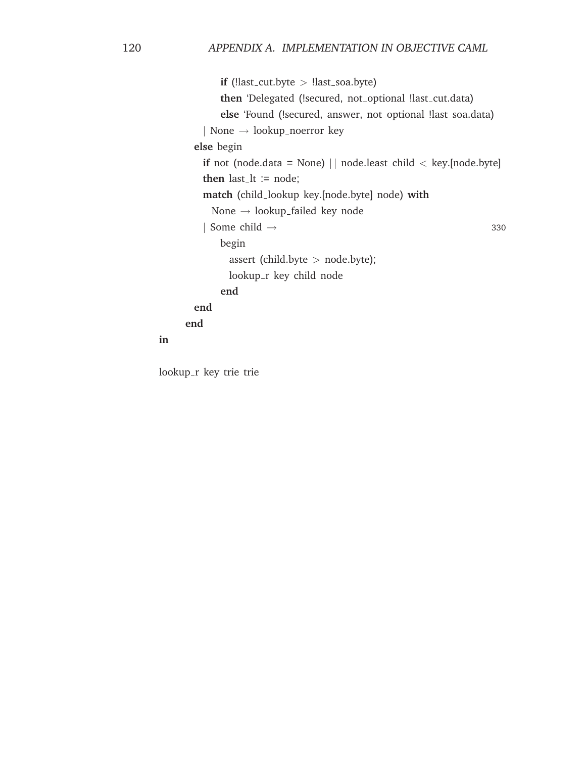```
            if (!last_cut.byte > !last_soa.byte)
            then `Delegated (!secured, not_optional !last_cut.data)
            else `Found (!secured, answer, not_optional !last_soa.data)
        | None → lookup_noerror key
      else begin
        if not (node.data = None) || node.least_child < key.[node.byte]
        then last_lt := node;
        match (child_lookup key.[node.byte] node) with
          None → lookup_failed key node
        | Some child →                                                  330
            begin
              assert (child.byte > node.byte);
              lookup_r key child node
            end
      end
    end
in

lookup_r key trie trie
```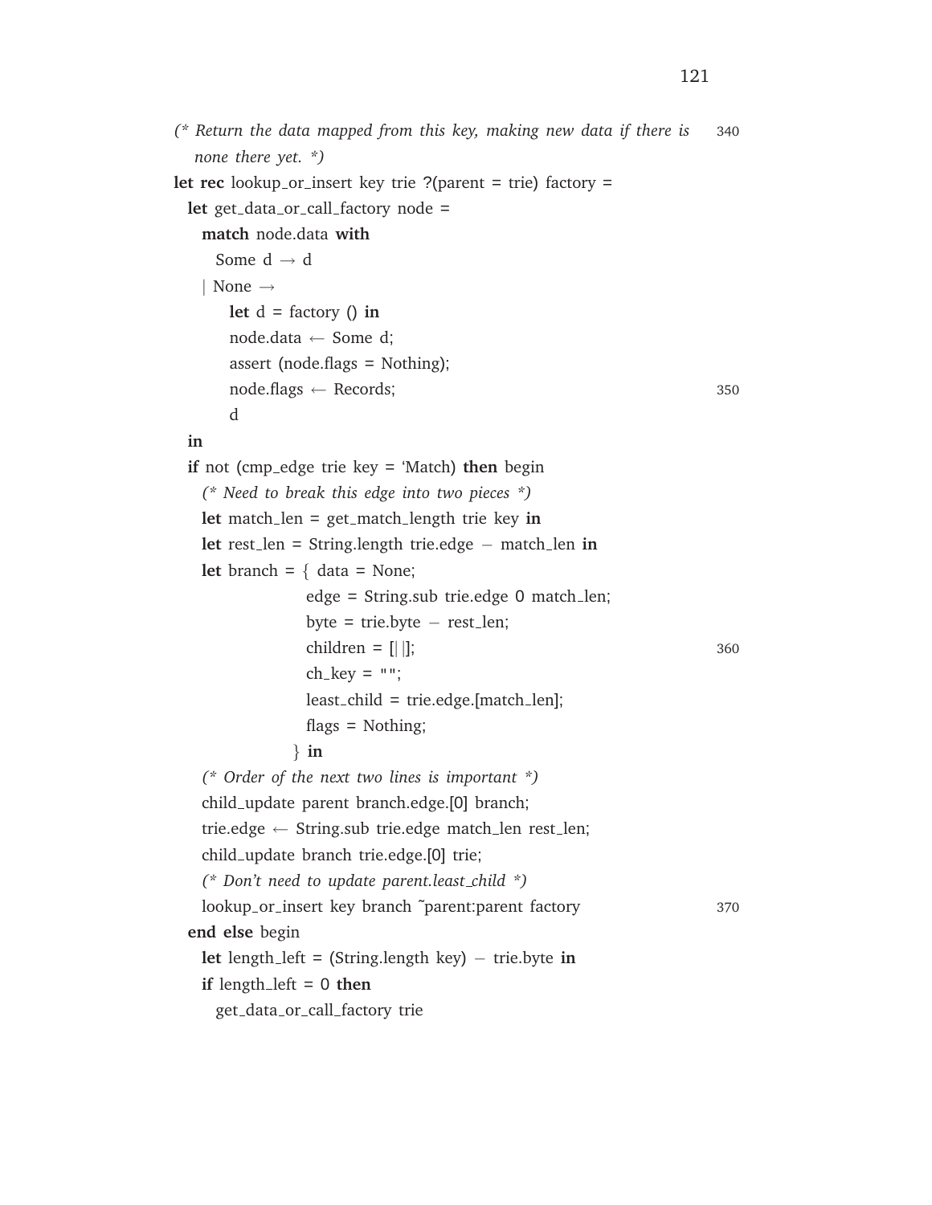```
(* Return the data mapped from this key, making new data if there is
   none there yet. *)
let rec lookup_or_insert key trie ?(parent = trie) factory =
  let get_data_or_call_factory node =
    match node.data with
      Some d -> d
    | None ->
        let d = factory () in
        node.data <- Some d;
        assert (node.flags = Nothing);
        node.flags <- Records;
        d
  in
  if not (cmp_edge trie key = `Match) then begin
    (* Need to break this edge into two pieces *)
    let match_len = get_match_length trie key in
    let rest_len = String.length trie.edge - match_len in
    let branch = { data = None;
                   edge = String.sub trie.edge 0 match_len;
                   byte = trie.byte - rest_len;
                   children = [||];
                   ch_key = "";
                   least_child = trie.edge.[match_len];
                   flags = Nothing;
                 } in
    (* Order of the next two lines is important *)
    child_update parent branch.edge.[0] branch;
    trie.edge <- String.sub trie.edge match_len rest_len;
    child_update branch trie.edge.[0] trie;
    (* Don't need to update parent.least_child *)
    lookup_or_insert key branch ~parent:parent factory
  end else begin
    let length_left = (String.length key) - trie.byte in
    if length_left = 0 then
      get_data_or_call_factory trie
```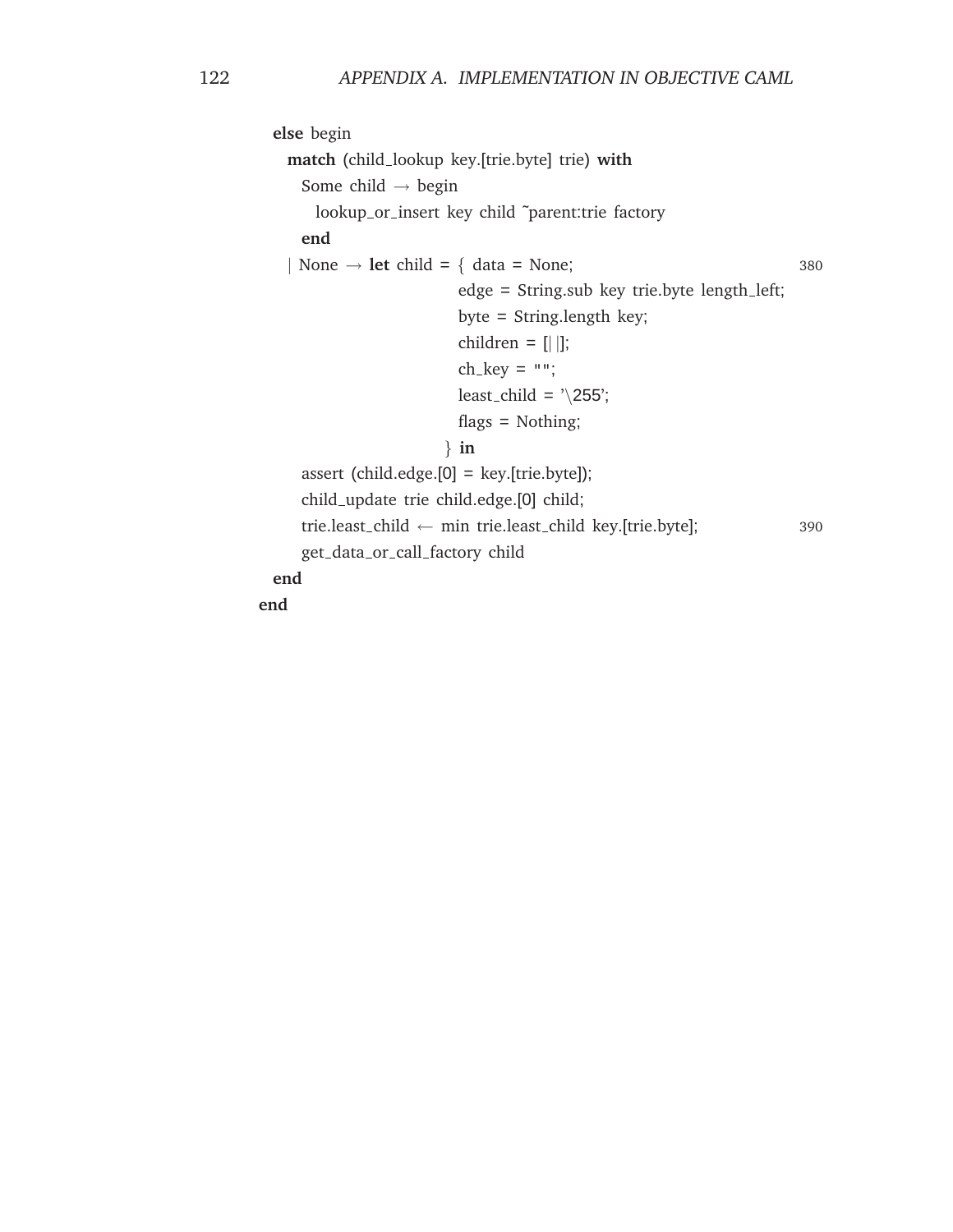```
  else begin
    match (child_lookup key.[trie.byte] trie) with
      Some child → begin
        lookup_or_insert key child ~parent:trie factory
      end
    | None → let child = { data = None;                                    380
                           edge = String.sub key trie.byte length_left;
                           byte = String.length key;
                           children = [| |];
                           ch_key = "";
                           least_child = '\255';
                           flags = Nothing;
                         } in
      assert (child.edge.[0] = key.[trie.byte]);
      child_update trie child.edge.[0] child;
      trie.least_child ← min trie.least_child key.[trie.byte];            390
      get_data_or_call_factory child
  end
end
```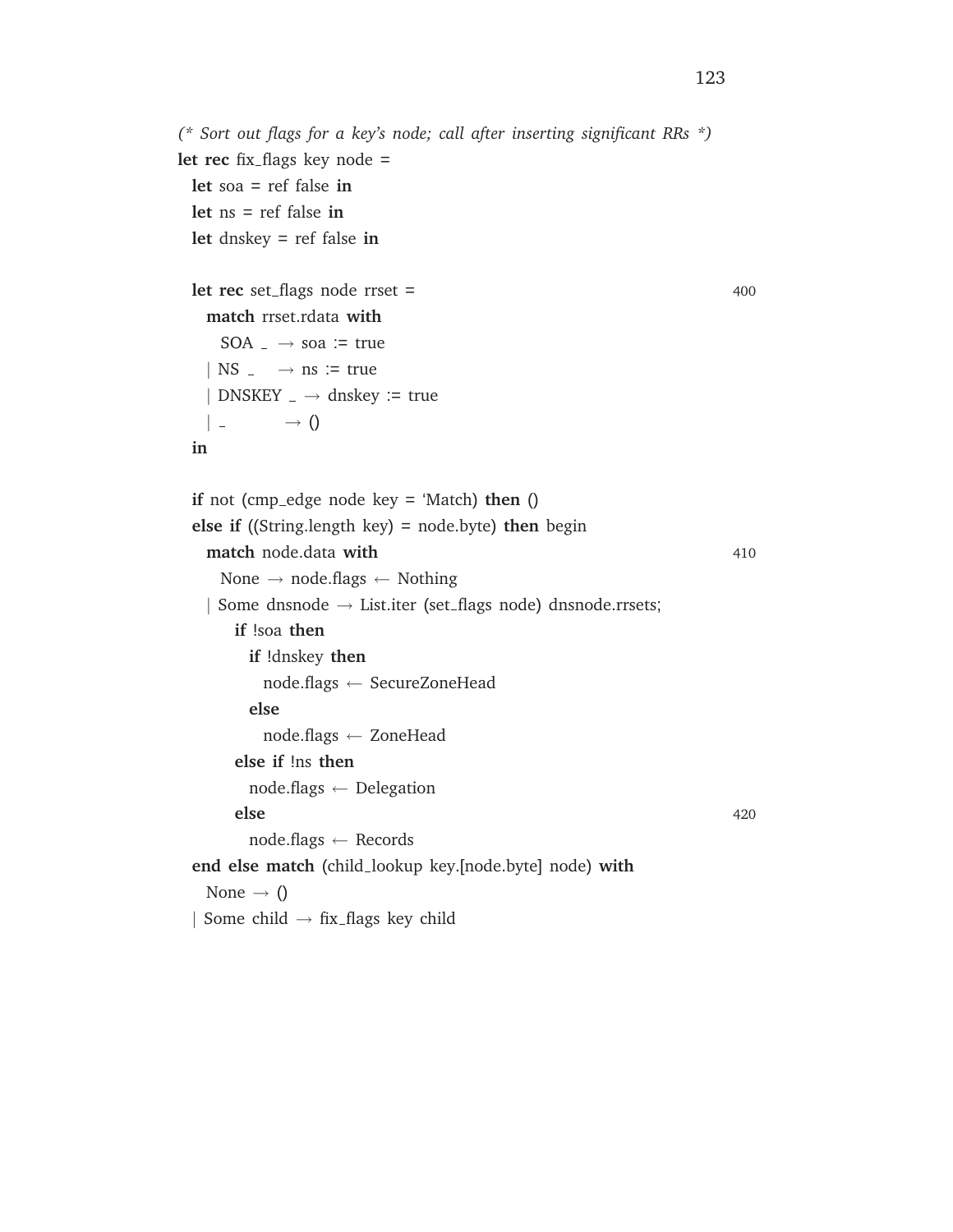```
(* Sort out flags for a key's node; call after inserting significant RRs *)
let rec fix_flags key node =
  let soa = ref false in
  let ns = ref false in
  let dnskey = ref false in

  let rec set_flags node rrset =                                          400
    match rrset.rdata with
      SOA _ → soa := true
    | NS _    → ns := true
    | DNSKEY _ → dnskey := true
    | _          → ()
  in

  if not (cmp_edge node key = 'Match) then ()
  else if ((String.length key) = node.byte) then begin
    match node.data with                                                 410
      None → node.flags ← Nothing
    | Some dnsnode → List.iter (set_flags node) dnsnode.rrsets;
        if !soa then
          if !dnskey then
            node.flags ← SecureZoneHead
          else
            node.flags ← ZoneHead
        else if !ns then
          node.flags ← Delegation
        else                                                             420
          node.flags ← Records
  end else match (child_lookup key.[node.byte] node) with
    None → ()
  | Some child → fix_flags key child
```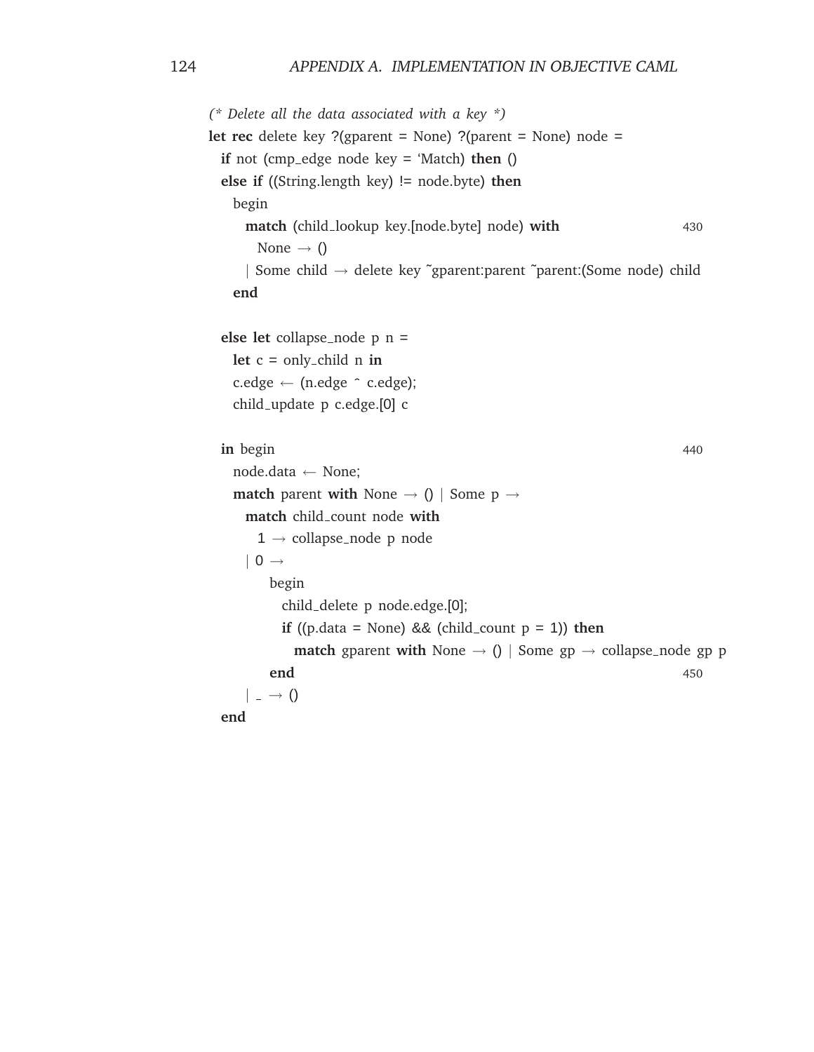```
(* Delete all the data associated with a key *)
let rec delete key ?(gparent = None) ?(parent = None) node =
  if not (cmp_edge node key = `Match) then ()
  else if ((String.length key) != node.byte) then
    begin
      match (child_lookup key.[node.byte] node) with
        None -> ()
      | Some child -> delete key ~gparent:parent ~parent:(Some node) child
    end

  else let collapse_node p n =
    let c = only_child n in
    c.edge <- (n.edge ^ c.edge);
    child_update p c.edge.[0] c

  in begin
    node.data <- None;
    match parent with None -> () | Some p ->
      match child_count node with
        1 -> collapse_node p node
      | 0 ->
          begin
            child_delete p node.edge.[0];
            if ((p.data = None) && (child_count p = 1)) then
              match gparent with None -> () | Some gp -> collapse_node gp p
          end
      | _ -> ()
  end
```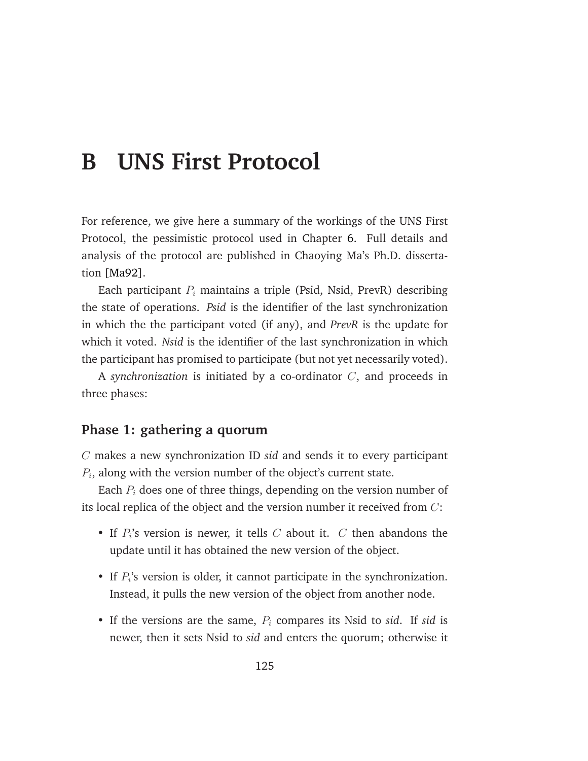# B UNS First Protocol

For reference, we give here a summary of the workings of the UNS First Protocol, the pessimistic protocol used in Chapter 6. Full details and analysis of the protocol are published in Chaoying Ma's Ph.D. dissertation [Ma92].

Each participant $P_i$ maintains a triple (Psid, Nsid, PrevR) describing the state of operations. *Psid* is the identifier of the last synchronization in which the the participant voted (if any), and *PrevR* is the update for which it voted. *Nsid* is the identifier of the last synchronization in which the participant has promised to participate (but not yet necessarily voted).

A *synchronization* is initiated by a co-ordinator $C$, and proceeds in three phases:

## Phase 1: gathering a quorum

$C$ makes a new synchronization ID *sid* and sends it to every participant $P_i$, along with the version number of the object's current state.

Each $P_i$ does one of three things, depending on the version number of its local replica of the object and the version number it received from $C$:

- If $P_i$'s version is newer, it tells $C$ about it. $C$ then abandons the update until it has obtained the new version of the object.
- If $P_i$'s version is older, it cannot participate in the synchronization. Instead, it pulls the new version of the object from another node.
- If the versions are the same, $P_i$ compares its Nsid to *sid*. If *sid* is newer, then it sets Nsid to *sid* and enters the quorum; otherwise it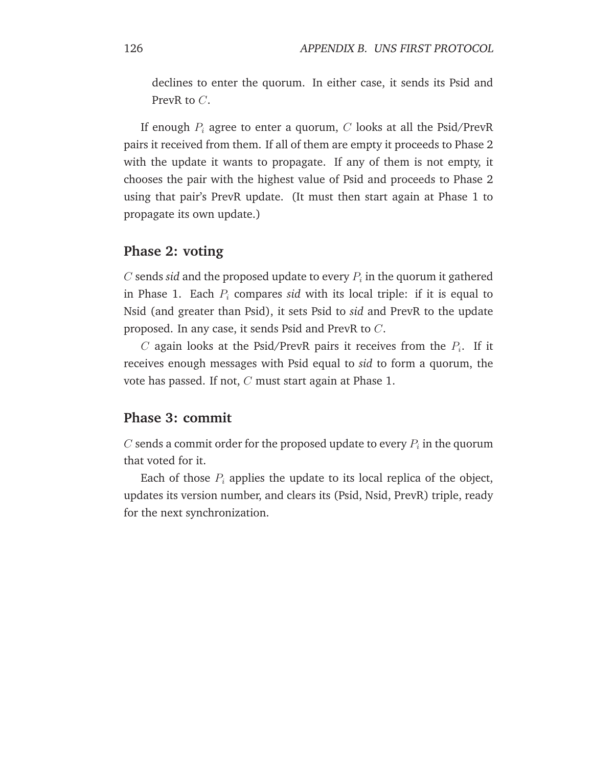declines to enter the quorum. In either case, it sends its Psid and PrevR to $C$.

If enough $P_i$ agree to enter a quorum, $C$ looks at all the Psid/PrevR pairs it received from them. If all of them are empty it proceeds to Phase 2 with the update it wants to propagate. If any of them is not empty, it chooses the pair with the highest value of Psid and proceeds to Phase 2 using that pair's PrevR update. (It must then start again at Phase 1 to propagate its own update.)

### Phase 2: voting

$C$ sends *sid* and the proposed update to every $P_i$ in the quorum it gathered in Phase 1. Each $P_i$ compares *sid* with its local triple: if it is equal to Nsid (and greater than Psid), it sets Psid to *sid* and PrevR to the update proposed. In any case, it sends Psid and PrevR to $C$.

$C$ again looks at the Psid/PrevR pairs it receives from the $P_i$. If it receives enough messages with Psid equal to *sid* to form a quorum, the vote has passed. If not, $C$ must start again at Phase 1.

### Phase 3: commit

$C$ sends a commit order for the proposed update to every $P_i$ in the quorum that voted for it.

Each of those $P_i$ applies the update to its local replica of the object, updates its version number, and clears its (Psid, Nsid, PrevR) triple, ready for the next synchronization.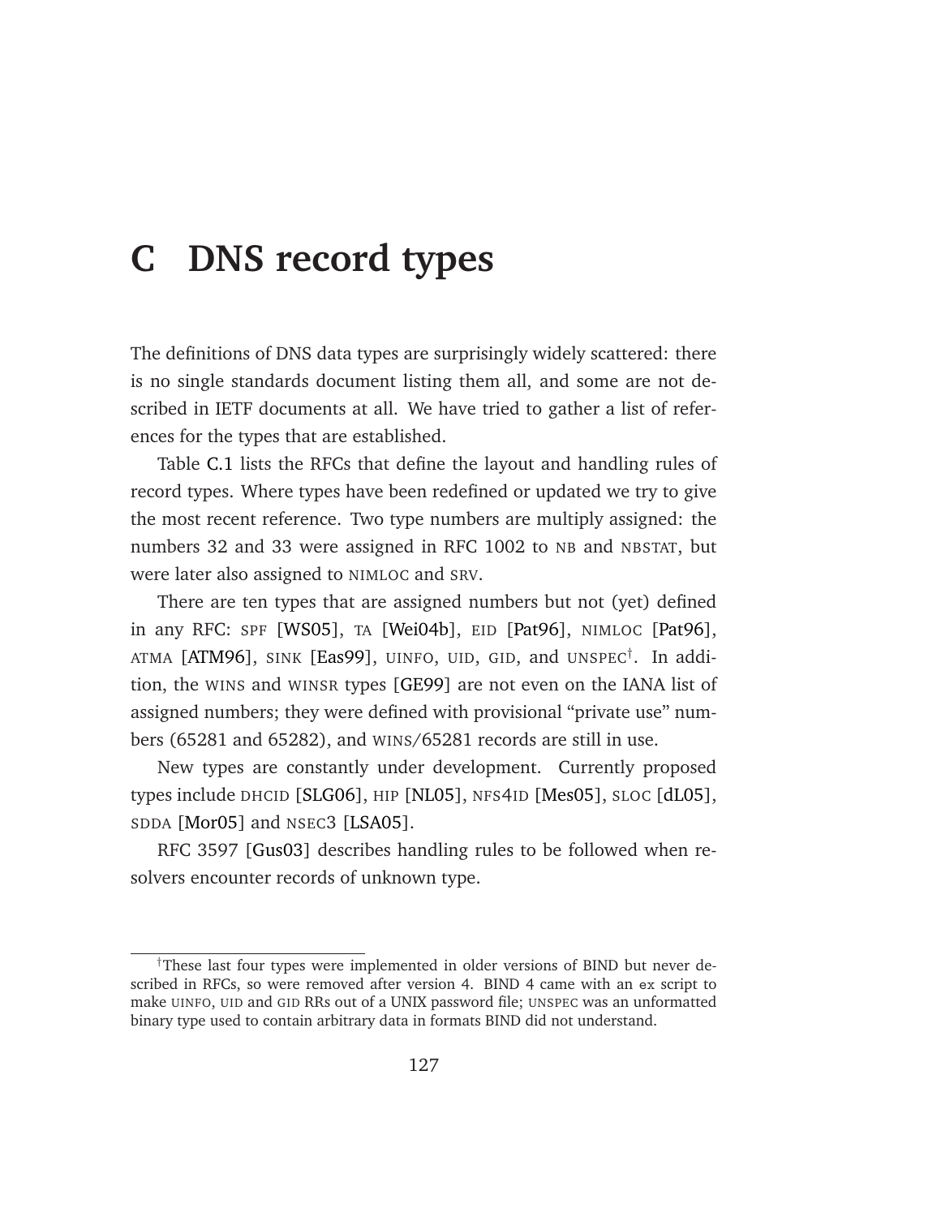# C DNS record types

The definitions of DNS data types are surprisingly widely scattered: there is no single standards document listing them all, and some are not described in IETF documents at all. We have tried to gather a list of references for the types that are established.

Table C.1 lists the RFCs that define the layout and handling rules of record types. Where types have been redefined or updated we try to give the most recent reference. Two type numbers are multiply assigned: the numbers 32 and 33 were assigned in RFC 1002 to NB and NBSTAT, but were later also assigned to NIMLOC and SRV.

There are ten types that are assigned numbers but not (yet) defined in any RFC: SPF [WS05], TA [Wei04b], EID [Pat96], NIMLOC [Pat96], ATMA [ATM96], SINK [Eas99], UINFO, UID, GID, and UNSPEC†. In addition, the WINS and WINSR types [GE99] are not even on the IANA list of assigned numbers; they were defined with provisional "private use" numbers (65281 and 65282), and WINS/65281 records are still in use.

New types are constantly under development. Currently proposed types include DHCID [SLG06], HIP [NL05], NFS4ID [Mes05], SLOC [dL05], SDDA [Mor05] and NSEC3 [LSA05].

RFC 3597 [Gus03] describes handling rules to be followed when resolvers encounter records of unknown type.

---

†These last four types were implemented in older versions of BIND but never described in RFCs, so were removed after version 4. BIND 4 came with an `ex` script to make UINFO, UID and GID RRs out of a UNIX password file; UNSPEC was an unformatted binary type used to contain arbitrary data in formats BIND did not understand.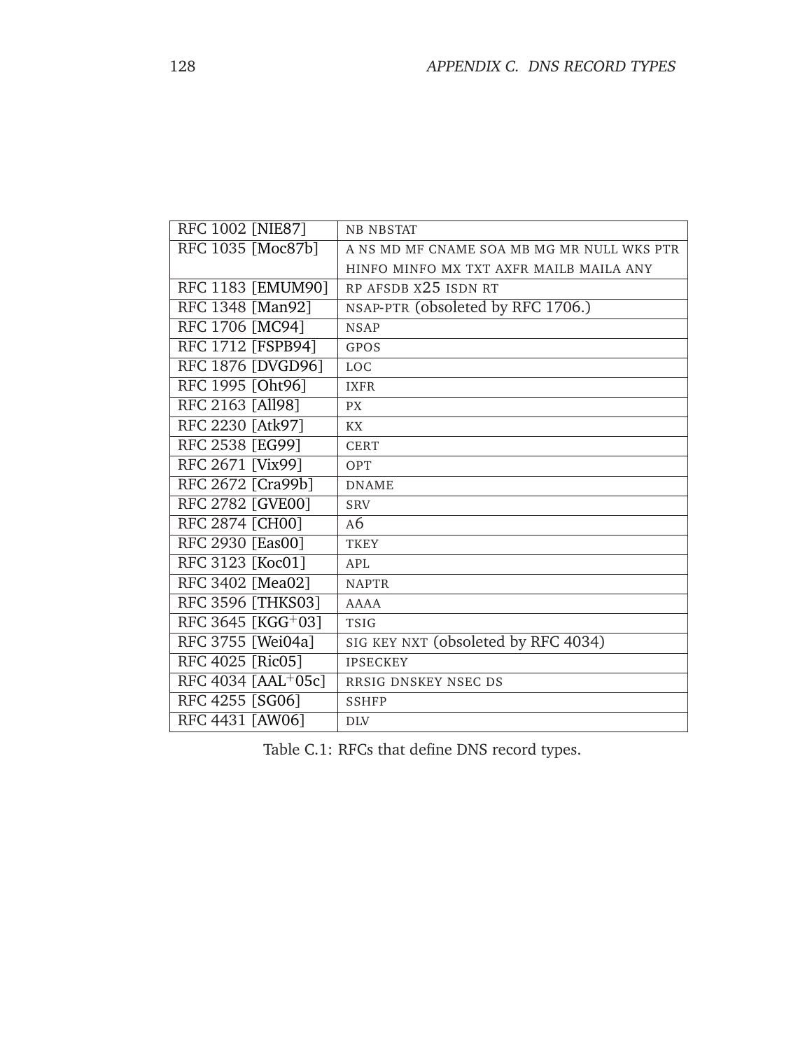| RFC | Record types |
|---|---|
| RFC 1002 [NIE87] | NB NBSTAT |
| RFC 1035 [Moc87b] | A NS MD MF CNAME SOA MB MG MR NULL WKS PTR HINFO MINFO MX TXT AXFR MAILB MAILA ANY |
| RFC 1183 [EMUM90] | RP AFSDB X25 ISDN RT |
| RFC 1348 [Man92] | NSAP-PTR (obsoleted by RFC 1706.) |
| RFC 1706 [MC94] | NSAP |
| RFC 1712 [FSPB94] | GPOS |
| RFC 1876 [DVGD96] | LOC |
| RFC 1995 [Oht96] | IXFR |
| RFC 2163 [All98] | PX |
| RFC 2230 [Atk97] | KX |
| RFC 2538 [EG99] | CERT |
| RFC 2671 [Vix99] | OPT |
| RFC 2672 [Cra99b] | DNAME |
| RFC 2782 [GVE00] | SRV |
| RFC 2874 [CH00] | A6 |
| RFC 2930 [Eas00] | TKEY |
| RFC 3123 [Koc01] | APL |
| RFC 3402 [Mea02] | NAPTR |
| RFC 3596 [THKS03] | AAAA |
| RFC 3645 [KGG+03] | TSIG |
| RFC 3755 [Wei04a] | SIG KEY NXT (obsoleted by RFC 4034) |
| RFC 4025 [Ric05] | IPSECKEY |
| RFC 4034 [AAL+05c] | RRSIG DNSKEY NSEC DS |
| RFC 4255 [SG06] | SSHFP |
| RFC 4431 [AW06] | DLV |

Table C.1: RFCs that define DNS record types.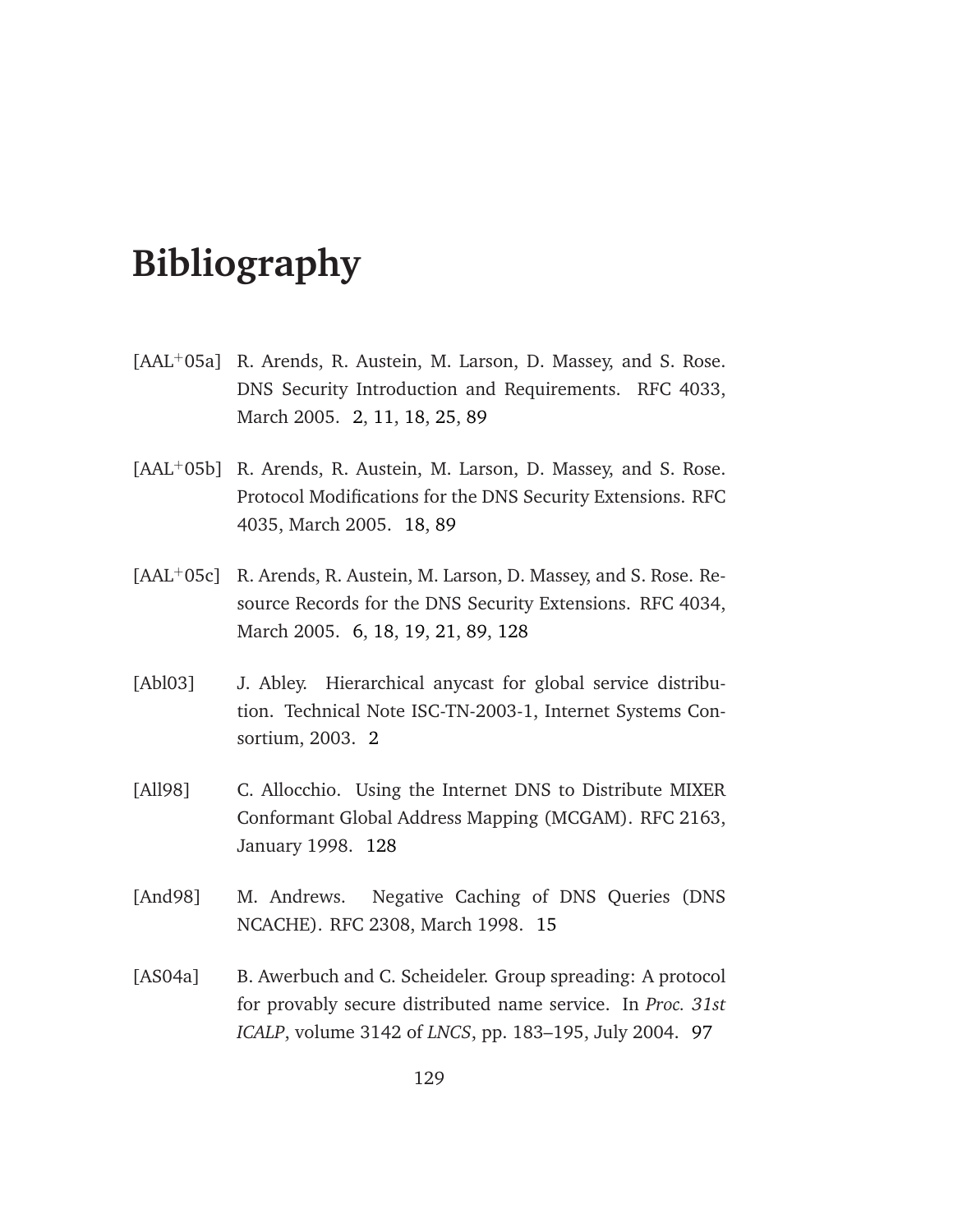# Bibliography

[AAL$^+$05a] R. Arends, R. Austein, M. Larson, D. Massey, and S. Rose. DNS Security Introduction and Requirements. RFC 4033, March 2005. 2, 11, 18, 25, 89

[AAL$^+$05b] R. Arends, R. Austein, M. Larson, D. Massey, and S. Rose. Protocol Modifications for the DNS Security Extensions. RFC 4035, March 2005. 18, 89

[AAL$^+$05c] R. Arends, R. Austein, M. Larson, D. Massey, and S. Rose. Resource Records for the DNS Security Extensions. RFC 4034, March 2005. 6, 18, 19, 21, 89, 128

[Abl03] J. Abley. Hierarchical anycast for global service distribution. Technical Note ISC-TN-2003-1, Internet Systems Consortium, 2003. 2

[All98] C. Allocchio. Using the Internet DNS to Distribute MIXER Conformant Global Address Mapping (MCGAM). RFC 2163, January 1998. 128

[And98] M. Andrews. Negative Caching of DNS Queries (DNS NCACHE). RFC 2308, March 1998. 15

[AS04a] B. Awerbuch and C. Scheideler. Group spreading: A protocol for provably secure distributed name service. In *Proc. 31st ICALP*, volume 3142 of *LNCS*, pp. 183–195, July 2004. 97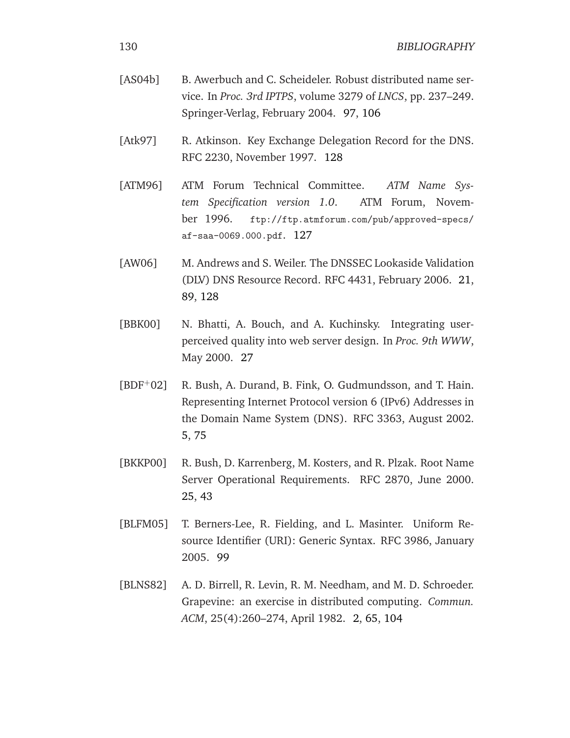[AS04b] B. Awerbuch and C. Scheideler. Robust distributed name service. In *Proc. 3rd IPTPS*, volume 3279 of *LNCS*, pp. 237–249. Springer-Verlag, February 2004. 97, 106

[Atk97] R. Atkinson. Key Exchange Delegation Record for the DNS. RFC 2230, November 1997. 128

[ATM96] ATM Forum Technical Committee. *ATM Name System Specification version 1.0*. ATM Forum, November 1996. ftp://ftp.atmforum.com/pub/approved-specs/af-saa-0069.000.pdf. 127

[AW06] M. Andrews and S. Weiler. The DNSSEC Lookaside Validation (DLV) DNS Resource Record. RFC 4431, February 2006. 21, 89, 128

[BBK00] N. Bhatti, A. Bouch, and A. Kuchinsky. Integrating user-perceived quality into web server design. In *Proc. 9th WWW*, May 2000. 27

[BDF+02] R. Bush, A. Durand, B. Fink, O. Gudmundsson, and T. Hain. Representing Internet Protocol version 6 (IPv6) Addresses in the Domain Name System (DNS). RFC 3363, August 2002. 5, 75

[BKKP00] R. Bush, D. Karrenberg, M. Kosters, and R. Plzak. Root Name Server Operational Requirements. RFC 2870, June 2000. 25, 43

[BLFM05] T. Berners-Lee, R. Fielding, and L. Masinter. Uniform Resource Identifier (URI): Generic Syntax. RFC 3986, January 2005. 99

[BLNS82] A. D. Birrell, R. Levin, R. M. Needham, and M. D. Schroeder. Grapevine: an exercise in distributed computing. *Commun. ACM*, 25(4):260–274, April 1982. 2, 65, 104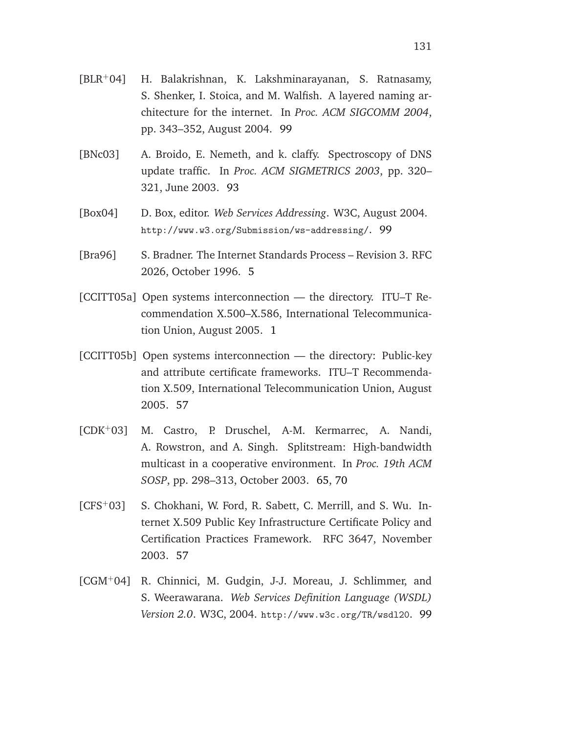[BLR+04] H. Balakrishnan, K. Lakshminarayanan, S. Ratnasamy, S. Shenker, I. Stoica, and M. Walfish. A layered naming architecture for the internet. In *Proc. ACM SIGCOMM 2004*, pp. 343–352, August 2004. 99

[BNc03] A. Broido, E. Nemeth, and k. claffy. Spectroscopy of DNS update traffic. In *Proc. ACM SIGMETRICS 2003*, pp. 320–321, June 2003. 93

[Box04] D. Box, editor. *Web Services Addressing*. W3C, August 2004. `http://www.w3.org/Submission/ws-addressing/`. 99

[Bra96] S. Bradner. The Internet Standards Process – Revision 3. RFC 2026, October 1996. 5

[CCITT05a] Open systems interconnection — the directory. ITU–T Recommendation X.500–X.586, International Telecommunication Union, August 2005. 1

[CCITT05b] Open systems interconnection — the directory: Public-key and attribute certificate frameworks. ITU–T Recommendation X.509, International Telecommunication Union, August 2005. 57

[CDK+03] M. Castro, P. Druschel, A-M. Kermarrec, A. Nandi, A. Rowstron, and A. Singh. Splitstream: High-bandwidth multicast in a cooperative environment. In *Proc. 19th ACM SOSP*, pp. 298–313, October 2003. 65, 70

[CFS+03] S. Chokhani, W. Ford, R. Sabett, C. Merrill, and S. Wu. Internet X.509 Public Key Infrastructure Certificate Policy and Certification Practices Framework. RFC 3647, November 2003. 57

[CGM+04] R. Chinnici, M. Gudgin, J-J. Moreau, J. Schlimmer, and S. Weerawarana. *Web Services Definition Language (WSDL) Version 2.0*. W3C, 2004. `http://www.w3c.org/TR/wsdl20`. 99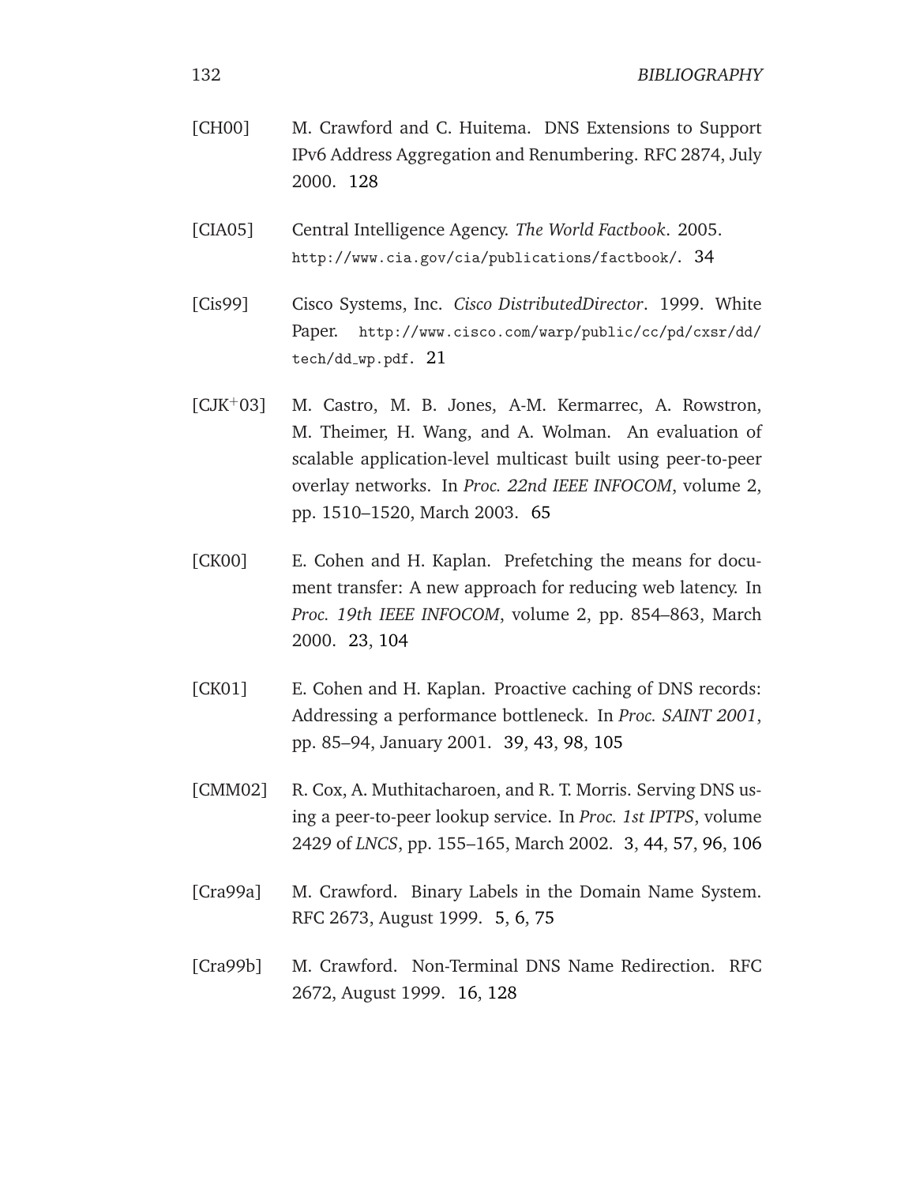[CH00] M. Crawford and C. Huitema. DNS Extensions to Support IPv6 Address Aggregation and Renumbering. RFC 2874, July 2000. 128

[CIA05] Central Intelligence Agency. *The World Factbook*. 2005. http://www.cia.gov/cia/publications/factbook/. 34

[Cis99] Cisco Systems, Inc. *Cisco DistributedDirector*. 1999. White Paper. http://www.cisco.com/warp/public/cc/pd/cxsr/dd/tech/dd_wp.pdf. 21

[CJK+03] M. Castro, M. B. Jones, A-M. Kermarrec, A. Rowstron, M. Theimer, H. Wang, and A. Wolman. An evaluation of scalable application-level multicast built using peer-to-peer overlay networks. In *Proc. 22nd IEEE INFOCOM*, volume 2, pp. 1510–1520, March 2003. 65

[CK00] E. Cohen and H. Kaplan. Prefetching the means for document transfer: A new approach for reducing web latency. In *Proc. 19th IEEE INFOCOM*, volume 2, pp. 854–863, March 2000. 23, 104

[CK01] E. Cohen and H. Kaplan. Proactive caching of DNS records: Addressing a performance bottleneck. In *Proc. SAINT 2001*, pp. 85–94, January 2001. 39, 43, 98, 105

[CMM02] R. Cox, A. Muthitacharoen, and R. T. Morris. Serving DNS using a peer-to-peer lookup service. In *Proc. 1st IPTPS*, volume 2429 of *LNCS*, pp. 155–165, March 2002. 3, 44, 57, 96, 106

[Cra99a] M. Crawford. Binary Labels in the Domain Name System. RFC 2673, August 1999. 5, 6, 75

[Cra99b] M. Crawford. Non-Terminal DNS Name Redirection. RFC 2672, August 1999. 16, 128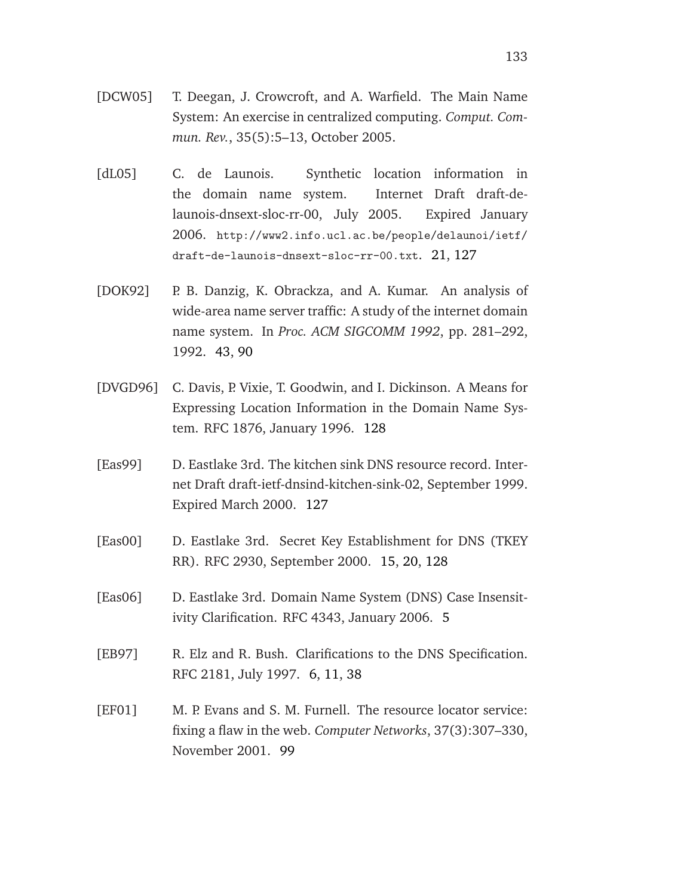[DCW05] T. Deegan, J. Crowcroft, and A. Warfield. The Main Name System: An exercise in centralized computing. *Comput. Commun. Rev.*, 35(5):5–13, October 2005.

[dL05] C. de Launois. Synthetic location information in the domain name system. Internet Draft draft-de-launois-dnsext-sloc-rr-00, July 2005. Expired January 2006. `http://www2.info.ucl.ac.be/people/delaunoi/ietf/draft-de-launois-dnsext-sloc-rr-00.txt`. 21, 127

[DOK92] P. B. Danzig, K. Obrackza, and A. Kumar. An analysis of wide-area name server traffic: A study of the internet domain name system. In *Proc. ACM SIGCOMM 1992*, pp. 281–292, 1992. 43, 90

[DVGD96] C. Davis, P. Vixie, T. Goodwin, and I. Dickinson. A Means for Expressing Location Information in the Domain Name System. RFC 1876, January 1996. 128

[Eas99] D. Eastlake 3rd. The kitchen sink DNS resource record. Internet Draft draft-ietf-dnsind-kitchen-sink-02, September 1999. Expired March 2000. 127

[Eas00] D. Eastlake 3rd. Secret Key Establishment for DNS (TKEY RR). RFC 2930, September 2000. 15, 20, 128

[Eas06] D. Eastlake 3rd. Domain Name System (DNS) Case Insensitivity Clarification. RFC 4343, January 2006. 5

[EB97] R. Elz and R. Bush. Clarifications to the DNS Specification. RFC 2181, July 1997. 6, 11, 38

[EF01] M. P. Evans and S. M. Furnell. The resource locator service: fixing a flaw in the web. *Computer Networks*, 37(3):307–330, November 2001. 99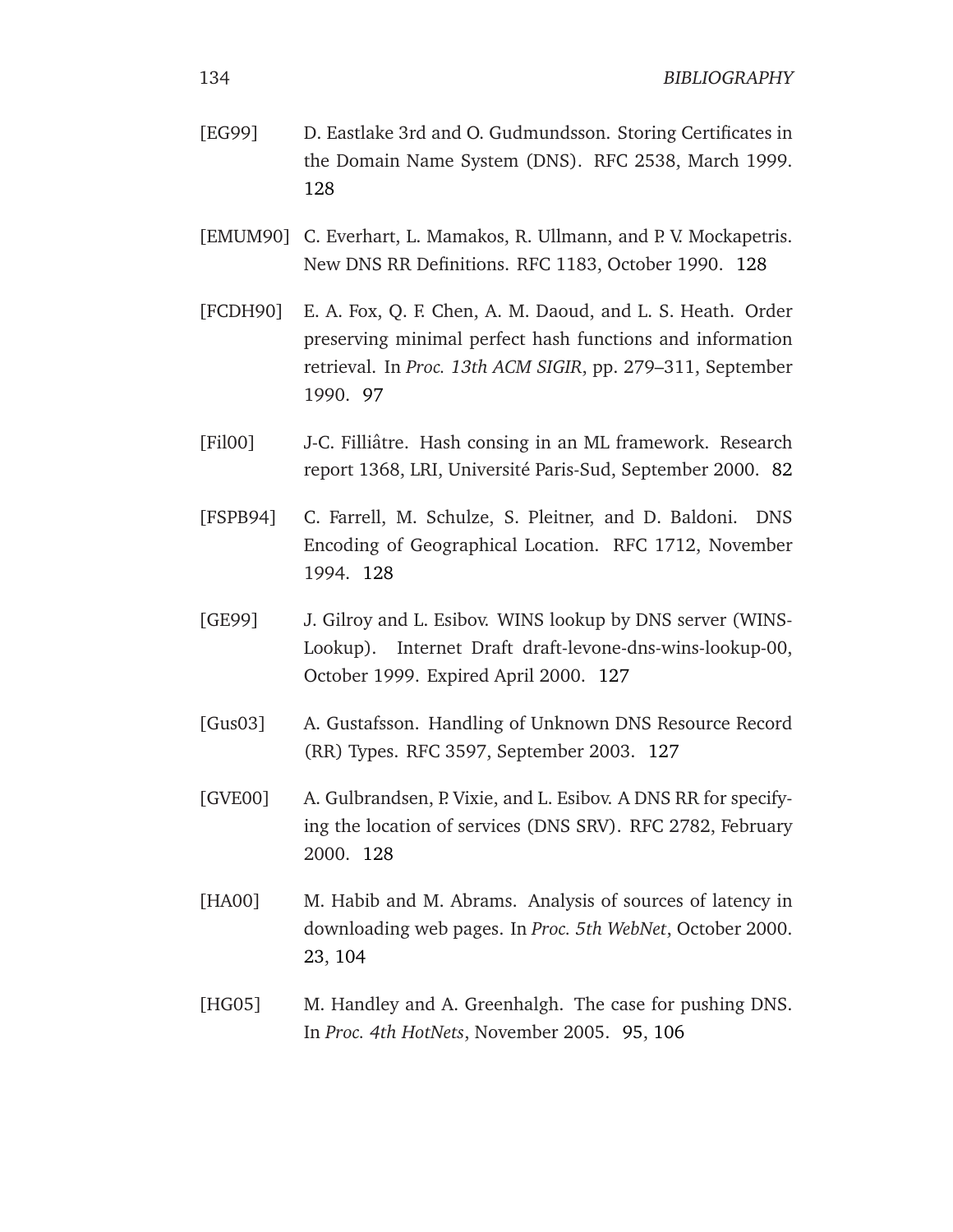[EG99] D. Eastlake 3rd and O. Gudmundsson. Storing Certificates in the Domain Name System (DNS). RFC 2538, March 1999. 128

[EMUM90] C. Everhart, L. Mamakos, R. Ullmann, and P. V. Mockapetris. New DNS RR Definitions. RFC 1183, October 1990. 128

[FCDH90] E. A. Fox, Q. F. Chen, A. M. Daoud, and L. S. Heath. Order preserving minimal perfect hash functions and information retrieval. In *Proc. 13th ACM SIGIR*, pp. 279–311, September 1990. 97

[Fil00] J-C. Filliâtre. Hash consing in an ML framework. Research report 1368, LRI, Université Paris-Sud, September 2000. 82

[FSPB94] C. Farrell, M. Schulze, S. Pleitner, and D. Baldoni. DNS Encoding of Geographical Location. RFC 1712, November 1994. 128

[GE99] J. Gilroy and L. Esibov. WINS lookup by DNS server (WINS-Lookup). Internet Draft draft-levone-dns-wins-lookup-00, October 1999. Expired April 2000. 127

[Gus03] A. Gustafsson. Handling of Unknown DNS Resource Record (RR) Types. RFC 3597, September 2003. 127

[GVE00] A. Gulbrandsen, P. Vixie, and L. Esibov. A DNS RR for specifying the location of services (DNS SRV). RFC 2782, February 2000. 128

[HA00] M. Habib and M. Abrams. Analysis of sources of latency in downloading web pages. In *Proc. 5th WebNet*, October 2000. 23, 104

[HG05] M. Handley and A. Greenhalgh. The case for pushing DNS. In *Proc. 4th HotNets*, November 2005. 95, 106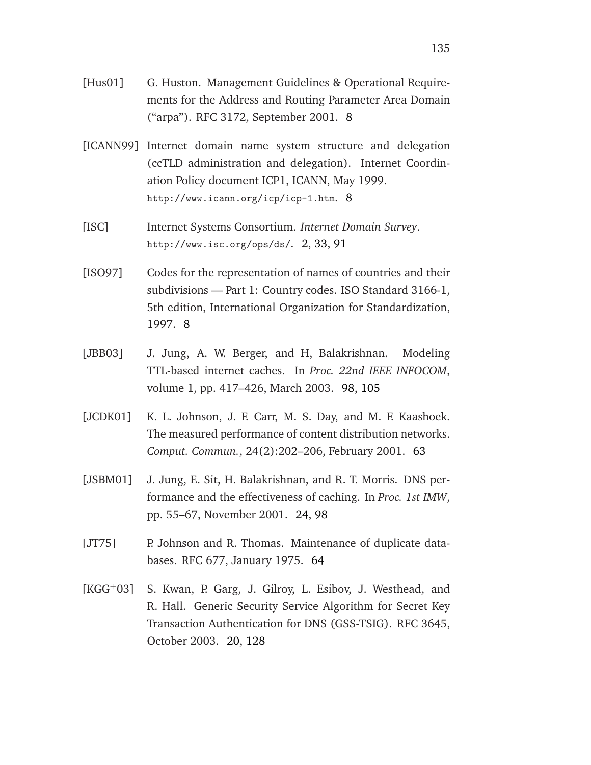[Hus01] G. Huston. Management Guidelines & Operational Requirements for the Address and Routing Parameter Area Domain ("arpa"). RFC 3172, September 2001. 8

[ICANN99] Internet domain name system structure and delegation (ccTLD administration and delegation). Internet Coordination Policy document ICP1, ICANN, May 1999. http://www.icann.org/icp/icp-1.htm. 8

[ISC] Internet Systems Consortium. *Internet Domain Survey*. http://www.isc.org/ops/ds/. 2, 33, 91

[ISO97] Codes for the representation of names of countries and their subdivisions — Part 1: Country codes. ISO Standard 3166-1, 5th edition, International Organization for Standardization, 1997. 8

[JBB03] J. Jung, A. W. Berger, and H, Balakrishnan. Modeling TTL-based internet caches. In *Proc. 22nd IEEE INFOCOM*, volume 1, pp. 417–426, March 2003. 98, 105

[JCDK01] K. L. Johnson, J. F. Carr, M. S. Day, and M. F. Kaashoek. The measured performance of content distribution networks. *Comput. Commun.*, 24(2):202–206, February 2001. 63

[JSBM01] J. Jung, E. Sit, H. Balakrishnan, and R. T. Morris. DNS performance and the effectiveness of caching. In *Proc. 1st IMW*, pp. 55–67, November 2001. 24, 98

[JT75] P. Johnson and R. Thomas. Maintenance of duplicate databases. RFC 677, January 1975. 64

[KGG+03] S. Kwan, P. Garg, J. Gilroy, L. Esibov, J. Westhead, and R. Hall. Generic Security Service Algorithm for Secret Key Transaction Authentication for DNS (GSS-TSIG). RFC 3645, October 2003. 20, 128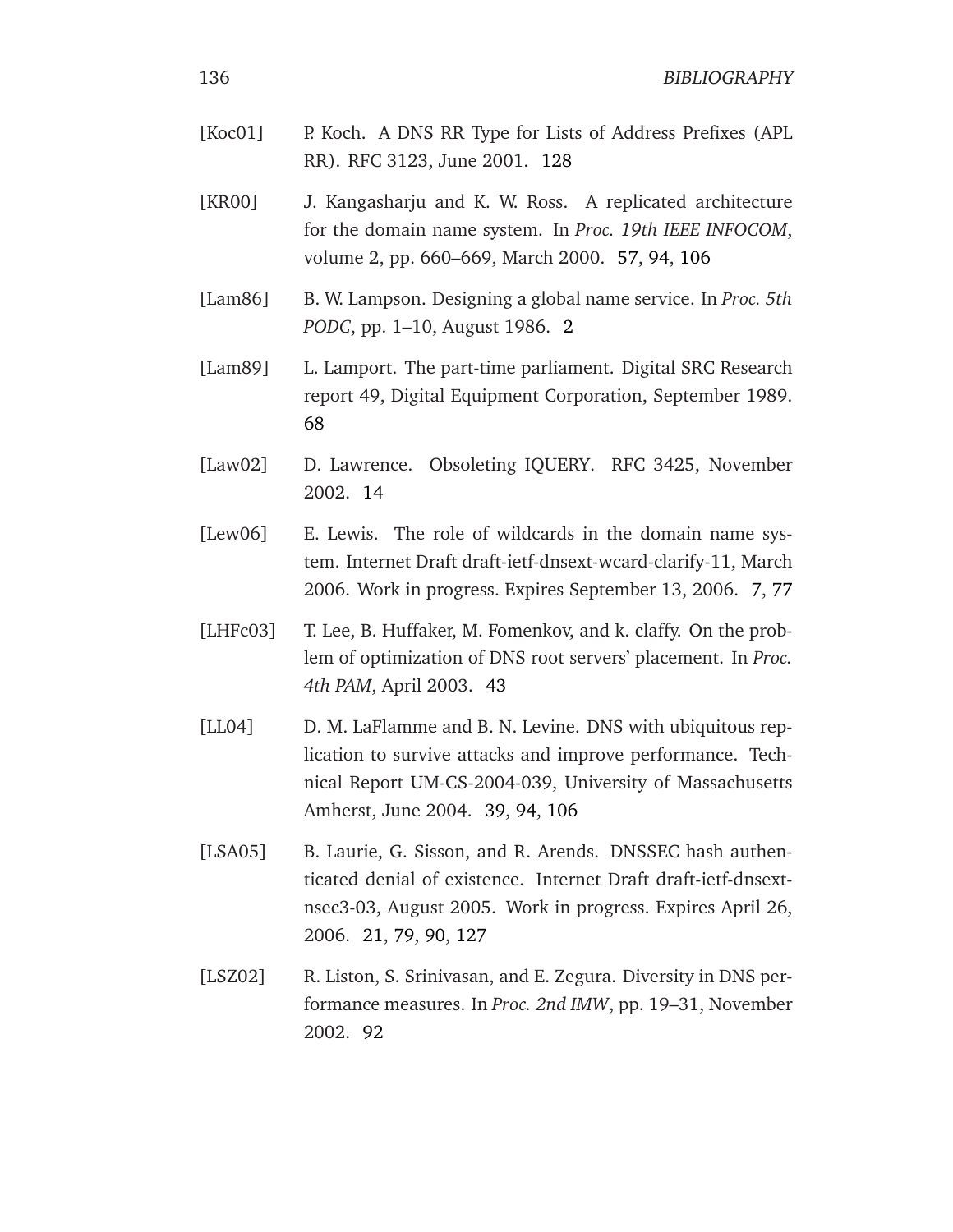[Koc01] P. Koch. A DNS RR Type for Lists of Address Prefixes (APL RR). RFC 3123, June 2001. 128

[KR00] J. Kangasharju and K. W. Ross. A replicated architecture for the domain name system. In *Proc. 19th IEEE INFOCOM*, volume 2, pp. 660–669, March 2000. 57, 94, 106

[Lam86] B. W. Lampson. Designing a global name service. In *Proc. 5th PODC*, pp. 1–10, August 1986. 2

[Lam89] L. Lamport. The part-time parliament. Digital SRC Research report 49, Digital Equipment Corporation, September 1989. 68

[Law02] D. Lawrence. Obsoleting IQUERY. RFC 3425, November 2002. 14

[Lew06] E. Lewis. The role of wildcards in the domain name system. Internet Draft draft-ietf-dnsext-wcard-clarify-11, March 2006. Work in progress. Expires September 13, 2006. 7, 77

[LHFc03] T. Lee, B. Huffaker, M. Fomenkov, and k. claffy. On the problem of optimization of DNS root servers' placement. In *Proc. 4th PAM*, April 2003. 43

[LL04] D. M. LaFlamme and B. N. Levine. DNS with ubiquitous replication to survive attacks and improve performance. Technical Report UM-CS-2004-039, University of Massachusetts Amherst, June 2004. 39, 94, 106

[LSA05] B. Laurie, G. Sisson, and R. Arends. DNSSEC hash authenticated denial of existence. Internet Draft draft-ietf-dnsext-nsec3-03, August 2005. Work in progress. Expires April 26, 2006. 21, 79, 90, 127

[LSZ02] R. Liston, S. Srinivasan, and E. Zegura. Diversity in DNS performance measures. In *Proc. 2nd IMW*, pp. 19–31, November 2002. 92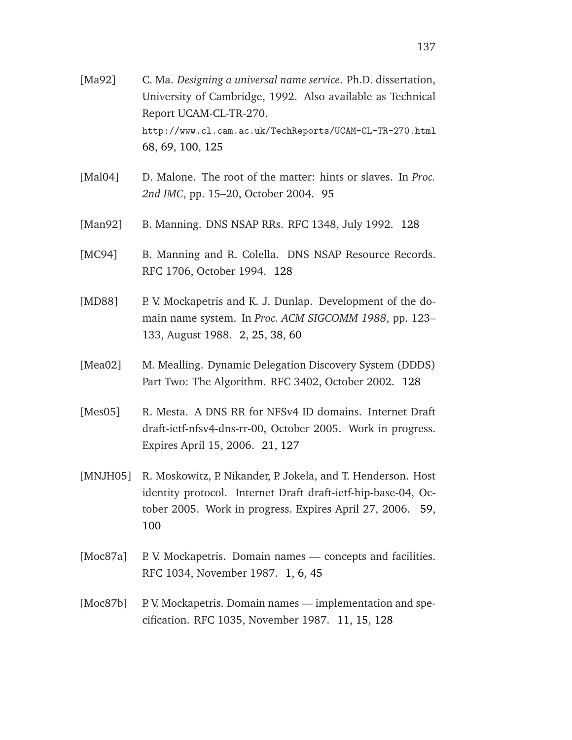[Ma92] C. Ma. *Designing a universal name service*. Ph.D. dissertation, University of Cambridge, 1992. Also available as Technical Report UCAM-CL-TR-270.
`http://www.cl.cam.ac.uk/TechReports/UCAM-CL-TR-270.html`
68, 69, 100, 125

[Mal04] D. Malone. The root of the matter: hints or slaves. In *Proc. 2nd IMC*, pp. 15–20, October 2004. 95

[Man92] B. Manning. DNS NSAP RRs. RFC 1348, July 1992. 128

[MC94] B. Manning and R. Colella. DNS NSAP Resource Records. RFC 1706, October 1994. 128

[MD88] P. V. Mockapetris and K. J. Dunlap. Development of the domain name system. In *Proc. ACM SIGCOMM 1988*, pp. 123–133, August 1988. 2, 25, 38, 60

[Mea02] M. Mealling. Dynamic Delegation Discovery System (DDDS) Part Two: The Algorithm. RFC 3402, October 2002. 128

[Mes05] R. Mesta. A DNS RR for NFSv4 ID domains. Internet Draft draft-ietf-nfsv4-dns-rr-00, October 2005. Work in progress. Expires April 15, 2006. 21, 127

[MNJH05] R. Moskowitz, P. Nikander, P. Jokela, and T. Henderson. Host identity protocol. Internet Draft draft-ietf-hip-base-04, October 2005. Work in progress. Expires April 27, 2006. 59, 100

[Moc87a] P. V. Mockapetris. Domain names — concepts and facilities. RFC 1034, November 1987. 1, 6, 45

[Moc87b] P. V. Mockapetris. Domain names — implementation and specification. RFC 1035, November 1987. 11, 15, 128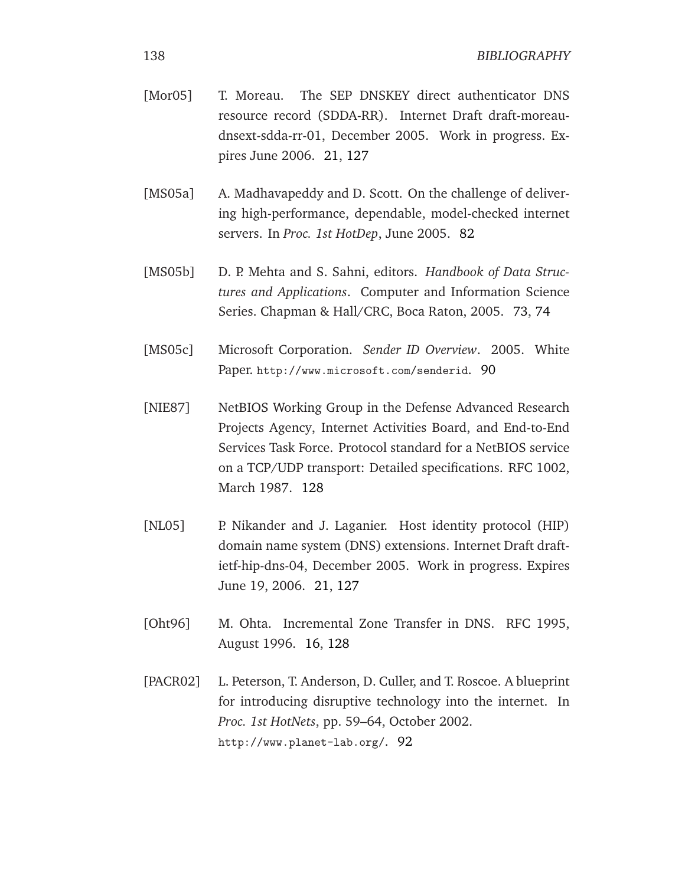[Mor05] T. Moreau. The SEP DNSKEY direct authenticator DNS resource record (SDDA-RR). Internet Draft draft-moreau-dnsext-sdda-rr-01, December 2005. Work in progress. Expires June 2006. 21, 127

[MS05a] A. Madhavapeddy and D. Scott. On the challenge of delivering high-performance, dependable, model-checked internet servers. In *Proc. 1st HotDep*, June 2005. 82

[MS05b] D. P. Mehta and S. Sahni, editors. *Handbook of Data Structures and Applications*. Computer and Information Science Series. Chapman & Hall/CRC, Boca Raton, 2005. 73, 74

[MS05c] Microsoft Corporation. *Sender ID Overview*. 2005. White Paper. `http://www.microsoft.com/senderid`. 90

[NIE87] NetBIOS Working Group in the Defense Advanced Research Projects Agency, Internet Activities Board, and End-to-End Services Task Force. Protocol standard for a NetBIOS service on a TCP/UDP transport: Detailed specifications. RFC 1002, March 1987. 128

[NL05] P. Nikander and J. Laganier. Host identity protocol (HIP) domain name system (DNS) extensions. Internet Draft draft-ietf-hip-dns-04, December 2005. Work in progress. Expires June 19, 2006. 21, 127

[Oht96] M. Ohta. Incremental Zone Transfer in DNS. RFC 1995, August 1996. 16, 128

[PACR02] L. Peterson, T. Anderson, D. Culler, and T. Roscoe. A blueprint for introducing disruptive technology into the internet. In *Proc. 1st HotNets*, pp. 59–64, October 2002. `http://www.planet-lab.org/`. 92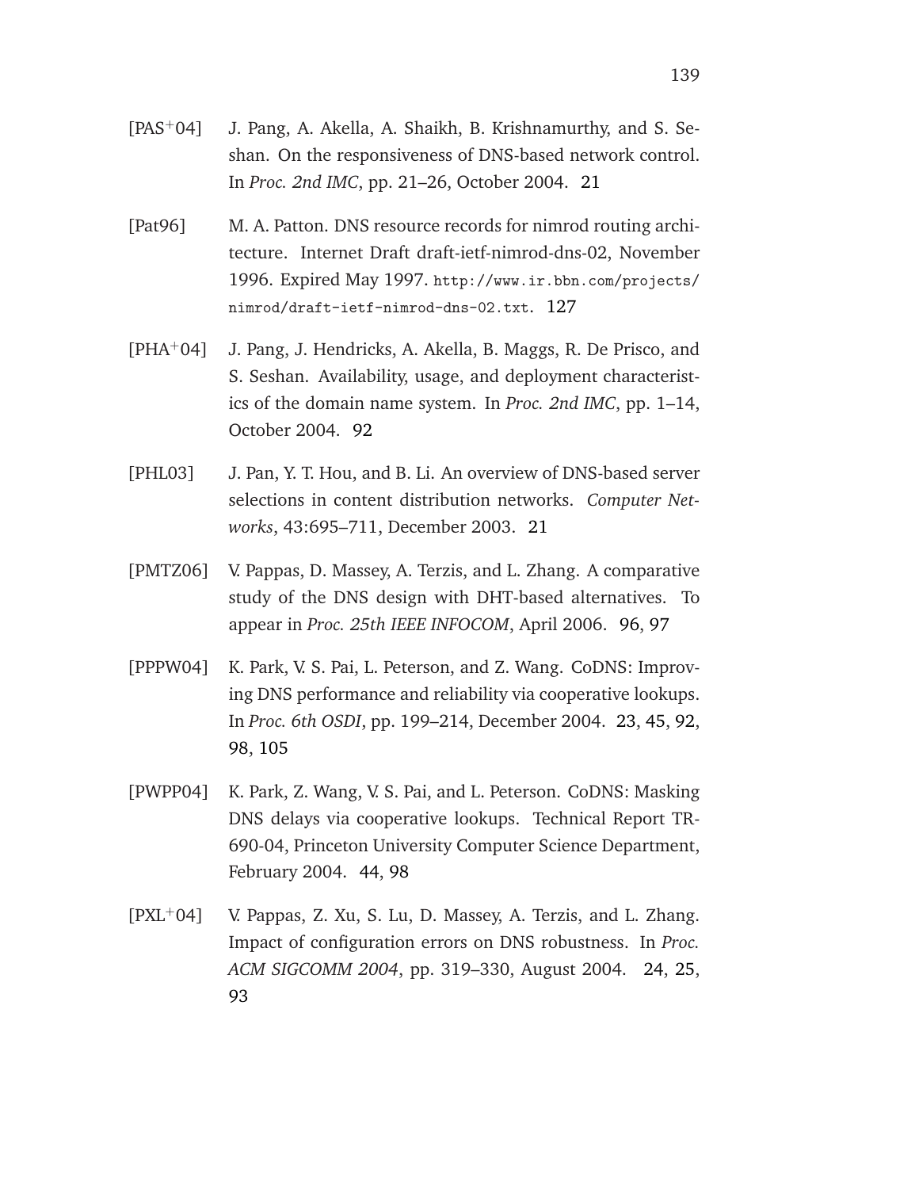[PAS+04] J. Pang, A. Akella, A. Shaikh, B. Krishnamurthy, and S. Seshan. On the responsiveness of DNS-based network control. In *Proc. 2nd IMC*, pp. 21–26, October 2004. 21

[Pat96] M. A. Patton. DNS resource records for nimrod routing architecture. Internet Draft draft-ietf-nimrod-dns-02, November 1996. Expired May 1997. http://www.ir.bbn.com/projects/nimrod/draft-ietf-nimrod-dns-02.txt. 127

[PHA+04] J. Pang, J. Hendricks, A. Akella, B. Maggs, R. De Prisco, and S. Seshan. Availability, usage, and deployment characteristics of the domain name system. In *Proc. 2nd IMC*, pp. 1–14, October 2004. 92

[PHL03] J. Pan, Y. T. Hou, and B. Li. An overview of DNS-based server selections in content distribution networks. *Computer Networks*, 43:695–711, December 2003. 21

[PMTZ06] V. Pappas, D. Massey, A. Terzis, and L. Zhang. A comparative study of the DNS design with DHT-based alternatives. To appear in *Proc. 25th IEEE INFOCOM*, April 2006. 96, 97

[PPPW04] K. Park, V. S. Pai, L. Peterson, and Z. Wang. CoDNS: Improving DNS performance and reliability via cooperative lookups. In *Proc. 6th OSDI*, pp. 199–214, December 2004. 23, 45, 92, 98, 105

[PWPP04] K. Park, Z. Wang, V. S. Pai, and L. Peterson. CoDNS: Masking DNS delays via cooperative lookups. Technical Report TR-690-04, Princeton University Computer Science Department, February 2004. 44, 98

[PXL+04] V. Pappas, Z. Xu, S. Lu, D. Massey, A. Terzis, and L. Zhang. Impact of configuration errors on DNS robustness. In *Proc. ACM SIGCOMM 2004*, pp. 319–330, August 2004. 24, 25, 93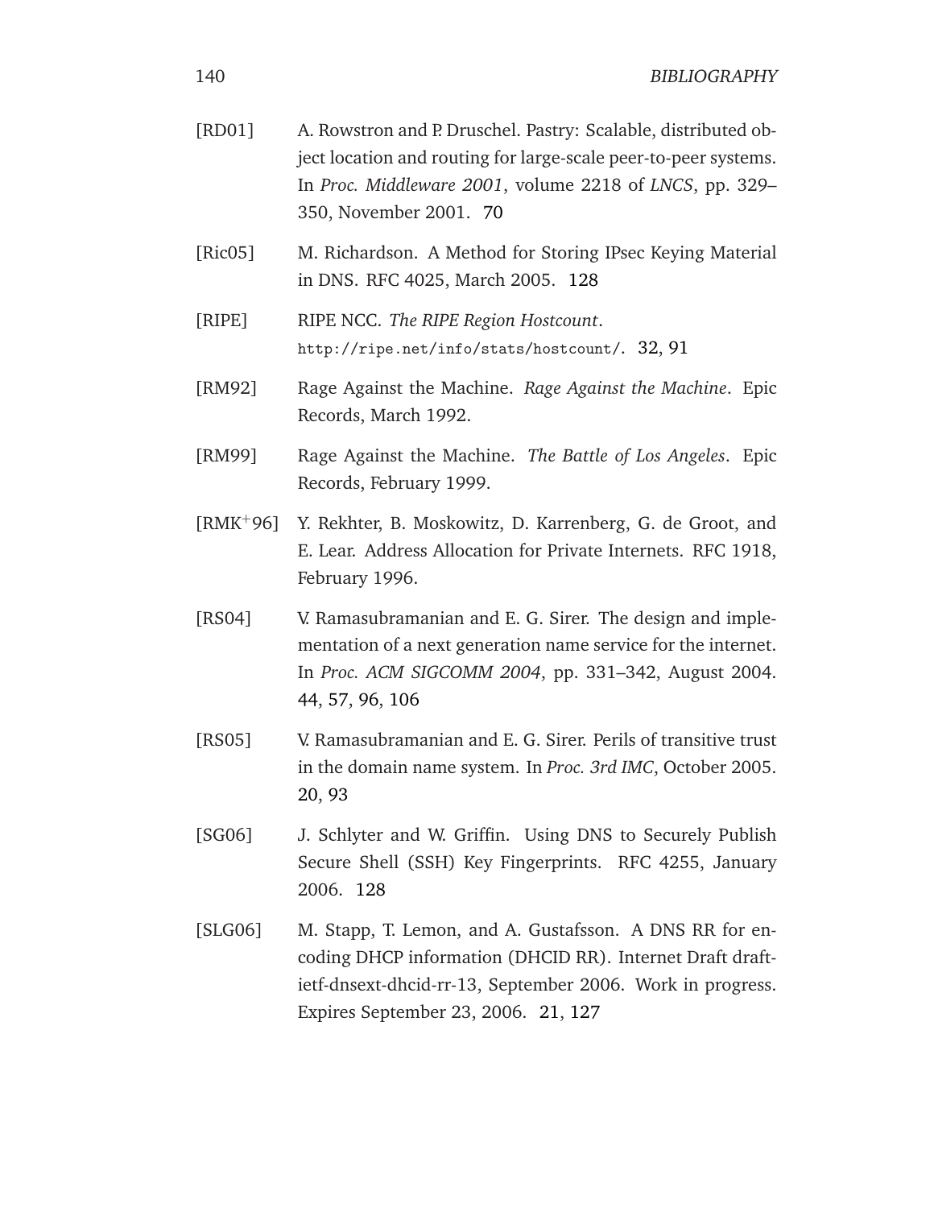[RD01] A. Rowstron and P. Druschel. Pastry: Scalable, distributed object location and routing for large-scale peer-to-peer systems. In *Proc. Middleware 2001*, volume 2218 of *LNCS*, pp. 329–350, November 2001. 70

[Ric05] M. Richardson. A Method for Storing IPsec Keying Material in DNS. RFC 4025, March 2005. 128

[RIPE] RIPE NCC. *The RIPE Region Hostcount*. `http://ripe.net/info/stats/hostcount/`. 32, 91

[RM92] Rage Against the Machine. *Rage Against the Machine*. Epic Records, March 1992.

[RM99] Rage Against the Machine. *The Battle of Los Angeles*. Epic Records, February 1999.

[RMK+96] Y. Rekhter, B. Moskowitz, D. Karrenberg, G. de Groot, and E. Lear. Address Allocation for Private Internets. RFC 1918, February 1996.

[RS04] V. Ramasubramanian and E. G. Sirer. The design and implementation of a next generation name service for the internet. In *Proc. ACM SIGCOMM 2004*, pp. 331–342, August 2004. 44, 57, 96, 106

[RS05] V. Ramasubramanian and E. G. Sirer. Perils of transitive trust in the domain name system. In *Proc. 3rd IMC*, October 2005. 20, 93

[SG06] J. Schlyter and W. Griffin. Using DNS to Securely Publish Secure Shell (SSH) Key Fingerprints. RFC 4255, January 2006. 128

[SLG06] M. Stapp, T. Lemon, and A. Gustafsson. A DNS RR for encoding DHCP information (DHCID RR). Internet Draft draft-ietf-dnsext-dhcid-rr-13, September 2006. Work in progress. Expires September 23, 2006. 21, 127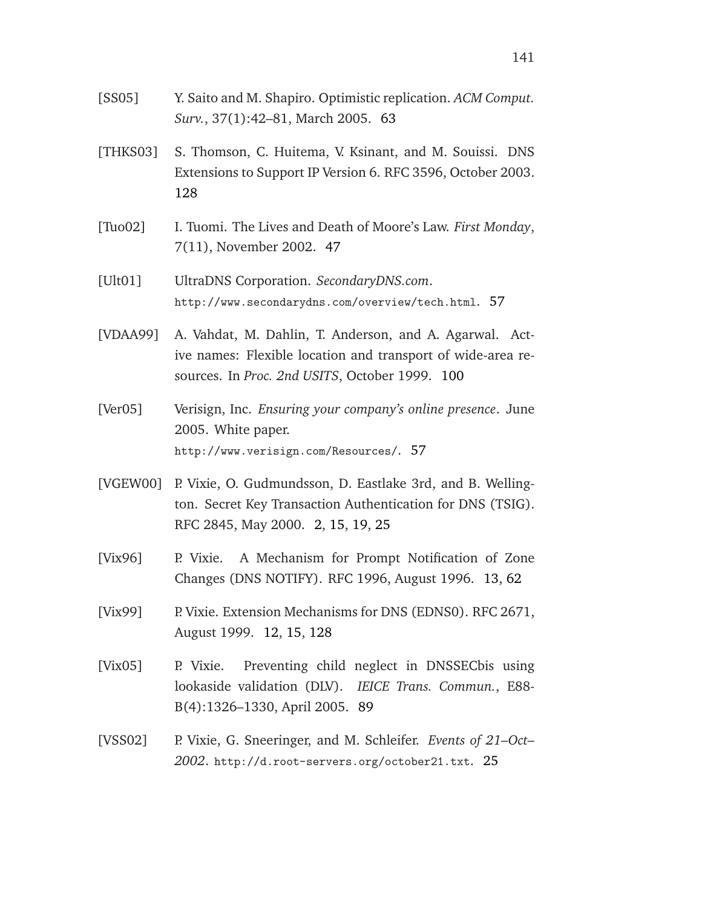[SS05] Y. Saito and M. Shapiro. Optimistic replication. *ACM Comput. Surv.*, 37(1):42–81, March 2005. 63

[THKS03] S. Thomson, C. Huitema, V. Ksinant, and M. Souissi. DNS Extensions to Support IP Version 6. RFC 3596, October 2003. 128

[Tuo02] I. Tuomi. The Lives and Death of Moore's Law. *First Monday*, 7(11), November 2002. 47

[Ult01] UltraDNS Corporation. *SecondaryDNS.com*. `http://www.secondarydns.com/overview/tech.html`. 57

[VDAA99] A. Vahdat, M. Dahlin, T. Anderson, and A. Agarwal. Active names: Flexible location and transport of wide-area resources. In *Proc. 2nd USITS*, October 1999. 100

[Ver05] Verisign, Inc. *Ensuring your company's online presence*. June 2005. White paper. `http://www.verisign.com/Resources/`. 57

[VGEW00] P. Vixie, O. Gudmundsson, D. Eastlake 3rd, and B. Wellington. Secret Key Transaction Authentication for DNS (TSIG). RFC 2845, May 2000. 2, 15, 19, 25

[Vix96] P. Vixie. A Mechanism for Prompt Notification of Zone Changes (DNS NOTIFY). RFC 1996, August 1996. 13, 62

[Vix99] P. Vixie. Extension Mechanisms for DNS (EDNS0). RFC 2671, August 1999. 12, 15, 128

[Vix05] P. Vixie. Preventing child neglect in DNSSECbis using lookaside validation (DLV). *IEICE Trans. Commun.*, E88-B(4):1326–1330, April 2005. 89

[VSS02] P. Vixie, G. Sneeringer, and M. Schleifer. *Events of 21–Oct–2002*. `http://d.root-servers.org/october21.txt`. 25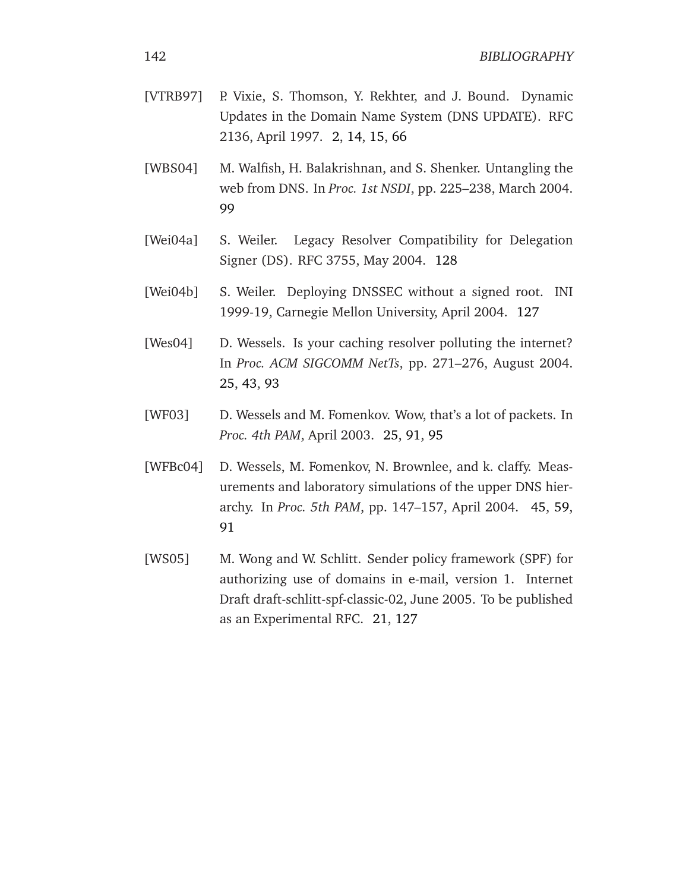[VTRB97] P. Vixie, S. Thomson, Y. Rekhter, and J. Bound. Dynamic Updates in the Domain Name System (DNS UPDATE). RFC 2136, April 1997. 2, 14, 15, 66

[WBS04] M. Walfish, H. Balakrishnan, and S. Shenker. Untangling the web from DNS. In *Proc. 1st NSDI*, pp. 225–238, March 2004. 99

[Wei04a] S. Weiler. Legacy Resolver Compatibility for Delegation Signer (DS). RFC 3755, May 2004. 128

[Wei04b] S. Weiler. Deploying DNSSEC without a signed root. INI 1999-19, Carnegie Mellon University, April 2004. 127

[Wes04] D. Wessels. Is your caching resolver polluting the internet? In *Proc. ACM SIGCOMM NetTs*, pp. 271–276, August 2004. 25, 43, 93

[WF03] D. Wessels and M. Fomenkov. Wow, that's a lot of packets. In *Proc. 4th PAM*, April 2003. 25, 91, 95

[WFBc04] D. Wessels, M. Fomenkov, N. Brownlee, and k. claffy. Measurements and laboratory simulations of the upper DNS hierarchy. In *Proc. 5th PAM*, pp. 147–157, April 2004. 45, 59, 91

[WS05] M. Wong and W. Schlitt. Sender policy framework (SPF) for authorizing use of domains in e-mail, version 1. Internet Draft draft-schlitt-spf-classic-02, June 2005. To be published as an Experimental RFC. 21, 127